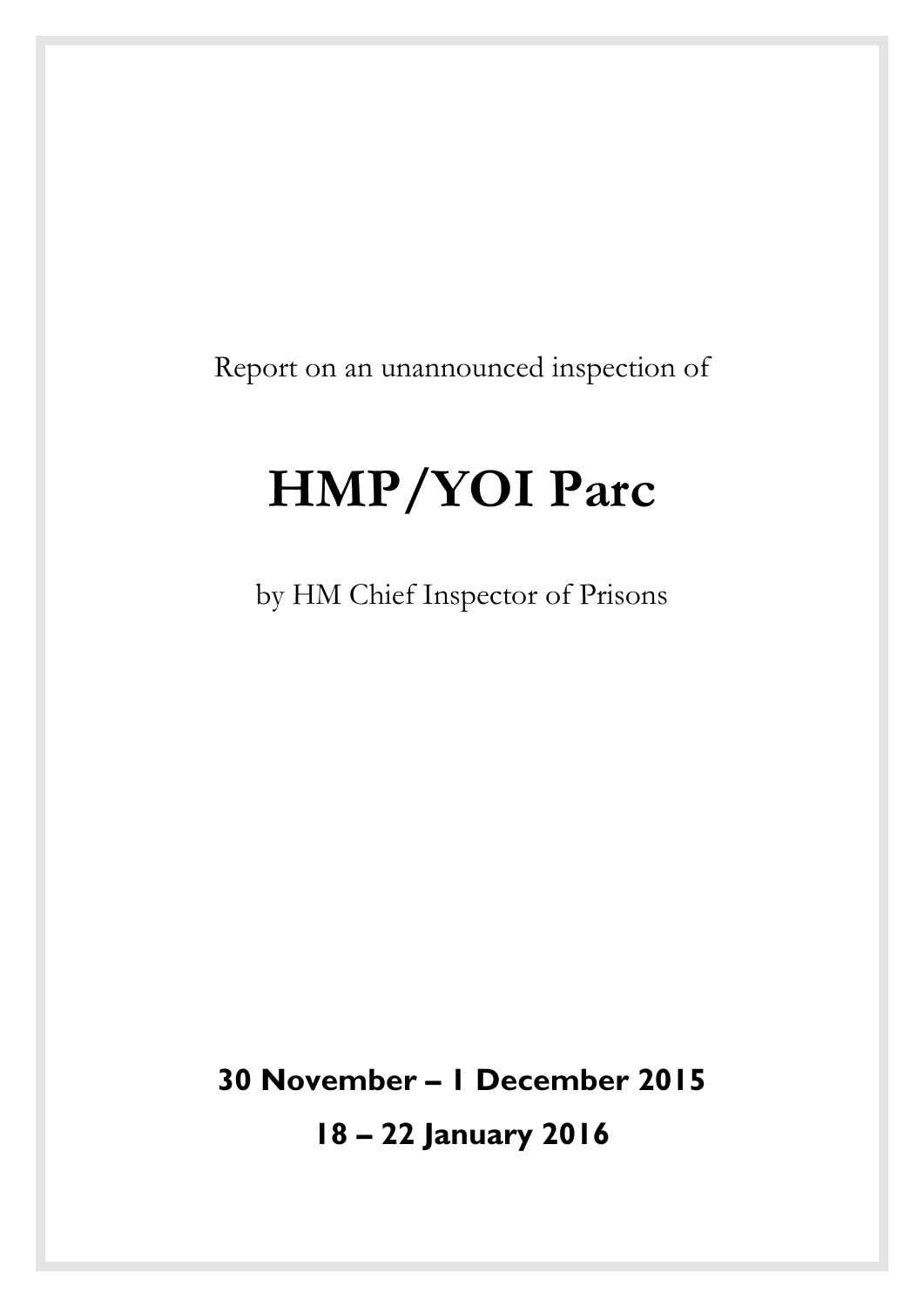Report on an unannounced inspection of

# HMP/YOI Parc

by HM Chief Inspector of Prisons

**30 November – 1 December 2015**

**18 – 22 January 2016**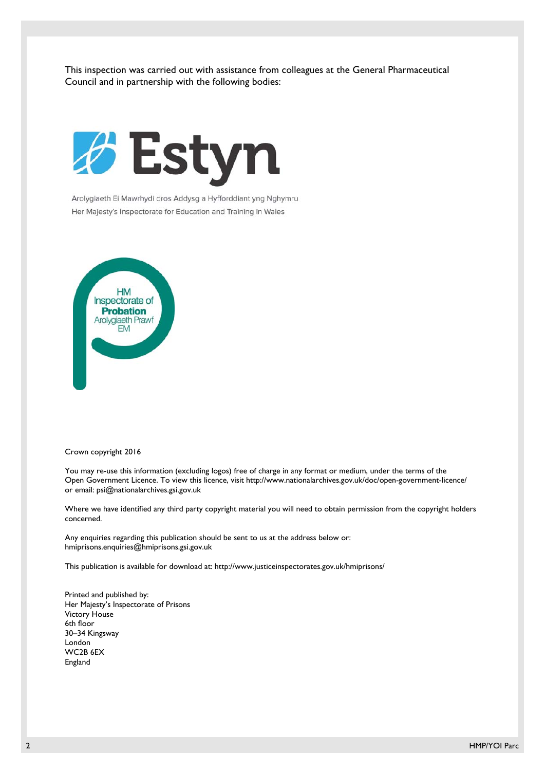This inspection was carried out with assistance from colleagues at the General Pharmaceutical Council and in partnership with the following bodies:

Estyn

Arolygiaeth Ei Mawrhydi dros Addysg a Hyfforddiant yng Nghymru
Her Majesty's Inspectorate for Education and Training in Wales

HM Inspectorate of Probation
Arolygiaeth Prawf EM

Crown copyright 2016

You may re-use this information (excluding logos) free of charge in any format or medium, under the terms of the Open Government Licence. To view this licence, visit http://www.nationalarchives.gov.uk/doc/open-government-licence/ or email: psi@nationalarchives.gsi.gov.uk

Where we have identified any third party copyright material you will need to obtain permission from the copyright holders concerned.

Any enquiries regarding this publication should be sent to us at the address below or: hmiprisons.enquiries@hmiprisons.gsi.gov.uk

This publication is available for download at: http://www.justiceinspectorates.gov.uk/hmiprisons/

Printed and published by:
Her Majesty's Inspectorate of Prisons
Victory House
6th floor
30–34 Kingsway
London
WC2B 6EX
England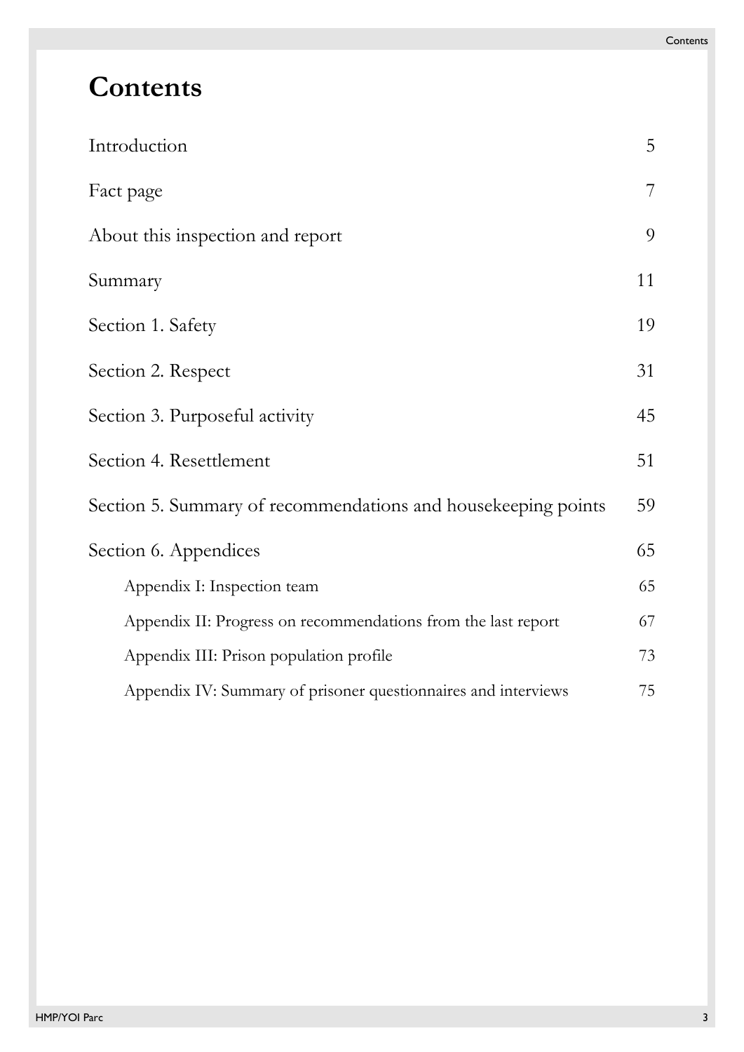# Contents

| | |
|---|---|
| Introduction | 5 |
| Fact page | 7 |
| About this inspection and report | 9 |
| Summary | 11 |
| Section 1. Safety | 19 |
| Section 2. Respect | 31 |
| Section 3. Purposeful activity | 45 |
| Section 4. Resettlement | 51 |
| Section 5. Summary of recommendations and housekeeping points | 59 |
| Section 6. Appendices | 65 |
| Appendix I: Inspection team | 65 |
| Appendix II: Progress on recommendations from the last report | 67 |
| Appendix III: Prison population profile | 73 |
| Appendix IV: Summary of prisoner questionnaires and interviews | 75 |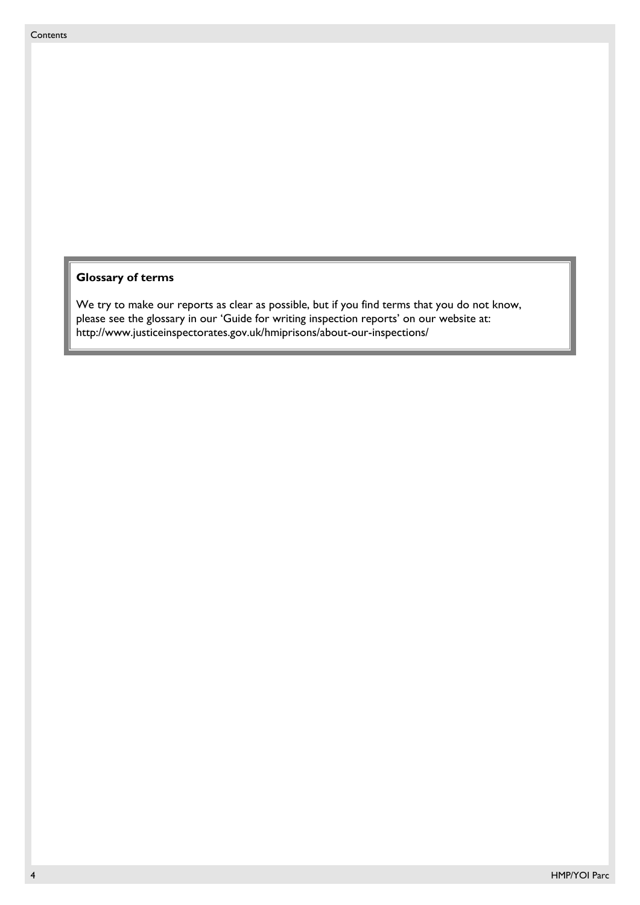**Glossary of terms**

We try to make our reports as clear as possible, but if you find terms that you do not know, please see the glossary in our 'Guide for writing inspection reports' on our website at: http://www.justiceinspectorates.gov.uk/hmiprisons/about-our-inspections/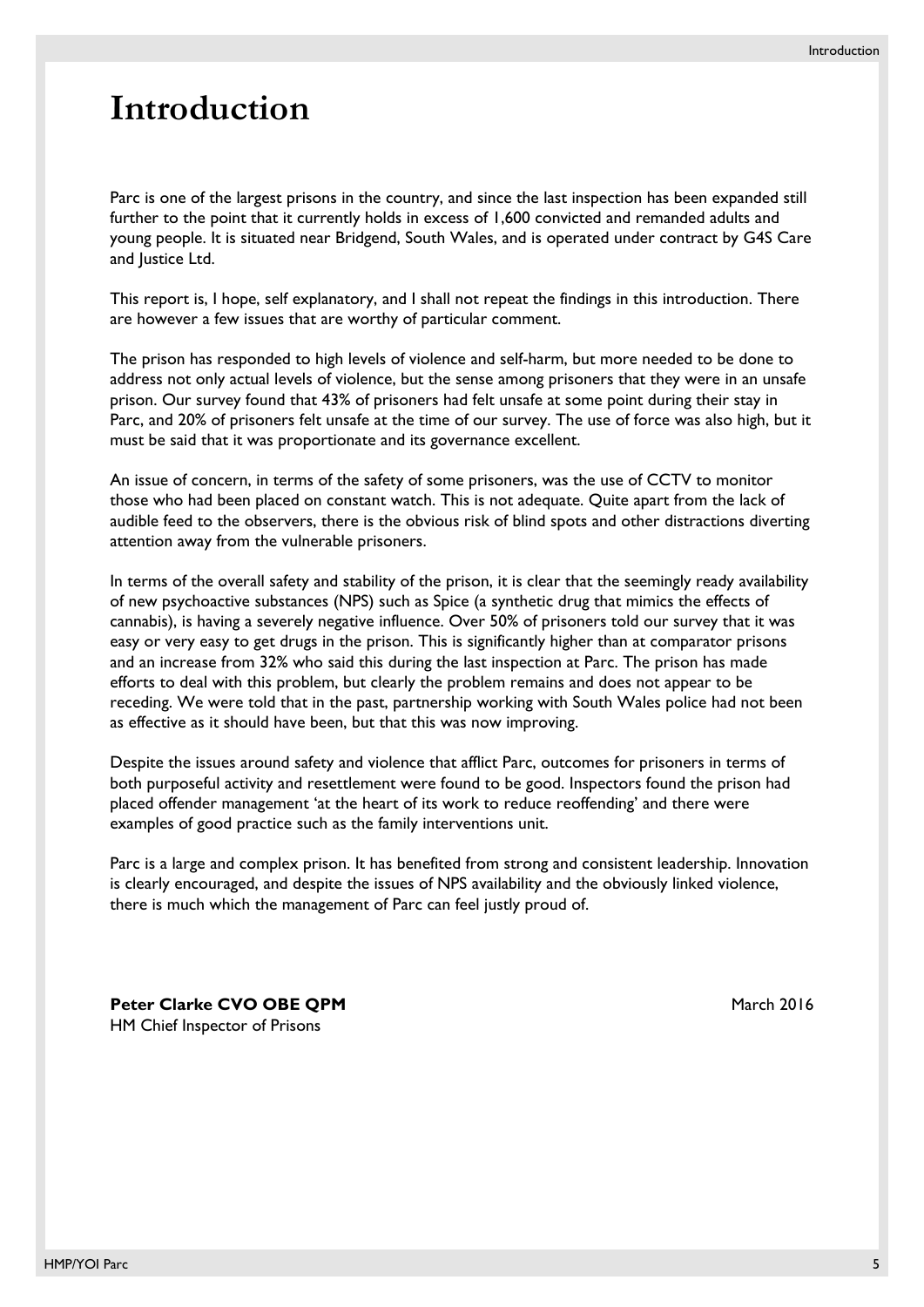# Introduction

Parc is one of the largest prisons in the country, and since the last inspection has been expanded still further to the point that it currently holds in excess of 1,600 convicted and remanded adults and young people. It is situated near Bridgend, South Wales, and is operated under contract by G4S Care and Justice Ltd.

This report is, I hope, self explanatory, and I shall not repeat the findings in this introduction. There are however a few issues that are worthy of particular comment.

The prison has responded to high levels of violence and self-harm, but more needed to be done to address not only actual levels of violence, but the sense among prisoners that they were in an unsafe prison. Our survey found that 43% of prisoners had felt unsafe at some point during their stay in Parc, and 20% of prisoners felt unsafe at the time of our survey. The use of force was also high, but it must be said that it was proportionate and its governance excellent.

An issue of concern, in terms of the safety of some prisoners, was the use of CCTV to monitor those who had been placed on constant watch. This is not adequate. Quite apart from the lack of audible feed to the observers, there is the obvious risk of blind spots and other distractions diverting attention away from the vulnerable prisoners.

In terms of the overall safety and stability of the prison, it is clear that the seemingly ready availability of new psychoactive substances (NPS) such as Spice (a synthetic drug that mimics the effects of cannabis), is having a severely negative influence. Over 50% of prisoners told our survey that it was easy or very easy to get drugs in the prison. This is significantly higher than at comparator prisons and an increase from 32% who said this during the last inspection at Parc. The prison has made efforts to deal with this problem, but clearly the problem remains and does not appear to be receding. We were told that in the past, partnership working with South Wales police had not been as effective as it should have been, but that this was now improving.

Despite the issues around safety and violence that afflict Parc, outcomes for prisoners in terms of both purposeful activity and resettlement were found to be good. Inspectors found the prison had placed offender management 'at the heart of its work to reduce reoffending' and there were examples of good practice such as the family interventions unit.

Parc is a large and complex prison. It has benefited from strong and consistent leadership. Innovation is clearly encouraged, and despite the issues of NPS availability and the obviously linked violence, there is much which the management of Parc can feel justly proud of.

**Peter Clarke CVO OBE QPM**
HM Chief Inspector of Prisons

March 2016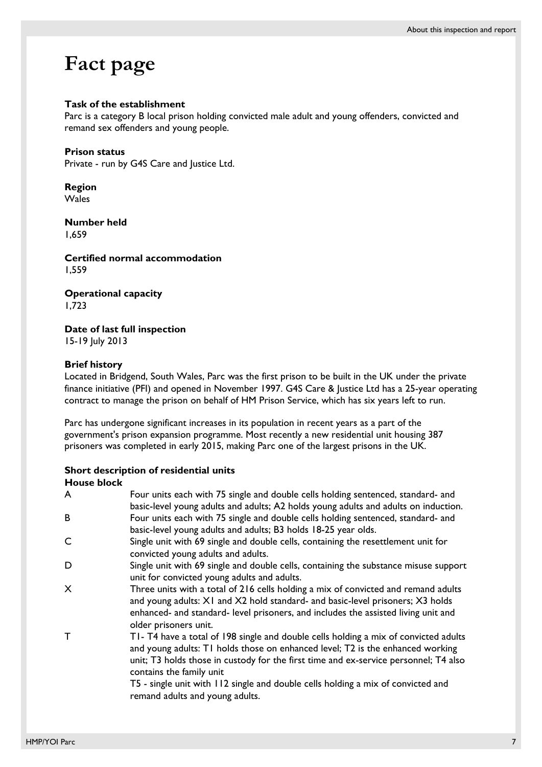# Fact page

**Task of the establishment**

Parc is a category B local prison holding convicted male adult and young offenders, convicted and remand sex offenders and young people.

**Prison status**

Private - run by G4S Care and Justice Ltd.

**Region**

Wales

**Number held**

1,659

**Certified normal accommodation**

1,559

**Operational capacity**

1,723

**Date of last full inspection**

15-19 July 2013

**Brief history**

Located in Bridgend, South Wales, Parc was the first prison to be built in the UK under the private finance initiative (PFI) and opened in November 1997. G4S Care & Justice Ltd has a 25-year operating contract to manage the prison on behalf of HM Prison Service, which has six years left to run.

Parc has undergone significant increases in its population in recent years as a part of the government's prison expansion programme. Most recently a new residential unit housing 387 prisoners was completed in early 2015, making Parc one of the largest prisons in the UK.

**Short description of residential units**

| House block | |
|---|---|
| A | Four units each with 75 single and double cells holding sentenced, standard- and basic-level young adults and adults; A2 holds young adults and adults on induction. |
| B | Four units each with 75 single and double cells holding sentenced, standard- and basic-level young adults and adults; B3 holds 18-25 year olds. |
| C | Single unit with 69 single and double cells, containing the resettlement unit for convicted young adults and adults. |
| D | Single unit with 69 single and double cells, containing the substance misuse support unit for convicted young adults and adults. |
| X | Three units with a total of 216 cells holding a mix of convicted and remand adults and young adults: X1 and X2 hold standard- and basic-level prisoners; X3 holds enhanced- and standard- level prisoners, and includes the assisted living unit and older prisoners unit. |
| T | T1- T4 have a total of 198 single and double cells holding a mix of convicted adults and young adults: T1 holds those on enhanced level; T2 is the enhanced working unit; T3 holds those in custody for the first time and ex-service personnel; T4 also contains the family unit<br>T5 - single unit with 112 single and double cells holding a mix of convicted and remand adults and young adults. |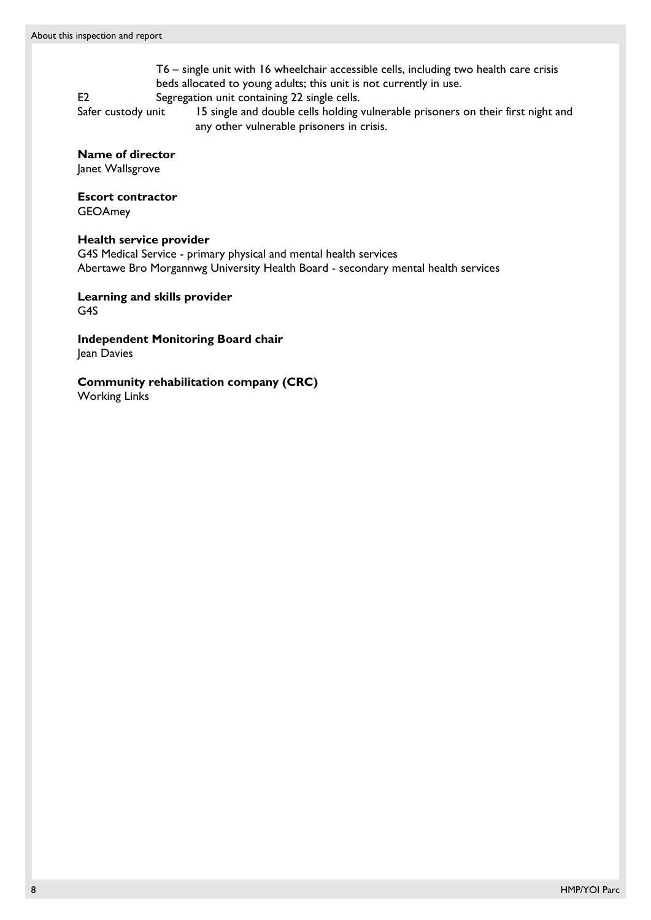T6 – single unit with 16 wheelchair accessible cells, including two health care crisis beds allocated to young adults; this unit is not currently in use.

E2 Segregation unit containing 22 single cells.

Safer custody unit 15 single and double cells holding vulnerable prisoners on their first night and any other vulnerable prisoners in crisis.

**Name of director**
Janet Wallsgrove

**Escort contractor**
GEOAmey

**Health service provider**
G4S Medical Service - primary physical and mental health services
Abertawe Bro Morgannwg University Health Board - secondary mental health services

**Learning and skills provider**
G4S

**Independent Monitoring Board chair**
Jean Davies

**Community rehabilitation company (CRC)**
Working Links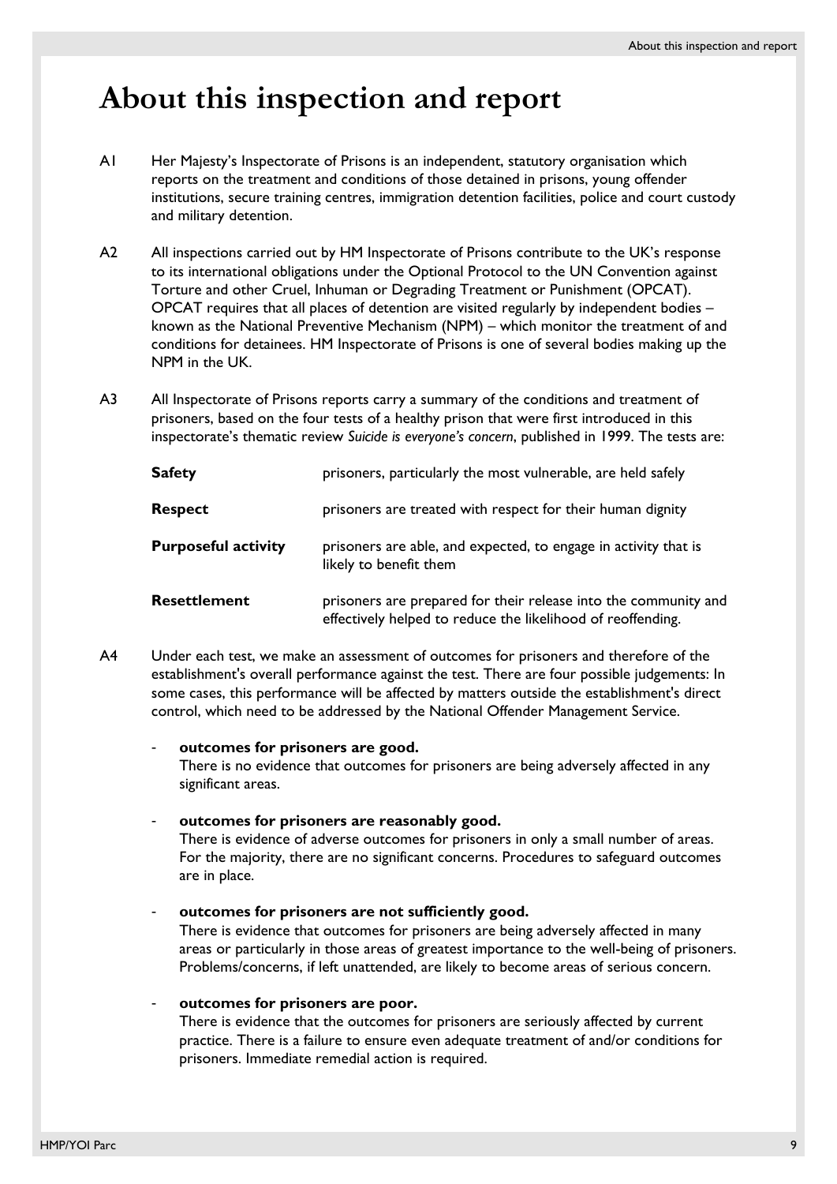# About this inspection and report

A1 Her Majesty's Inspectorate of Prisons is an independent, statutory organisation which reports on the treatment and conditions of those detained in prisons, young offender institutions, secure training centres, immigration detention facilities, police and court custody and military detention.

A2 All inspections carried out by HM Inspectorate of Prisons contribute to the UK's response to its international obligations under the Optional Protocol to the UN Convention against Torture and other Cruel, Inhuman or Degrading Treatment or Punishment (OPCAT). OPCAT requires that all places of detention are visited regularly by independent bodies – known as the National Preventive Mechanism (NPM) – which monitor the treatment of and conditions for detainees. HM Inspectorate of Prisons is one of several bodies making up the NPM in the UK.

A3 All Inspectorate of Prisons reports carry a summary of the conditions and treatment of prisoners, based on the four tests of a healthy prison that were first introduced in this inspectorate's thematic review *Suicide is everyone's concern*, published in 1999. The tests are:

| | |
|---|---|
| **Safety** | prisoners, particularly the most vulnerable, are held safely |
| **Respect** | prisoners are treated with respect for their human dignity |
| **Purposeful activity** | prisoners are able, and expected, to engage in activity that is likely to benefit them |
| **Resettlement** | prisoners are prepared for their release into the community and effectively helped to reduce the likelihood of reoffending. |

A4 Under each test, we make an assessment of outcomes for prisoners and therefore of the establishment's overall performance against the test. There are four possible judgements: In some cases, this performance will be affected by matters outside the establishment's direct control, which need to be addressed by the National Offender Management Service.

- **outcomes for prisoners are good.**
  There is no evidence that outcomes for prisoners are being adversely affected in any significant areas.

- **outcomes for prisoners are reasonably good.**
  There is evidence of adverse outcomes for prisoners in only a small number of areas. For the majority, there are no significant concerns. Procedures to safeguard outcomes are in place.

- **outcomes for prisoners are not sufficiently good.**
  There is evidence that outcomes for prisoners are being adversely affected in many areas or particularly in those areas of greatest importance to the well-being of prisoners. Problems/concerns, if left unattended, are likely to become areas of serious concern.

- **outcomes for prisoners are poor.**
  There is evidence that the outcomes for prisoners are seriously affected by current practice. There is a failure to ensure even adequate treatment of and/or conditions for prisoners. Immediate remedial action is required.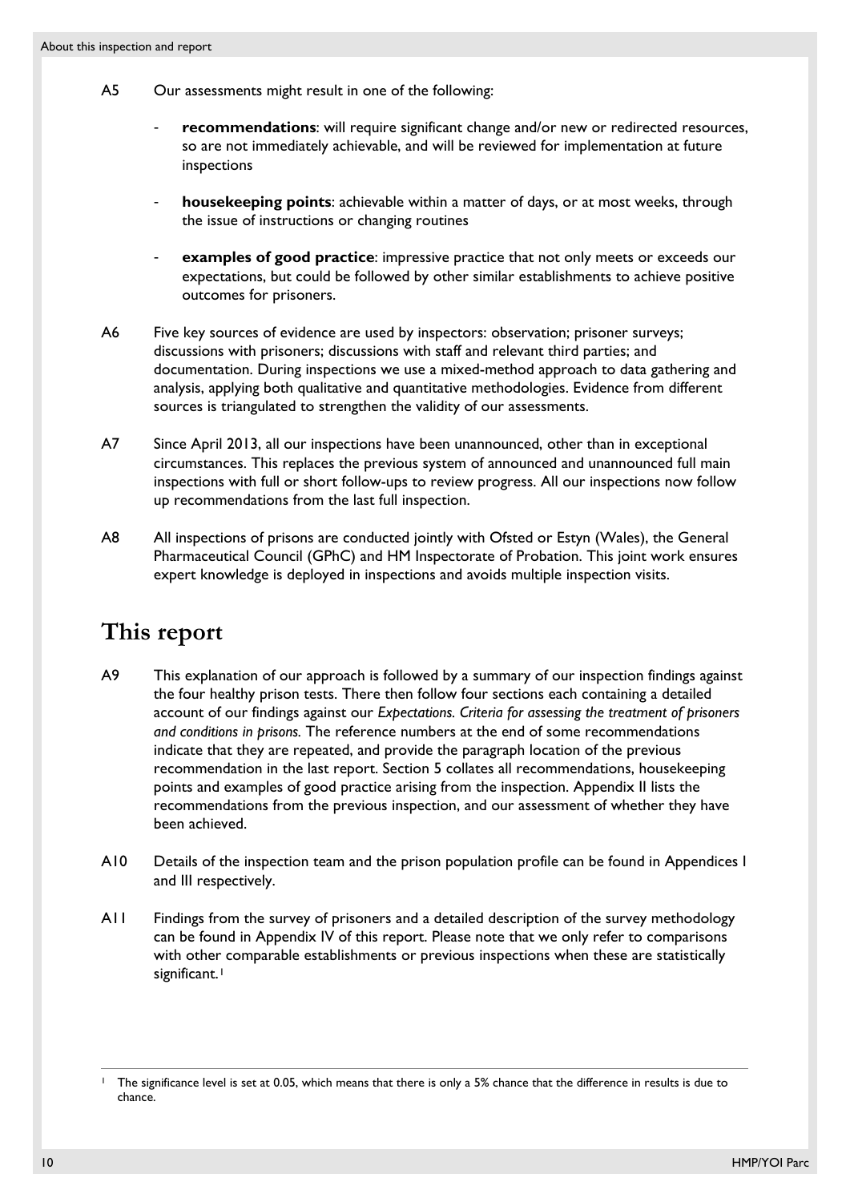A5 Our assessments might result in one of the following:

- **recommendations**: will require significant change and/or new or redirected resources, so are not immediately achievable, and will be reviewed for implementation at future inspections
- **housekeeping points**: achievable within a matter of days, or at most weeks, through the issue of instructions or changing routines
- **examples of good practice**: impressive practice that not only meets or exceeds our expectations, but could be followed by other similar establishments to achieve positive outcomes for prisoners.

A6 Five key sources of evidence are used by inspectors: observation; prisoner surveys; discussions with prisoners; discussions with staff and relevant third parties; and documentation. During inspections we use a mixed-method approach to data gathering and analysis, applying both qualitative and quantitative methodologies. Evidence from different sources is triangulated to strengthen the validity of our assessments.

A7 Since April 2013, all our inspections have been unannounced, other than in exceptional circumstances. This replaces the previous system of announced and unannounced full main inspections with full or short follow-ups to review progress. All our inspections now follow up recommendations from the last full inspection.

A8 All inspections of prisons are conducted jointly with Ofsted or Estyn (Wales), the General Pharmaceutical Council (GPhC) and HM Inspectorate of Probation. This joint work ensures expert knowledge is deployed in inspections and avoids multiple inspection visits.

# This report

A9 This explanation of our approach is followed by a summary of our inspection findings against the four healthy prison tests. There then follow four sections each containing a detailed account of our findings against our *Expectations. Criteria for assessing the treatment of prisoners and conditions in prisons.* The reference numbers at the end of some recommendations indicate that they are repeated, and provide the paragraph location of the previous recommendation in the last report. Section 5 collates all recommendations, housekeeping points and examples of good practice arising from the inspection. Appendix II lists the recommendations from the previous inspection, and our assessment of whether they have been achieved.

A10 Details of the inspection team and the prison population profile can be found in Appendices I and III respectively.

A11 Findings from the survey of prisoners and a detailed description of the survey methodology can be found in Appendix IV of this report. Please note that we only refer to comparisons with other comparable establishments or previous inspections when these are statistically significant.[1]

[1] The significance level is set at 0.05, which means that there is only a 5% chance that the difference in results is due to chance.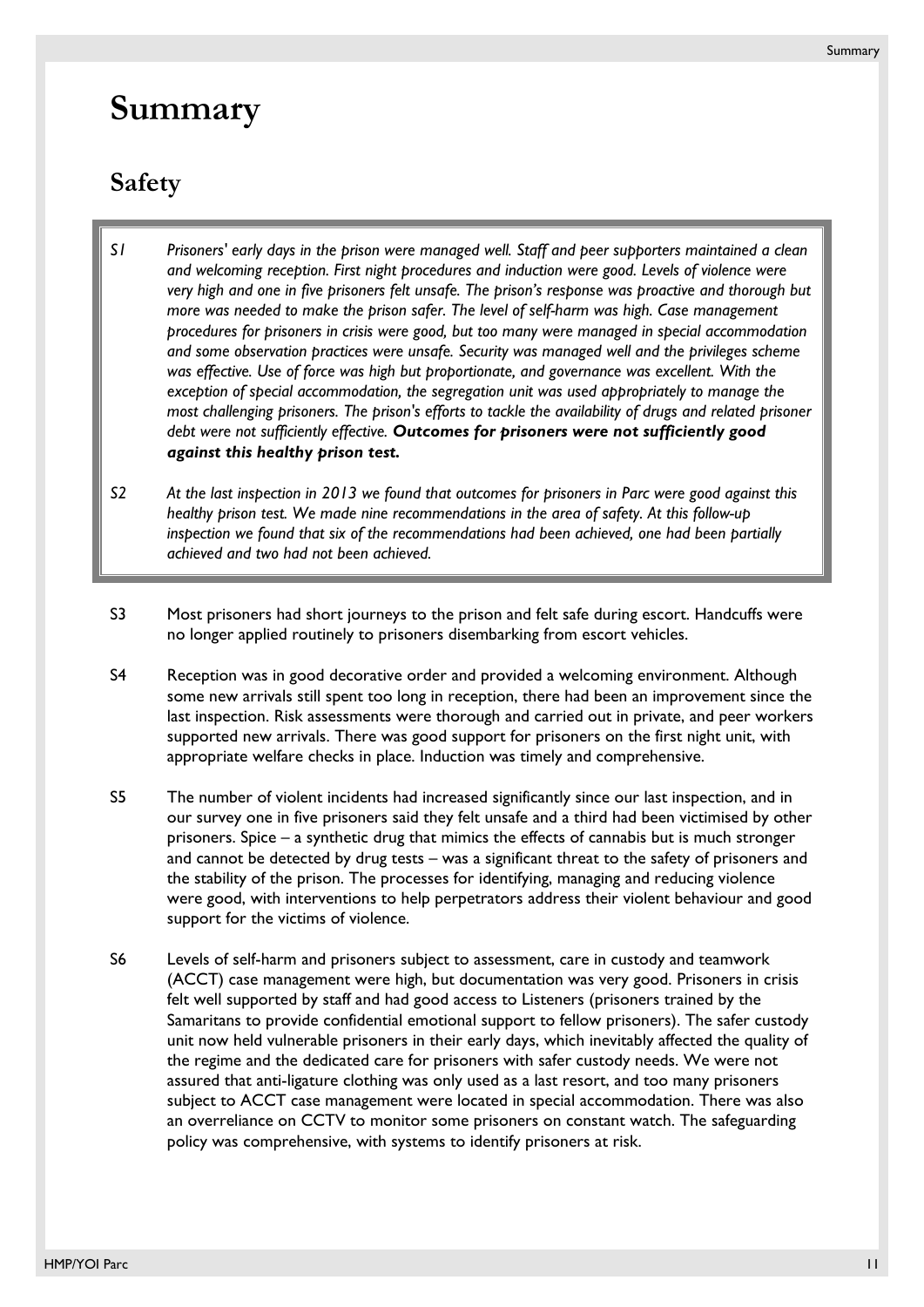# Summary

## Safety

*S1 Prisoners' early days in the prison were managed well. Staff and peer supporters maintained a clean and welcoming reception. First night procedures and induction were good. Levels of violence were very high and one in five prisoners felt unsafe. The prison's response was proactive and thorough but more was needed to make the prison safer. The level of self-harm was high. Case management procedures for prisoners in crisis were good, but too many were managed in special accommodation and some observation practices were unsafe. Security was managed well and the privileges scheme was effective. Use of force was high but proportionate, and governance was excellent. With the exception of special accommodation, the segregation unit was used appropriately to manage the most challenging prisoners. The prison's efforts to tackle the availability of drugs and related prisoner debt were not sufficiently effective.* ***Outcomes for prisoners were not sufficiently good against this healthy prison test.***

*S2 At the last inspection in 2013 we found that outcomes for prisoners in Parc were good against this healthy prison test. We made nine recommendations in the area of safety. At this follow-up inspection we found that six of the recommendations had been achieved, one had been partially achieved and two had not been achieved.*

S3 Most prisoners had short journeys to the prison and felt safe during escort. Handcuffs were no longer applied routinely to prisoners disembarking from escort vehicles.

S4 Reception was in good decorative order and provided a welcoming environment. Although some new arrivals still spent too long in reception, there had been an improvement since the last inspection. Risk assessments were thorough and carried out in private, and peer workers supported new arrivals. There was good support for prisoners on the first night unit, with appropriate welfare checks in place. Induction was timely and comprehensive.

S5 The number of violent incidents had increased significantly since our last inspection, and in our survey one in five prisoners said they felt unsafe and a third had been victimised by other prisoners. Spice – a synthetic drug that mimics the effects of cannabis but is much stronger and cannot be detected by drug tests – was a significant threat to the safety of prisoners and the stability of the prison. The processes for identifying, managing and reducing violence were good, with interventions to help perpetrators address their violent behaviour and good support for the victims of violence.

S6 Levels of self-harm and prisoners subject to assessment, care in custody and teamwork (ACCT) case management were high, but documentation was very good. Prisoners in crisis felt well supported by staff and had good access to Listeners (prisoners trained by the Samaritans to provide confidential emotional support to fellow prisoners). The safer custody unit now held vulnerable prisoners in their early days, which inevitably affected the quality of the regime and the dedicated care for prisoners with safer custody needs. We were not assured that anti-ligature clothing was only used as a last resort, and too many prisoners subject to ACCT case management were located in special accommodation. There was also an overreliance on CCTV to monitor some prisoners on constant watch. The safeguarding policy was comprehensive, with systems to identify prisoners at risk.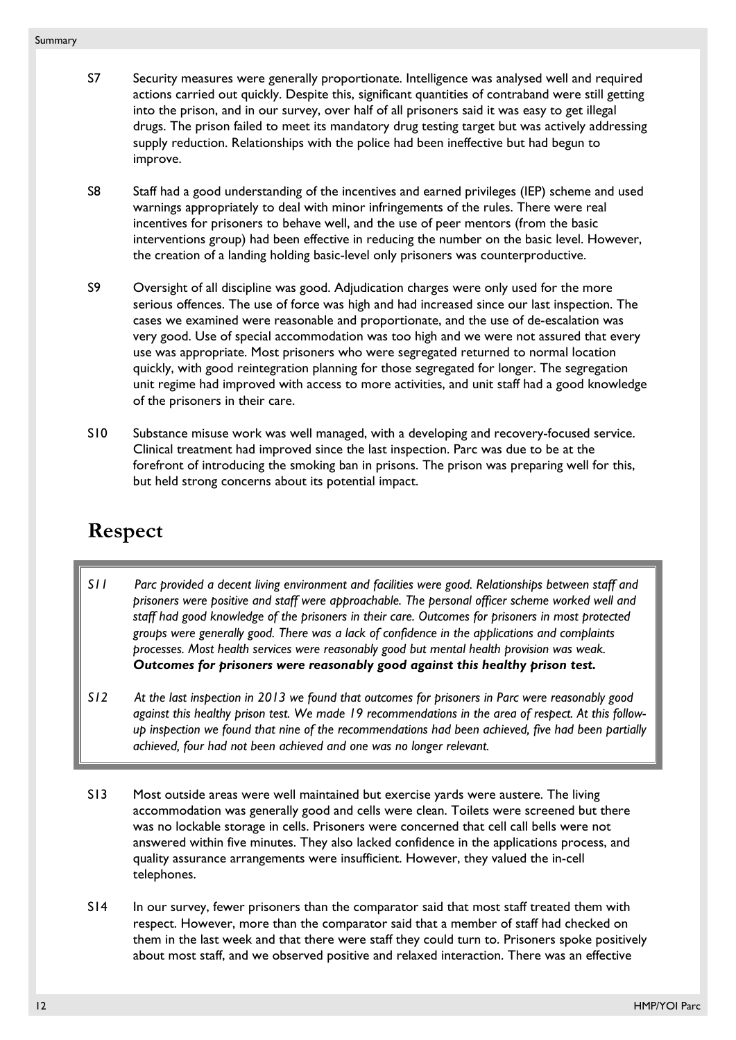S7 Security measures were generally proportionate. Intelligence was analysed well and required actions carried out quickly. Despite this, significant quantities of contraband were still getting into the prison, and in our survey, over half of all prisoners said it was easy to get illegal drugs. The prison failed to meet its mandatory drug testing target but was actively addressing supply reduction. Relationships with the police had been ineffective but had begun to improve.

S8 Staff had a good understanding of the incentives and earned privileges (IEP) scheme and used warnings appropriately to deal with minor infringements of the rules. There were real incentives for prisoners to behave well, and the use of peer mentors (from the basic interventions group) had been effective in reducing the number on the basic level. However, the creation of a landing holding basic-level only prisoners was counterproductive.

S9 Oversight of all discipline was good. Adjudication charges were only used for the more serious offences. The use of force was high and had increased since our last inspection. The cases we examined were reasonable and proportionate, and the use of de-escalation was very good. Use of special accommodation was too high and we were not assured that every use was appropriate. Most prisoners who were segregated returned to normal location quickly, with good reintegration planning for those segregated for longer. The segregation unit regime had improved with access to more activities, and unit staff had a good knowledge of the prisoners in their care.

S10 Substance misuse work was well managed, with a developing and recovery-focused service. Clinical treatment had improved since the last inspection. Parc was due to be at the forefront of introducing the smoking ban in prisons. The prison was preparing well for this, but held strong concerns about its potential impact.

## Respect

*S11 Parc provided a decent living environment and facilities were good. Relationships between staff and prisoners were positive and staff were approachable. The personal officer scheme worked well and staff had good knowledge of the prisoners in their care. Outcomes for prisoners in most protected groups were generally good. There was a lack of confidence in the applications and complaints processes. Most health services were reasonably good but mental health provision was weak.* ***Outcomes for prisoners were reasonably good against this healthy prison test.***

*S12 At the last inspection in 2013 we found that outcomes for prisoners in Parc were reasonably good against this healthy prison test. We made 19 recommendations in the area of respect. At this follow-up inspection we found that nine of the recommendations had been achieved, five had been partially achieved, four had not been achieved and one was no longer relevant.*

S13 Most outside areas were well maintained but exercise yards were austere. The living accommodation was generally good and cells were clean. Toilets were screened but there was no lockable storage in cells. Prisoners were concerned that cell call bells were not answered within five minutes. They also lacked confidence in the applications process, and quality assurance arrangements were insufficient. However, they valued the in-cell telephones.

S14 In our survey, fewer prisoners than the comparator said that most staff treated them with respect. However, more than the comparator said that a member of staff had checked on them in the last week and that there were staff they could turn to. Prisoners spoke positively about most staff, and we observed positive and relaxed interaction. There was an effective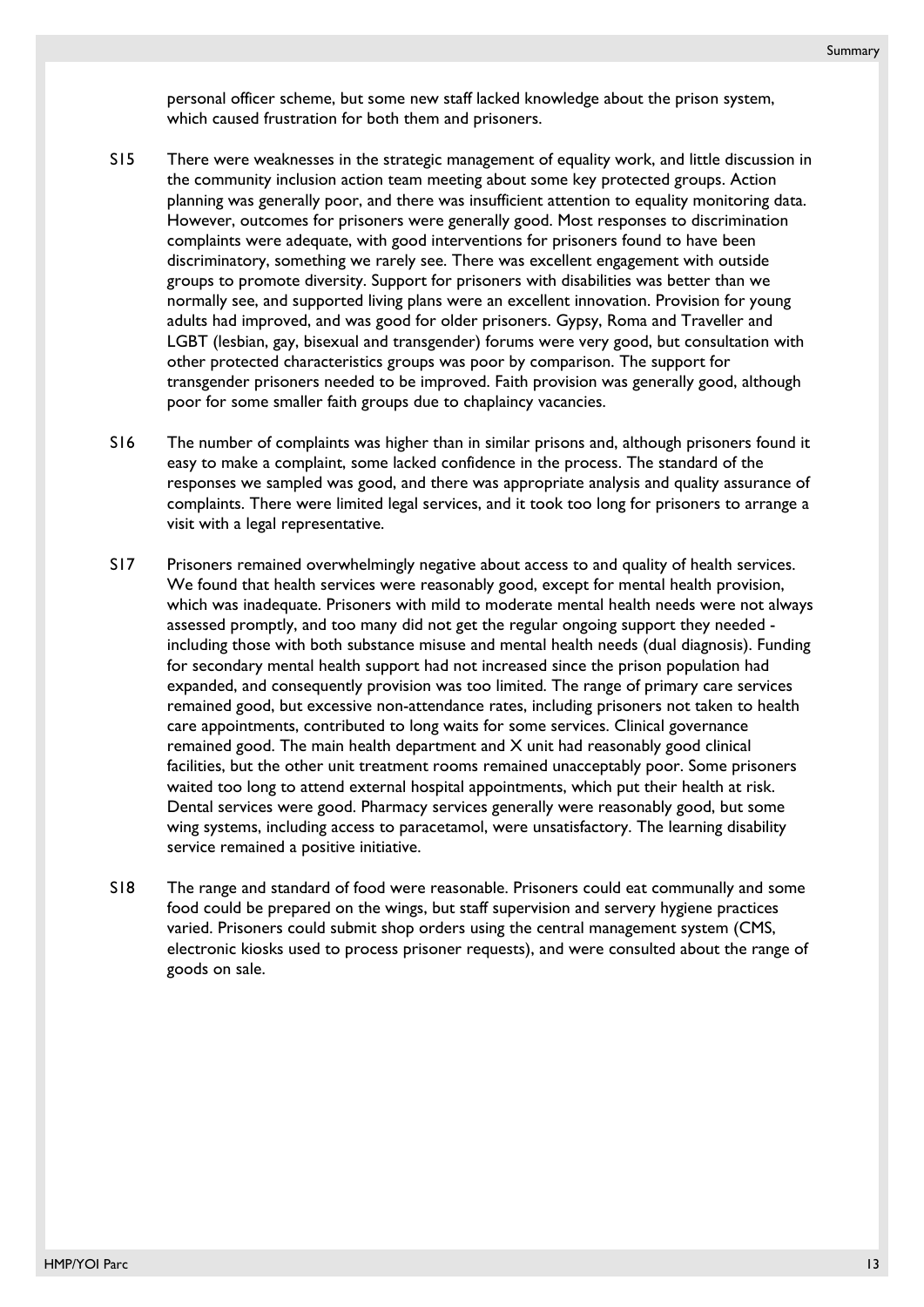personal officer scheme, but some new staff lacked knowledge about the prison system, which caused frustration for both them and prisoners.

S15 There were weaknesses in the strategic management of equality work, and little discussion in the community inclusion action team meeting about some key protected groups. Action planning was generally poor, and there was insufficient attention to equality monitoring data. However, outcomes for prisoners were generally good. Most responses to discrimination complaints were adequate, with good interventions for prisoners found to have been discriminatory, something we rarely see. There was excellent engagement with outside groups to promote diversity. Support for prisoners with disabilities was better than we normally see, and supported living plans were an excellent innovation. Provision for young adults had improved, and was good for older prisoners. Gypsy, Roma and Traveller and LGBT (lesbian, gay, bisexual and transgender) forums were very good, but consultation with other protected characteristics groups was poor by comparison. The support for transgender prisoners needed to be improved. Faith provision was generally good, although poor for some smaller faith groups due to chaplaincy vacancies.

S16 The number of complaints was higher than in similar prisons and, although prisoners found it easy to make a complaint, some lacked confidence in the process. The standard of the responses we sampled was good, and there was appropriate analysis and quality assurance of complaints. There were limited legal services, and it took too long for prisoners to arrange a visit with a legal representative.

S17 Prisoners remained overwhelmingly negative about access to and quality of health services. We found that health services were reasonably good, except for mental health provision, which was inadequate. Prisoners with mild to moderate mental health needs were not always assessed promptly, and too many did not get the regular ongoing support they needed - including those with both substance misuse and mental health needs (dual diagnosis). Funding for secondary mental health support had not increased since the prison population had expanded, and consequently provision was too limited. The range of primary care services remained good, but excessive non-attendance rates, including prisoners not taken to health care appointments, contributed to long waits for some services. Clinical governance remained good. The main health department and X unit had reasonably good clinical facilities, but the other unit treatment rooms remained unacceptably poor. Some prisoners waited too long to attend external hospital appointments, which put their health at risk. Dental services were good. Pharmacy services generally were reasonably good, but some wing systems, including access to paracetamol, were unsatisfactory. The learning disability service remained a positive initiative.

S18 The range and standard of food were reasonable. Prisoners could eat communally and some food could be prepared on the wings, but staff supervision and servery hygiene practices varied. Prisoners could submit shop orders using the central management system (CMS, electronic kiosks used to process prisoner requests), and were consulted about the range of goods on sale.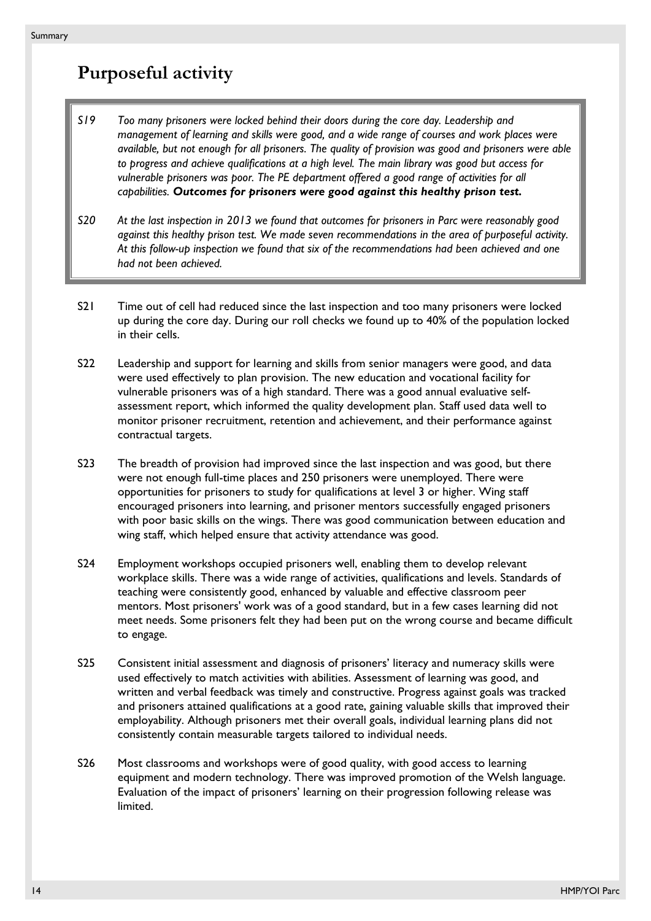## Purposeful activity

*S19 Too many prisoners were locked behind their doors during the core day. Leadership and management of learning and skills were good, and a wide range of courses and work places were available, but not enough for all prisoners. The quality of provision was good and prisoners were able to progress and achieve qualifications at a high level. The main library was good but access for vulnerable prisoners was poor. The PE department offered a good range of activities for all capabilities.* ***Outcomes for prisoners were good against this healthy prison test.***

*S20 At the last inspection in 2013 we found that outcomes for prisoners in Parc were reasonably good against this healthy prison test. We made seven recommendations in the area of purposeful activity. At this follow-up inspection we found that six of the recommendations had been achieved and one had not been achieved.*

S21 Time out of cell had reduced since the last inspection and too many prisoners were locked up during the core day. During our roll checks we found up to 40% of the population locked in their cells.

S22 Leadership and support for learning and skills from senior managers were good, and data were used effectively to plan provision. The new education and vocational facility for vulnerable prisoners was of a high standard. There was a good annual evaluative self-assessment report, which informed the quality development plan. Staff used data well to monitor prisoner recruitment, retention and achievement, and their performance against contractual targets.

S23 The breadth of provision had improved since the last inspection and was good, but there were not enough full-time places and 250 prisoners were unemployed. There were opportunities for prisoners to study for qualifications at level 3 or higher. Wing staff encouraged prisoners into learning, and prisoner mentors successfully engaged prisoners with poor basic skills on the wings. There was good communication between education and wing staff, which helped ensure that activity attendance was good.

S24 Employment workshops occupied prisoners well, enabling them to develop relevant workplace skills. There was a wide range of activities, qualifications and levels. Standards of teaching were consistently good, enhanced by valuable and effective classroom peer mentors. Most prisoners' work was of a good standard, but in a few cases learning did not meet needs. Some prisoners felt they had been put on the wrong course and became difficult to engage.

S25 Consistent initial assessment and diagnosis of prisoners' literacy and numeracy skills were used effectively to match activities with abilities. Assessment of learning was good, and written and verbal feedback was timely and constructive. Progress against goals was tracked and prisoners attained qualifications at a good rate, gaining valuable skills that improved their employability. Although prisoners met their overall goals, individual learning plans did not consistently contain measurable targets tailored to individual needs.

S26 Most classrooms and workshops were of good quality, with good access to learning equipment and modern technology. There was improved promotion of the Welsh language. Evaluation of the impact of prisoners' learning on their progression following release was limited.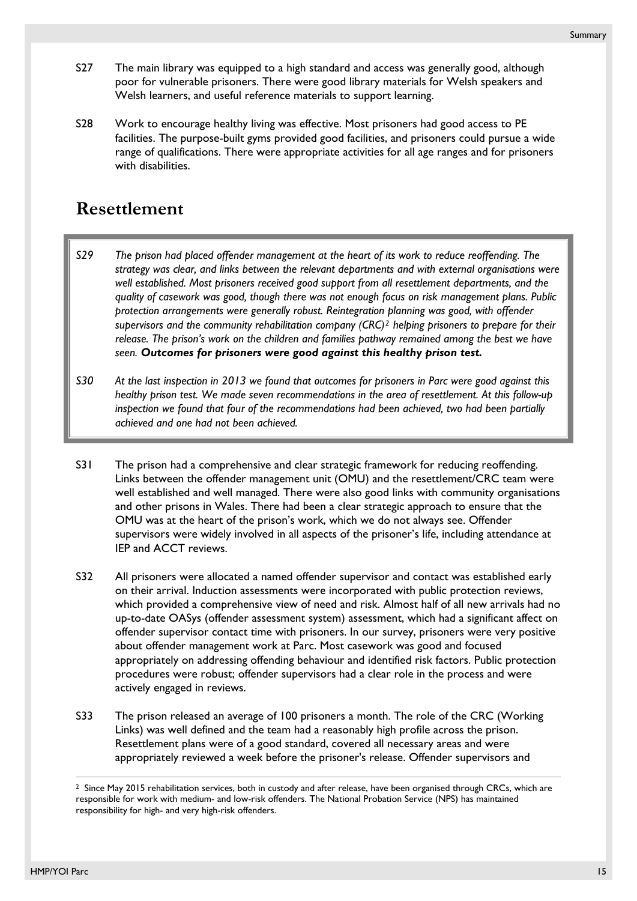S27 The main library was equipped to a high standard and access was generally good, although poor for vulnerable prisoners. There were good library materials for Welsh speakers and Welsh learners, and useful reference materials to support learning.

S28 Work to encourage healthy living was effective. Most prisoners had good access to PE facilities. The purpose-built gyms provided good facilities, and prisoners could pursue a wide range of qualifications. There were appropriate activities for all age ranges and for prisoners with disabilities.

## Resettlement

*S29 The prison had placed offender management at the heart of its work to reduce reoffending. The strategy was clear, and links between the relevant departments and with external organisations were well established. Most prisoners received good support from all resettlement departments, and the quality of casework was good, though there was not enough focus on risk management plans. Public protection arrangements were generally robust. Reintegration planning was good, with offender supervisors and the community rehabilitation company (CRC)[2] helping prisoners to prepare for their release. The prison's work on the children and families pathway remained among the best we have seen.* ***Outcomes for prisoners were good against this healthy prison test.***

*S30 At the last inspection in 2013 we found that outcomes for prisoners in Parc were good against this healthy prison test. We made seven recommendations in the area of resettlement. At this follow-up inspection we found that four of the recommendations had been achieved, two had been partially achieved and one had not been achieved.*

S31 The prison had a comprehensive and clear strategic framework for reducing reoffending. Links between the offender management unit (OMU) and the resettlement/CRC team were well established and well managed. There were also good links with community organisations and other prisons in Wales. There had been a clear strategic approach to ensure that the OMU was at the heart of the prison's work, which we do not always see. Offender supervisors were widely involved in all aspects of the prisoner's life, including attendance at IEP and ACCT reviews.

S32 All prisoners were allocated a named offender supervisor and contact was established early on their arrival. Induction assessments were incorporated with public protection reviews, which provided a comprehensive view of need and risk. Almost half of all new arrivals had no up-to-date OASys (offender assessment system) assessment, which had a significant affect on offender supervisor contact time with prisoners. In our survey, prisoners were very positive about offender management work at Parc. Most casework was good and focused appropriately on addressing offending behaviour and identified risk factors. Public protection procedures were robust; offender supervisors had a clear role in the process and were actively engaged in reviews.

S33 The prison released an average of 100 prisoners a month. The role of the CRC (Working Links) was well defined and the team had a reasonably high profile across the prison. Resettlement plans were of a good standard, covered all necessary areas and were appropriately reviewed a week before the prisoner's release. Offender supervisors and

[2] Since May 2015 rehabilitation services, both in custody and after release, have been organised through CRCs, which are responsible for work with medium- and low-risk offenders. The National Probation Service (NPS) has maintained responsibility for high- and very high-risk offenders.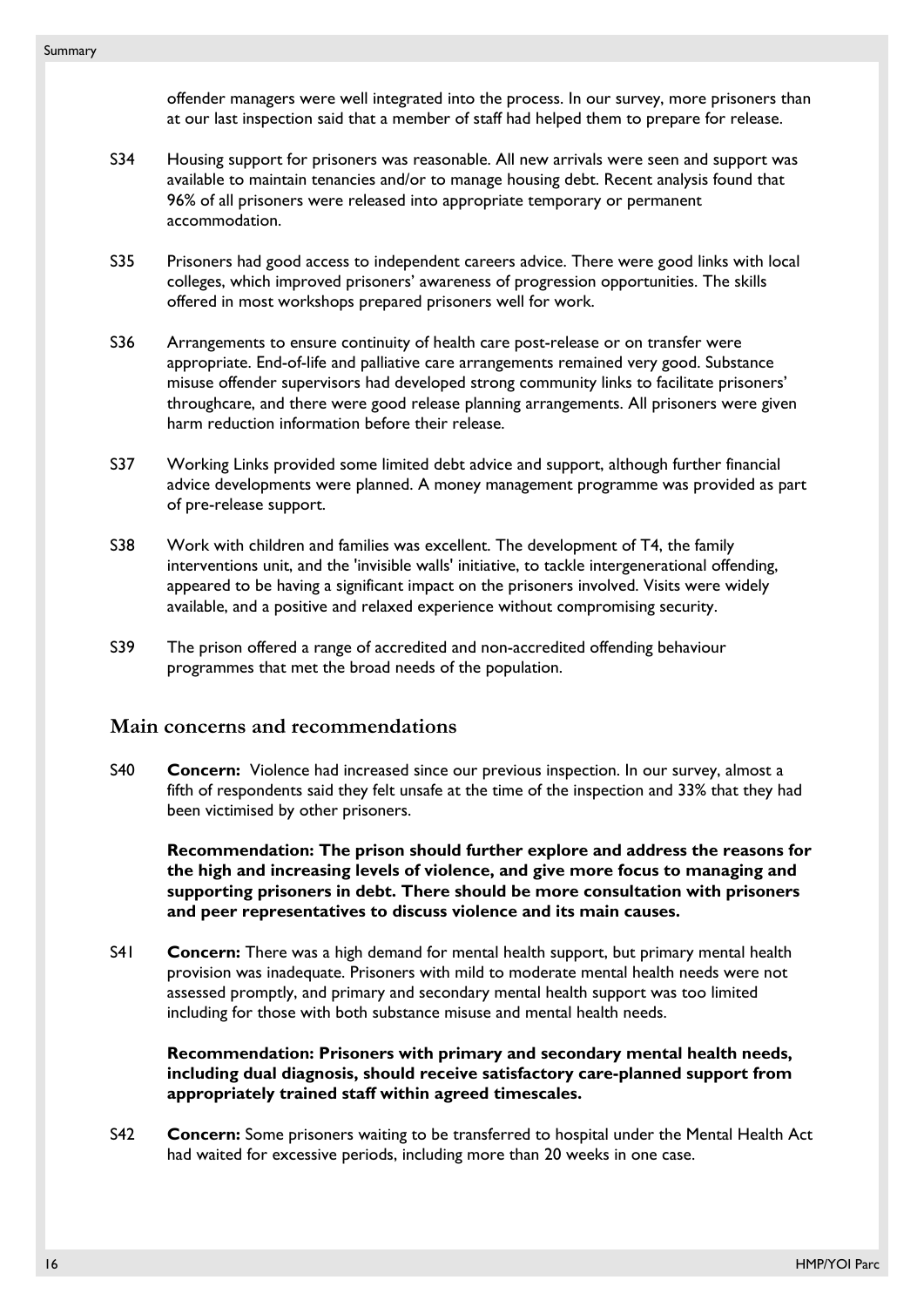offender managers were well integrated into the process. In our survey, more prisoners than at our last inspection said that a member of staff had helped them to prepare for release.

S34 Housing support for prisoners was reasonable. All new arrivals were seen and support was available to maintain tenancies and/or to manage housing debt. Recent analysis found that 96% of all prisoners were released into appropriate temporary or permanent accommodation.

S35 Prisoners had good access to independent careers advice. There were good links with local colleges, which improved prisoners' awareness of progression opportunities. The skills offered in most workshops prepared prisoners well for work.

S36 Arrangements to ensure continuity of health care post-release or on transfer were appropriate. End-of-life and palliative care arrangements remained very good. Substance misuse offender supervisors had developed strong community links to facilitate prisoners' throughcare, and there were good release planning arrangements. All prisoners were given harm reduction information before their release.

S37 Working Links provided some limited debt advice and support, although further financial advice developments were planned. A money management programme was provided as part of pre-release support.

S38 Work with children and families was excellent. The development of T4, the family interventions unit, and the 'invisible walls' initiative, to tackle intergenerational offending, appeared to be having a significant impact on the prisoners involved. Visits were widely available, and a positive and relaxed experience without compromising security.

S39 The prison offered a range of accredited and non-accredited offending behaviour programmes that met the broad needs of the population.

## Main concerns and recommendations

S40 **Concern:** Violence had increased since our previous inspection. In our survey, almost a fifth of respondents said they felt unsafe at the time of the inspection and 33% that they had been victimised by other prisoners.

**Recommendation: The prison should further explore and address the reasons for the high and increasing levels of violence, and give more focus to managing and supporting prisoners in debt. There should be more consultation with prisoners and peer representatives to discuss violence and its main causes.**

S41 **Concern:** There was a high demand for mental health support, but primary mental health provision was inadequate. Prisoners with mild to moderate mental health needs were not assessed promptly, and primary and secondary mental health support was too limited including for those with both substance misuse and mental health needs.

**Recommendation: Prisoners with primary and secondary mental health needs, including dual diagnosis, should receive satisfactory care-planned support from appropriately trained staff within agreed timescales.**

S42 **Concern:** Some prisoners waiting to be transferred to hospital under the Mental Health Act had waited for excessive periods, including more than 20 weeks in one case.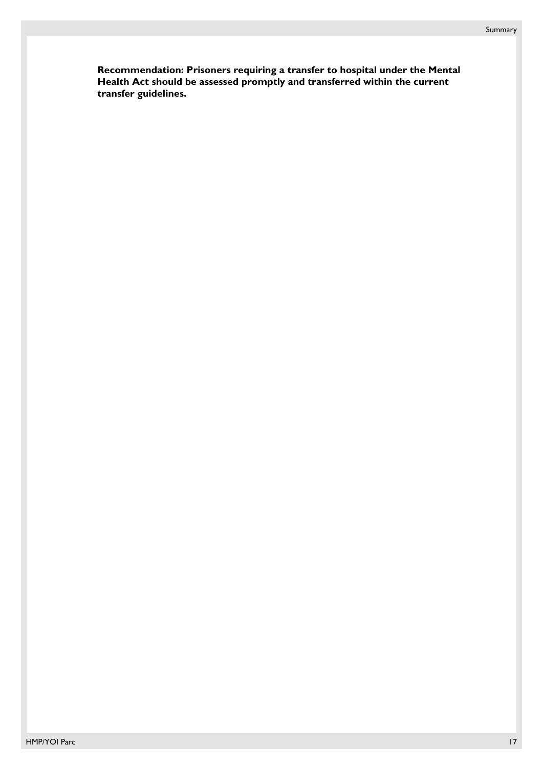**Recommendation: Prisoners requiring a transfer to hospital under the Mental Health Act should be assessed promptly and transferred within the current transfer guidelines.**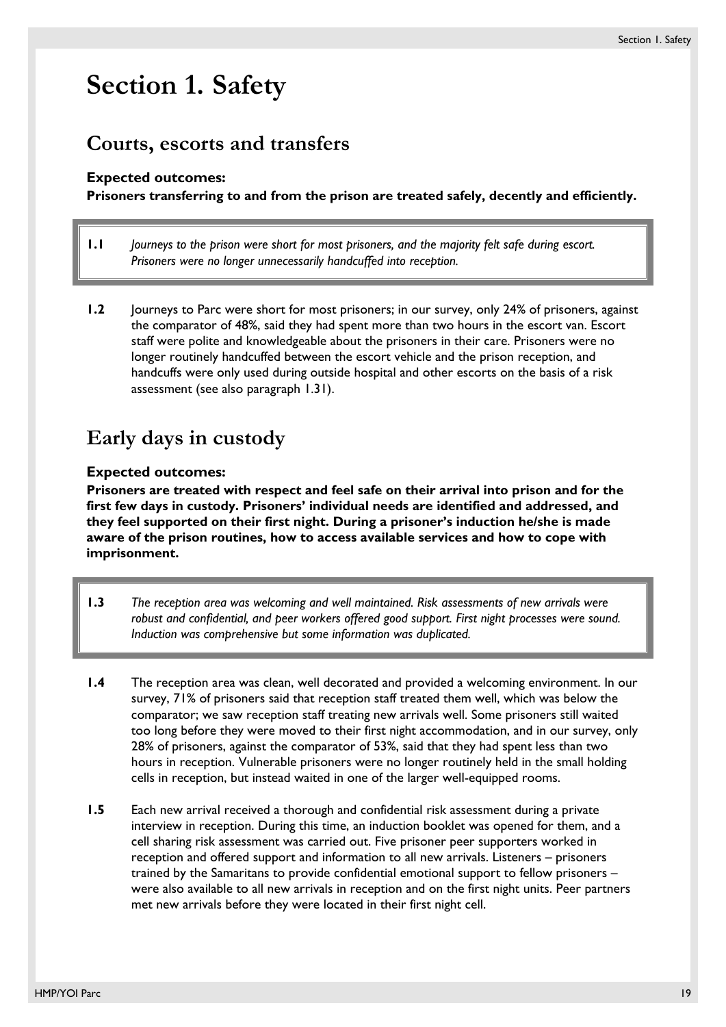# Section 1. Safety

## Courts, escorts and transfers

**Expected outcomes:**
**Prisoners transferring to and from the prison are treated safely, decently and efficiently.**

1.1 *Journeys to the prison were short for most prisoners, and the majority felt safe during escort. Prisoners were no longer unnecessarily handcuffed into reception.*

1.2 Journeys to Parc were short for most prisoners; in our survey, only 24% of prisoners, against the comparator of 48%, said they had spent more than two hours in the escort van. Escort staff were polite and knowledgeable about the prisoners in their care. Prisoners were no longer routinely handcuffed between the escort vehicle and the prison reception, and handcuffs were only used during outside hospital and other escorts on the basis of a risk assessment (see also paragraph 1.31).

## Early days in custody

**Expected outcomes:**
**Prisoners are treated with respect and feel safe on their arrival into prison and for the first few days in custody. Prisoners' individual needs are identified and addressed, and they feel supported on their first night. During a prisoner's induction he/she is made aware of the prison routines, how to access available services and how to cope with imprisonment.**

1.3 *The reception area was welcoming and well maintained. Risk assessments of new arrivals were robust and confidential, and peer workers offered good support. First night processes were sound. Induction was comprehensive but some information was duplicated.*

1.4 The reception area was clean, well decorated and provided a welcoming environment. In our survey, 71% of prisoners said that reception staff treated them well, which was below the comparator; we saw reception staff treating new arrivals well. Some prisoners still waited too long before they were moved to their first night accommodation, and in our survey, only 28% of prisoners, against the comparator of 53%, said that they had spent less than two hours in reception. Vulnerable prisoners were no longer routinely held in the small holding cells in reception, but instead waited in one of the larger well-equipped rooms.

1.5 Each new arrival received a thorough and confidential risk assessment during a private interview in reception. During this time, an induction booklet was opened for them, and a cell sharing risk assessment was carried out. Five prisoner peer supporters worked in reception and offered support and information to all new arrivals. Listeners – prisoners trained by the Samaritans to provide confidential emotional support to fellow prisoners – were also available to all new arrivals in reception and on the first night units. Peer partners met new arrivals before they were located in their first night cell.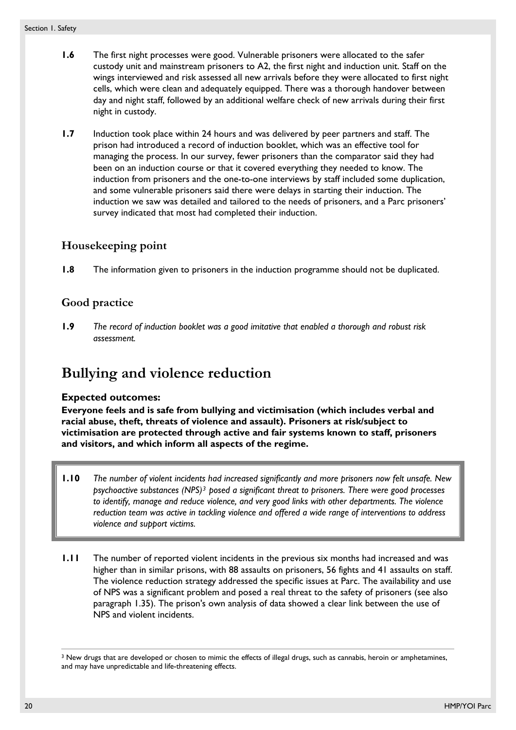**1.6** The first night processes were good. Vulnerable prisoners were allocated to the safer custody unit and mainstream prisoners to A2, the first night and induction unit. Staff on the wings interviewed and risk assessed all new arrivals before they were allocated to first night cells, which were clean and adequately equipped. There was a thorough handover between day and night staff, followed by an additional welfare check of new arrivals during their first night in custody.

**1.7** Induction took place within 24 hours and was delivered by peer partners and staff. The prison had introduced a record of induction booklet, which was an effective tool for managing the process. In our survey, fewer prisoners than the comparator said they had been on an induction course or that it covered everything they needed to know. The induction from prisoners and the one-to-one interviews by staff included some duplication, and some vulnerable prisoners said there were delays in starting their induction. The induction we saw was detailed and tailored to the needs of prisoners, and a Parc prisoners' survey indicated that most had completed their induction.

### Housekeeping point

**1.8** The information given to prisoners in the induction programme should not be duplicated.

### Good practice

**1.9** *The record of induction booklet was a good imitative that enabled a thorough and robust risk assessment.*

## Bullying and violence reduction

**Expected outcomes:**

**Everyone feels and is safe from bullying and victimisation (which includes verbal and racial abuse, theft, threats of violence and assault). Prisoners at risk/subject to victimisation are protected through active and fair systems known to staff, prisoners and visitors, and which inform all aspects of the regime.**

**1.10** *The number of violent incidents had increased significantly and more prisoners now felt unsafe. New psychoactive substances (NPS)[3] posed a significant threat to prisoners. There were good processes to identify, manage and reduce violence, and very good links with other departments. The violence reduction team was active in tackling violence and offered a wide range of interventions to address violence and support victims.*

**1.11** The number of reported violent incidents in the previous six months had increased and was higher than in similar prisons, with 88 assaults on prisoners, 56 fights and 41 assaults on staff. The violence reduction strategy addressed the specific issues at Parc. The availability and use of NPS was a significant problem and posed a real threat to the safety of prisoners (see also paragraph 1.35). The prison's own analysis of data showed a clear link between the use of NPS and violent incidents.

[3] New drugs that are developed or chosen to mimic the effects of illegal drugs, such as cannabis, heroin or amphetamines, and may have unpredictable and life-threatening effects.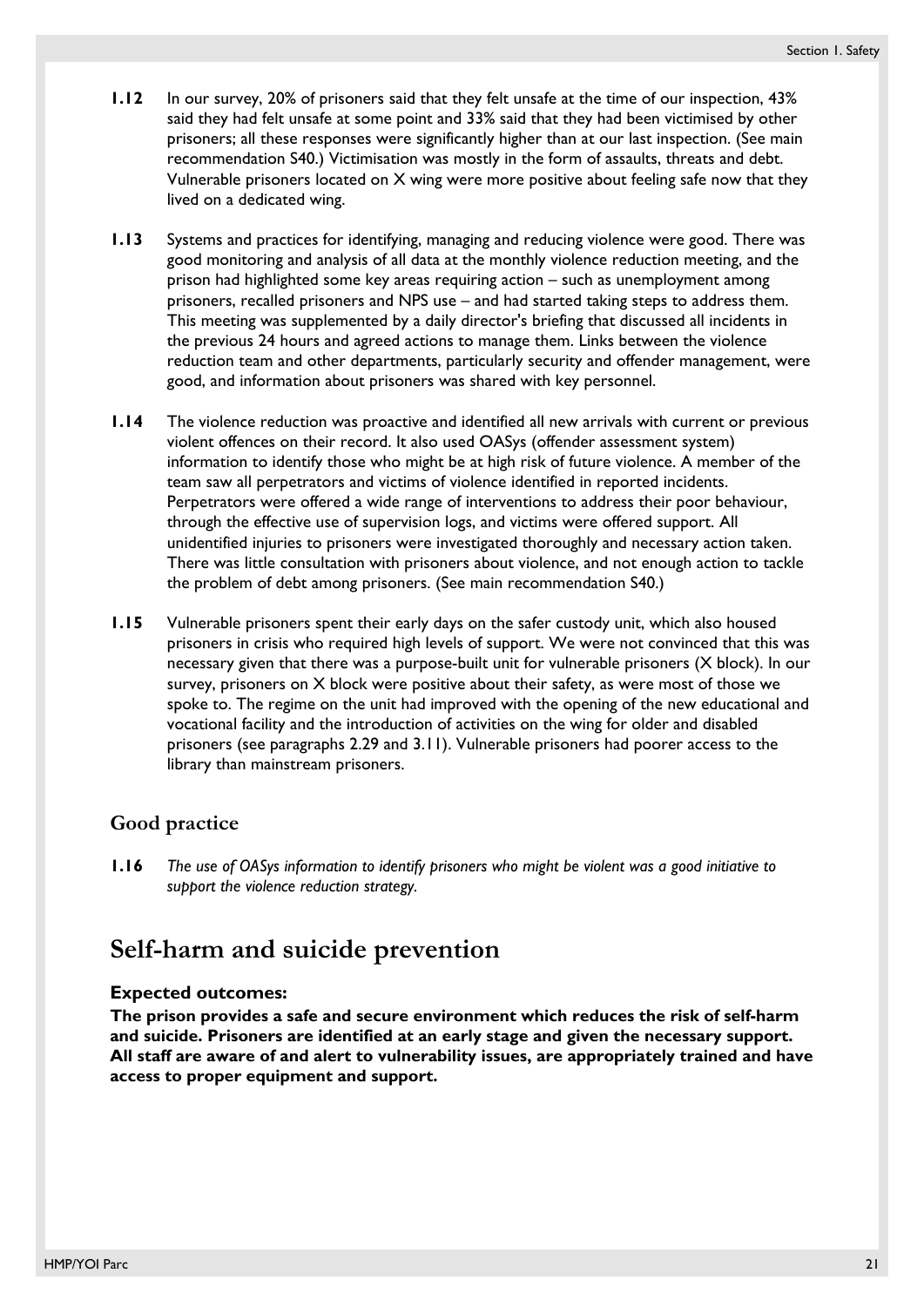**1.12** In our survey, 20% of prisoners said that they felt unsafe at the time of our inspection, 43% said they had felt unsafe at some point and 33% said that they had been victimised by other prisoners; all these responses were significantly higher than at our last inspection. (See main recommendation S40.) Victimisation was mostly in the form of assaults, threats and debt. Vulnerable prisoners located on X wing were more positive about feeling safe now that they lived on a dedicated wing.

**1.13** Systems and practices for identifying, managing and reducing violence were good. There was good monitoring and analysis of all data at the monthly violence reduction meeting, and the prison had highlighted some key areas requiring action – such as unemployment among prisoners, recalled prisoners and NPS use – and had started taking steps to address them. This meeting was supplemented by a daily director's briefing that discussed all incidents in the previous 24 hours and agreed actions to manage them. Links between the violence reduction team and other departments, particularly security and offender management, were good, and information about prisoners was shared with key personnel.

**1.14** The violence reduction was proactive and identified all new arrivals with current or previous violent offences on their record. It also used OASys (offender assessment system) information to identify those who might be at high risk of future violence. A member of the team saw all perpetrators and victims of violence identified in reported incidents. Perpetrators were offered a wide range of interventions to address their poor behaviour, through the effective use of supervision logs, and victims were offered support. All unidentified injuries to prisoners were investigated thoroughly and necessary action taken. There was little consultation with prisoners about violence, and not enough action to tackle the problem of debt among prisoners. (See main recommendation S40.)

**1.15** Vulnerable prisoners spent their early days on the safer custody unit, which also housed prisoners in crisis who required high levels of support. We were not convinced that this was necessary given that there was a purpose-built unit for vulnerable prisoners (X block). In our survey, prisoners on X block were positive about their safety, as were most of those we spoke to. The regime on the unit had improved with the opening of the new educational and vocational facility and the introduction of activities on the wing for older and disabled prisoners (see paragraphs 2.29 and 3.11). Vulnerable prisoners had poorer access to the library than mainstream prisoners.

### Good practice

**1.16** *The use of OASys information to identify prisoners who might be violent was a good initiative to support the violence reduction strategy.*

## Self-harm and suicide prevention

**Expected outcomes:**

**The prison provides a safe and secure environment which reduces the risk of self-harm and suicide. Prisoners are identified at an early stage and given the necessary support. All staff are aware of and alert to vulnerability issues, are appropriately trained and have access to proper equipment and support.**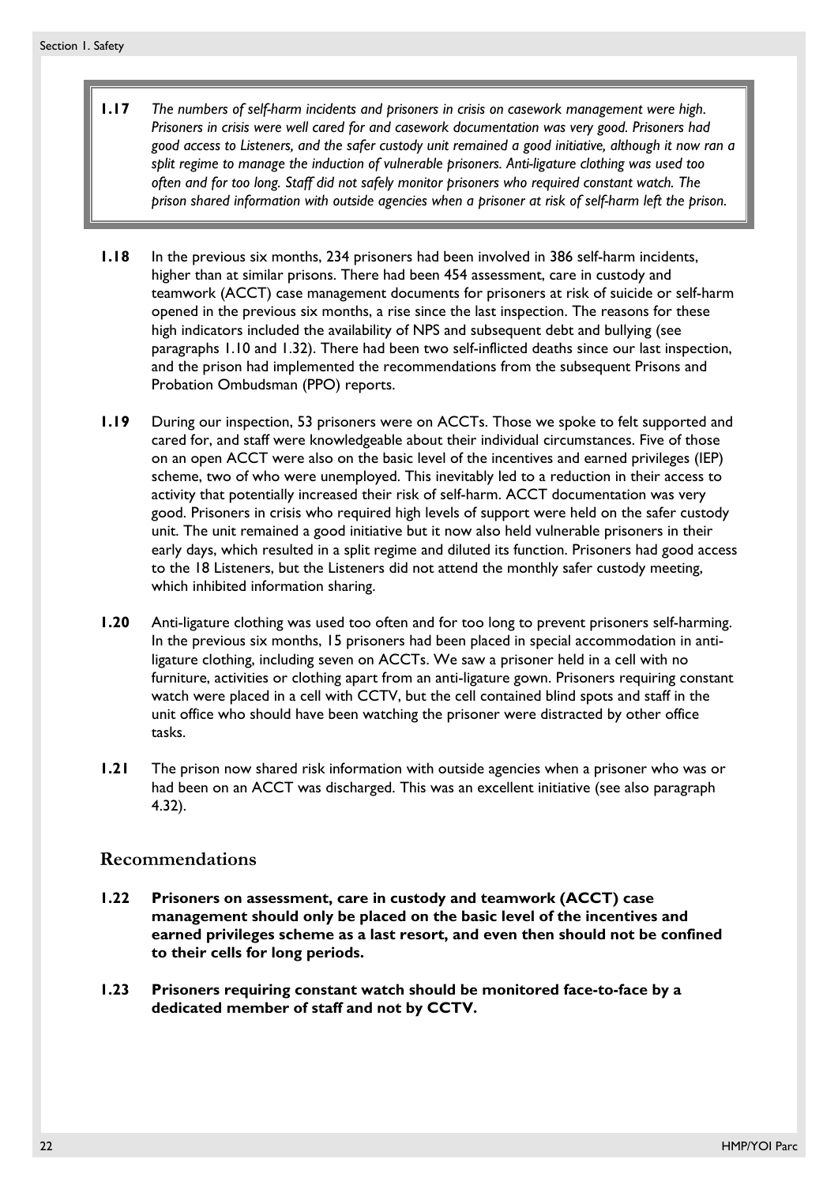**1.17** *The numbers of self-harm incidents and prisoners in crisis on casework management were high. Prisoners in crisis were well cared for and casework documentation was very good. Prisoners had good access to Listeners, and the safer custody unit remained a good initiative, although it now ran a split regime to manage the induction of vulnerable prisoners. Anti-ligature clothing was used too often and for too long. Staff did not safely monitor prisoners who required constant watch. The prison shared information with outside agencies when a prisoner at risk of self-harm left the prison.*

**1.18** In the previous six months, 234 prisoners had been involved in 386 self-harm incidents, higher than at similar prisons. There had been 454 assessment, care in custody and teamwork (ACCT) case management documents for prisoners at risk of suicide or self-harm opened in the previous six months, a rise since the last inspection. The reasons for these high indicators included the availability of NPS and subsequent debt and bullying (see paragraphs 1.10 and 1.32). There had been two self-inflicted deaths since our last inspection, and the prison had implemented the recommendations from the subsequent Prisons and Probation Ombudsman (PPO) reports.

**1.19** During our inspection, 53 prisoners were on ACCTs. Those we spoke to felt supported and cared for, and staff were knowledgeable about their individual circumstances. Five of those on an open ACCT were also on the basic level of the incentives and earned privileges (IEP) scheme, two of who were unemployed. This inevitably led to a reduction in their access to activity that potentially increased their risk of self-harm. ACCT documentation was very good. Prisoners in crisis who required high levels of support were held on the safer custody unit. The unit remained a good initiative but it now also held vulnerable prisoners in their early days, which resulted in a split regime and diluted its function. Prisoners had good access to the 18 Listeners, but the Listeners did not attend the monthly safer custody meeting, which inhibited information sharing.

**1.20** Anti-ligature clothing was used too often and for too long to prevent prisoners self-harming. In the previous six months, 15 prisoners had been placed in special accommodation in anti-ligature clothing, including seven on ACCTs. We saw a prisoner held in a cell with no furniture, activities or clothing apart from an anti-ligature gown. Prisoners requiring constant watch were placed in a cell with CCTV, but the cell contained blind spots and staff in the unit office who should have been watching the prisoner were distracted by other office tasks.

**1.21** The prison now shared risk information with outside agencies when a prisoner who was or had been on an ACCT was discharged. This was an excellent initiative (see also paragraph 4.32).

## Recommendations

**1.22 Prisoners on assessment, care in custody and teamwork (ACCT) case management should only be placed on the basic level of the incentives and earned privileges scheme as a last resort, and even then should not be confined to their cells for long periods.**

**1.23 Prisoners requiring constant watch should be monitored face-to-face by a dedicated member of staff and not by CCTV.**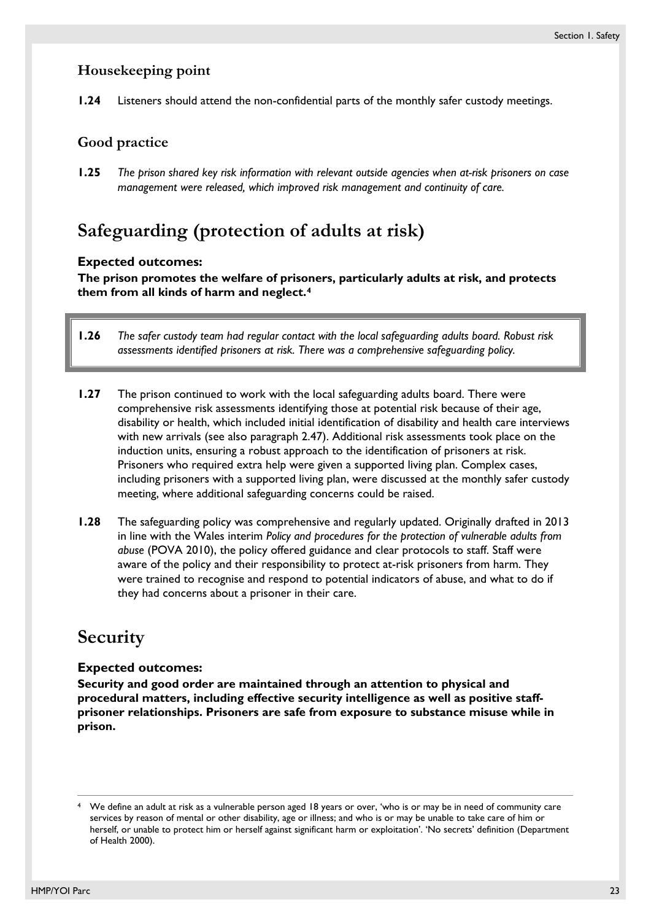### Housekeeping point

**1.24** Listeners should attend the non-confidential parts of the monthly safer custody meetings.

### Good practice

**1.25** *The prison shared key risk information with relevant outside agencies when at-risk prisoners on case management were released, which improved risk management and continuity of care.*

## Safeguarding (protection of adults at risk)

**Expected outcomes:**

**The prison promotes the welfare of prisoners, particularly adults at risk, and protects them from all kinds of harm and neglect.**[4]

**1.26** *The safer custody team had regular contact with the local safeguarding adults board. Robust risk assessments identified prisoners at risk. There was a comprehensive safeguarding policy.*

**1.27** The prison continued to work with the local safeguarding adults board. There were comprehensive risk assessments identifying those at potential risk because of their age, disability or health, which included initial identification of disability and health care interviews with new arrivals (see also paragraph 2.47). Additional risk assessments took place on the induction units, ensuring a robust approach to the identification of prisoners at risk. Prisoners who required extra help were given a supported living plan. Complex cases, including prisoners with a supported living plan, were discussed at the monthly safer custody meeting, where additional safeguarding concerns could be raised.

**1.28** The safeguarding policy was comprehensive and regularly updated. Originally drafted in 2013 in line with the Wales interim *Policy and procedures for the protection of vulnerable adults from abuse* (POVA 2010), the policy offered guidance and clear protocols to staff. Staff were aware of the policy and their responsibility to protect at-risk prisoners from harm. They were trained to recognise and respond to potential indicators of abuse, and what to do if they had concerns about a prisoner in their care.

## Security

**Expected outcomes:**

**Security and good order are maintained through an attention to physical and procedural matters, including effective security intelligence as well as positive staff-prisoner relationships. Prisoners are safe from exposure to substance misuse while in prison.**

[4] We define an adult at risk as a vulnerable person aged 18 years or over, 'who is or may be in need of community care services by reason of mental or other disability, age or illness; and who is or may be unable to take care of him or herself, or unable to protect him or herself against significant harm or exploitation'. 'No secrets' definition (Department of Health 2000).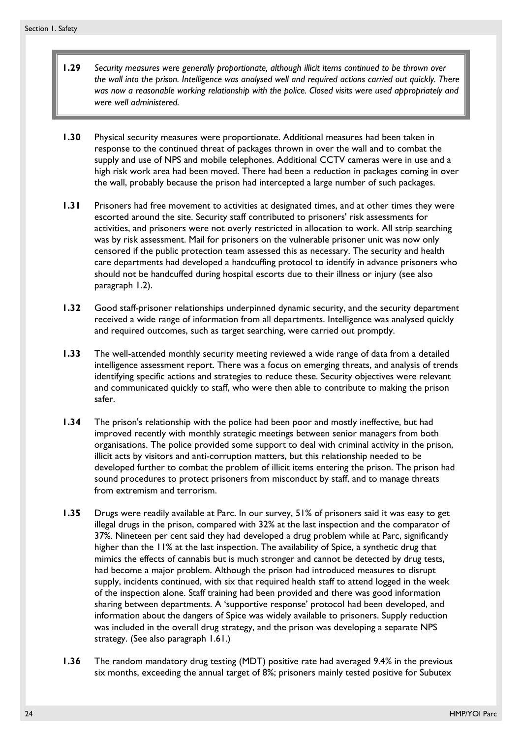> **1.29** *Security measures were generally proportionate, although illicit items continued to be thrown over the wall into the prison. Intelligence was analysed well and required actions carried out quickly. There was now a reasonable working relationship with the police. Closed visits were used appropriately and were well administered.*

**1.30** Physical security measures were proportionate. Additional measures had been taken in response to the continued threat of packages thrown in over the wall and to combat the supply and use of NPS and mobile telephones. Additional CCTV cameras were in use and a high risk work area had been moved. There had been a reduction in packages coming in over the wall, probably because the prison had intercepted a large number of such packages.

**1.31** Prisoners had free movement to activities at designated times, and at other times they were escorted around the site. Security staff contributed to prisoners' risk assessments for activities, and prisoners were not overly restricted in allocation to work. All strip searching was by risk assessment. Mail for prisoners on the vulnerable prisoner unit was now only censored if the public protection team assessed this as necessary. The security and health care departments had developed a handcuffing protocol to identify in advance prisoners who should not be handcuffed during hospital escorts due to their illness or injury (see also paragraph 1.2).

**1.32** Good staff-prisoner relationships underpinned dynamic security, and the security department received a wide range of information from all departments. Intelligence was analysed quickly and required outcomes, such as target searching, were carried out promptly.

**1.33** The well-attended monthly security meeting reviewed a wide range of data from a detailed intelligence assessment report. There was a focus on emerging threats, and analysis of trends identifying specific actions and strategies to reduce these. Security objectives were relevant and communicated quickly to staff, who were then able to contribute to making the prison safer.

**1.34** The prison's relationship with the police had been poor and mostly ineffective, but had improved recently with monthly strategic meetings between senior managers from both organisations. The police provided some support to deal with criminal activity in the prison, illicit acts by visitors and anti-corruption matters, but this relationship needed to be developed further to combat the problem of illicit items entering the prison. The prison had sound procedures to protect prisoners from misconduct by staff, and to manage threats from extremism and terrorism.

**1.35** Drugs were readily available at Parc. In our survey, 51% of prisoners said it was easy to get illegal drugs in the prison, compared with 32% at the last inspection and the comparator of 37%. Nineteen per cent said they had developed a drug problem while at Parc, significantly higher than the 11% at the last inspection. The availability of Spice, a synthetic drug that mimics the effects of cannabis but is much stronger and cannot be detected by drug tests, had become a major problem. Although the prison had introduced measures to disrupt supply, incidents continued, with six that required health staff to attend logged in the week of the inspection alone. Staff training had been provided and there was good information sharing between departments. A 'supportive response' protocol had been developed, and information about the dangers of Spice was widely available to prisoners. Supply reduction was included in the overall drug strategy, and the prison was developing a separate NPS strategy. (See also paragraph 1.61.)

**1.36** The random mandatory drug testing (MDT) positive rate had averaged 9.4% in the previous six months, exceeding the annual target of 8%; prisoners mainly tested positive for Subutex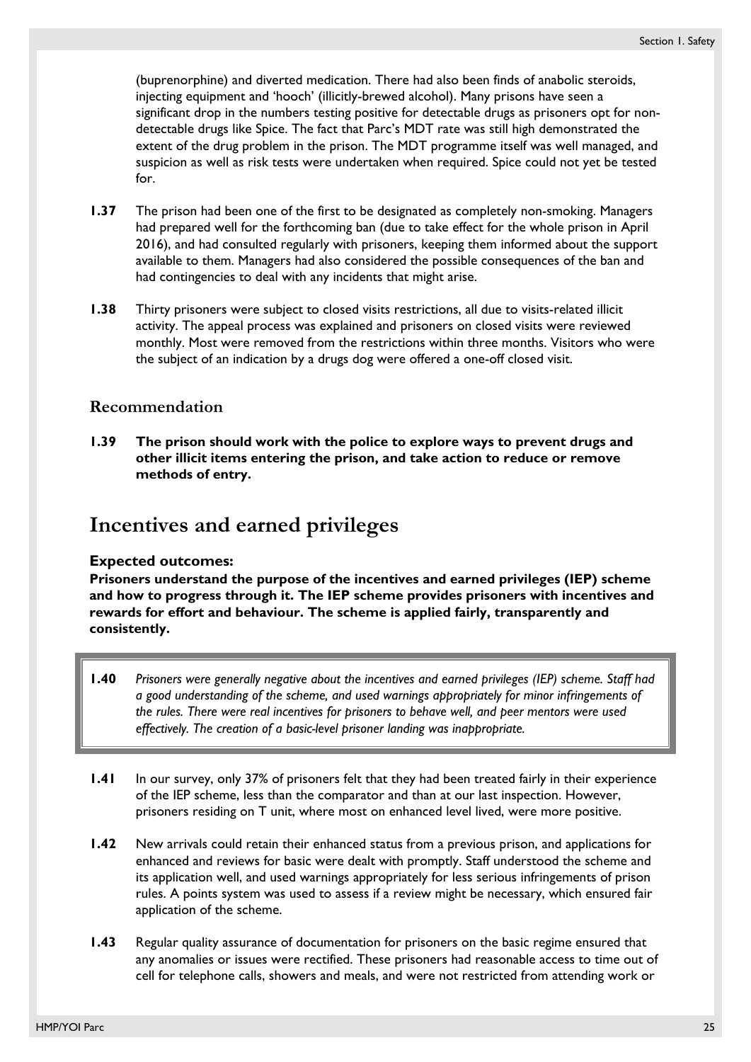(buprenorphine) and diverted medication. There had also been finds of anabolic steroids, injecting equipment and 'hooch' (illicitly-brewed alcohol). Many prisons have seen a significant drop in the numbers testing positive for detectable drugs as prisoners opt for non-detectable drugs like Spice. The fact that Parc's MDT rate was still high demonstrated the extent of the drug problem in the prison. The MDT programme itself was well managed, and suspicion as well as risk tests were undertaken when required. Spice could not yet be tested for.

**1.37** The prison had been one of the first to be designated as completely non-smoking. Managers had prepared well for the forthcoming ban (due to take effect for the whole prison in April 2016), and had consulted regularly with prisoners, keeping them informed about the support available to them. Managers had also considered the possible consequences of the ban and had contingencies to deal with any incidents that might arise.

**1.38** Thirty prisoners were subject to closed visits restrictions, all due to visits-related illicit activity. The appeal process was explained and prisoners on closed visits were reviewed monthly. Most were removed from the restrictions within three months. Visitors who were the subject of an indication by a drugs dog were offered a one-off closed visit.

### Recommendation

**1.39 The prison should work with the police to explore ways to prevent drugs and other illicit items entering the prison, and take action to reduce or remove methods of entry.**

## Incentives and earned privileges

**Expected outcomes:**
**Prisoners understand the purpose of the incentives and earned privileges (IEP) scheme and how to progress through it. The IEP scheme provides prisoners with incentives and rewards for effort and behaviour. The scheme is applied fairly, transparently and consistently.**

> **1.40** *Prisoners were generally negative about the incentives and earned privileges (IEP) scheme. Staff had a good understanding of the scheme, and used warnings appropriately for minor infringements of the rules. There were real incentives for prisoners to behave well, and peer mentors were used effectively. The creation of a basic-level prisoner landing was inappropriate.*

**1.41** In our survey, only 37% of prisoners felt that they had been treated fairly in their experience of the IEP scheme, less than the comparator and than at our last inspection. However, prisoners residing on T unit, where most on enhanced level lived, were more positive.

**1.42** New arrivals could retain their enhanced status from a previous prison, and applications for enhanced and reviews for basic were dealt with promptly. Staff understood the scheme and its application well, and used warnings appropriately for less serious infringements of prison rules. A points system was used to assess if a review might be necessary, which ensured fair application of the scheme.

**1.43** Regular quality assurance of documentation for prisoners on the basic regime ensured that any anomalies or issues were rectified. These prisoners had reasonable access to time out of cell for telephone calls, showers and meals, and were not restricted from attending work or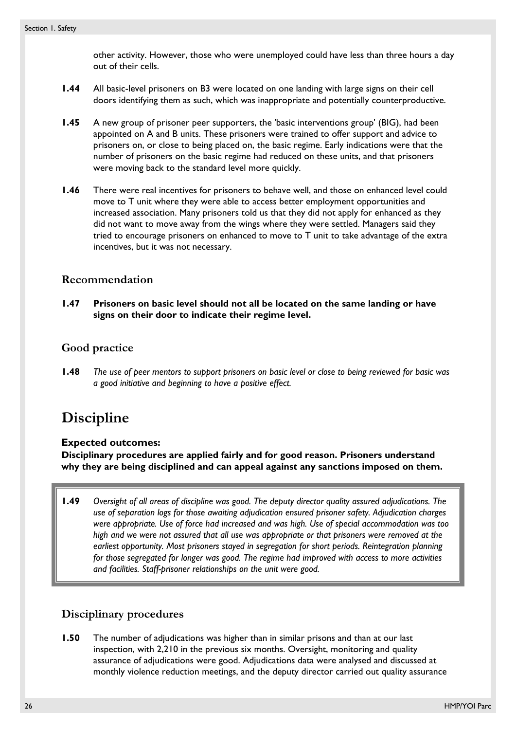other activity. However, those who were unemployed could have less than three hours a day out of their cells.

**1.44** All basic-level prisoners on B3 were located on one landing with large signs on their cell doors identifying them as such, which was inappropriate and potentially counterproductive.

**1.45** A new group of prisoner peer supporters, the 'basic interventions group' (BIG), had been appointed on A and B units. These prisoners were trained to offer support and advice to prisoners on, or close to being placed on, the basic regime. Early indications were that the number of prisoners on the basic regime had reduced on these units, and that prisoners were moving back to the standard level more quickly.

**1.46** There were real incentives for prisoners to behave well, and those on enhanced level could move to T unit where they were able to access better employment opportunities and increased association. Many prisoners told us that they did not apply for enhanced as they did not want to move away from the wings where they were settled. Managers said they tried to encourage prisoners on enhanced to move to T unit to take advantage of the extra incentives, but it was not necessary.

### Recommendation

**1.47 Prisoners on basic level should not all be located on the same landing or have signs on their door to indicate their regime level.**

### Good practice

**1.48** *The use of peer mentors to support prisoners on basic level or close to being reviewed for basic was a good initiative and beginning to have a positive effect.*

## Discipline

**Expected outcomes:**
**Disciplinary procedures are applied fairly and for good reason. Prisoners understand why they are being disciplined and can appeal against any sanctions imposed on them.**

**1.49** *Oversight of all areas of discipline was good. The deputy director quality assured adjudications. The use of separation logs for those awaiting adjudication ensured prisoner safety. Adjudication charges were appropriate. Use of force had increased and was high. Use of special accommodation was too high and we were not assured that all use was appropriate or that prisoners were removed at the earliest opportunity. Most prisoners stayed in segregation for short periods. Reintegration planning for those segregated for longer was good. The regime had improved with access to more activities and facilities. Staff-prisoner relationships on the unit were good.*

### Disciplinary procedures

**1.50** The number of adjudications was higher than in similar prisons and than at our last inspection, with 2,210 in the previous six months. Oversight, monitoring and quality assurance of adjudications were good. Adjudications data were analysed and discussed at monthly violence reduction meetings, and the deputy director carried out quality assurance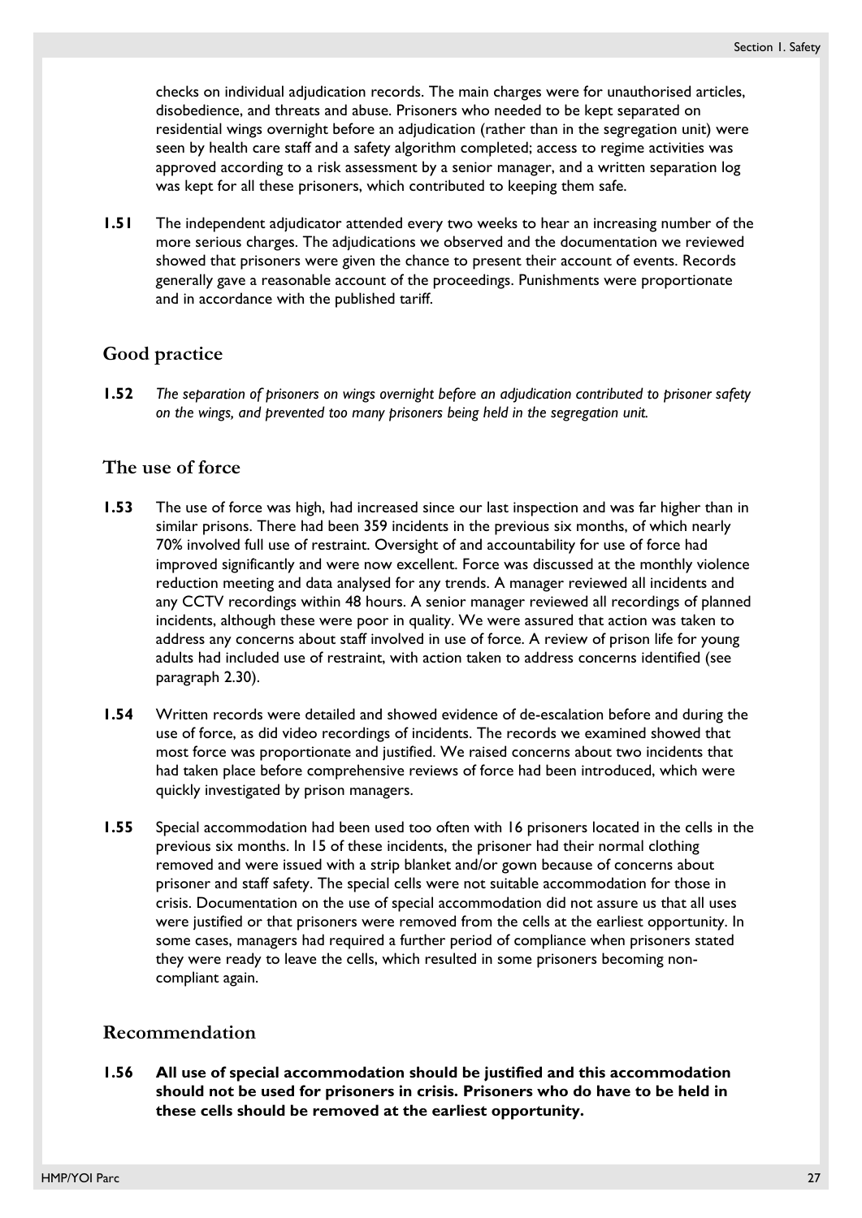checks on individual adjudication records. The main charges were for unauthorised articles, disobedience, and threats and abuse. Prisoners who needed to be kept separated on residential wings overnight before an adjudication (rather than in the segregation unit) were seen by health care staff and a safety algorithm completed; access to regime activities was approved according to a risk assessment by a senior manager, and a written separation log was kept for all these prisoners, which contributed to keeping them safe.

**1.51** The independent adjudicator attended every two weeks to hear an increasing number of the more serious charges. The adjudications we observed and the documentation we reviewed showed that prisoners were given the chance to present their account of events. Records generally gave a reasonable account of the proceedings. Punishments were proportionate and in accordance with the published tariff.

## Good practice

**1.52** *The separation of prisoners on wings overnight before an adjudication contributed to prisoner safety on the wings, and prevented too many prisoners being held in the segregation unit.*

## The use of force

**1.53** The use of force was high, had increased since our last inspection and was far higher than in similar prisons. There had been 359 incidents in the previous six months, of which nearly 70% involved full use of restraint. Oversight of and accountability for use of force had improved significantly and were now excellent. Force was discussed at the monthly violence reduction meeting and data analysed for any trends. A manager reviewed all incidents and any CCTV recordings within 48 hours. A senior manager reviewed all recordings of planned incidents, although these were poor in quality. We were assured that action was taken to address any concerns about staff involved in use of force. A review of prison life for young adults had included use of restraint, with action taken to address concerns identified (see paragraph 2.30).

**1.54** Written records were detailed and showed evidence of de-escalation before and during the use of force, as did video recordings of incidents. The records we examined showed that most force was proportionate and justified. We raised concerns about two incidents that had taken place before comprehensive reviews of force had been introduced, which were quickly investigated by prison managers.

**1.55** Special accommodation had been used too often with 16 prisoners located in the cells in the previous six months. In 15 of these incidents, the prisoner had their normal clothing removed and were issued with a strip blanket and/or gown because of concerns about prisoner and staff safety. The special cells were not suitable accommodation for those in crisis. Documentation on the use of special accommodation did not assure us that all uses were justified or that prisoners were removed from the cells at the earliest opportunity. In some cases, managers had required a further period of compliance when prisoners stated they were ready to leave the cells, which resulted in some prisoners becoming non-compliant again.

## Recommendation

**1.56** **All use of special accommodation should be justified and this accommodation should not be used for prisoners in crisis. Prisoners who do have to be held in these cells should be removed at the earliest opportunity.**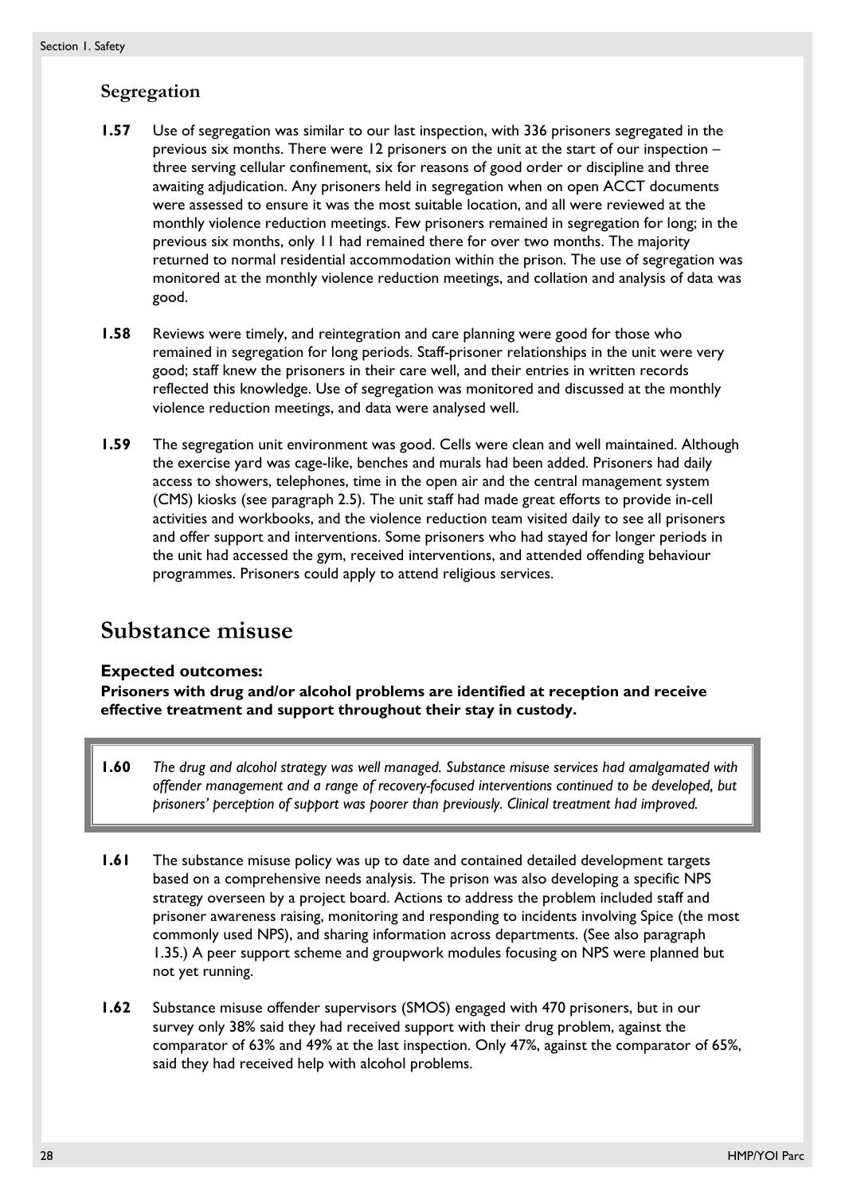### Segregation

**1.57** Use of segregation was similar to our last inspection, with 336 prisoners segregated in the previous six months. There were 12 prisoners on the unit at the start of our inspection – three serving cellular confinement, six for reasons of good order or discipline and three awaiting adjudication. Any prisoners held in segregation when on open ACCT documents were assessed to ensure it was the most suitable location, and all were reviewed at the monthly violence reduction meetings. Few prisoners remained in segregation for long; in the previous six months, only 11 had remained there for over two months. The majority returned to normal residential accommodation within the prison. The use of segregation was monitored at the monthly violence reduction meetings, and collation and analysis of data was good.

**1.58** Reviews were timely, and reintegration and care planning were good for those who remained in segregation for long periods. Staff-prisoner relationships in the unit were very good; staff knew the prisoners in their care well, and their entries in written records reflected this knowledge. Use of segregation was monitored and discussed at the monthly violence reduction meetings, and data were analysed well.

**1.59** The segregation unit environment was good. Cells were clean and well maintained. Although the exercise yard was cage-like, benches and murals had been added. Prisoners had daily access to showers, telephones, time in the open air and the central management system (CMS) kiosks (see paragraph 2.5). The unit staff had made great efforts to provide in-cell activities and workbooks, and the violence reduction team visited daily to see all prisoners and offer support and interventions. Some prisoners who had stayed for longer periods in the unit had accessed the gym, received interventions, and attended offending behaviour programmes. Prisoners could apply to attend religious services.

## Substance misuse

**Expected outcomes:**
**Prisoners with drug and/or alcohol problems are identified at reception and receive effective treatment and support throughout their stay in custody.**

**1.60** *The drug and alcohol strategy was well managed. Substance misuse services had amalgamated with offender management and a range of recovery-focused interventions continued to be developed, but prisoners' perception of support was poorer than previously. Clinical treatment had improved.*

**1.61** The substance misuse policy was up to date and contained detailed development targets based on a comprehensive needs analysis. The prison was also developing a specific NPS strategy overseen by a project board. Actions to address the problem included staff and prisoner awareness raising, monitoring and responding to incidents involving Spice (the most commonly used NPS), and sharing information across departments. (See also paragraph 1.35.) A peer support scheme and groupwork modules focusing on NPS were planned but not yet running.

**1.62** Substance misuse offender supervisors (SMOS) engaged with 470 prisoners, but in our survey only 38% said they had received support with their drug problem, against the comparator of 63% and 49% at the last inspection. Only 47%, against the comparator of 65%, said they had received help with alcohol problems.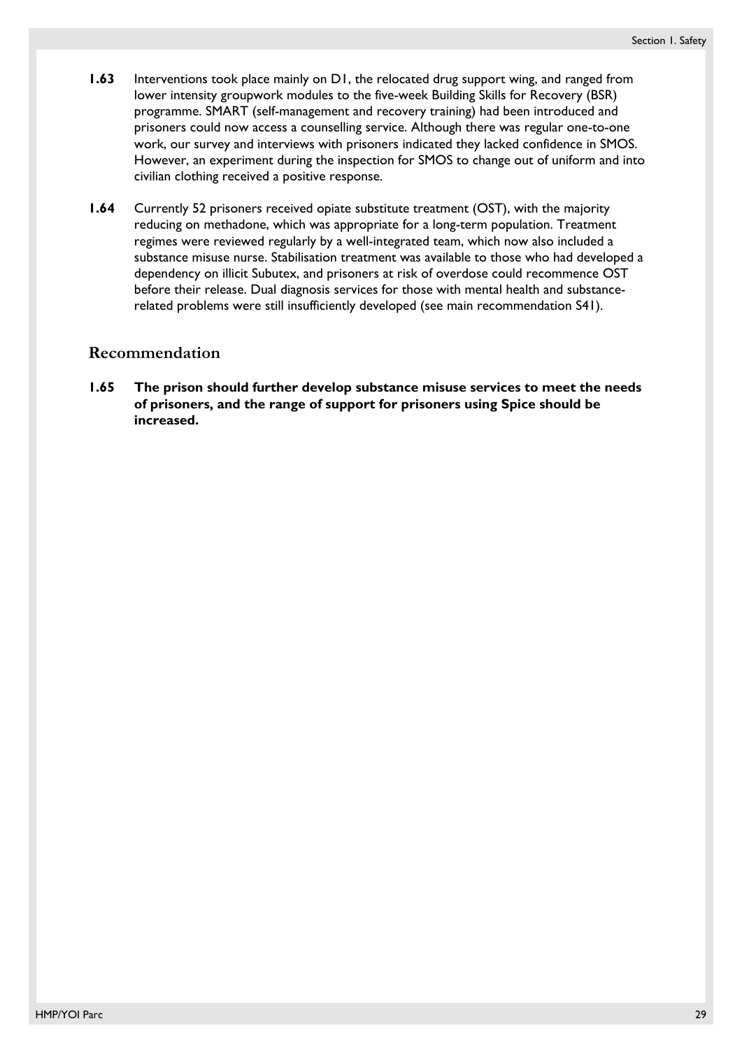**1.63** Interventions took place mainly on D1, the relocated drug support wing, and ranged from lower intensity groupwork modules to the five-week Building Skills for Recovery (BSR) programme. SMART (self-management and recovery training) had been introduced and prisoners could now access a counselling service. Although there was regular one-to-one work, our survey and interviews with prisoners indicated they lacked confidence in SMOS. However, an experiment during the inspection for SMOS to change out of uniform and into civilian clothing received a positive response.

**1.64** Currently 52 prisoners received opiate substitute treatment (OST), with the majority reducing on methadone, which was appropriate for a long-term population. Treatment regimes were reviewed regularly by a well-integrated team, which now also included a substance misuse nurse. Stabilisation treatment was available to those who had developed a dependency on illicit Subutex, and prisoners at risk of overdose could recommence OST before their release. Dual diagnosis services for those with mental health and substance-related problems were still insufficiently developed (see main recommendation S41).

## Recommendation

**1.65** **The prison should further develop substance misuse services to meet the needs of prisoners, and the range of support for prisoners using Spice should be increased.**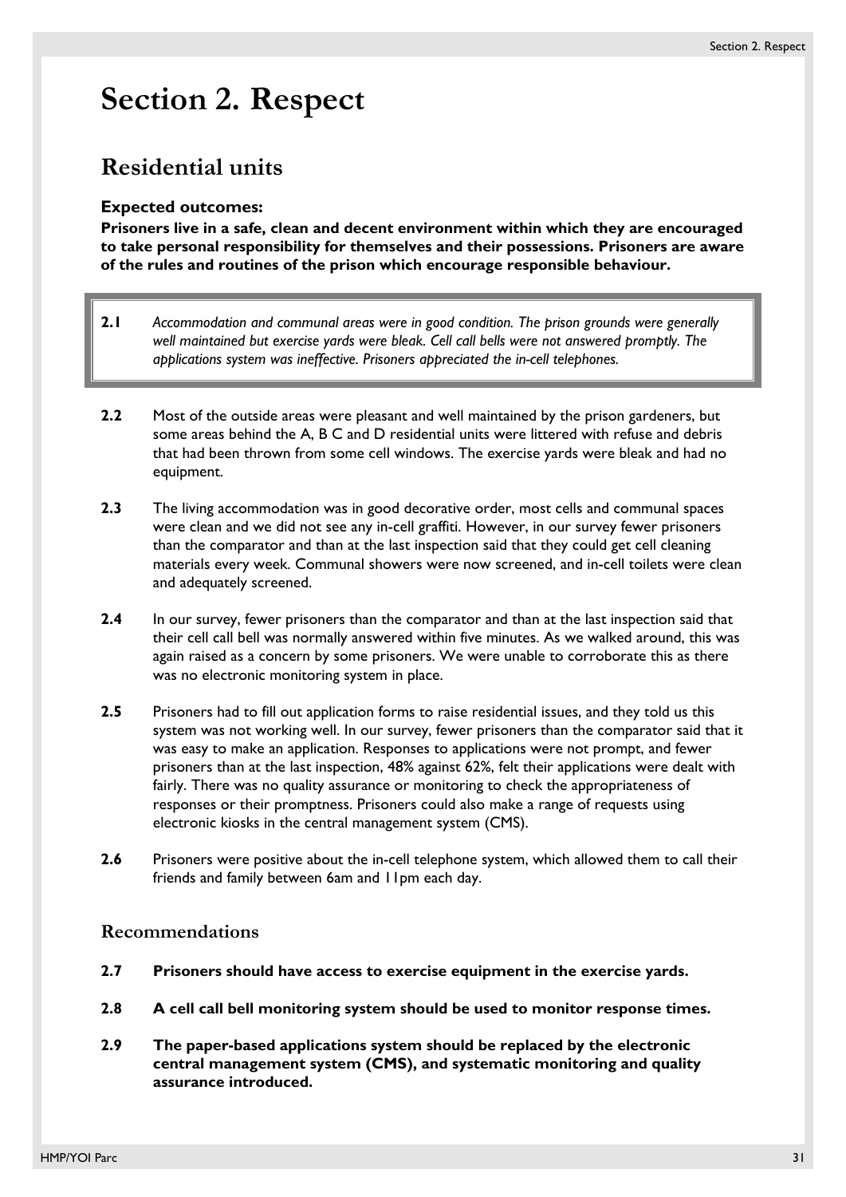# Section 2. Respect

## Residential units

**Expected outcomes:**

**Prisoners live in a safe, clean and decent environment within which they are encouraged to take personal responsibility for themselves and their possessions. Prisoners are aware of the rules and routines of the prison which encourage responsible behaviour.**

**2.1** *Accommodation and communal areas were in good condition. The prison grounds were generally well maintained but exercise yards were bleak. Cell call bells were not answered promptly. The applications system was ineffective. Prisoners appreciated the in-cell telephones.*

**2.2** Most of the outside areas were pleasant and well maintained by the prison gardeners, but some areas behind the A, B C and D residential units were littered with refuse and debris that had been thrown from some cell windows. The exercise yards were bleak and had no equipment.

**2.3** The living accommodation was in good decorative order, most cells and communal spaces were clean and we did not see any in-cell graffiti. However, in our survey fewer prisoners than the comparator and than at the last inspection said that they could get cell cleaning materials every week. Communal showers were now screened, and in-cell toilets were clean and adequately screened.

**2.4** In our survey, fewer prisoners than the comparator and than at the last inspection said that their cell call bell was normally answered within five minutes. As we walked around, this was again raised as a concern by some prisoners. We were unable to corroborate this as there was no electronic monitoring system in place.

**2.5** Prisoners had to fill out application forms to raise residential issues, and they told us this system was not working well. In our survey, fewer prisoners than the comparator said that it was easy to make an application. Responses to applications were not prompt, and fewer prisoners than at the last inspection, 48% against 62%, felt their applications were dealt with fairly. There was no quality assurance or monitoring to check the appropriateness of responses or their promptness. Prisoners could also make a range of requests using electronic kiosks in the central management system (CMS).

**2.6** Prisoners were positive about the in-cell telephone system, which allowed them to call their friends and family between 6am and 11pm each day.

### Recommendations

**2.7 Prisoners should have access to exercise equipment in the exercise yards.**

**2.8 A cell call bell monitoring system should be used to monitor response times.**

**2.9 The paper-based applications system should be replaced by the electronic central management system (CMS), and systematic monitoring and quality assurance introduced.**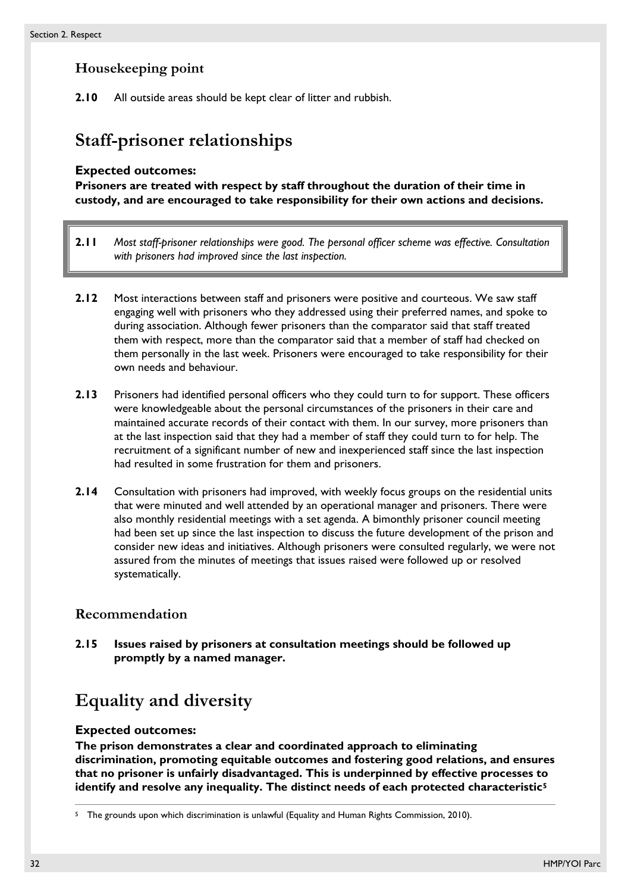### Housekeeping point

**2.10** All outside areas should be kept clear of litter and rubbish.

## Staff-prisoner relationships

**Expected outcomes:**
**Prisoners are treated with respect by staff throughout the duration of their time in custody, and are encouraged to take responsibility for their own actions and decisions.**

**2.11** *Most staff-prisoner relationships were good. The personal officer scheme was effective. Consultation with prisoners had improved since the last inspection.*

**2.12** Most interactions between staff and prisoners were positive and courteous. We saw staff engaging well with prisoners who they addressed using their preferred names, and spoke to during association. Although fewer prisoners than the comparator said that staff treated them with respect, more than the comparator said that a member of staff had checked on them personally in the last week. Prisoners were encouraged to take responsibility for their own needs and behaviour.

**2.13** Prisoners had identified personal officers who they could turn to for support. These officers were knowledgeable about the personal circumstances of the prisoners in their care and maintained accurate records of their contact with them. In our survey, more prisoners than at the last inspection said that they had a member of staff they could turn to for help. The recruitment of a significant number of new and inexperienced staff since the last inspection had resulted in some frustration for them and prisoners.

**2.14** Consultation with prisoners had improved, with weekly focus groups on the residential units that were minuted and well attended by an operational manager and prisoners. There were also monthly residential meetings with a set agenda. A bimonthly prisoner council meeting had been set up since the last inspection to discuss the future development of the prison and consider new ideas and initiatives. Although prisoners were consulted regularly, we were not assured from the minutes of meetings that issues raised were followed up or resolved systematically.

### Recommendation

**2.15** **Issues raised by prisoners at consultation meetings should be followed up promptly by a named manager.**

## Equality and diversity

**Expected outcomes:**
**The prison demonstrates a clear and coordinated approach to eliminating discrimination, promoting equitable outcomes and fostering good relations, and ensures that no prisoner is unfairly disadvantaged. This is underpinned by effective processes to identify and resolve any inequality. The distinct needs of each protected characteristic[5]**

[5] The grounds upon which discrimination is unlawful (Equality and Human Rights Commission, 2010).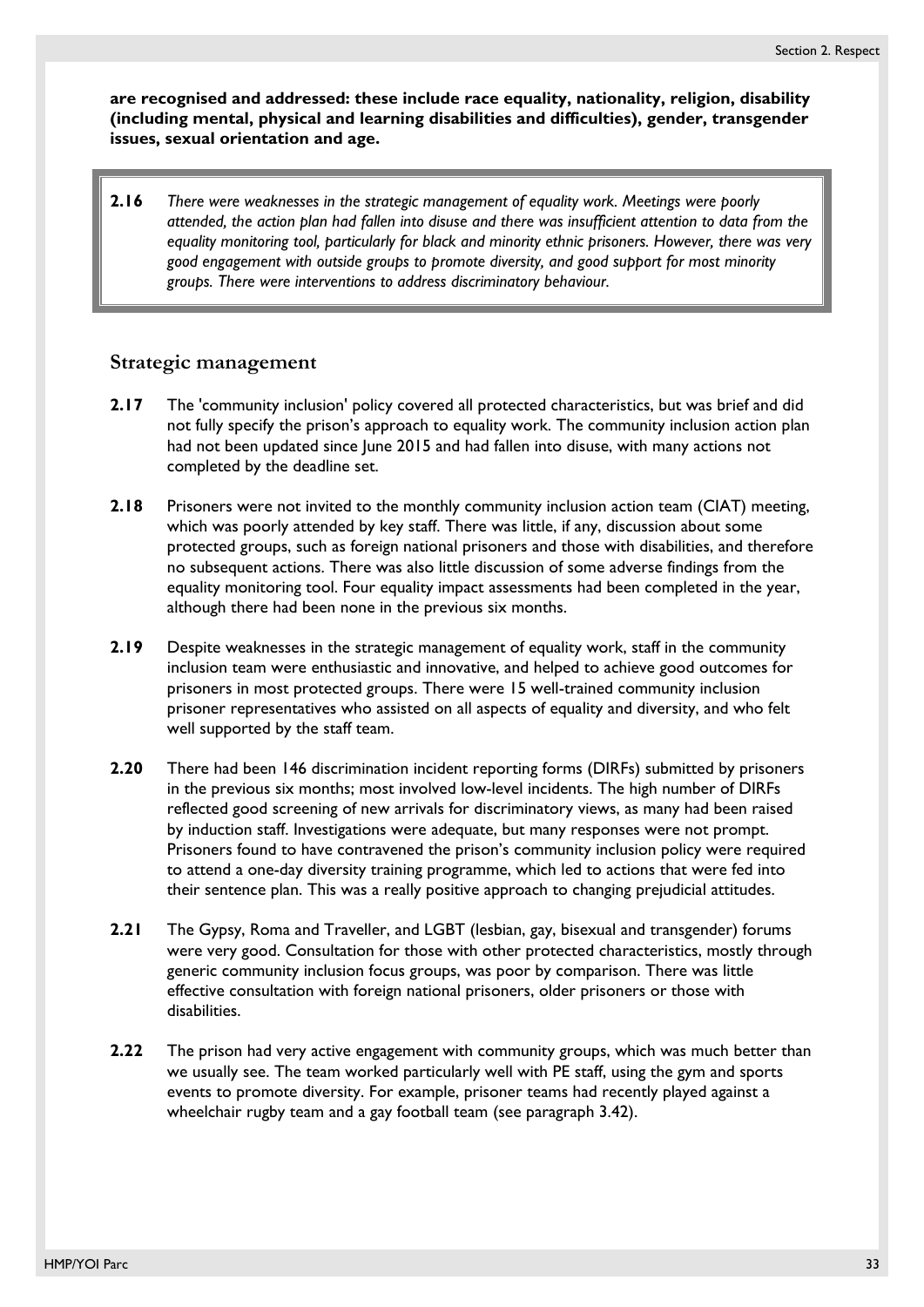**are recognised and addressed: these include race equality, nationality, religion, disability (including mental, physical and learning disabilities and difficulties), gender, transgender issues, sexual orientation and age.**

> **2.16** *There were weaknesses in the strategic management of equality work. Meetings were poorly attended, the action plan had fallen into disuse and there was insufficient attention to data from the equality monitoring tool, particularly for black and minority ethnic prisoners. However, there was very good engagement with outside groups to promote diversity, and good support for most minority groups. There were interventions to address discriminatory behaviour.*

## Strategic management

**2.17** The 'community inclusion' policy covered all protected characteristics, but was brief and did not fully specify the prison's approach to equality work. The community inclusion action plan had not been updated since June 2015 and had fallen into disuse, with many actions not completed by the deadline set.

**2.18** Prisoners were not invited to the monthly community inclusion action team (CIAT) meeting, which was poorly attended by key staff. There was little, if any, discussion about some protected groups, such as foreign national prisoners and those with disabilities, and therefore no subsequent actions. There was also little discussion of some adverse findings from the equality monitoring tool. Four equality impact assessments had been completed in the year, although there had been none in the previous six months.

**2.19** Despite weaknesses in the strategic management of equality work, staff in the community inclusion team were enthusiastic and innovative, and helped to achieve good outcomes for prisoners in most protected groups. There were 15 well-trained community inclusion prisoner representatives who assisted on all aspects of equality and diversity, and who felt well supported by the staff team.

**2.20** There had been 146 discrimination incident reporting forms (DIRFs) submitted by prisoners in the previous six months; most involved low-level incidents. The high number of DIRFs reflected good screening of new arrivals for discriminatory views, as many had been raised by induction staff. Investigations were adequate, but many responses were not prompt. Prisoners found to have contravened the prison's community inclusion policy were required to attend a one-day diversity training programme, which led to actions that were fed into their sentence plan. This was a really positive approach to changing prejudicial attitudes.

**2.21** The Gypsy, Roma and Traveller, and LGBT (lesbian, gay, bisexual and transgender) forums were very good. Consultation for those with other protected characteristics, mostly through generic community inclusion focus groups, was poor by comparison. There was little effective consultation with foreign national prisoners, older prisoners or those with disabilities.

**2.22** The prison had very active engagement with community groups, which was much better than we usually see. The team worked particularly well with PE staff, using the gym and sports events to promote diversity. For example, prisoner teams had recently played against a wheelchair rugby team and a gay football team (see paragraph 3.42).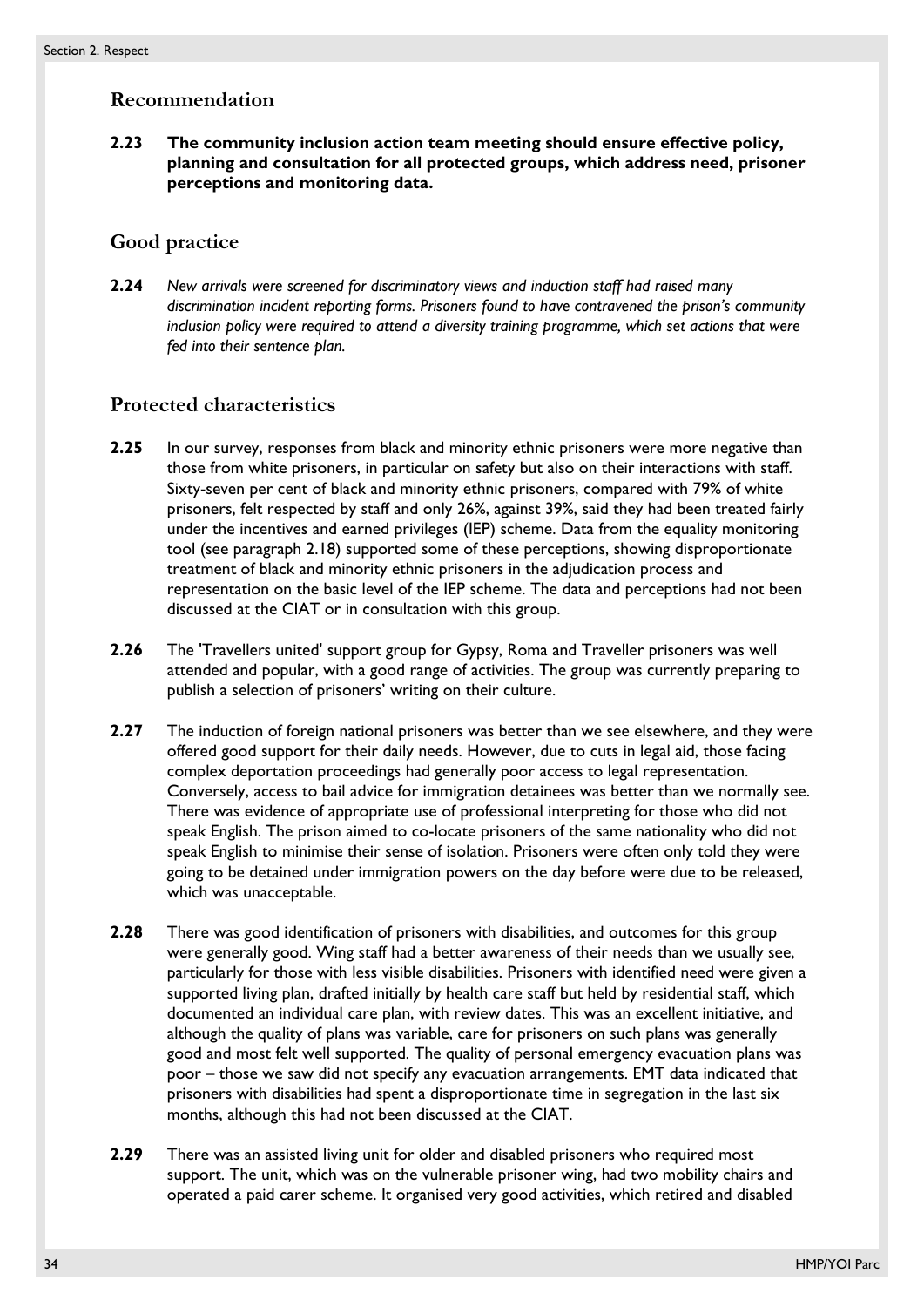## Recommendation

**2.23 The community inclusion action team meeting should ensure effective policy, planning and consultation for all protected groups, which address need, prisoner perceptions and monitoring data.**

## Good practice

**2.24** *New arrivals were screened for discriminatory views and induction staff had raised many discrimination incident reporting forms. Prisoners found to have contravened the prison's community inclusion policy were required to attend a diversity training programme, which set actions that were fed into their sentence plan.*

## Protected characteristics

**2.25** In our survey, responses from black and minority ethnic prisoners were more negative than those from white prisoners, in particular on safety but also on their interactions with staff. Sixty-seven per cent of black and minority ethnic prisoners, compared with 79% of white prisoners, felt respected by staff and only 26%, against 39%, said they had been treated fairly under the incentives and earned privileges (IEP) scheme. Data from the equality monitoring tool (see paragraph 2.18) supported some of these perceptions, showing disproportionate treatment of black and minority ethnic prisoners in the adjudication process and representation on the basic level of the IEP scheme. The data and perceptions had not been discussed at the CIAT or in consultation with this group.

**2.26** The 'Travellers united' support group for Gypsy, Roma and Traveller prisoners was well attended and popular, with a good range of activities. The group was currently preparing to publish a selection of prisoners' writing on their culture.

**2.27** The induction of foreign national prisoners was better than we see elsewhere, and they were offered good support for their daily needs. However, due to cuts in legal aid, those facing complex deportation proceedings had generally poor access to legal representation. Conversely, access to bail advice for immigration detainees was better than we normally see. There was evidence of appropriate use of professional interpreting for those who did not speak English. The prison aimed to co-locate prisoners of the same nationality who did not speak English to minimise their sense of isolation. Prisoners were often only told they were going to be detained under immigration powers on the day before were due to be released, which was unacceptable.

**2.28** There was good identification of prisoners with disabilities, and outcomes for this group were generally good. Wing staff had a better awareness of their needs than we usually see, particularly for those with less visible disabilities. Prisoners with identified need were given a supported living plan, drafted initially by health care staff but held by residential staff, which documented an individual care plan, with review dates. This was an excellent initiative, and although the quality of plans was variable, care for prisoners on such plans was generally good and most felt well supported. The quality of personal emergency evacuation plans was poor – those we saw did not specify any evacuation arrangements. EMT data indicated that prisoners with disabilities had spent a disproportionate time in segregation in the last six months, although this had not been discussed at the CIAT.

**2.29** There was an assisted living unit for older and disabled prisoners who required most support. The unit, which was on the vulnerable prisoner wing, had two mobility chairs and operated a paid carer scheme. It organised very good activities, which retired and disabled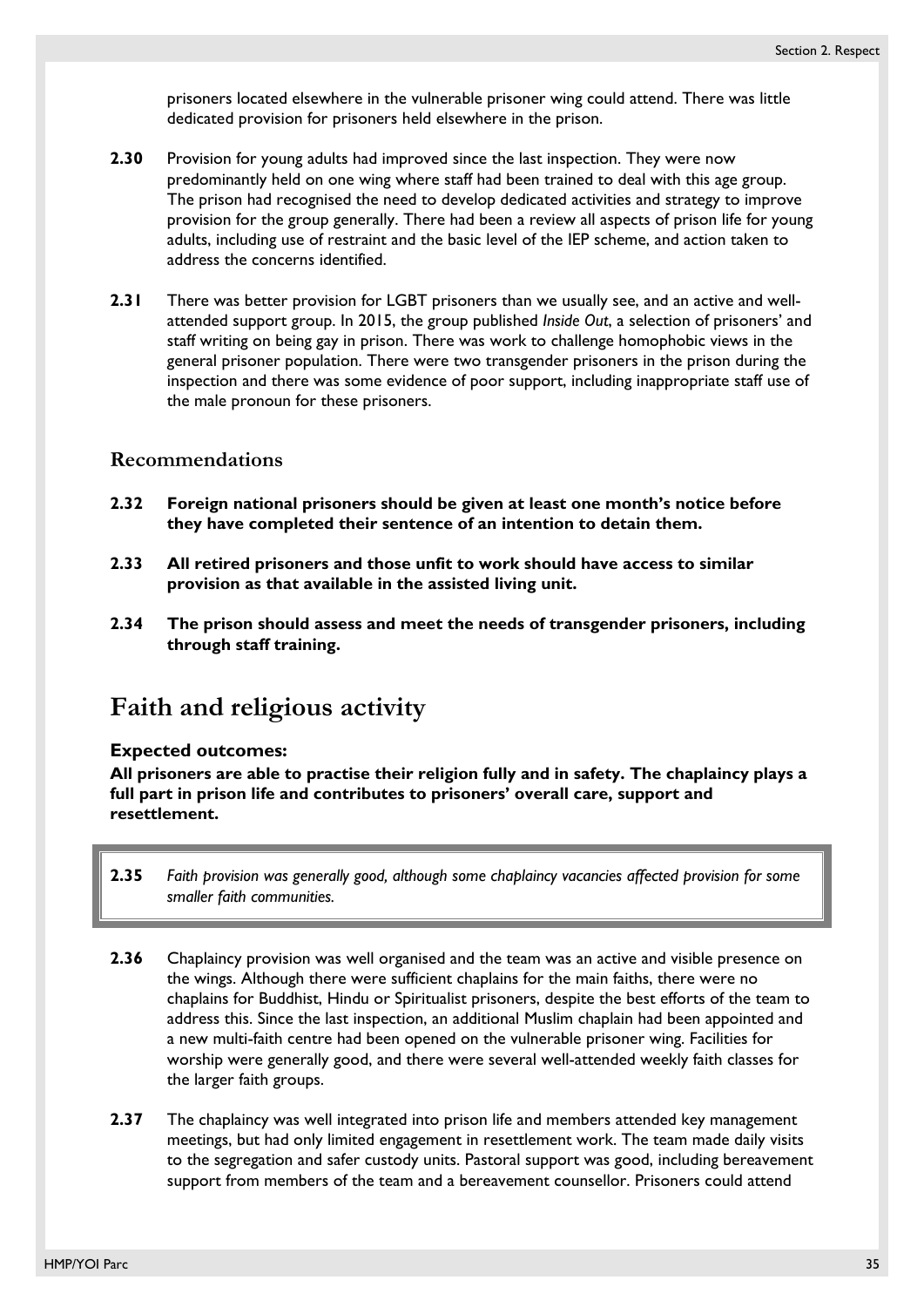prisoners located elsewhere in the vulnerable prisoner wing could attend. There was little dedicated provision for prisoners held elsewhere in the prison.

**2.30** Provision for young adults had improved since the last inspection. They were now predominantly held on one wing where staff had been trained to deal with this age group. The prison had recognised the need to develop dedicated activities and strategy to improve provision for the group generally. There had been a review all aspects of prison life for young adults, including use of restraint and the basic level of the IEP scheme, and action taken to address the concerns identified.

**2.31** There was better provision for LGBT prisoners than we usually see, and an active and well-attended support group. In 2015, the group published *Inside Out*, a selection of prisoners' and staff writing on being gay in prison. There was work to challenge homophobic views in the general prisoner population. There were two transgender prisoners in the prison during the inspection and there was some evidence of poor support, including inappropriate staff use of the male pronoun for these prisoners.

### Recommendations

**2.32 Foreign national prisoners should be given at least one month's notice before they have completed their sentence of an intention to detain them.**

**2.33 All retired prisoners and those unfit to work should have access to similar provision as that available in the assisted living unit.**

**2.34 The prison should assess and meet the needs of transgender prisoners, including through staff training.**

## Faith and religious activity

**Expected outcomes:**

**All prisoners are able to practise their religion fully and in safety. The chaplaincy plays a full part in prison life and contributes to prisoners' overall care, support and resettlement.**

**2.35** *Faith provision was generally good, although some chaplaincy vacancies affected provision for some smaller faith communities.*

**2.36** Chaplaincy provision was well organised and the team was an active and visible presence on the wings. Although there were sufficient chaplains for the main faiths, there were no chaplains for Buddhist, Hindu or Spiritualist prisoners, despite the best efforts of the team to address this. Since the last inspection, an additional Muslim chaplain had been appointed and a new multi-faith centre had been opened on the vulnerable prisoner wing. Facilities for worship were generally good, and there were several well-attended weekly faith classes for the larger faith groups.

**2.37** The chaplaincy was well integrated into prison life and members attended key management meetings, but had only limited engagement in resettlement work. The team made daily visits to the segregation and safer custody units. Pastoral support was good, including bereavement support from members of the team and a bereavement counsellor. Prisoners could attend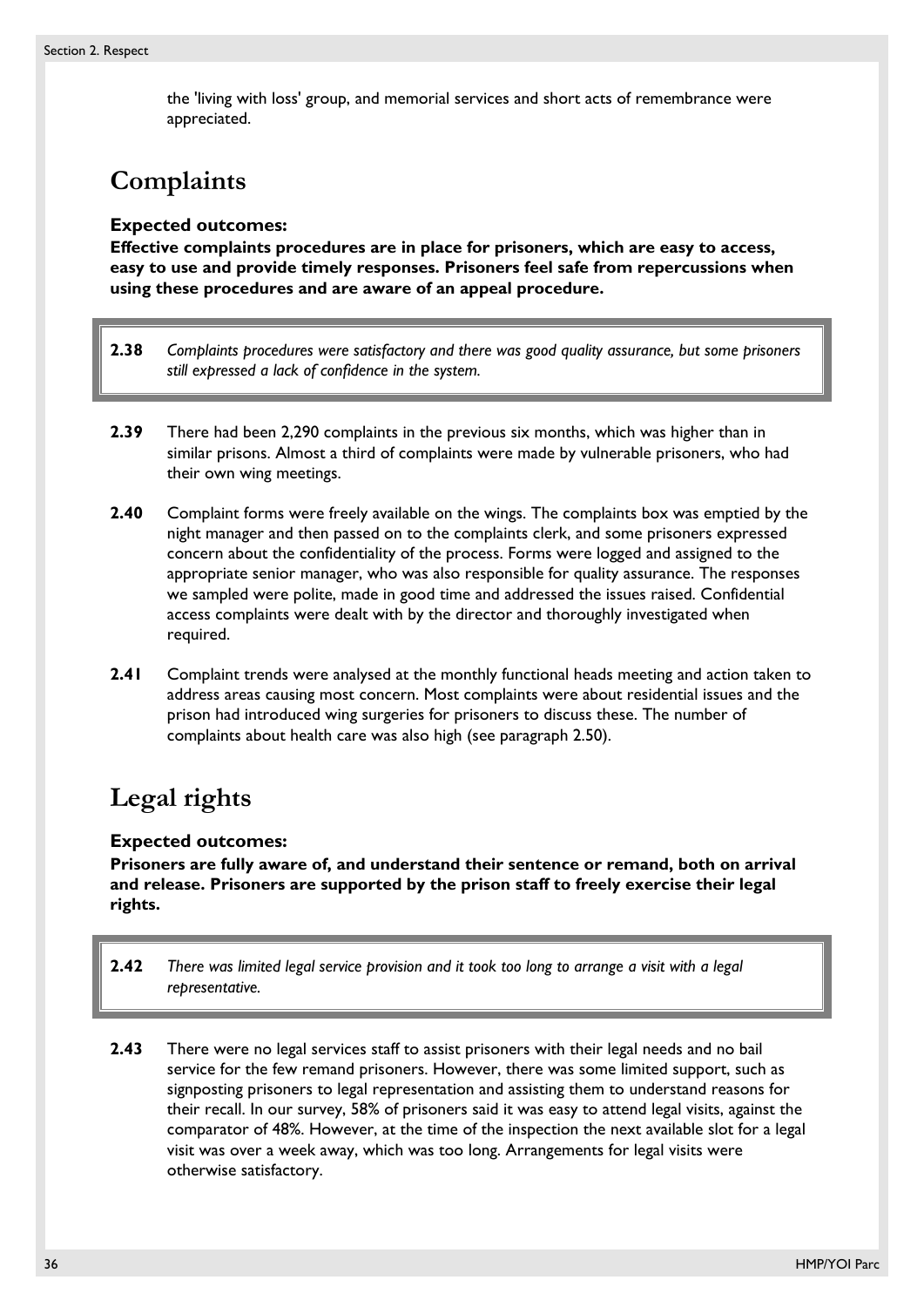the 'living with loss' group, and memorial services and short acts of remembrance were appreciated.

## Complaints

**Expected outcomes:**
**Effective complaints procedures are in place for prisoners, which are easy to access, easy to use and provide timely responses. Prisoners feel safe from repercussions when using these procedures and are aware of an appeal procedure.**

**2.38** *Complaints procedures were satisfactory and there was good quality assurance, but some prisoners still expressed a lack of confidence in the system.*

**2.39** There had been 2,290 complaints in the previous six months, which was higher than in similar prisons. Almost a third of complaints were made by vulnerable prisoners, who had their own wing meetings.

**2.40** Complaint forms were freely available on the wings. The complaints box was emptied by the night manager and then passed on to the complaints clerk, and some prisoners expressed concern about the confidentiality of the process. Forms were logged and assigned to the appropriate senior manager, who was also responsible for quality assurance. The responses we sampled were polite, made in good time and addressed the issues raised. Confidential access complaints were dealt with by the director and thoroughly investigated when required.

**2.41** Complaint trends were analysed at the monthly functional heads meeting and action taken to address areas causing most concern. Most complaints were about residential issues and the prison had introduced wing surgeries for prisoners to discuss these. The number of complaints about health care was also high (see paragraph 2.50).

## Legal rights

**Expected outcomes:**
**Prisoners are fully aware of, and understand their sentence or remand, both on arrival and release. Prisoners are supported by the prison staff to freely exercise their legal rights.**

**2.42** *There was limited legal service provision and it took too long to arrange a visit with a legal representative.*

**2.43** There were no legal services staff to assist prisoners with their legal needs and no bail service for the few remand prisoners. However, there was some limited support, such as signposting prisoners to legal representation and assisting them to understand reasons for their recall. In our survey, 58% of prisoners said it was easy to attend legal visits, against the comparator of 48%. However, at the time of the inspection the next available slot for a legal visit was over a week away, which was too long. Arrangements for legal visits were otherwise satisfactory.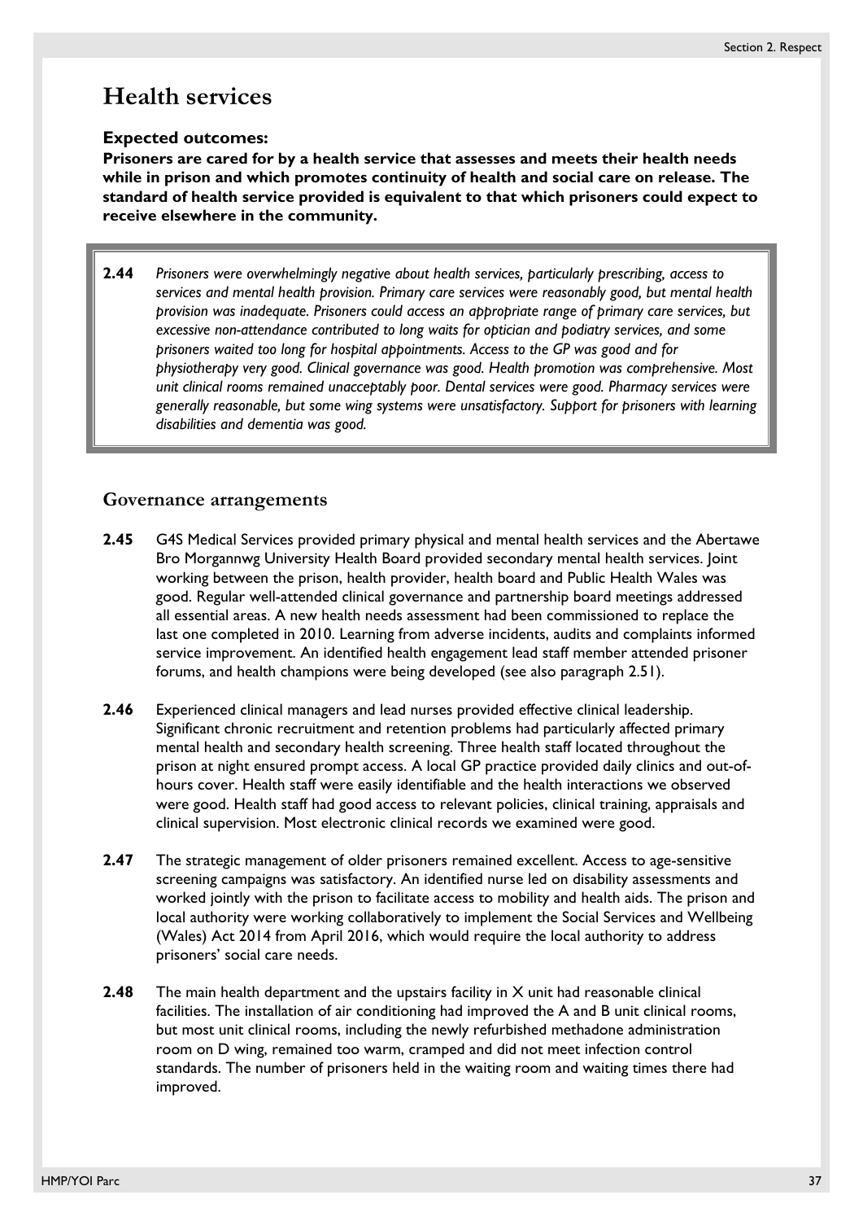# Health services

**Expected outcomes:**
**Prisoners are cared for by a health service that assesses and meets their health needs while in prison and which promotes continuity of health and social care on release. The standard of health service provided is equivalent to that which prisoners could expect to receive elsewhere in the community.**

**2.44** *Prisoners were overwhelmingly negative about health services, particularly prescribing, access to services and mental health provision. Primary care services were reasonably good, but mental health provision was inadequate. Prisoners could access an appropriate range of primary care services, but excessive non-attendance contributed to long waits for optician and podiatry services, and some prisoners waited too long for hospital appointments. Access to the GP was good and for physiotherapy very good. Clinical governance was good. Health promotion was comprehensive. Most unit clinical rooms remained unacceptably poor. Dental services were good. Pharmacy services were generally reasonable, but some wing systems were unsatisfactory. Support for prisoners with learning disabilities and dementia was good.*

## Governance arrangements

**2.45** G4S Medical Services provided primary physical and mental health services and the Abertawe Bro Morgannwg University Health Board provided secondary mental health services. Joint working between the prison, health provider, health board and Public Health Wales was good. Regular well-attended clinical governance and partnership board meetings addressed all essential areas. A new health needs assessment had been commissioned to replace the last one completed in 2010. Learning from adverse incidents, audits and complaints informed service improvement. An identified health engagement lead staff member attended prisoner forums, and health champions were being developed (see also paragraph 2.51).

**2.46** Experienced clinical managers and lead nurses provided effective clinical leadership. Significant chronic recruitment and retention problems had particularly affected primary mental health and secondary health screening. Three health staff located throughout the prison at night ensured prompt access. A local GP practice provided daily clinics and out-of-hours cover. Health staff were easily identifiable and the health interactions we observed were good. Health staff had good access to relevant policies, clinical training, appraisals and clinical supervision. Most electronic clinical records we examined were good.

**2.47** The strategic management of older prisoners remained excellent. Access to age-sensitive screening campaigns was satisfactory. An identified nurse led on disability assessments and worked jointly with the prison to facilitate access to mobility and health aids. The prison and local authority were working collaboratively to implement the Social Services and Wellbeing (Wales) Act 2014 from April 2016, which would require the local authority to address prisoners' social care needs.

**2.48** The main health department and the upstairs facility in X unit had reasonable clinical facilities. The installation of air conditioning had improved the A and B unit clinical rooms, but most unit clinical rooms, including the newly refurbished methadone administration room on D wing, remained too warm, cramped and did not meet infection control standards. The number of prisoners held in the waiting room and waiting times there had improved.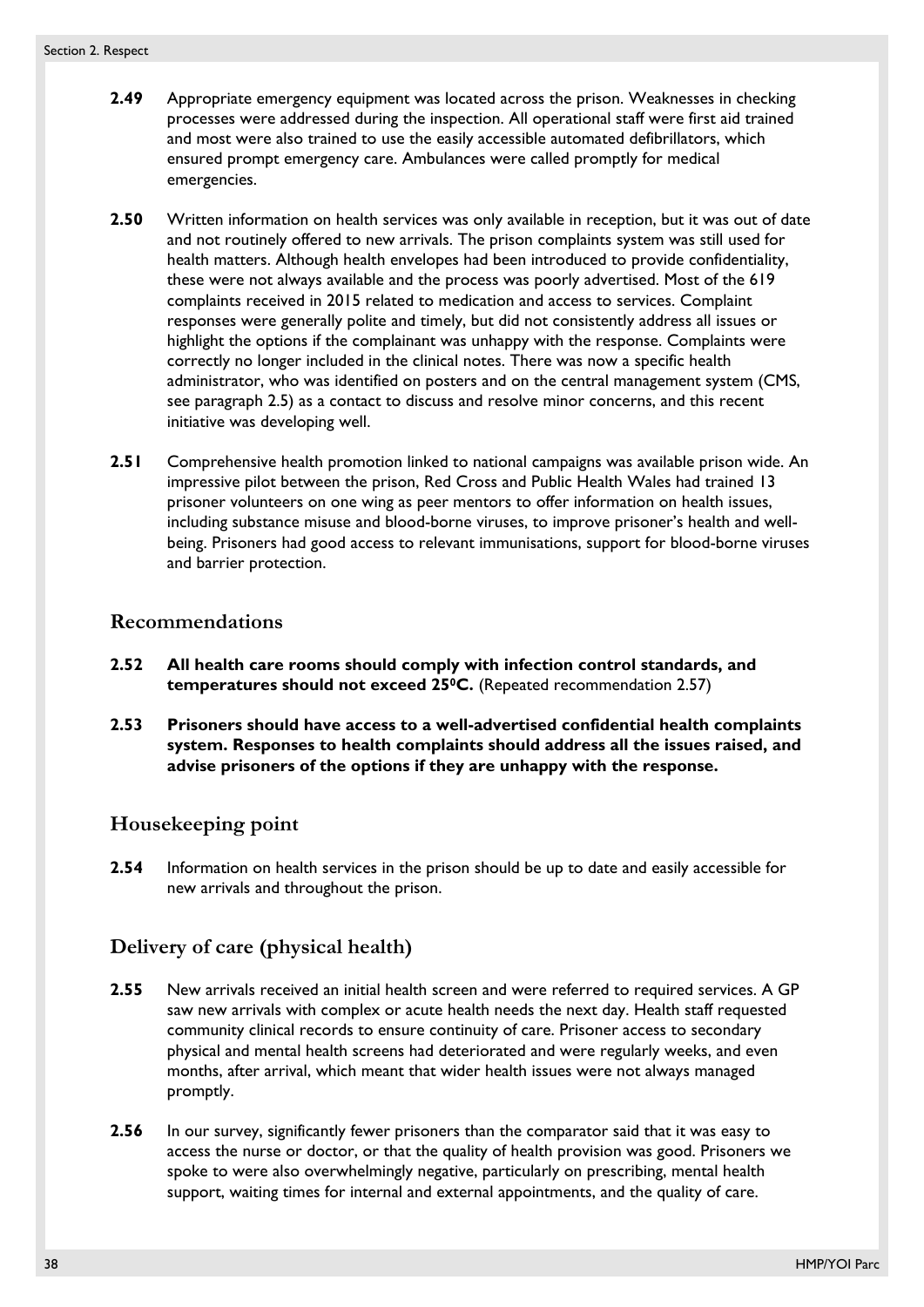**2.49** Appropriate emergency equipment was located across the prison. Weaknesses in checking processes were addressed during the inspection. All operational staff were first aid trained and most were also trained to use the easily accessible automated defibrillators, which ensured prompt emergency care. Ambulances were called promptly for medical emergencies.

**2.50** Written information on health services was only available in reception, but it was out of date and not routinely offered to new arrivals. The prison complaints system was still used for health matters. Although health envelopes had been introduced to provide confidentiality, these were not always available and the process was poorly advertised. Most of the 619 complaints received in 2015 related to medication and access to services. Complaint responses were generally polite and timely, but did not consistently address all issues or highlight the options if the complainant was unhappy with the response. Complaints were correctly no longer included in the clinical notes. There was now a specific health administrator, who was identified on posters and on the central management system (CMS, see paragraph 2.5) as a contact to discuss and resolve minor concerns, and this recent initiative was developing well.

**2.51** Comprehensive health promotion linked to national campaigns was available prison wide. An impressive pilot between the prison, Red Cross and Public Health Wales had trained 13 prisoner volunteers on one wing as peer mentors to offer information on health issues, including substance misuse and blood-borne viruses, to improve prisoner's health and well-being. Prisoners had good access to relevant immunisations, support for blood-borne viruses and barrier protection.

## Recommendations

**2.52** **All health care rooms should comply with infection control standards, and temperatures should not exceed 25$^0$C.** (Repeated recommendation 2.57)

**2.53** **Prisoners should have access to a well-advertised confidential health complaints system. Responses to health complaints should address all the issues raised, and advise prisoners of the options if they are unhappy with the response.**

## Housekeeping point

**2.54** Information on health services in the prison should be up to date and easily accessible for new arrivals and throughout the prison.

## Delivery of care (physical health)

**2.55** New arrivals received an initial health screen and were referred to required services. A GP saw new arrivals with complex or acute health needs the next day. Health staff requested community clinical records to ensure continuity of care. Prisoner access to secondary physical and mental health screens had deteriorated and were regularly weeks, and even months, after arrival, which meant that wider health issues were not always managed promptly.

**2.56** In our survey, significantly fewer prisoners than the comparator said that it was easy to access the nurse or doctor, or that the quality of health provision was good. Prisoners we spoke to were also overwhelmingly negative, particularly on prescribing, mental health support, waiting times for internal and external appointments, and the quality of care.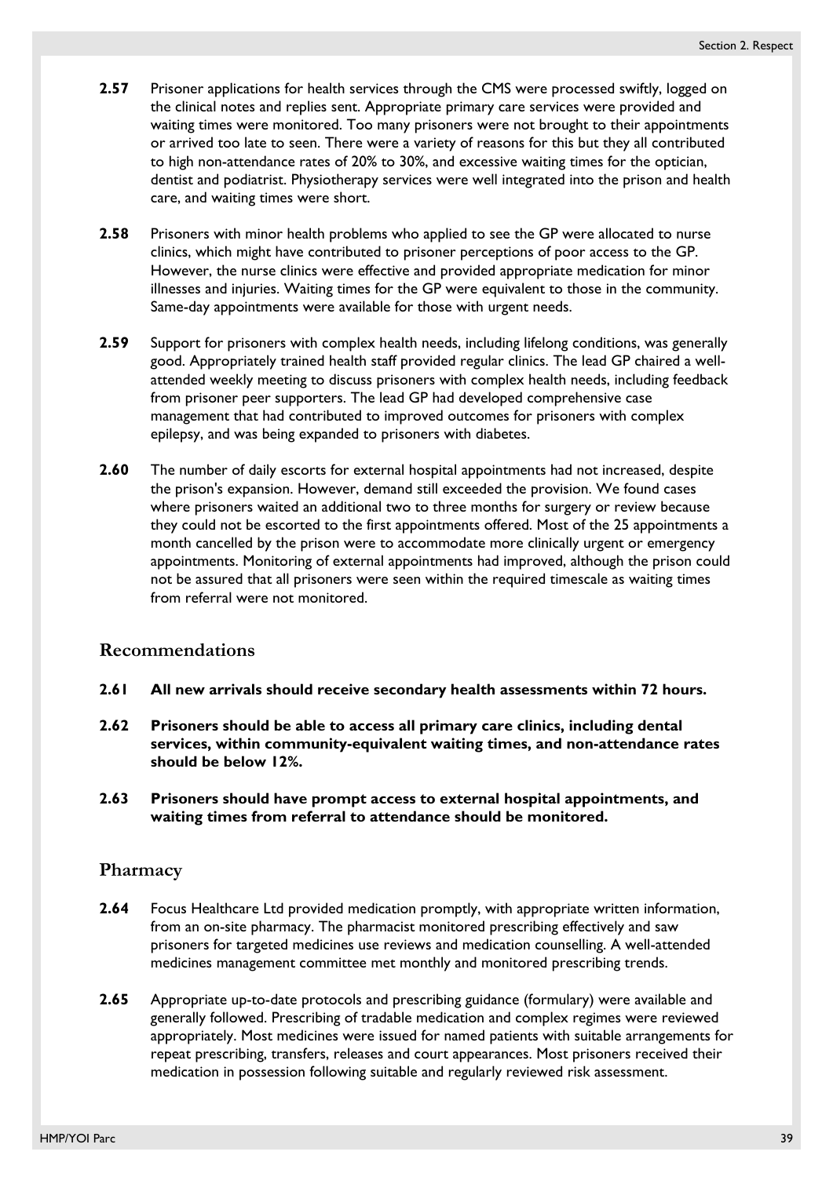**2.57** Prisoner applications for health services through the CMS were processed swiftly, logged on the clinical notes and replies sent. Appropriate primary care services were provided and waiting times were monitored. Too many prisoners were not brought to their appointments or arrived too late to seen. There were a variety of reasons for this but they all contributed to high non-attendance rates of 20% to 30%, and excessive waiting times for the optician, dentist and podiatrist. Physiotherapy services were well integrated into the prison and health care, and waiting times were short.

**2.58** Prisoners with minor health problems who applied to see the GP were allocated to nurse clinics, which might have contributed to prisoner perceptions of poor access to the GP. However, the nurse clinics were effective and provided appropriate medication for minor illnesses and injuries. Waiting times for the GP were equivalent to those in the community. Same-day appointments were available for those with urgent needs.

**2.59** Support for prisoners with complex health needs, including lifelong conditions, was generally good. Appropriately trained health staff provided regular clinics. The lead GP chaired a well-attended weekly meeting to discuss prisoners with complex health needs, including feedback from prisoner peer supporters. The lead GP had developed comprehensive case management that had contributed to improved outcomes for prisoners with complex epilepsy, and was being expanded to prisoners with diabetes.

**2.60** The number of daily escorts for external hospital appointments had not increased, despite the prison's expansion. However, demand still exceeded the provision. We found cases where prisoners waited an additional two to three months for surgery or review because they could not be escorted to the first appointments offered. Most of the 25 appointments a month cancelled by the prison were to accommodate more clinically urgent or emergency appointments. Monitoring of external appointments had improved, although the prison could not be assured that all prisoners were seen within the required timescale as waiting times from referral were not monitored.

## Recommendations

**2.61 All new arrivals should receive secondary health assessments within 72 hours.**

**2.62 Prisoners should be able to access all primary care clinics, including dental services, within community-equivalent waiting times, and non-attendance rates should be below 12%.**

**2.63 Prisoners should have prompt access to external hospital appointments, and waiting times from referral to attendance should be monitored.**

## Pharmacy

**2.64** Focus Healthcare Ltd provided medication promptly, with appropriate written information, from an on-site pharmacy. The pharmacist monitored prescribing effectively and saw prisoners for targeted medicines use reviews and medication counselling. A well-attended medicines management committee met monthly and monitored prescribing trends.

**2.65** Appropriate up-to-date protocols and prescribing guidance (formulary) were available and generally followed. Prescribing of tradable medication and complex regimes were reviewed appropriately. Most medicines were issued for named patients with suitable arrangements for repeat prescribing, transfers, releases and court appearances. Most prisoners received their medication in possession following suitable and regularly reviewed risk assessment.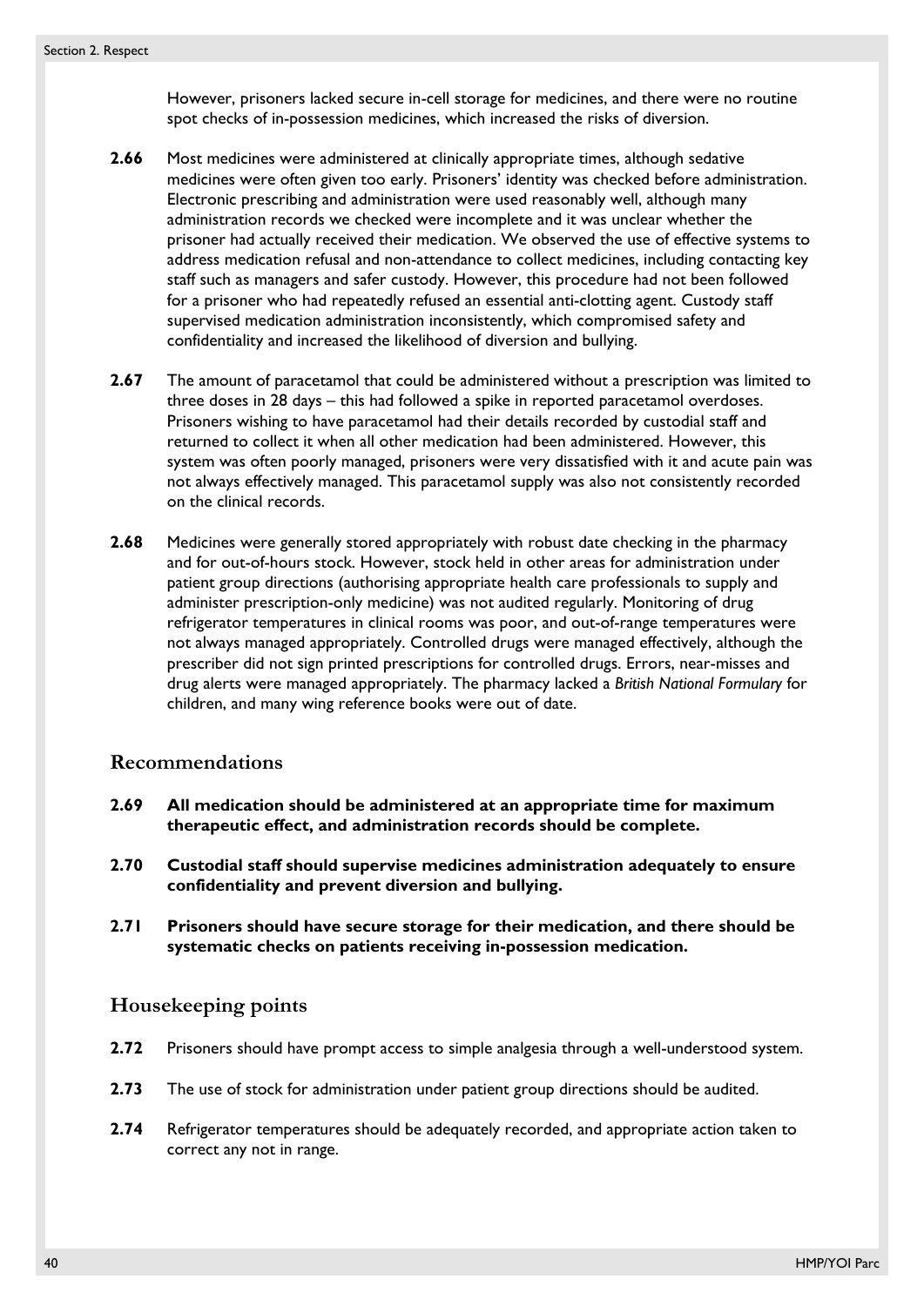However, prisoners lacked secure in-cell storage for medicines, and there were no routine spot checks of in-possession medicines, which increased the risks of diversion.

**2.66** Most medicines were administered at clinically appropriate times, although sedative medicines were often given too early. Prisoners' identity was checked before administration. Electronic prescribing and administration were used reasonably well, although many administration records we checked were incomplete and it was unclear whether the prisoner had actually received their medication. We observed the use of effective systems to address medication refusal and non-attendance to collect medicines, including contacting key staff such as managers and safer custody. However, this procedure had not been followed for a prisoner who had repeatedly refused an essential anti-clotting agent. Custody staff supervised medication administration inconsistently, which compromised safety and confidentiality and increased the likelihood of diversion and bullying.

**2.67** The amount of paracetamol that could be administered without a prescription was limited to three doses in 28 days – this had followed a spike in reported paracetamol overdoses. Prisoners wishing to have paracetamol had their details recorded by custodial staff and returned to collect it when all other medication had been administered. However, this system was often poorly managed, prisoners were very dissatisfied with it and acute pain was not always effectively managed. This paracetamol supply was also not consistently recorded on the clinical records.

**2.68** Medicines were generally stored appropriately with robust date checking in the pharmacy and for out-of-hours stock. However, stock held in other areas for administration under patient group directions (authorising appropriate health care professionals to supply and administer prescription-only medicine) was not audited regularly. Monitoring of drug refrigerator temperatures in clinical rooms was poor, and out-of-range temperatures were not always managed appropriately. Controlled drugs were managed effectively, although the prescriber did not sign printed prescriptions for controlled drugs. Errors, near-misses and drug alerts were managed appropriately. The pharmacy lacked a *British National Formulary* for children, and many wing reference books were out of date.

## Recommendations

**2.69 All medication should be administered at an appropriate time for maximum therapeutic effect, and administration records should be complete.**

**2.70 Custodial staff should supervise medicines administration adequately to ensure confidentiality and prevent diversion and bullying.**

**2.71 Prisoners should have secure storage for their medication, and there should be systematic checks on patients receiving in-possession medication.**

## Housekeeping points

**2.72** Prisoners should have prompt access to simple analgesia through a well-understood system.

**2.73** The use of stock for administration under patient group directions should be audited.

**2.74** Refrigerator temperatures should be adequately recorded, and appropriate action taken to correct any not in range.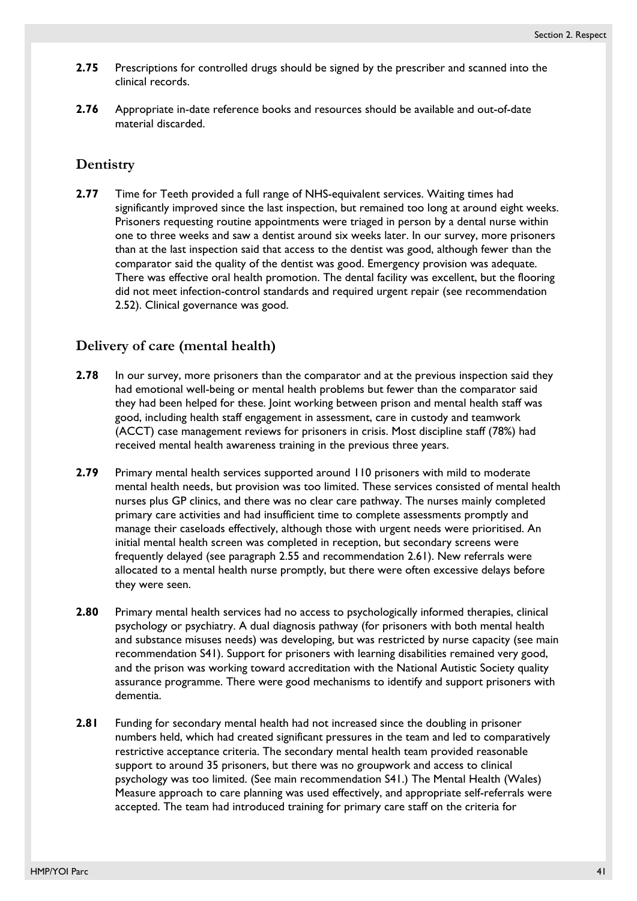**2.75** Prescriptions for controlled drugs should be signed by the prescriber and scanned into the clinical records.

**2.76** Appropriate in-date reference books and resources should be available and out-of-date material discarded.

## Dentistry

**2.77** Time for Teeth provided a full range of NHS-equivalent services. Waiting times had significantly improved since the last inspection, but remained too long at around eight weeks. Prisoners requesting routine appointments were triaged in person by a dental nurse within one to three weeks and saw a dentist around six weeks later. In our survey, more prisoners than at the last inspection said that access to the dentist was good, although fewer than the comparator said the quality of the dentist was good. Emergency provision was adequate. There was effective oral health promotion. The dental facility was excellent, but the flooring did not meet infection-control standards and required urgent repair (see recommendation 2.52). Clinical governance was good.

## Delivery of care (mental health)

**2.78** In our survey, more prisoners than the comparator and at the previous inspection said they had emotional well-being or mental health problems but fewer than the comparator said they had been helped for these. Joint working between prison and mental health staff was good, including health staff engagement in assessment, care in custody and teamwork (ACCT) case management reviews for prisoners in crisis. Most discipline staff (78%) had received mental health awareness training in the previous three years.

**2.79** Primary mental health services supported around 110 prisoners with mild to moderate mental health needs, but provision was too limited. These services consisted of mental health nurses plus GP clinics, and there was no clear care pathway. The nurses mainly completed primary care activities and had insufficient time to complete assessments promptly and manage their caseloads effectively, although those with urgent needs were prioritised. An initial mental health screen was completed in reception, but secondary screens were frequently delayed (see paragraph 2.55 and recommendation 2.61). New referrals were allocated to a mental health nurse promptly, but there were often excessive delays before they were seen.

**2.80** Primary mental health services had no access to psychologically informed therapies, clinical psychology or psychiatry. A dual diagnosis pathway (for prisoners with both mental health and substance misuses needs) was developing, but was restricted by nurse capacity (see main recommendation S41). Support for prisoners with learning disabilities remained very good, and the prison was working toward accreditation with the National Autistic Society quality assurance programme. There were good mechanisms to identify and support prisoners with dementia.

**2.81** Funding for secondary mental health had not increased since the doubling in prisoner numbers held, which had created significant pressures in the team and led to comparatively restrictive acceptance criteria. The secondary mental health team provided reasonable support to around 35 prisoners, but there was no groupwork and access to clinical psychology was too limited. (See main recommendation S41.) The Mental Health (Wales) Measure approach to care planning was used effectively, and appropriate self-referrals were accepted. The team had introduced training for primary care staff on the criteria for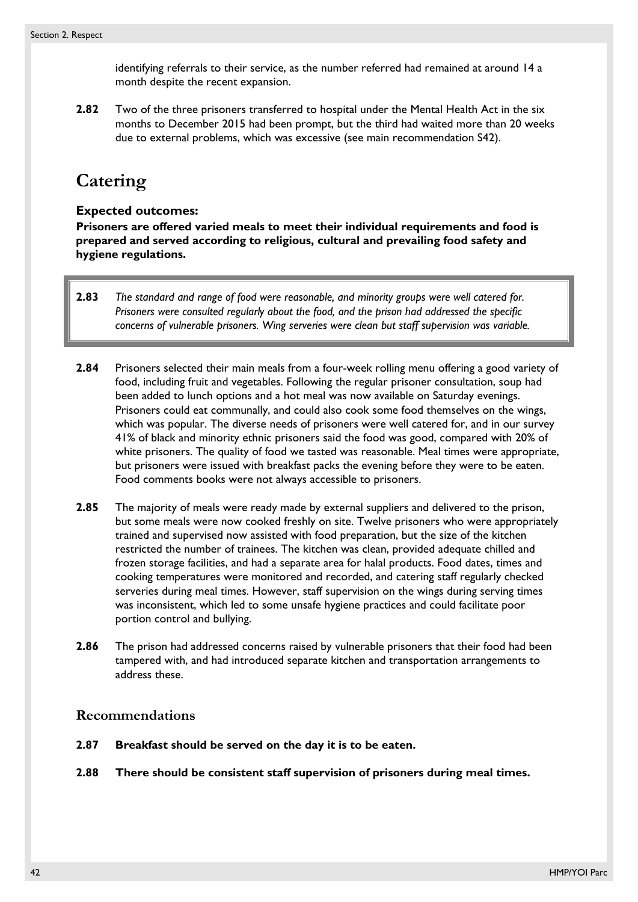identifying referrals to their service, as the number referred had remained at around 14 a month despite the recent expansion.

**2.82** Two of the three prisoners transferred to hospital under the Mental Health Act in the six months to December 2015 had been prompt, but the third had waited more than 20 weeks due to external problems, which was excessive (see main recommendation S42).

## Catering

### Expected outcomes:

**Prisoners are offered varied meals to meet their individual requirements and food is prepared and served according to religious, cultural and prevailing food safety and hygiene regulations.**

**2.83** *The standard and range of food were reasonable, and minority groups were well catered for. Prisoners were consulted regularly about the food, and the prison had addressed the specific concerns of vulnerable prisoners. Wing serveries were clean but staff supervision was variable.*

**2.84** Prisoners selected their main meals from a four-week rolling menu offering a good variety of food, including fruit and vegetables. Following the regular prisoner consultation, soup had been added to lunch options and a hot meal was now available on Saturday evenings. Prisoners could eat communally, and could also cook some food themselves on the wings, which was popular. The diverse needs of prisoners were well catered for, and in our survey 41% of black and minority ethnic prisoners said the food was good, compared with 20% of white prisoners. The quality of food we tasted was reasonable. Meal times were appropriate, but prisoners were issued with breakfast packs the evening before they were to be eaten. Food comments books were not always accessible to prisoners.

**2.85** The majority of meals were ready made by external suppliers and delivered to the prison, but some meals were now cooked freshly on site. Twelve prisoners who were appropriately trained and supervised now assisted with food preparation, but the size of the kitchen restricted the number of trainees. The kitchen was clean, provided adequate chilled and frozen storage facilities, and had a separate area for halal products. Food dates, times and cooking temperatures were monitored and recorded, and catering staff regularly checked serveries during meal times. However, staff supervision on the wings during serving times was inconsistent, which led to some unsafe hygiene practices and could facilitate poor portion control and bullying.

**2.86** The prison had addressed concerns raised by vulnerable prisoners that their food had been tampered with, and had introduced separate kitchen and transportation arrangements to address these.

### Recommendations

**2.87 Breakfast should be served on the day it is to be eaten.**

**2.88 There should be consistent staff supervision of prisoners during meal times.**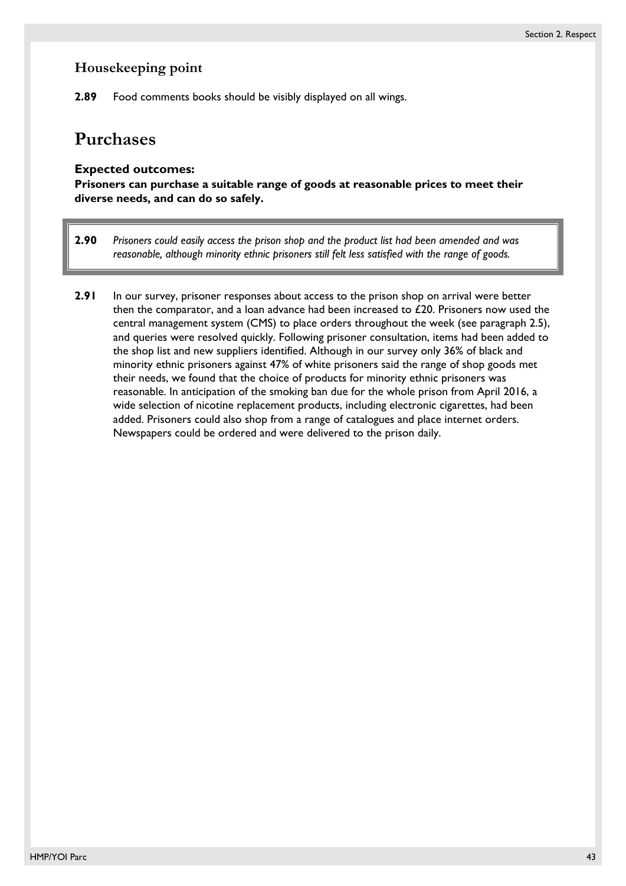### Housekeeping point

**2.89** Food comments books should be visibly displayed on all wings.

## Purchases

**Expected outcomes:**
**Prisoners can purchase a suitable range of goods at reasonable prices to meet their diverse needs, and can do so safely.**

> **2.90** *Prisoners could easily access the prison shop and the product list had been amended and was reasonable, although minority ethnic prisoners still felt less satisfied with the range of goods.*

**2.91** In our survey, prisoner responses about access to the prison shop on arrival were better then the comparator, and a loan advance had been increased to £20. Prisoners now used the central management system (CMS) to place orders throughout the week (see paragraph 2.5), and queries were resolved quickly. Following prisoner consultation, items had been added to the shop list and new suppliers identified. Although in our survey only 36% of black and minority ethnic prisoners against 47% of white prisoners said the range of shop goods met their needs, we found that the choice of products for minority ethnic prisoners was reasonable. In anticipation of the smoking ban due for the whole prison from April 2016, a wide selection of nicotine replacement products, including electronic cigarettes, had been added. Prisoners could also shop from a range of catalogues and place internet orders. Newspapers could be ordered and were delivered to the prison daily.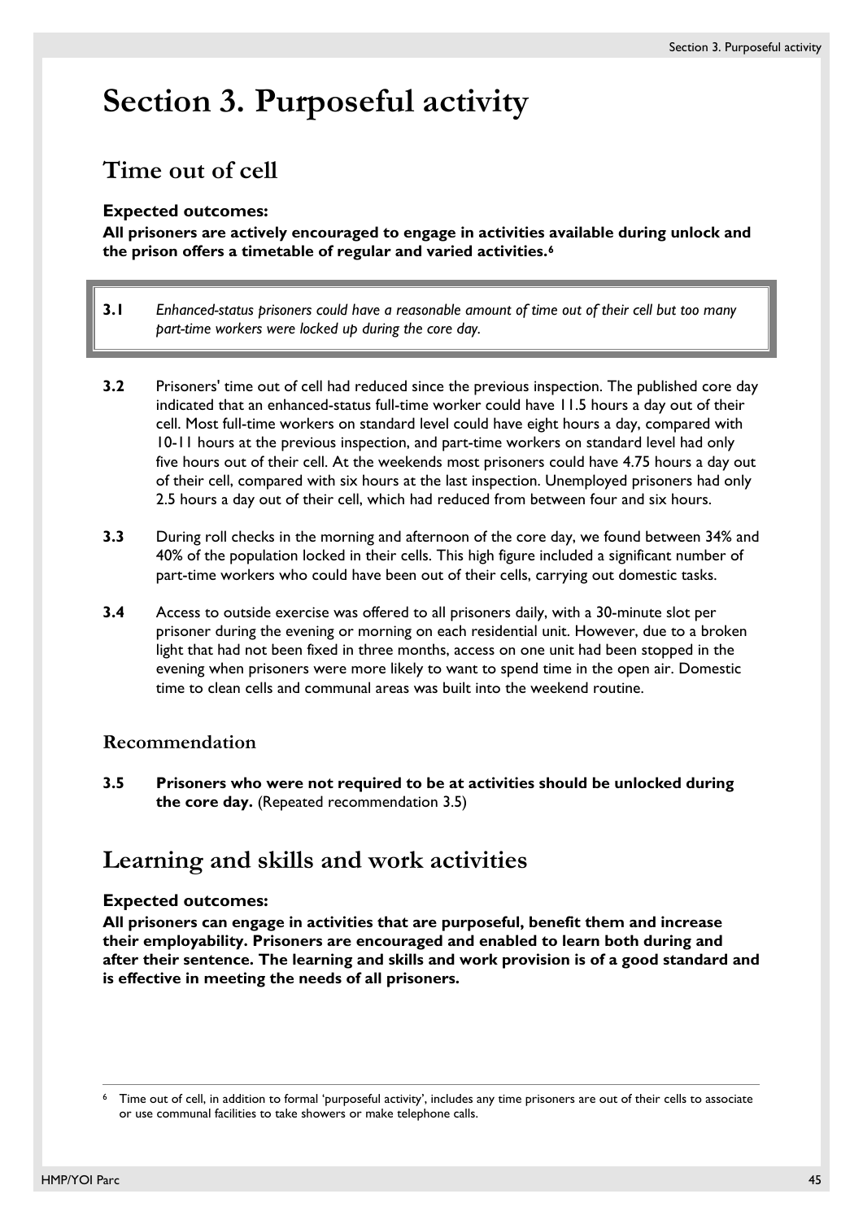# Section 3. Purposeful activity

## Time out of cell

**Expected outcomes:**
**All prisoners are actively encouraged to engage in activities available during unlock and the prison offers a timetable of regular and varied activities.[6]**

**3.1** *Enhanced-status prisoners could have a reasonable amount of time out of their cell but too many part-time workers were locked up during the core day.*

**3.2** Prisoners' time out of cell had reduced since the previous inspection. The published core day indicated that an enhanced-status full-time worker could have 11.5 hours a day out of their cell. Most full-time workers on standard level could have eight hours a day, compared with 10-11 hours at the previous inspection, and part-time workers on standard level had only five hours out of their cell. At the weekends most prisoners could have 4.75 hours a day out of their cell, compared with six hours at the last inspection. Unemployed prisoners had only 2.5 hours a day out of their cell, which had reduced from between four and six hours.

**3.3** During roll checks in the morning and afternoon of the core day, we found between 34% and 40% of the population locked in their cells. This high figure included a significant number of part-time workers who could have been out of their cells, carrying out domestic tasks.

**3.4** Access to outside exercise was offered to all prisoners daily, with a 30-minute slot per prisoner during the evening or morning on each residential unit. However, due to a broken light that had not been fixed in three months, access on one unit had been stopped in the evening when prisoners were more likely to want to spend time in the open air. Domestic time to clean cells and communal areas was built into the weekend routine.

### Recommendation

**3.5** **Prisoners who were not required to be at activities should be unlocked during the core day.** (Repeated recommendation 3.5)

## Learning and skills and work activities

**Expected outcomes:**
**All prisoners can engage in activities that are purposeful, benefit them and increase their employability. Prisoners are encouraged and enabled to learn both during and after their sentence. The learning and skills and work provision is of a good standard and is effective in meeting the needs of all prisoners.**

[6] Time out of cell, in addition to formal 'purposeful activity', includes any time prisoners are out of their cells to associate or use communal facilities to take showers or make telephone calls.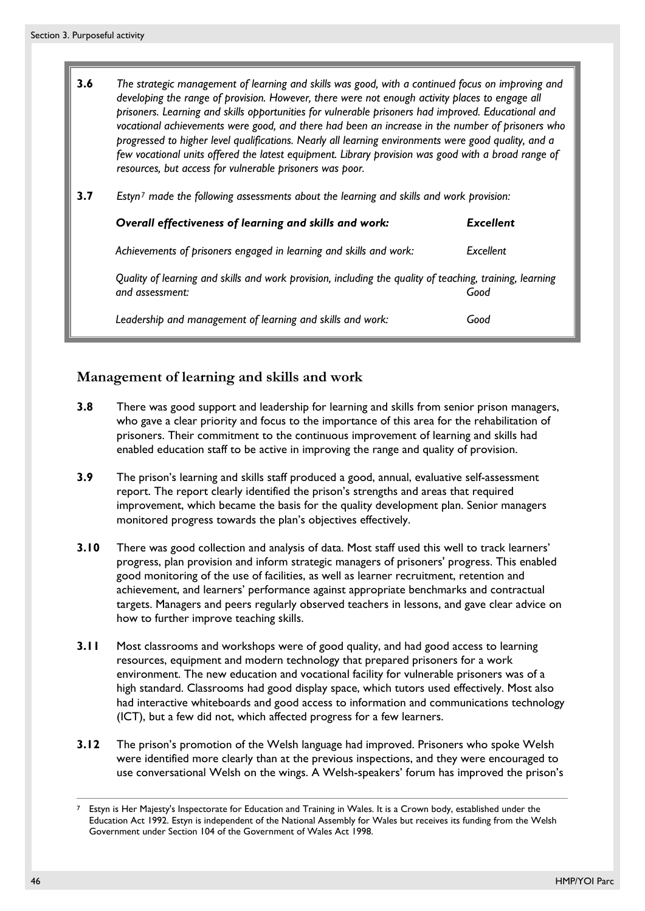**3.6** *The strategic management of learning and skills was good, with a continued focus on improving and developing the range of provision. However, there were not enough activity places to engage all prisoners. Learning and skills opportunities for vulnerable prisoners had improved. Educational and vocational achievements were good, and there had been an increase in the number of prisoners who progressed to higher level qualifications. Nearly all learning environments were good quality, and a few vocational units offered the latest equipment. Library provision was good with a broad range of resources, but access for vulnerable prisoners was poor.*

**3.7** *Estyn[7] made the following assessments about the learning and skills and work provision:*

| | |
|---|---|
| ***Overall effectiveness of learning and skills and work:*** | ***Excellent*** |
| *Achievements of prisoners engaged in learning and skills and work:* | *Excellent* |
| *Quality of learning and skills and work provision, including the quality of teaching, training, learning and assessment:* | *Good* |
| *Leadership and management of learning and skills and work:* | *Good* |

## Management of learning and skills and work

**3.8** There was good support and leadership for learning and skills from senior prison managers, who gave a clear priority and focus to the importance of this area for the rehabilitation of prisoners. Their commitment to the continuous improvement of learning and skills had enabled education staff to be active in improving the range and quality of provision.

**3.9** The prison's learning and skills staff produced a good, annual, evaluative self-assessment report. The report clearly identified the prison's strengths and areas that required improvement, which became the basis for the quality development plan. Senior managers monitored progress towards the plan's objectives effectively.

**3.10** There was good collection and analysis of data. Most staff used this well to track learners' progress, plan provision and inform strategic managers of prisoners' progress. This enabled good monitoring of the use of facilities, as well as learner recruitment, retention and achievement, and learners' performance against appropriate benchmarks and contractual targets. Managers and peers regularly observed teachers in lessons, and gave clear advice on how to further improve teaching skills.

**3.11** Most classrooms and workshops were of good quality, and had good access to learning resources, equipment and modern technology that prepared prisoners for a work environment. The new education and vocational facility for vulnerable prisoners was of a high standard. Classrooms had good display space, which tutors used effectively. Most also had interactive whiteboards and good access to information and communications technology (ICT), but a few did not, which affected progress for a few learners.

**3.12** The prison's promotion of the Welsh language had improved. Prisoners who spoke Welsh were identified more clearly than at the previous inspections, and they were encouraged to use conversational Welsh on the wings. A Welsh-speakers' forum has improved the prison's

---

[7] Estyn is Her Majesty's Inspectorate for Education and Training in Wales. It is a Crown body, established under the Education Act 1992. Estyn is independent of the National Assembly for Wales but receives its funding from the Welsh Government under Section 104 of the Government of Wales Act 1998.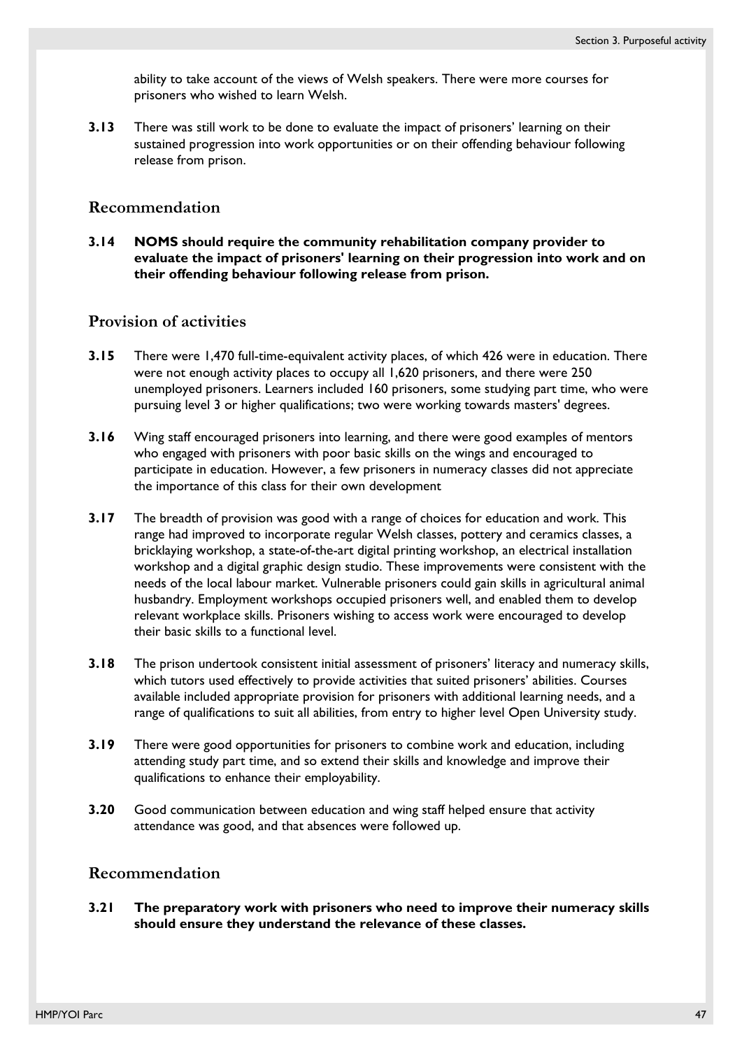ability to take account of the views of Welsh speakers. There were more courses for prisoners who wished to learn Welsh.

**3.13** There was still work to be done to evaluate the impact of prisoners' learning on their sustained progression into work opportunities or on their offending behaviour following release from prison.

## Recommendation

**3.14 NOMS should require the community rehabilitation company provider to evaluate the impact of prisoners' learning on their progression into work and on their offending behaviour following release from prison.**

## Provision of activities

**3.15** There were 1,470 full-time-equivalent activity places, of which 426 were in education. There were not enough activity places to occupy all 1,620 prisoners, and there were 250 unemployed prisoners. Learners included 160 prisoners, some studying part time, who were pursuing level 3 or higher qualifications; two were working towards masters' degrees.

**3.16** Wing staff encouraged prisoners into learning, and there were good examples of mentors who engaged with prisoners with poor basic skills on the wings and encouraged to participate in education. However, a few prisoners in numeracy classes did not appreciate the importance of this class for their own development

**3.17** The breadth of provision was good with a range of choices for education and work. This range had improved to incorporate regular Welsh classes, pottery and ceramics classes, a bricklaying workshop, a state-of-the-art digital printing workshop, an electrical installation workshop and a digital graphic design studio. These improvements were consistent with the needs of the local labour market. Vulnerable prisoners could gain skills in agricultural animal husbandry. Employment workshops occupied prisoners well, and enabled them to develop relevant workplace skills. Prisoners wishing to access work were encouraged to develop their basic skills to a functional level.

**3.18** The prison undertook consistent initial assessment of prisoners' literacy and numeracy skills, which tutors used effectively to provide activities that suited prisoners' abilities. Courses available included appropriate provision for prisoners with additional learning needs, and a range of qualifications to suit all abilities, from entry to higher level Open University study.

**3.19** There were good opportunities for prisoners to combine work and education, including attending study part time, and so extend their skills and knowledge and improve their qualifications to enhance their employability.

**3.20** Good communication between education and wing staff helped ensure that activity attendance was good, and that absences were followed up.

## Recommendation

**3.21 The preparatory work with prisoners who need to improve their numeracy skills should ensure they understand the relevance of these classes.**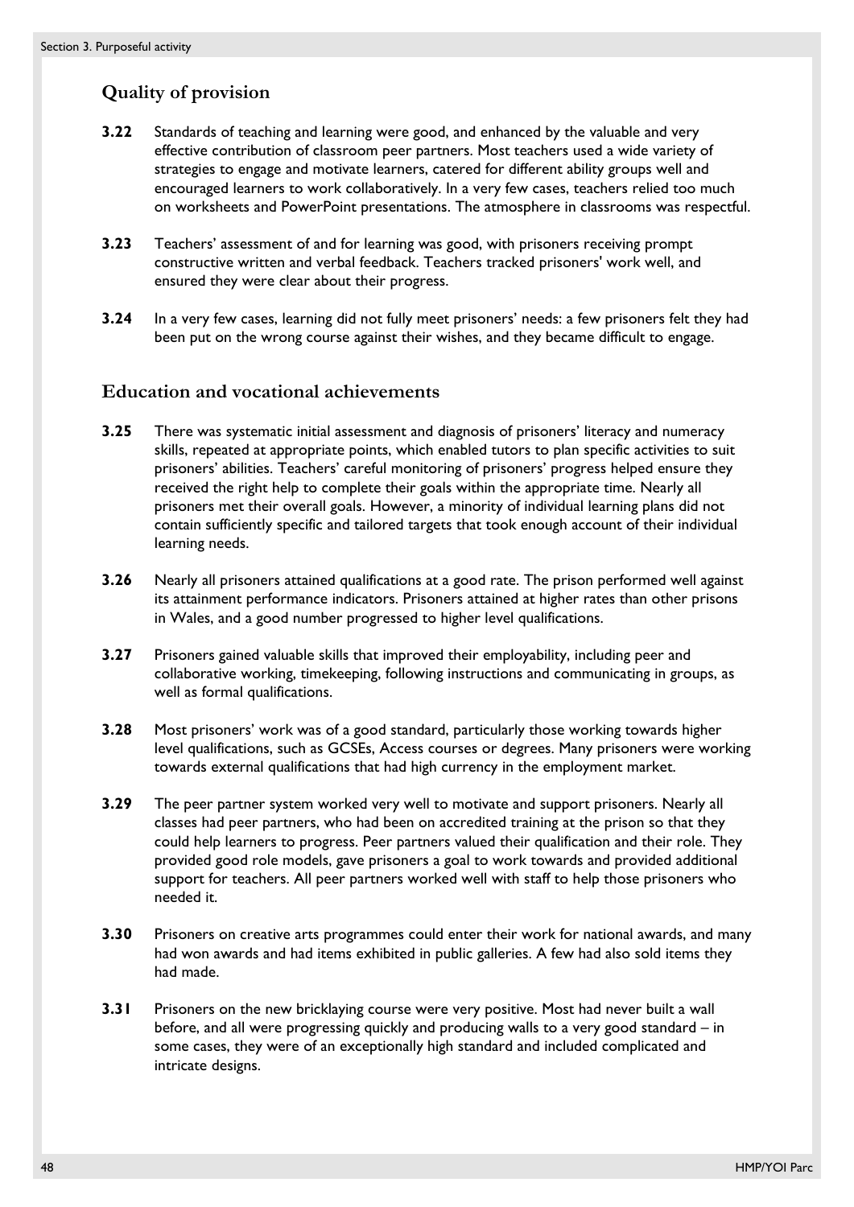## Quality of provision

**3.22** Standards of teaching and learning were good, and enhanced by the valuable and very effective contribution of classroom peer partners. Most teachers used a wide variety of strategies to engage and motivate learners, catered for different ability groups well and encouraged learners to work collaboratively. In a very few cases, teachers relied too much on worksheets and PowerPoint presentations. The atmosphere in classrooms was respectful.

**3.23** Teachers' assessment of and for learning was good, with prisoners receiving prompt constructive written and verbal feedback. Teachers tracked prisoners' work well, and ensured they were clear about their progress.

**3.24** In a very few cases, learning did not fully meet prisoners' needs: a few prisoners felt they had been put on the wrong course against their wishes, and they became difficult to engage.

## Education and vocational achievements

**3.25** There was systematic initial assessment and diagnosis of prisoners' literacy and numeracy skills, repeated at appropriate points, which enabled tutors to plan specific activities to suit prisoners' abilities. Teachers' careful monitoring of prisoners' progress helped ensure they received the right help to complete their goals within the appropriate time. Nearly all prisoners met their overall goals. However, a minority of individual learning plans did not contain sufficiently specific and tailored targets that took enough account of their individual learning needs.

**3.26** Nearly all prisoners attained qualifications at a good rate. The prison performed well against its attainment performance indicators. Prisoners attained at higher rates than other prisons in Wales, and a good number progressed to higher level qualifications.

**3.27** Prisoners gained valuable skills that improved their employability, including peer and collaborative working, timekeeping, following instructions and communicating in groups, as well as formal qualifications.

**3.28** Most prisoners' work was of a good standard, particularly those working towards higher level qualifications, such as GCSEs, Access courses or degrees. Many prisoners were working towards external qualifications that had high currency in the employment market.

**3.29** The peer partner system worked very well to motivate and support prisoners. Nearly all classes had peer partners, who had been on accredited training at the prison so that they could help learners to progress. Peer partners valued their qualification and their role. They provided good role models, gave prisoners a goal to work towards and provided additional support for teachers. All peer partners worked well with staff to help those prisoners who needed it.

**3.30** Prisoners on creative arts programmes could enter their work for national awards, and many had won awards and had items exhibited in public galleries. A few had also sold items they had made.

**3.31** Prisoners on the new bricklaying course were very positive. Most had never built a wall before, and all were progressing quickly and producing walls to a very good standard – in some cases, they were of an exceptionally high standard and included complicated and intricate designs.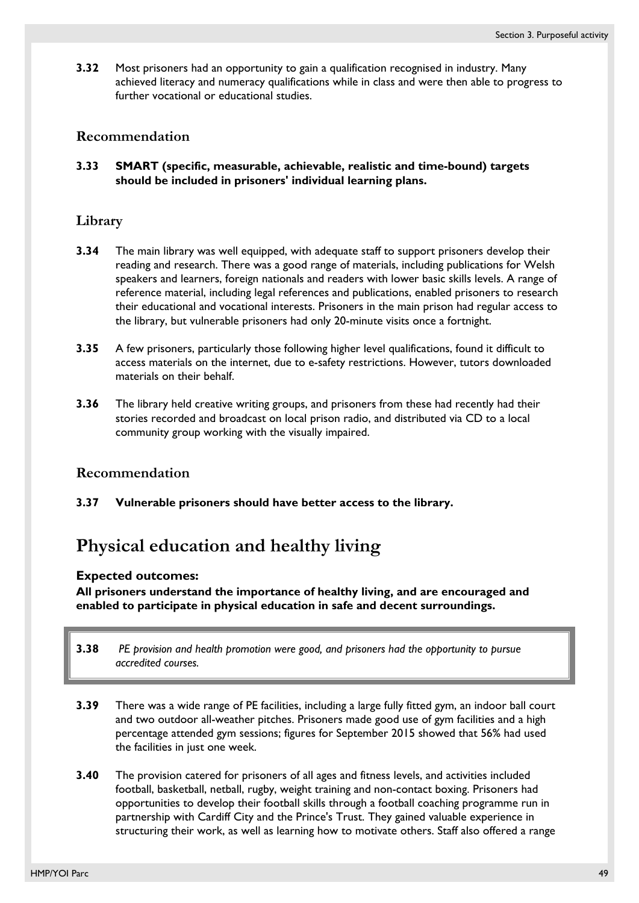**3.32** Most prisoners had an opportunity to gain a qualification recognised in industry. Many achieved literacy and numeracy qualifications while in class and were then able to progress to further vocational or educational studies.

### Recommendation

**3.33 SMART (specific, measurable, achievable, realistic and time-bound) targets should be included in prisoners' individual learning plans.**

### Library

**3.34** The main library was well equipped, with adequate staff to support prisoners develop their reading and research. There was a good range of materials, including publications for Welsh speakers and learners, foreign nationals and readers with lower basic skills levels. A range of reference material, including legal references and publications, enabled prisoners to research their educational and vocational interests. Prisoners in the main prison had regular access to the library, but vulnerable prisoners had only 20-minute visits once a fortnight.

**3.35** A few prisoners, particularly those following higher level qualifications, found it difficult to access materials on the internet, due to e-safety restrictions. However, tutors downloaded materials on their behalf.

**3.36** The library held creative writing groups, and prisoners from these had recently had their stories recorded and broadcast on local prison radio, and distributed via CD to a local community group working with the visually impaired.

### Recommendation

**3.37 Vulnerable prisoners should have better access to the library.**

## Physical education and healthy living

**Expected outcomes:**
**All prisoners understand the importance of healthy living, and are encouraged and enabled to participate in physical education in safe and decent surroundings.**

**3.38** *PE provision and health promotion were good, and prisoners had the opportunity to pursue accredited courses.*

**3.39** There was a wide range of PE facilities, including a large fully fitted gym, an indoor ball court and two outdoor all-weather pitches. Prisoners made good use of gym facilities and a high percentage attended gym sessions; figures for September 2015 showed that 56% had used the facilities in just one week.

**3.40** The provision catered for prisoners of all ages and fitness levels, and activities included football, basketball, netball, rugby, weight training and non-contact boxing. Prisoners had opportunities to develop their football skills through a football coaching programme run in partnership with Cardiff City and the Prince's Trust. They gained valuable experience in structuring their work, as well as learning how to motivate others. Staff also offered a range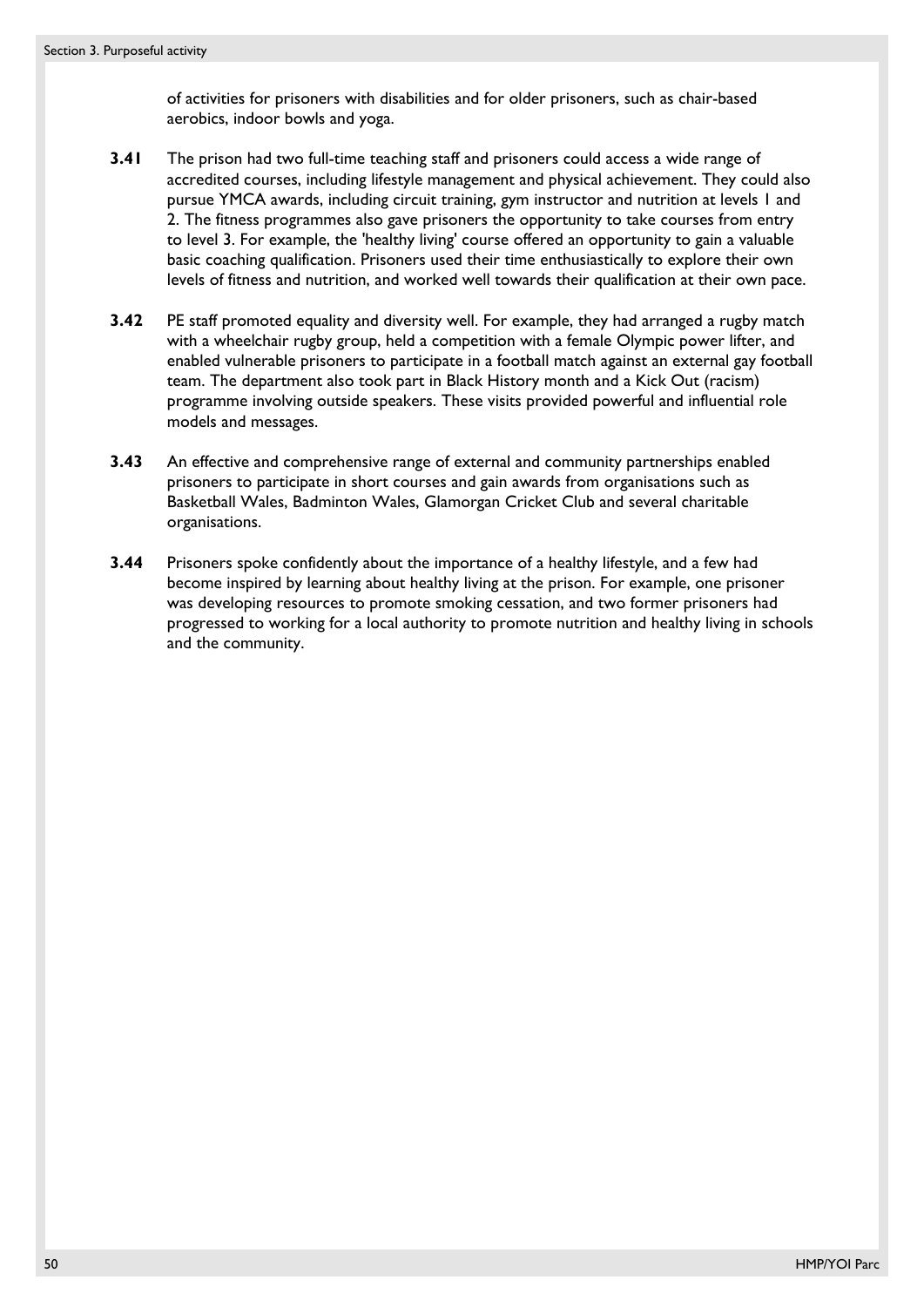of activities for prisoners with disabilities and for older prisoners, such as chair-based aerobics, indoor bowls and yoga.

**3.41** The prison had two full-time teaching staff and prisoners could access a wide range of accredited courses, including lifestyle management and physical achievement. They could also pursue YMCA awards, including circuit training, gym instructor and nutrition at levels 1 and 2. The fitness programmes also gave prisoners the opportunity to take courses from entry to level 3. For example, the 'healthy living' course offered an opportunity to gain a valuable basic coaching qualification. Prisoners used their time enthusiastically to explore their own levels of fitness and nutrition, and worked well towards their qualification at their own pace.

**3.42** PE staff promoted equality and diversity well. For example, they had arranged a rugby match with a wheelchair rugby group, held a competition with a female Olympic power lifter, and enabled vulnerable prisoners to participate in a football match against an external gay football team. The department also took part in Black History month and a Kick Out (racism) programme involving outside speakers. These visits provided powerful and influential role models and messages.

**3.43** An effective and comprehensive range of external and community partnerships enabled prisoners to participate in short courses and gain awards from organisations such as Basketball Wales, Badminton Wales, Glamorgan Cricket Club and several charitable organisations.

**3.44** Prisoners spoke confidently about the importance of a healthy lifestyle, and a few had become inspired by learning about healthy living at the prison. For example, one prisoner was developing resources to promote smoking cessation, and two former prisoners had progressed to working for a local authority to promote nutrition and healthy living in schools and the community.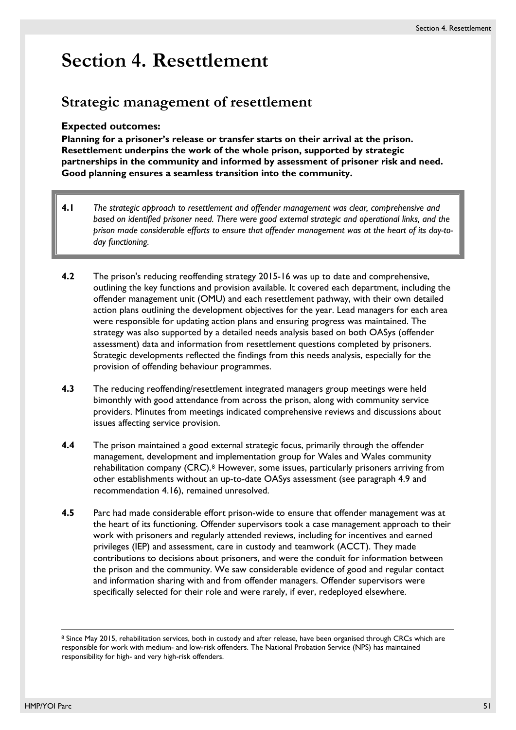# Section 4. Resettlement

## Strategic management of resettlement

### Expected outcomes:

**Planning for a prisoner's release or transfer starts on their arrival at the prison. Resettlement underpins the work of the whole prison, supported by strategic partnerships in the community and informed by assessment of prisoner risk and need. Good planning ensures a seamless transition into the community.**

**4.1** *The strategic approach to resettlement and offender management was clear, comprehensive and based on identified prisoner need. There were good external strategic and operational links, and the prison made considerable efforts to ensure that offender management was at the heart of its day-to-day functioning.*

**4.2** The prison's reducing reoffending strategy 2015-16 was up to date and comprehensive, outlining the key functions and provision available. It covered each department, including the offender management unit (OMU) and each resettlement pathway, with their own detailed action plans outlining the development objectives for the year. Lead managers for each area were responsible for updating action plans and ensuring progress was maintained. The strategy was also supported by a detailed needs analysis based on both OASys (offender assessment) data and information from resettlement questions completed by prisoners. Strategic developments reflected the findings from this needs analysis, especially for the provision of offending behaviour programmes.

**4.3** The reducing reoffending/resettlement integrated managers group meetings were held bimonthly with good attendance from across the prison, along with community service providers. Minutes from meetings indicated comprehensive reviews and discussions about issues affecting service provision.

**4.4** The prison maintained a good external strategic focus, primarily through the offender management, development and implementation group for Wales and Wales community rehabilitation company (CRC).[8] However, some issues, particularly prisoners arriving from other establishments without an up-to-date OASys assessment (see paragraph 4.9 and recommendation 4.16), remained unresolved.

**4.5** Parc had made considerable effort prison-wide to ensure that offender management was at the heart of its functioning. Offender supervisors took a case management approach to their work with prisoners and regularly attended reviews, including for incentives and earned privileges (IEP) and assessment, care in custody and teamwork (ACCT). They made contributions to decisions about prisoners, and were the conduit for information between the prison and the community. We saw considerable evidence of good and regular contact and information sharing with and from offender managers. Offender supervisors were specifically selected for their role and were rarely, if ever, redeployed elsewhere.

[8] Since May 2015, rehabilitation services, both in custody and after release, have been organised through CRCs which are responsible for work with medium- and low-risk offenders. The National Probation Service (NPS) has maintained responsibility for high- and very high-risk offenders.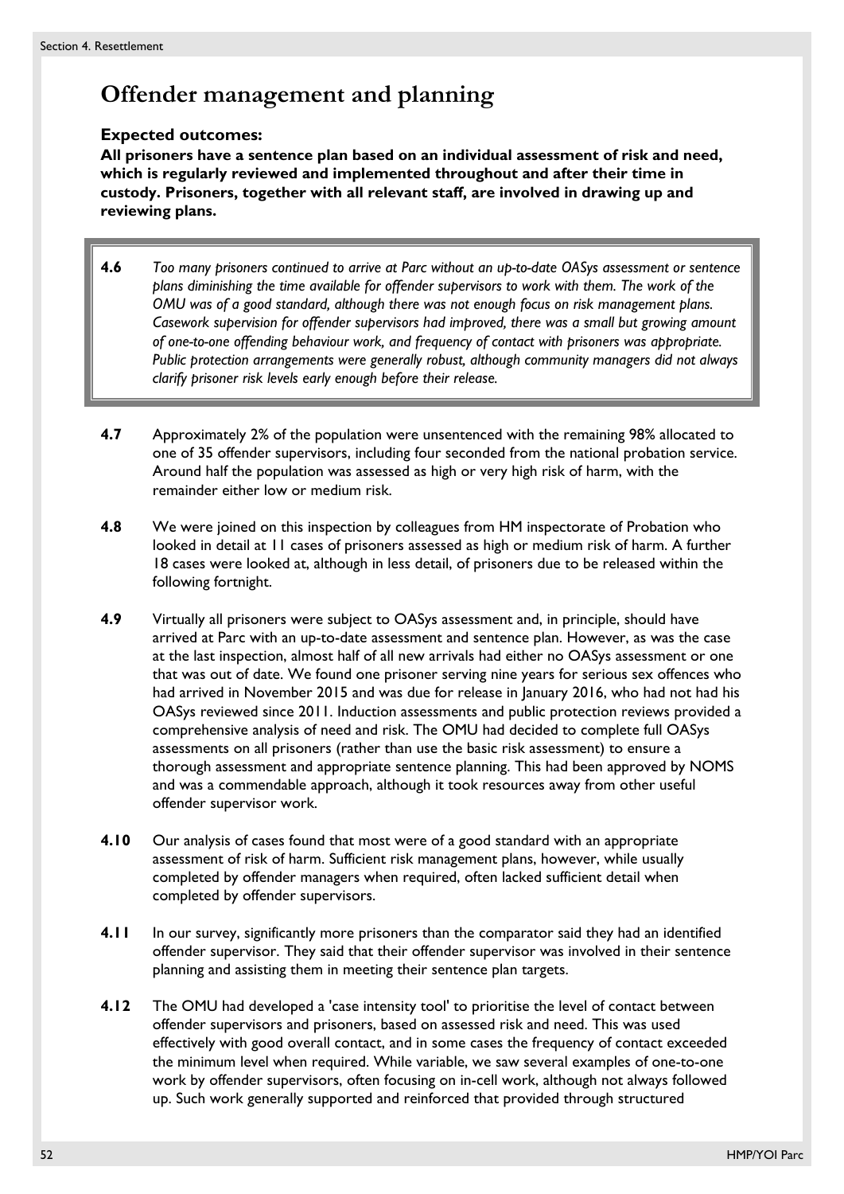## Offender management and planning

**Expected outcomes:**
**All prisoners have a sentence plan based on an individual assessment of risk and need, which is regularly reviewed and implemented throughout and after their time in custody. Prisoners, together with all relevant staff, are involved in drawing up and reviewing plans.**

**4.6** *Too many prisoners continued to arrive at Parc without an up-to-date OASys assessment or sentence plans diminishing the time available for offender supervisors to work with them. The work of the OMU was of a good standard, although there was not enough focus on risk management plans. Casework supervision for offender supervisors had improved, there was a small but growing amount of one-to-one offending behaviour work, and frequency of contact with prisoners was appropriate. Public protection arrangements were generally robust, although community managers did not always clarify prisoner risk levels early enough before their release.*

**4.7** Approximately 2% of the population were unsentenced with the remaining 98% allocated to one of 35 offender supervisors, including four seconded from the national probation service. Around half the population was assessed as high or very high risk of harm, with the remainder either low or medium risk.

**4.8** We were joined on this inspection by colleagues from HM inspectorate of Probation who looked in detail at 11 cases of prisoners assessed as high or medium risk of harm. A further 18 cases were looked at, although in less detail, of prisoners due to be released within the following fortnight.

**4.9** Virtually all prisoners were subject to OASys assessment and, in principle, should have arrived at Parc with an up-to-date assessment and sentence plan. However, as was the case at the last inspection, almost half of all new arrivals had either no OASys assessment or one that was out of date. We found one prisoner serving nine years for serious sex offences who had arrived in November 2015 and was due for release in January 2016, who had not had his OASys reviewed since 2011. Induction assessments and public protection reviews provided a comprehensive analysis of need and risk. The OMU had decided to complete full OASys assessments on all prisoners (rather than use the basic risk assessment) to ensure a thorough assessment and appropriate sentence planning. This had been approved by NOMS and was a commendable approach, although it took resources away from other useful offender supervisor work.

**4.10** Our analysis of cases found that most were of a good standard with an appropriate assessment of risk of harm. Sufficient risk management plans, however, while usually completed by offender managers when required, often lacked sufficient detail when completed by offender supervisors.

**4.11** In our survey, significantly more prisoners than the comparator said they had an identified offender supervisor. They said that their offender supervisor was involved in their sentence planning and assisting them in meeting their sentence plan targets.

**4.12** The OMU had developed a 'case intensity tool' to prioritise the level of contact between offender supervisors and prisoners, based on assessed risk and need. This was used effectively with good overall contact, and in some cases the frequency of contact exceeded the minimum level when required. While variable, we saw several examples of one-to-one work by offender supervisors, often focusing on in-cell work, although not always followed up. Such work generally supported and reinforced that provided through structured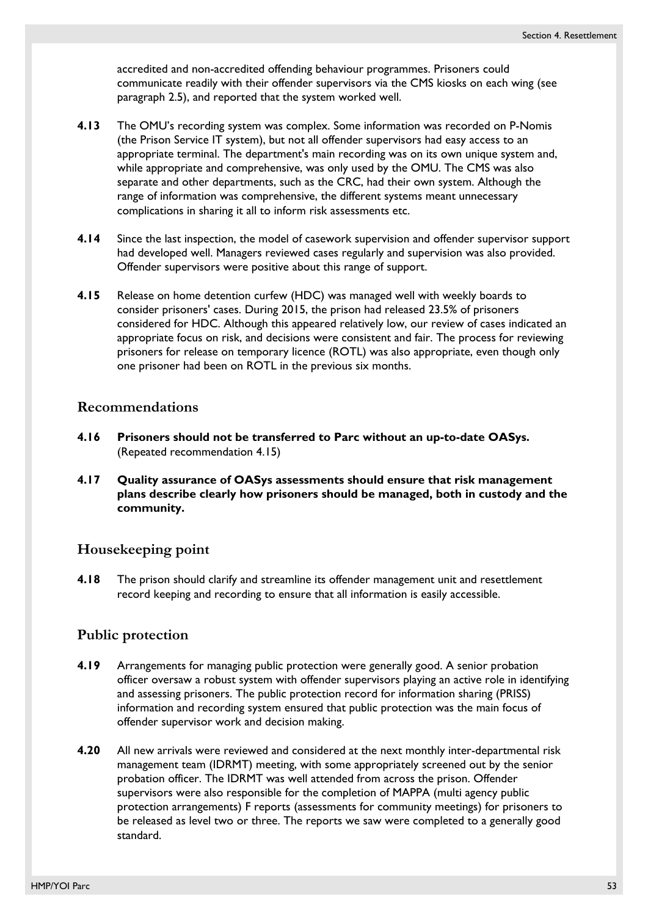accredited and non-accredited offending behaviour programmes. Prisoners could communicate readily with their offender supervisors via the CMS kiosks on each wing (see paragraph 2.5), and reported that the system worked well.

**4.13** The OMU's recording system was complex. Some information was recorded on P-Nomis (the Prison Service IT system), but not all offender supervisors had easy access to an appropriate terminal. The department's main recording was on its own unique system and, while appropriate and comprehensive, was only used by the OMU. The CMS was also separate and other departments, such as the CRC, had their own system. Although the range of information was comprehensive, the different systems meant unnecessary complications in sharing it all to inform risk assessments etc.

**4.14** Since the last inspection, the model of casework supervision and offender supervisor support had developed well. Managers reviewed cases regularly and supervision was also provided. Offender supervisors were positive about this range of support.

**4.15** Release on home detention curfew (HDC) was managed well with weekly boards to consider prisoners' cases. During 2015, the prison had released 23.5% of prisoners considered for HDC. Although this appeared relatively low, our review of cases indicated an appropriate focus on risk, and decisions were consistent and fair. The process for reviewing prisoners for release on temporary licence (ROTL) was also appropriate, even though only one prisoner had been on ROTL in the previous six months.

## Recommendations

**4.16** **Prisoners should not be transferred to Parc without an up-to-date OASys.** (Repeated recommendation 4.15)

**4.17** **Quality assurance of OASys assessments should ensure that risk management plans describe clearly how prisoners should be managed, both in custody and the community.**

## Housekeeping point

**4.18** The prison should clarify and streamline its offender management unit and resettlement record keeping and recording to ensure that all information is easily accessible.

## Public protection

**4.19** Arrangements for managing public protection were generally good. A senior probation officer oversaw a robust system with offender supervisors playing an active role in identifying and assessing prisoners. The public protection record for information sharing (PRISS) information and recording system ensured that public protection was the main focus of offender supervisor work and decision making.

**4.20** All new arrivals were reviewed and considered at the next monthly inter-departmental risk management team (IDRMT) meeting, with some appropriately screened out by the senior probation officer. The IDRMT was well attended from across the prison. Offender supervisors were also responsible for the completion of MAPPA (multi agency public protection arrangements) F reports (assessments for community meetings) for prisoners to be released as level two or three. The reports we saw were completed to a generally good standard.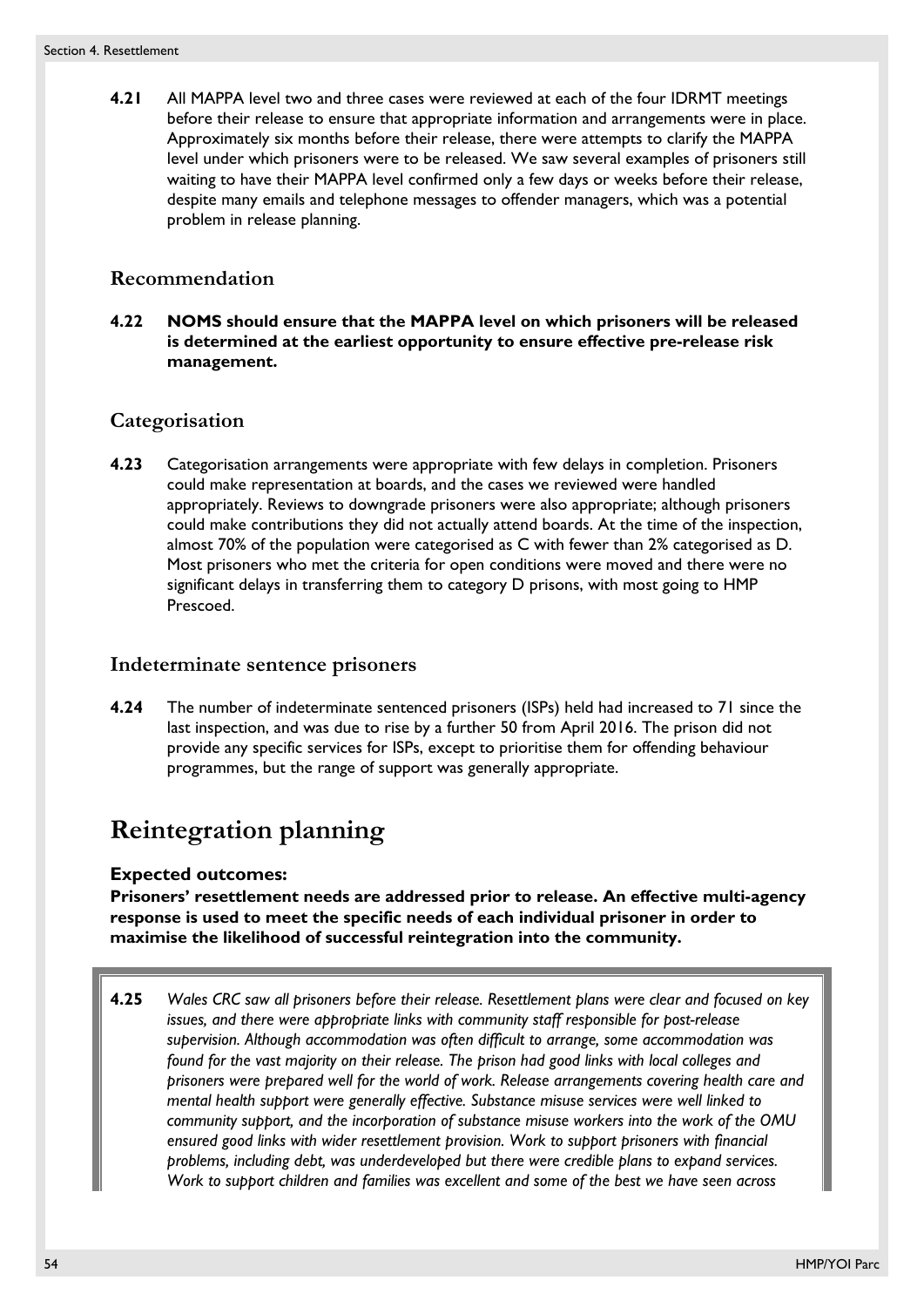**4.21** All MAPPA level two and three cases were reviewed at each of the four IDRMT meetings before their release to ensure that appropriate information and arrangements were in place. Approximately six months before their release, there were attempts to clarify the MAPPA level under which prisoners were to be released. We saw several examples of prisoners still waiting to have their MAPPA level confirmed only a few days or weeks before their release, despite many emails and telephone messages to offender managers, which was a potential problem in release planning.

### Recommendation

**4.22 NOMS should ensure that the MAPPA level on which prisoners will be released is determined at the earliest opportunity to ensure effective pre-release risk management.**

### Categorisation

**4.23** Categorisation arrangements were appropriate with few delays in completion. Prisoners could make representation at boards, and the cases we reviewed were handled appropriately. Reviews to downgrade prisoners were also appropriate; although prisoners could make contributions they did not actually attend boards. At the time of the inspection, almost 70% of the population were categorised as C with fewer than 2% categorised as D. Most prisoners who met the criteria for open conditions were moved and there were no significant delays in transferring them to category D prisons, with most going to HMP Prescoed.

### Indeterminate sentence prisoners

**4.24** The number of indeterminate sentenced prisoners (ISPs) held had increased to 71 since the last inspection, and was due to rise by a further 50 from April 2016. The prison did not provide any specific services for ISPs, except to prioritise them for offending behaviour programmes, but the range of support was generally appropriate.

## Reintegration planning

**Expected outcomes:**
**Prisoners' resettlement needs are addressed prior to release. An effective multi-agency response is used to meet the specific needs of each individual prisoner in order to maximise the likelihood of successful reintegration into the community.**

**4.25** *Wales CRC saw all prisoners before their release. Resettlement plans were clear and focused on key issues, and there were appropriate links with community staff responsible for post-release supervision. Although accommodation was often difficult to arrange, some accommodation was found for the vast majority on their release. The prison had good links with local colleges and prisoners were prepared well for the world of work. Release arrangements covering health care and mental health support were generally effective. Substance misuse services were well linked to community support, and the incorporation of substance misuse workers into the work of the OMU ensured good links with wider resettlement provision. Work to support prisoners with financial problems, including debt, was underdeveloped but there were credible plans to expand services. Work to support children and families was excellent and some of the best we have seen across*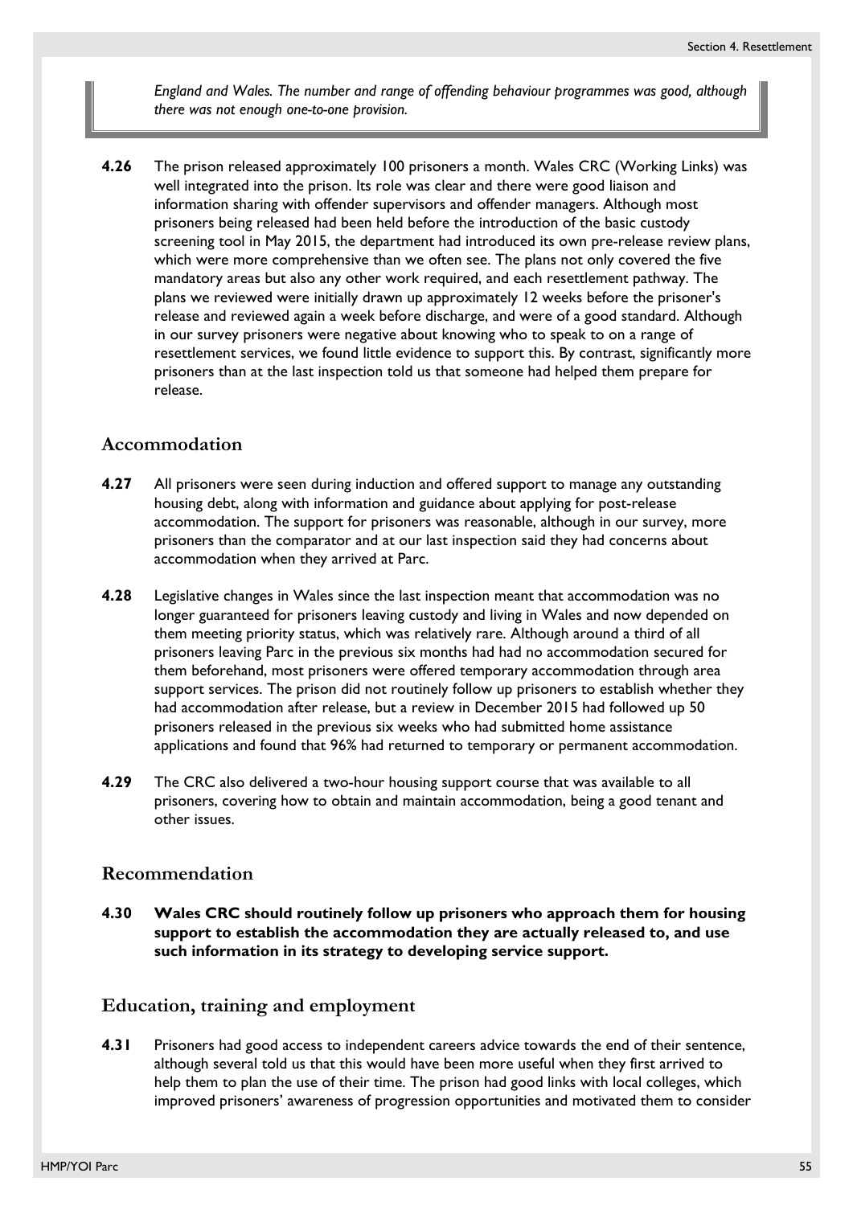*England and Wales. The number and range of offending behaviour programmes was good, although there was not enough one-to-one provision.*

**4.26** The prison released approximately 100 prisoners a month. Wales CRC (Working Links) was well integrated into the prison. Its role was clear and there were good liaison and information sharing with offender supervisors and offender managers. Although most prisoners being released had been held before the introduction of the basic custody screening tool in May 2015, the department had introduced its own pre-release review plans, which were more comprehensive than we often see. The plans not only covered the five mandatory areas but also any other work required, and each resettlement pathway. The plans we reviewed were initially drawn up approximately 12 weeks before the prisoner's release and reviewed again a week before discharge, and were of a good standard. Although in our survey prisoners were negative about knowing who to speak to on a range of resettlement services, we found little evidence to support this. By contrast, significantly more prisoners than at the last inspection told us that someone had helped them prepare for release.

## Accommodation

**4.27** All prisoners were seen during induction and offered support to manage any outstanding housing debt, along with information and guidance about applying for post-release accommodation. The support for prisoners was reasonable, although in our survey, more prisoners than the comparator and at our last inspection said they had concerns about accommodation when they arrived at Parc.

**4.28** Legislative changes in Wales since the last inspection meant that accommodation was no longer guaranteed for prisoners leaving custody and living in Wales and now depended on them meeting priority status, which was relatively rare. Although around a third of all prisoners leaving Parc in the previous six months had had no accommodation secured for them beforehand, most prisoners were offered temporary accommodation through area support services. The prison did not routinely follow up prisoners to establish whether they had accommodation after release, but a review in December 2015 had followed up 50 prisoners released in the previous six weeks who had submitted home assistance applications and found that 96% had returned to temporary or permanent accommodation.

**4.29** The CRC also delivered a two-hour housing support course that was available to all prisoners, covering how to obtain and maintain accommodation, being a good tenant and other issues.

## Recommendation

**4.30 Wales CRC should routinely follow up prisoners who approach them for housing support to establish the accommodation they are actually released to, and use such information in its strategy to developing service support.**

## Education, training and employment

**4.31** Prisoners had good access to independent careers advice towards the end of their sentence, although several told us that this would have been more useful when they first arrived to help them to plan the use of their time. The prison had good links with local colleges, which improved prisoners' awareness of progression opportunities and motivated them to consider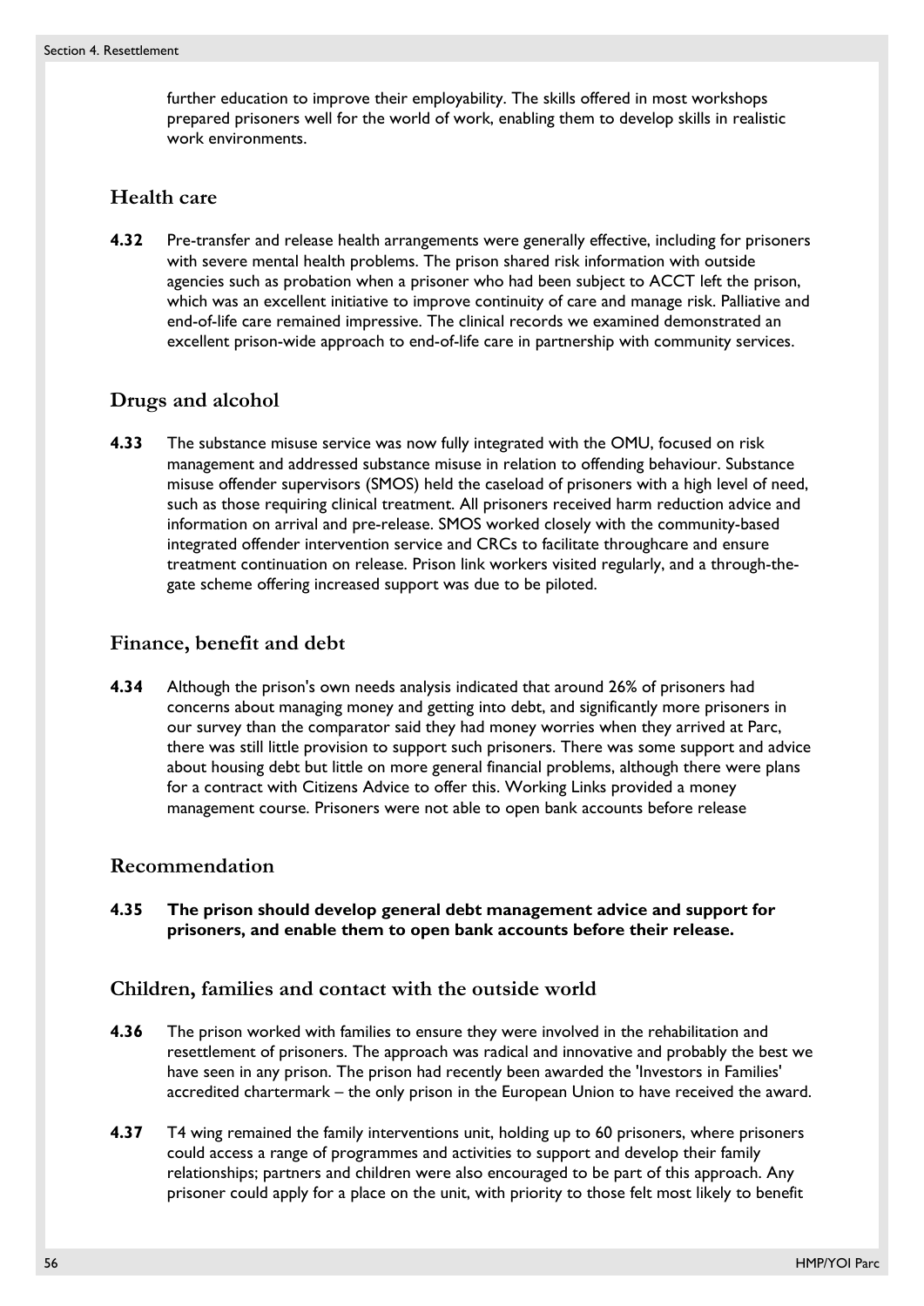further education to improve their employability. The skills offered in most workshops prepared prisoners well for the world of work, enabling them to develop skills in realistic work environments.

## Health care

**4.32** Pre-transfer and release health arrangements were generally effective, including for prisoners with severe mental health problems. The prison shared risk information with outside agencies such as probation when a prisoner who had been subject to ACCT left the prison, which was an excellent initiative to improve continuity of care and manage risk. Palliative and end-of-life care remained impressive. The clinical records we examined demonstrated an excellent prison-wide approach to end-of-life care in partnership with community services.

## Drugs and alcohol

**4.33** The substance misuse service was now fully integrated with the OMU, focused on risk management and addressed substance misuse in relation to offending behaviour. Substance misuse offender supervisors (SMOS) held the caseload of prisoners with a high level of need, such as those requiring clinical treatment. All prisoners received harm reduction advice and information on arrival and pre-release. SMOS worked closely with the community-based integrated offender intervention service and CRCs to facilitate throughcare and ensure treatment continuation on release. Prison link workers visited regularly, and a through-the-gate scheme offering increased support was due to be piloted.

## Finance, benefit and debt

**4.34** Although the prison's own needs analysis indicated that around 26% of prisoners had concerns about managing money and getting into debt, and significantly more prisoners in our survey than the comparator said they had money worries when they arrived at Parc, there was still little provision to support such prisoners. There was some support and advice about housing debt but little on more general financial problems, although there were plans for a contract with Citizens Advice to offer this. Working Links provided a money management course. Prisoners were not able to open bank accounts before release

## Recommendation

**4.35 The prison should develop general debt management advice and support for prisoners, and enable them to open bank accounts before their release.**

## Children, families and contact with the outside world

**4.36** The prison worked with families to ensure they were involved in the rehabilitation and resettlement of prisoners. The approach was radical and innovative and probably the best we have seen in any prison. The prison had recently been awarded the 'Investors in Families' accredited chartermark – the only prison in the European Union to have received the award.

**4.37** T4 wing remained the family interventions unit, holding up to 60 prisoners, where prisoners could access a range of programmes and activities to support and develop their family relationships; partners and children were also encouraged to be part of this approach. Any prisoner could apply for a place on the unit, with priority to those felt most likely to benefit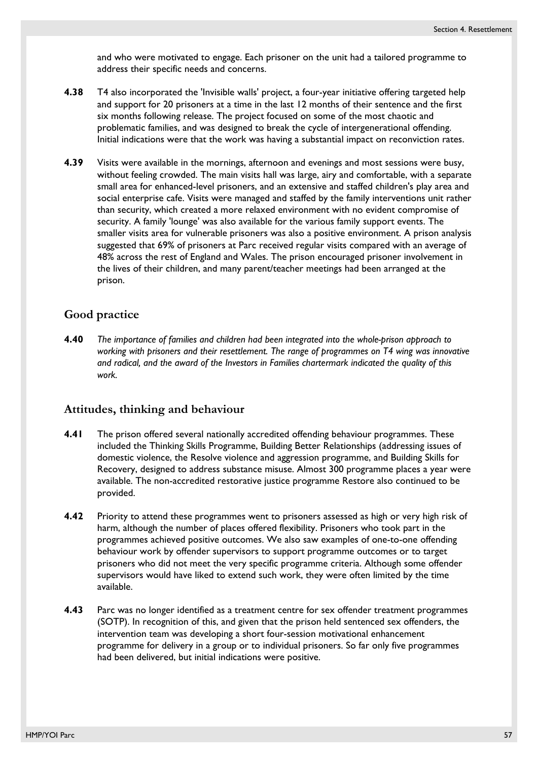and who were motivated to engage. Each prisoner on the unit had a tailored programme to address their specific needs and concerns.

**4.38** T4 also incorporated the 'Invisible walls' project, a four-year initiative offering targeted help and support for 20 prisoners at a time in the last 12 months of their sentence and the first six months following release. The project focused on some of the most chaotic and problematic families, and was designed to break the cycle of intergenerational offending. Initial indications were that the work was having a substantial impact on reconviction rates.

**4.39** Visits were available in the mornings, afternoon and evenings and most sessions were busy, without feeling crowded. The main visits hall was large, airy and comfortable, with a separate small area for enhanced-level prisoners, and an extensive and staffed children's play area and social enterprise cafe. Visits were managed and staffed by the family interventions unit rather than security, which created a more relaxed environment with no evident compromise of security. A family 'lounge' was also available for the various family support events. The smaller visits area for vulnerable prisoners was also a positive environment. A prison analysis suggested that 69% of prisoners at Parc received regular visits compared with an average of 48% across the rest of England and Wales. The prison encouraged prisoner involvement in the lives of their children, and many parent/teacher meetings had been arranged at the prison.

## Good practice

**4.40** *The importance of families and children had been integrated into the whole-prison approach to working with prisoners and their resettlement. The range of programmes on T4 wing was innovative and radical, and the award of the Investors in Families chartermark indicated the quality of this work.*

## Attitudes, thinking and behaviour

**4.41** The prison offered several nationally accredited offending behaviour programmes. These included the Thinking Skills Programme, Building Better Relationships (addressing issues of domestic violence, the Resolve violence and aggression programme, and Building Skills for Recovery, designed to address substance misuse. Almost 300 programme places a year were available. The non-accredited restorative justice programme Restore also continued to be provided.

**4.42** Priority to attend these programmes went to prisoners assessed as high or very high risk of harm, although the number of places offered flexibility. Prisoners who took part in the programmes achieved positive outcomes. We also saw examples of one-to-one offending behaviour work by offender supervisors to support programme outcomes or to target prisoners who did not meet the very specific programme criteria. Although some offender supervisors would have liked to extend such work, they were often limited by the time available.

**4.43** Parc was no longer identified as a treatment centre for sex offender treatment programmes (SOTP). In recognition of this, and given that the prison held sentenced sex offenders, the intervention team was developing a short four-session motivational enhancement programme for delivery in a group or to individual prisoners. So far only five programmes had been delivered, but initial indications were positive.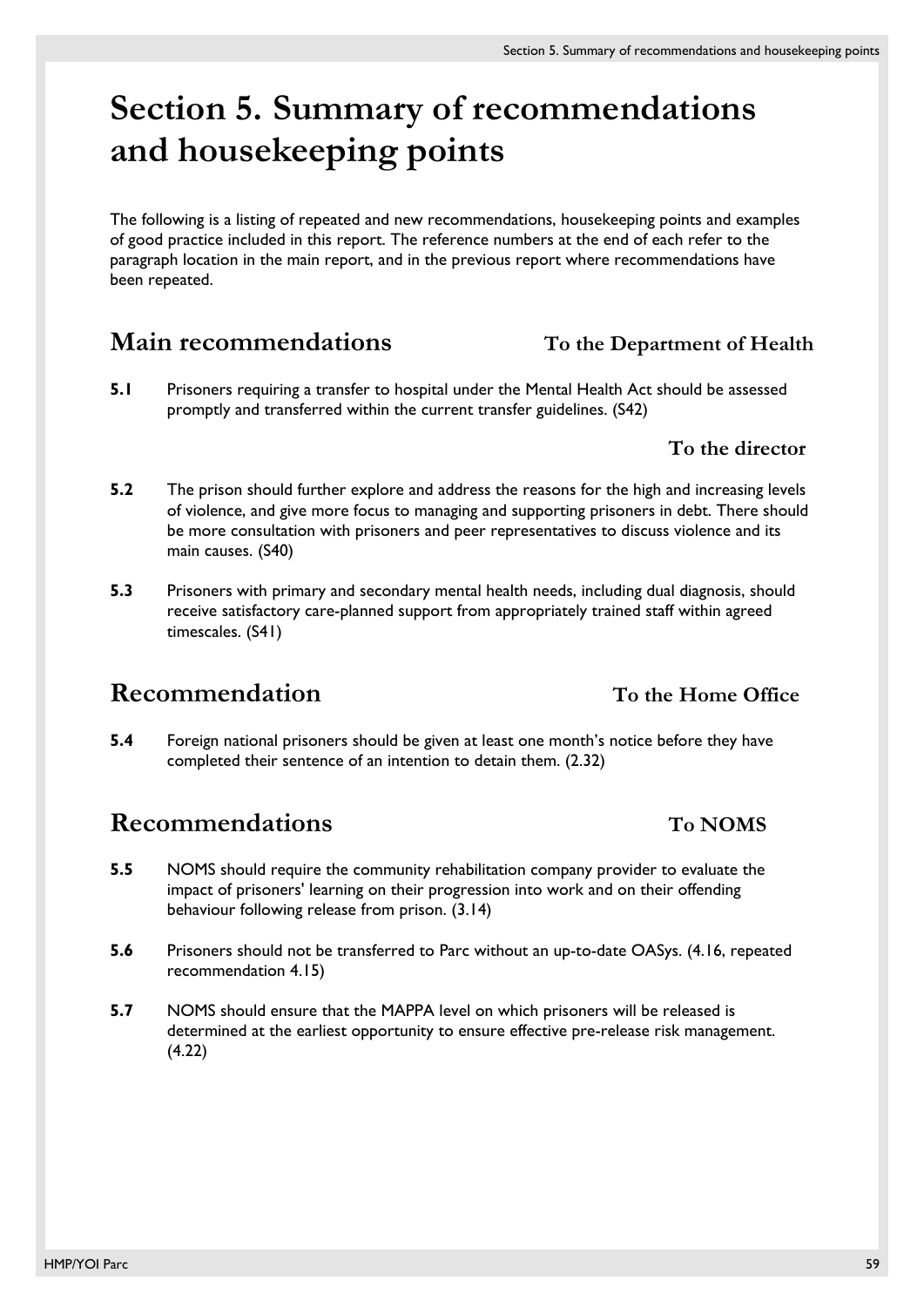# Section 5. Summary of recommendations and housekeeping points

The following is a listing of repeated and new recommendations, housekeeping points and examples of good practice included in this report. The reference numbers at the end of each refer to the paragraph location in the main report, and in the previous report where recommendations have been repeated.

## Main recommendations

### To the Department of Health

**5.1** Prisoners requiring a transfer to hospital under the Mental Health Act should be assessed promptly and transferred within the current transfer guidelines. (S42)

### To the director

**5.2** The prison should further explore and address the reasons for the high and increasing levels of violence, and give more focus to managing and supporting prisoners in debt. There should be more consultation with prisoners and peer representatives to discuss violence and its main causes. (S40)

**5.3** Prisoners with primary and secondary mental health needs, including dual diagnosis, should receive satisfactory care-planned support from appropriately trained staff within agreed timescales. (S41)

## Recommendation

### To the Home Office

**5.4** Foreign national prisoners should be given at least one month's notice before they have completed their sentence of an intention to detain them. (2.32)

## Recommendations

### To NOMS

**5.5** NOMS should require the community rehabilitation company provider to evaluate the impact of prisoners' learning on their progression into work and on their offending behaviour following release from prison. (3.14)

**5.6** Prisoners should not be transferred to Parc without an up-to-date OASys. (4.16, repeated recommendation 4.15)

**5.7** NOMS should ensure that the MAPPA level on which prisoners will be released is determined at the earliest opportunity to ensure effective pre-release risk management. (4.22)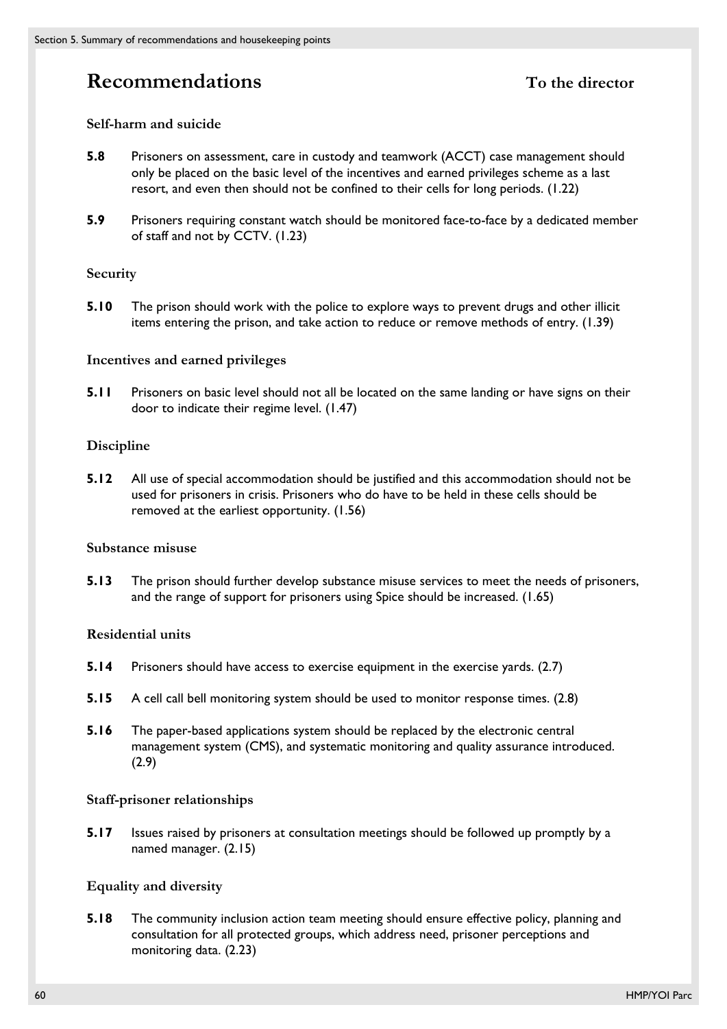## Recommendations

**To the director**

### Self-harm and suicide

**5.8** Prisoners on assessment, care in custody and teamwork (ACCT) case management should only be placed on the basic level of the incentives and earned privileges scheme as a last resort, and even then should not be confined to their cells for long periods. (1.22)

**5.9** Prisoners requiring constant watch should be monitored face-to-face by a dedicated member of staff and not by CCTV. (1.23)

### Security

**5.10** The prison should work with the police to explore ways to prevent drugs and other illicit items entering the prison, and take action to reduce or remove methods of entry. (1.39)

### Incentives and earned privileges

**5.11** Prisoners on basic level should not all be located on the same landing or have signs on their door to indicate their regime level. (1.47)

### Discipline

**5.12** All use of special accommodation should be justified and this accommodation should not be used for prisoners in crisis. Prisoners who do have to be held in these cells should be removed at the earliest opportunity. (1.56)

### Substance misuse

**5.13** The prison should further develop substance misuse services to meet the needs of prisoners, and the range of support for prisoners using Spice should be increased. (1.65)

### Residential units

**5.14** Prisoners should have access to exercise equipment in the exercise yards. (2.7)

**5.15** A cell call bell monitoring system should be used to monitor response times. (2.8)

**5.16** The paper-based applications system should be replaced by the electronic central management system (CMS), and systematic monitoring and quality assurance introduced. (2.9)

### Staff-prisoner relationships

**5.17** Issues raised by prisoners at consultation meetings should be followed up promptly by a named manager. (2.15)

### Equality and diversity

**5.18** The community inclusion action team meeting should ensure effective policy, planning and consultation for all protected groups, which address need, prisoner perceptions and monitoring data. (2.23)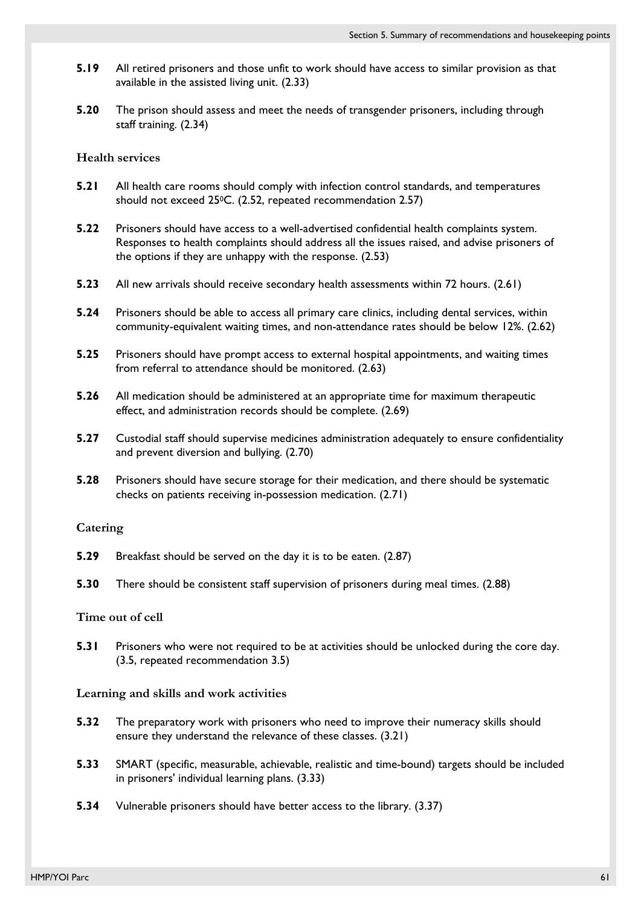**5.19** All retired prisoners and those unfit to work should have access to similar provision as that available in the assisted living unit. (2.33)

**5.20** The prison should assess and meet the needs of transgender prisoners, including through staff training. (2.34)

### Health services

**5.21** All health care rooms should comply with infection control standards, and temperatures should not exceed 25⁰C. (2.52, repeated recommendation 2.57)

**5.22** Prisoners should have access to a well-advertised confidential health complaints system. Responses to health complaints should address all the issues raised, and advise prisoners of the options if they are unhappy with the response. (2.53)

**5.23** All new arrivals should receive secondary health assessments within 72 hours. (2.61)

**5.24** Prisoners should be able to access all primary care clinics, including dental services, within community-equivalent waiting times, and non-attendance rates should be below 12%. (2.62)

**5.25** Prisoners should have prompt access to external hospital appointments, and waiting times from referral to attendance should be monitored. (2.63)

**5.26** All medication should be administered at an appropriate time for maximum therapeutic effect, and administration records should be complete. (2.69)

**5.27** Custodial staff should supervise medicines administration adequately to ensure confidentiality and prevent diversion and bullying. (2.70)

**5.28** Prisoners should have secure storage for their medication, and there should be systematic checks on patients receiving in-possession medication. (2.71)

### Catering

**5.29** Breakfast should be served on the day it is to be eaten. (2.87)

**5.30** There should be consistent staff supervision of prisoners during meal times. (2.88)

### Time out of cell

**5.31** Prisoners who were not required to be at activities should be unlocked during the core day. (3.5, repeated recommendation 3.5)

### Learning and skills and work activities

**5.32** The preparatory work with prisoners who need to improve their numeracy skills should ensure they understand the relevance of these classes. (3.21)

**5.33** SMART (specific, measurable, achievable, realistic and time-bound) targets should be included in prisoners' individual learning plans. (3.33)

**5.34** Vulnerable prisoners should have better access to the library. (3.37)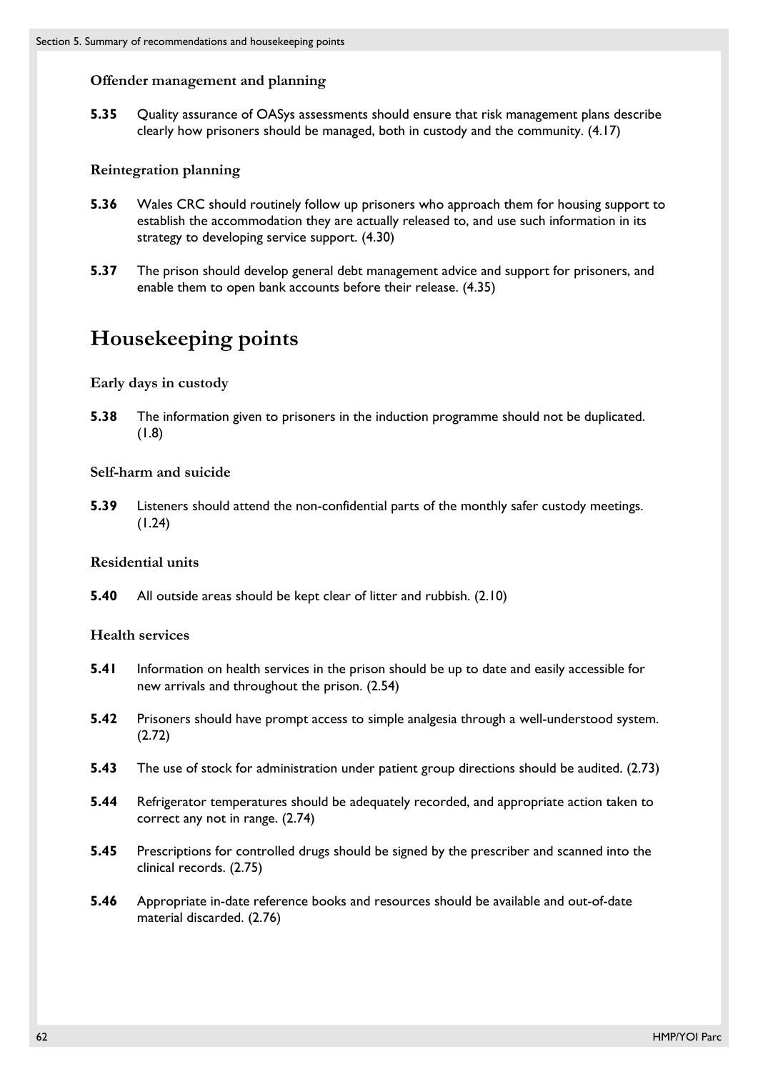### Offender management and planning

**5.35** Quality assurance of OASys assessments should ensure that risk management plans describe clearly how prisoners should be managed, both in custody and the community. (4.17)

### Reintegration planning

**5.36** Wales CRC should routinely follow up prisoners who approach them for housing support to establish the accommodation they are actually released to, and use such information in its strategy to developing service support. (4.30)

**5.37** The prison should develop general debt management advice and support for prisoners, and enable them to open bank accounts before their release. (4.35)

## Housekeeping points

### Early days in custody

**5.38** The information given to prisoners in the induction programme should not be duplicated. (1.8)

### Self-harm and suicide

**5.39** Listeners should attend the non-confidential parts of the monthly safer custody meetings. (1.24)

### Residential units

**5.40** All outside areas should be kept clear of litter and rubbish. (2.10)

### Health services

**5.41** Information on health services in the prison should be up to date and easily accessible for new arrivals and throughout the prison. (2.54)

**5.42** Prisoners should have prompt access to simple analgesia through a well-understood system. (2.72)

**5.43** The use of stock for administration under patient group directions should be audited. (2.73)

**5.44** Refrigerator temperatures should be adequately recorded, and appropriate action taken to correct any not in range. (2.74)

**5.45** Prescriptions for controlled drugs should be signed by the prescriber and scanned into the clinical records. (2.75)

**5.46** Appropriate in-date reference books and resources should be available and out-of-date material discarded. (2.76)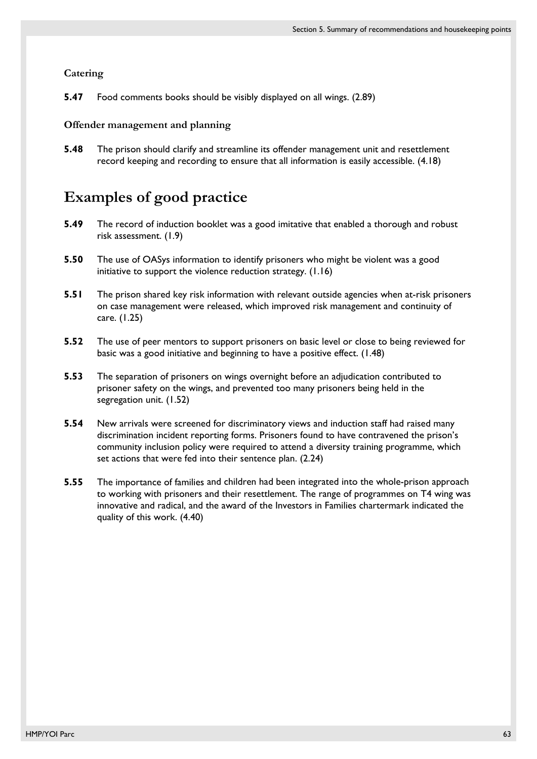**Catering**

**5.47** Food comments books should be visibly displayed on all wings. (2.89)

**Offender management and planning**

**5.48** The prison should clarify and streamline its offender management unit and resettlement record keeping and recording to ensure that all information is easily accessible. (4.18)

## Examples of good practice

**5.49** The record of induction booklet was a good imitative that enabled a thorough and robust risk assessment. (1.9)

**5.50** The use of OASys information to identify prisoners who might be violent was a good initiative to support the violence reduction strategy. (1.16)

**5.51** The prison shared key risk information with relevant outside agencies when at-risk prisoners on case management were released, which improved risk management and continuity of care. (1.25)

**5.52** The use of peer mentors to support prisoners on basic level or close to being reviewed for basic was a good initiative and beginning to have a positive effect. (1.48)

**5.53** The separation of prisoners on wings overnight before an adjudication contributed to prisoner safety on the wings, and prevented too many prisoners being held in the segregation unit. (1.52)

**5.54** New arrivals were screened for discriminatory views and induction staff had raised many discrimination incident reporting forms. Prisoners found to have contravened the prison's community inclusion policy were required to attend a diversity training programme, which set actions that were fed into their sentence plan. (2.24)

**5.55** The importance of families and children had been integrated into the whole-prison approach to working with prisoners and their resettlement. The range of programmes on T4 wing was innovative and radical, and the award of the Investors in Families chartermark indicated the quality of this work. (4.40)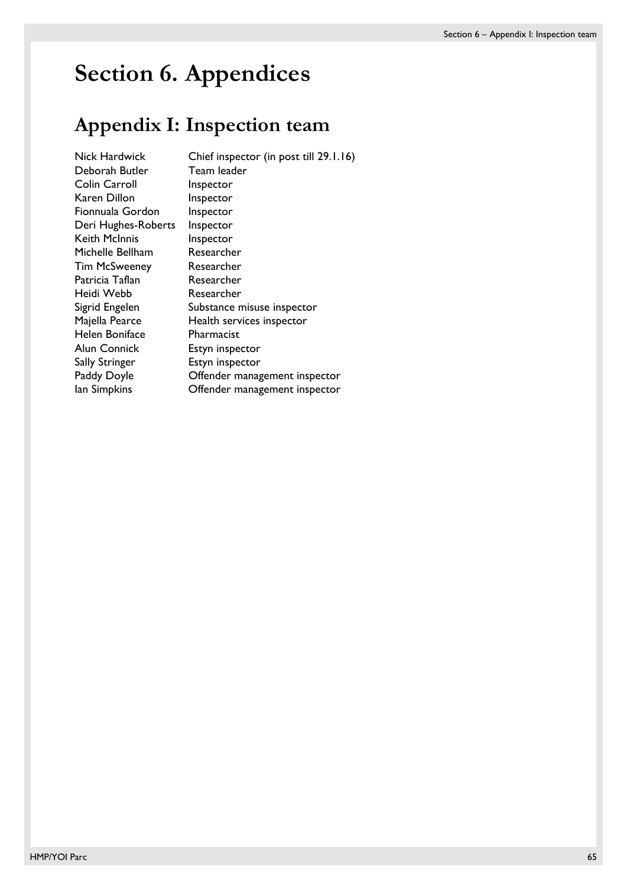# Section 6. Appendices

## Appendix I: Inspection team

| | |
|---|---|
| Nick Hardwick | Chief inspector (in post till 29.1.16) |
| Deborah Butler | Team leader |
| Colin Carroll | Inspector |
| Karen Dillon | Inspector |
| Fionnuala Gordon | Inspector |
| Deri Hughes-Roberts | Inspector |
| Keith McInnis | Inspector |
| Michelle Bellham | Researcher |
| Tim McSweeney | Researcher |
| Patricia Taflan | Researcher |
| Heidi Webb | Researcher |
| Sigrid Engelen | Substance misuse inspector |
| Majella Pearce | Health services inspector |
| Helen Boniface | Pharmacist |
| Alun Connick | Estyn inspector |
| Sally Stringer | Estyn inspector |
| Paddy Doyle | Offender management inspector |
| Ian Simpkins | Offender management inspector |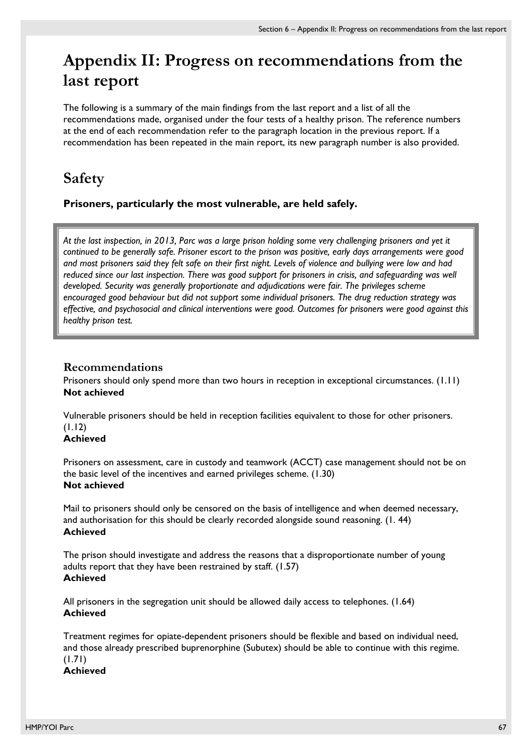# Appendix II: Progress on recommendations from the last report

The following is a summary of the main findings from the last report and a list of all the recommendations made, organised under the four tests of a healthy prison. The reference numbers at the end of each recommendation refer to the paragraph location in the previous report. If a recommendation has been repeated in the main report, its new paragraph number is also provided.

## Safety

**Prisoners, particularly the most vulnerable, are held safely.**

*At the last inspection, in 2013, Parc was a large prison holding some very challenging prisoners and yet it continued to be generally safe. Prisoner escort to the prison was positive, early days arrangements were good and most prisoners said they felt safe on their first night. Levels of violence and bullying were low and had reduced since our last inspection. There was good support for prisoners in crisis, and safeguarding was well developed. Security was generally proportionate and adjudications were fair. The privileges scheme encouraged good behaviour but did not support some individual prisoners. The drug reduction strategy was effective, and psychosocial and clinical interventions were good. Outcomes for prisoners were good against this healthy prison test.*

### Recommendations

Prisoners should only spend more than two hours in reception in exceptional circumstances. (1.11)
**Not achieved**

Vulnerable prisoners should be held in reception facilities equivalent to those for other prisoners. (1.12)
**Achieved**

Prisoners on assessment, care in custody and teamwork (ACCT) case management should not be on the basic level of the incentives and earned privileges scheme. (1.30)
**Not achieved**

Mail to prisoners should only be censored on the basis of intelligence and when deemed necessary, and authorisation for this should be clearly recorded alongside sound reasoning. (1. 44)
**Achieved**

The prison should investigate and address the reasons that a disproportionate number of young adults report that they have been restrained by staff. (1.57)
**Achieved**

All prisoners in the segregation unit should be allowed daily access to telephones. (1.64)
**Achieved**

Treatment regimes for opiate-dependent prisoners should be flexible and based on individual need, and those already prescribed buprenorphine (Subutex) should be able to continue with this regime. (1.71)
**Achieved**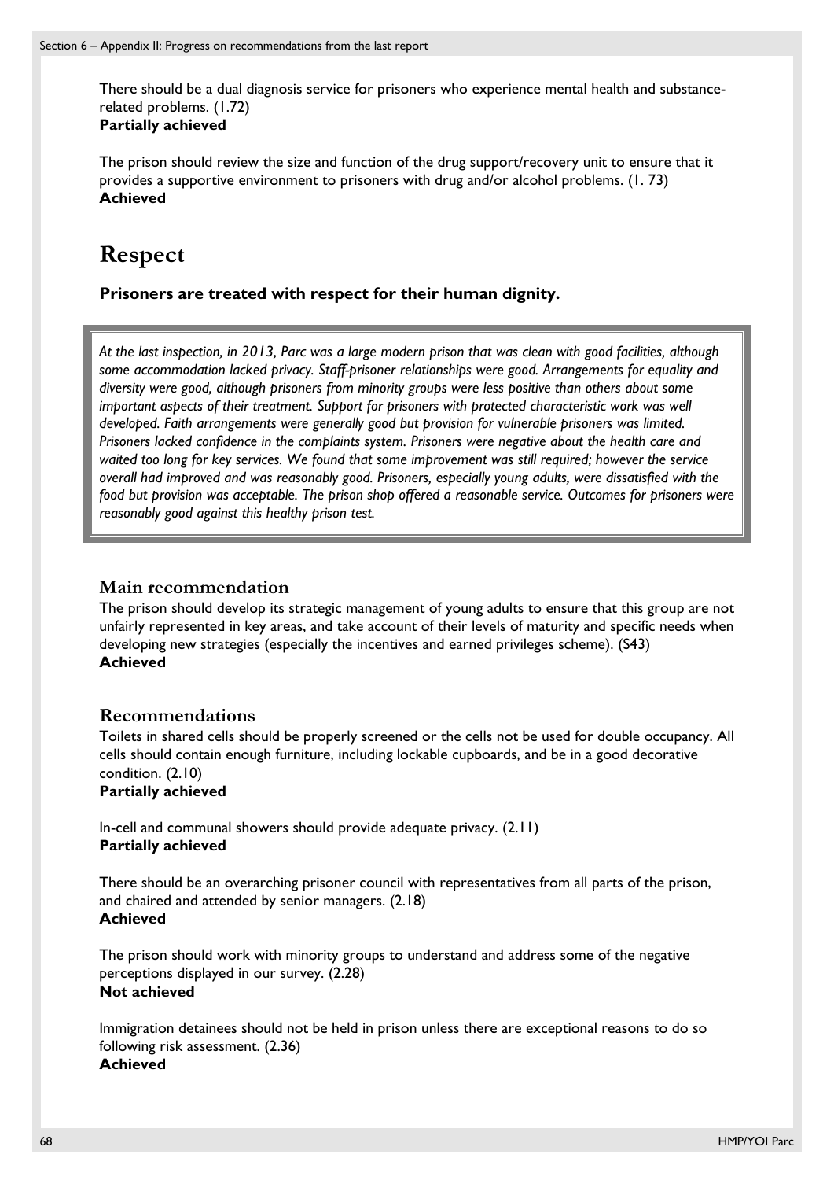There should be a dual diagnosis service for prisoners who experience mental health and substance-related problems. (1.72)
**Partially achieved**

The prison should review the size and function of the drug support/recovery unit to ensure that it provides a supportive environment to prisoners with drug and/or alcohol problems. (1. 73)
**Achieved**

# Respect

**Prisoners are treated with respect for their human dignity.**

*At the last inspection, in 2013, Parc was a large modern prison that was clean with good facilities, although some accommodation lacked privacy. Staff-prisoner relationships were good. Arrangements for equality and diversity were good, although prisoners from minority groups were less positive than others about some important aspects of their treatment. Support for prisoners with protected characteristic work was well developed. Faith arrangements were generally good but provision for vulnerable prisoners was limited. Prisoners lacked confidence in the complaints system. Prisoners were negative about the health care and waited too long for key services. We found that some improvement was still required; however the service overall had improved and was reasonably good. Prisoners, especially young adults, were dissatisfied with the food but provision was acceptable. The prison shop offered a reasonable service. Outcomes for prisoners were reasonably good against this healthy prison test.*

## Main recommendation

The prison should develop its strategic management of young adults to ensure that this group are not unfairly represented in key areas, and take account of their levels of maturity and specific needs when developing new strategies (especially the incentives and earned privileges scheme). (S43)
**Achieved**

## Recommendations

Toilets in shared cells should be properly screened or the cells not be used for double occupancy. All cells should contain enough furniture, including lockable cupboards, and be in a good decorative condition. (2.10)
**Partially achieved**

In-cell and communal showers should provide adequate privacy. (2.11)
**Partially achieved**

There should be an overarching prisoner council with representatives from all parts of the prison, and chaired and attended by senior managers. (2.18)
**Achieved**

The prison should work with minority groups to understand and address some of the negative perceptions displayed in our survey. (2.28)
**Not achieved**

Immigration detainees should not be held in prison unless there are exceptional reasons to do so following risk assessment. (2.36)
**Achieved**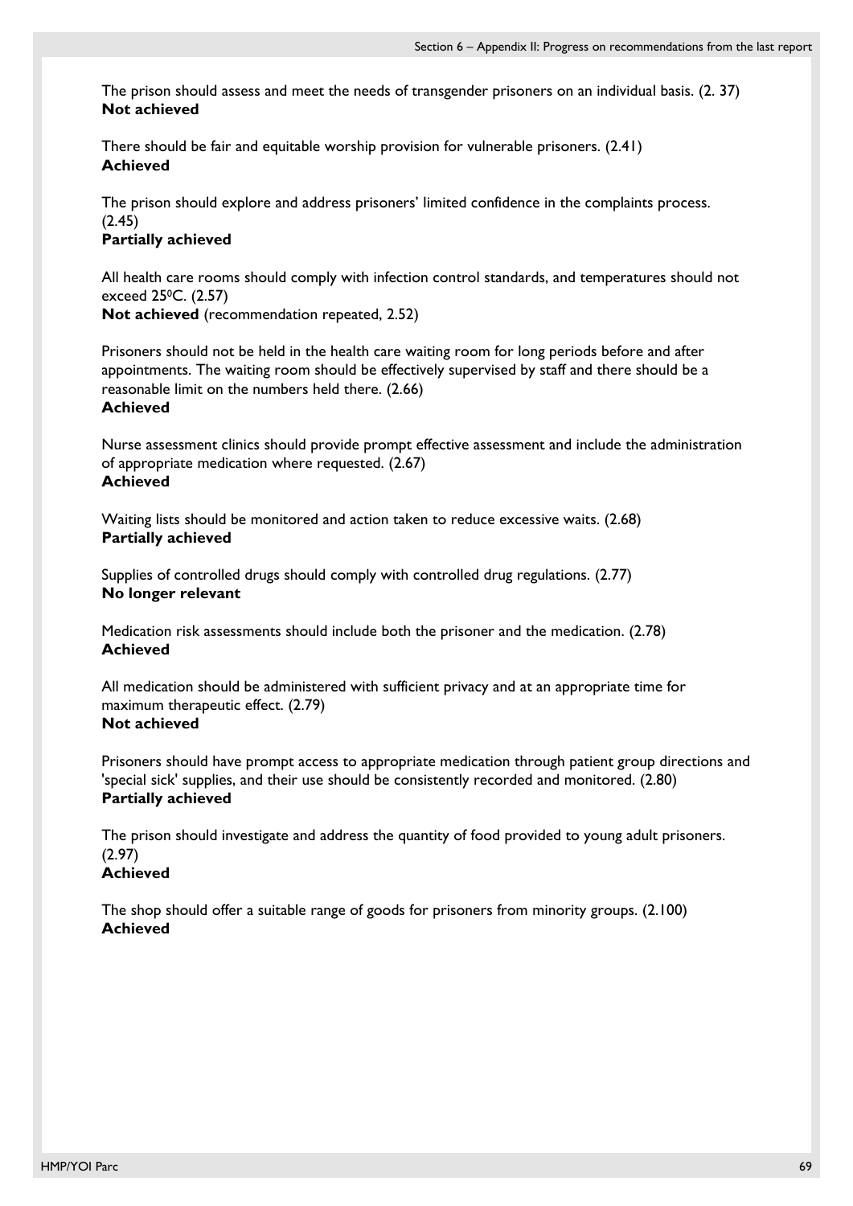The prison should assess and meet the needs of transgender prisoners on an individual basis. (2. 37)
**Not achieved**

There should be fair and equitable worship provision for vulnerable prisoners. (2.41)
**Achieved**

The prison should explore and address prisoners' limited confidence in the complaints process. (2.45)
**Partially achieved**

All health care rooms should comply with infection control standards, and temperatures should not exceed 25$^{0}$C. (2.57)
**Not achieved** (recommendation repeated, 2.52)

Prisoners should not be held in the health care waiting room for long periods before and after appointments. The waiting room should be effectively supervised by staff and there should be a reasonable limit on the numbers held there. (2.66)
**Achieved**

Nurse assessment clinics should provide prompt effective assessment and include the administration of appropriate medication where requested. (2.67)
**Achieved**

Waiting lists should be monitored and action taken to reduce excessive waits. (2.68)
**Partially achieved**

Supplies of controlled drugs should comply with controlled drug regulations. (2.77)
**No longer relevant**

Medication risk assessments should include both the prisoner and the medication. (2.78)
**Achieved**

All medication should be administered with sufficient privacy and at an appropriate time for maximum therapeutic effect. (2.79)
**Not achieved**

Prisoners should have prompt access to appropriate medication through patient group directions and 'special sick' supplies, and their use should be consistently recorded and monitored. (2.80)
**Partially achieved**

The prison should investigate and address the quantity of food provided to young adult prisoners. (2.97)
**Achieved**

The shop should offer a suitable range of goods for prisoners from minority groups. (2.100)
**Achieved**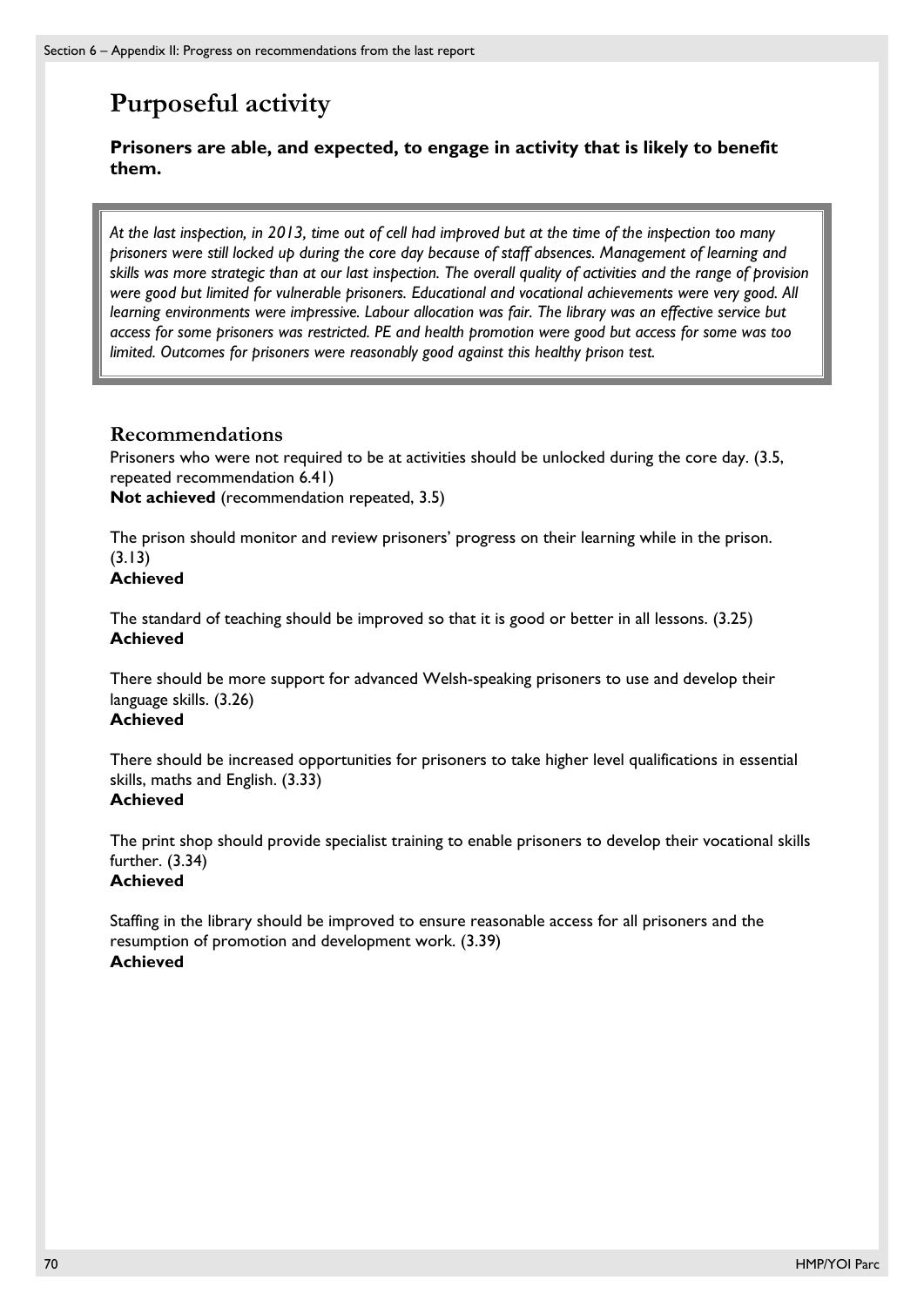# Purposeful activity

**Prisoners are able, and expected, to engage in activity that is likely to benefit them.**

*At the last inspection, in 2013, time out of cell had improved but at the time of the inspection too many prisoners were still locked up during the core day because of staff absences. Management of learning and skills was more strategic than at our last inspection. The overall quality of activities and the range of provision were good but limited for vulnerable prisoners. Educational and vocational achievements were very good. All learning environments were impressive. Labour allocation was fair. The library was an effective service but access for some prisoners was restricted. PE and health promotion were good but access for some was too limited. Outcomes for prisoners were reasonably good against this healthy prison test.*

## Recommendations

Prisoners who were not required to be at activities should be unlocked during the core day. (3.5, repeated recommendation 6.41)
**Not achieved** (recommendation repeated, 3.5)

The prison should monitor and review prisoners' progress on their learning while in the prison. (3.13)
**Achieved**

The standard of teaching should be improved so that it is good or better in all lessons. (3.25)
**Achieved**

There should be more support for advanced Welsh-speaking prisoners to use and develop their language skills. (3.26)
**Achieved**

There should be increased opportunities for prisoners to take higher level qualifications in essential skills, maths and English. (3.33)
**Achieved**

The print shop should provide specialist training to enable prisoners to develop their vocational skills further. (3.34)
**Achieved**

Staffing in the library should be improved to ensure reasonable access for all prisoners and the resumption of promotion and development work. (3.39)
**Achieved**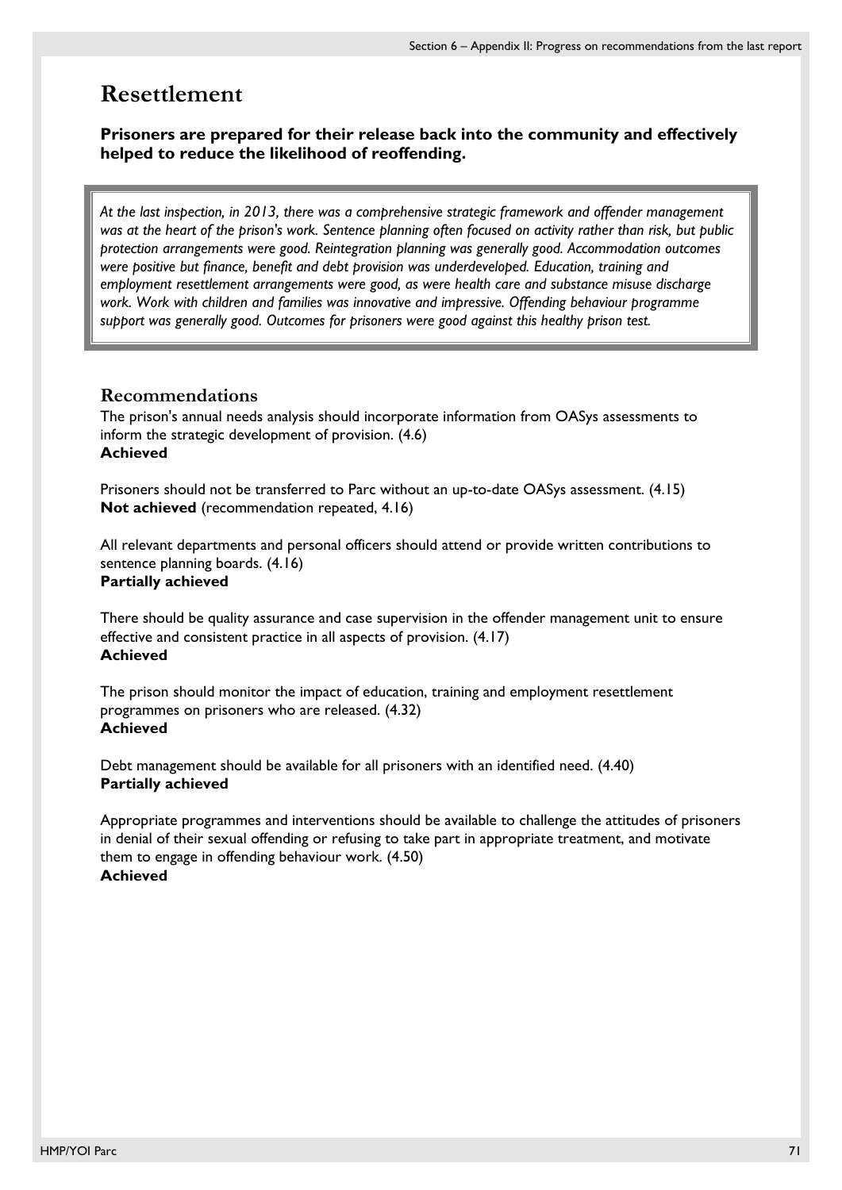# Resettlement

**Prisoners are prepared for their release back into the community and effectively helped to reduce the likelihood of reoffending.**

*At the last inspection, in 2013, there was a comprehensive strategic framework and offender management was at the heart of the prison's work. Sentence planning often focused on activity rather than risk, but public protection arrangements were good. Reintegration planning was generally good. Accommodation outcomes were positive but finance, benefit and debt provision was underdeveloped. Education, training and employment resettlement arrangements were good, as were health care and substance misuse discharge work. Work with children and families was innovative and impressive. Offending behaviour programme support was generally good. Outcomes for prisoners were good against this healthy prison test.*

## Recommendations

The prison's annual needs analysis should incorporate information from OASys assessments to inform the strategic development of provision. (4.6)
**Achieved**

Prisoners should not be transferred to Parc without an up-to-date OASys assessment. (4.15)
**Not achieved** (recommendation repeated, 4.16)

All relevant departments and personal officers should attend or provide written contributions to sentence planning boards. (4.16)
**Partially achieved**

There should be quality assurance and case supervision in the offender management unit to ensure effective and consistent practice in all aspects of provision. (4.17)
**Achieved**

The prison should monitor the impact of education, training and employment resettlement programmes on prisoners who are released. (4.32)
**Achieved**

Debt management should be available for all prisoners with an identified need. (4.40)
**Partially achieved**

Appropriate programmes and interventions should be available to challenge the attitudes of prisoners in denial of their sexual offending or refusing to take part in appropriate treatment, and motivate them to engage in offending behaviour work. (4.50)
**Achieved**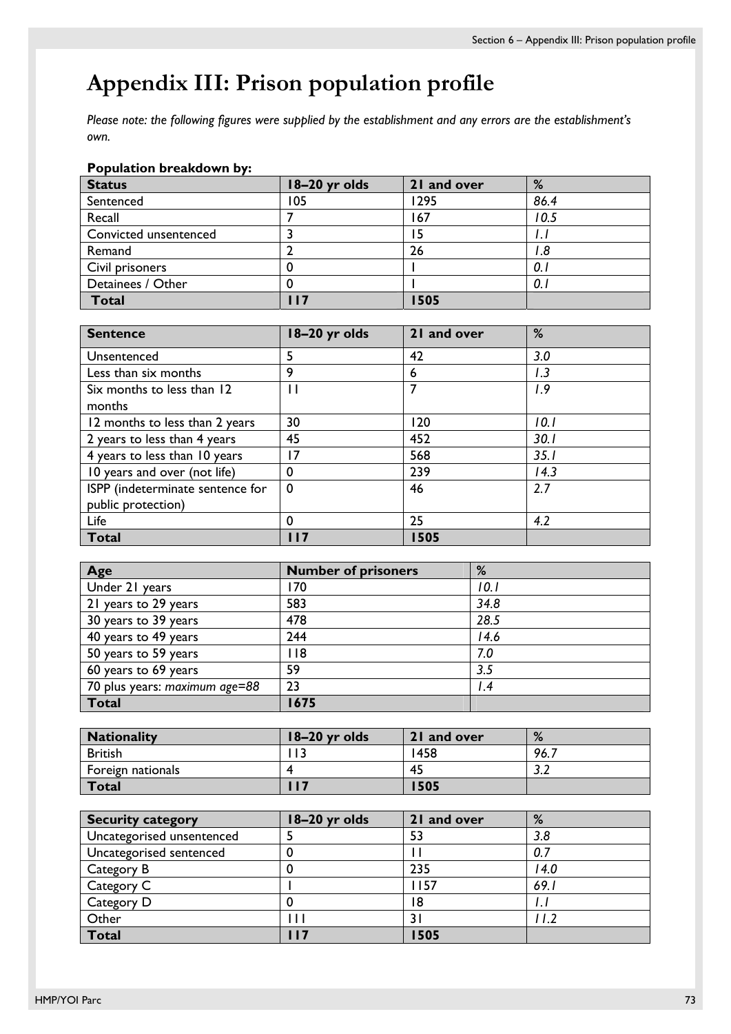# Appendix III: Prison population profile

*Please note: the following figures were supplied by the establishment and any errors are the establishment's own.*

**Population breakdown by:**

| **Status** | **18–20 yr olds** | **21 and over** | **%** |
|---|---|---|---|
| Sentenced | 105 | 1295 | *86.4* |
| Recall | 7 | 167 | *10.5* |
| Convicted unsentenced | 3 | 15 | *1.1* |
| Remand | 2 | 26 | *1.8* |
| Civil prisoners | 0 | 1 | *0.1* |
| Detainees / Other | 0 | 1 | *0.1* |
| **Total** | **117** | **1505** | |

| **Sentence** | **18–20 yr olds** | **21 and over** | **%** |
|---|---|---|---|
| Unsentenced | 5 | 42 | *3.0* |
| Less than six months | 9 | 6 | *1.3* |
| Six months to less than 12 months | 11 | 7 | *1.9* |
| 12 months to less than 2 years | 30 | 120 | *10.1* |
| 2 years to less than 4 years | 45 | 452 | *30.1* |
| 4 years to less than 10 years | 17 | 568 | *35.1* |
| 10 years and over (not life) | 0 | 239 | *14.3* |
| ISPP (indeterminate sentence for public protection) | 0 | 46 | *2.7* |
| Life | 0 | 25 | *4.2* |
| **Total** | **117** | **1505** | |

| **Age** | **Number of prisoners** | **%** |
|---|---|---|
| Under 21 years | 170 | *10.1* |
| 21 years to 29 years | 583 | *34.8* |
| 30 years to 39 years | 478 | *28.5* |
| 40 years to 49 years | 244 | *14.6* |
| 50 years to 59 years | 118 | *7.0* |
| 60 years to 69 years | 59 | *3.5* |
| 70 plus years: *maximum age=88* | 23 | *1.4* |
| **Total** | **1675** | |

| **Nationality** | **18–20 yr olds** | **21 and over** | **%** |
|---|---|---|---|
| British | 113 | 1458 | 96.7 |
| Foreign nationals | 4 | 45 | 3.2 |
| **Total** | **117** | **1505** | |

| **Security category** | **18–20 yr olds** | **21 and over** | **%** |
|---|---|---|---|
| Uncategorised unsentenced | 5 | 53 | *3.8* |
| Uncategorised sentenced | 0 | 11 | *0.7* |
| Category B | 0 | 235 | *14.0* |
| Category C | 1 | 1157 | *69.1* |
| Category D | 0 | 18 | *1.1* |
| Other | 111 | 31 | *11.2* |
| **Total** | **117** | **1505** | |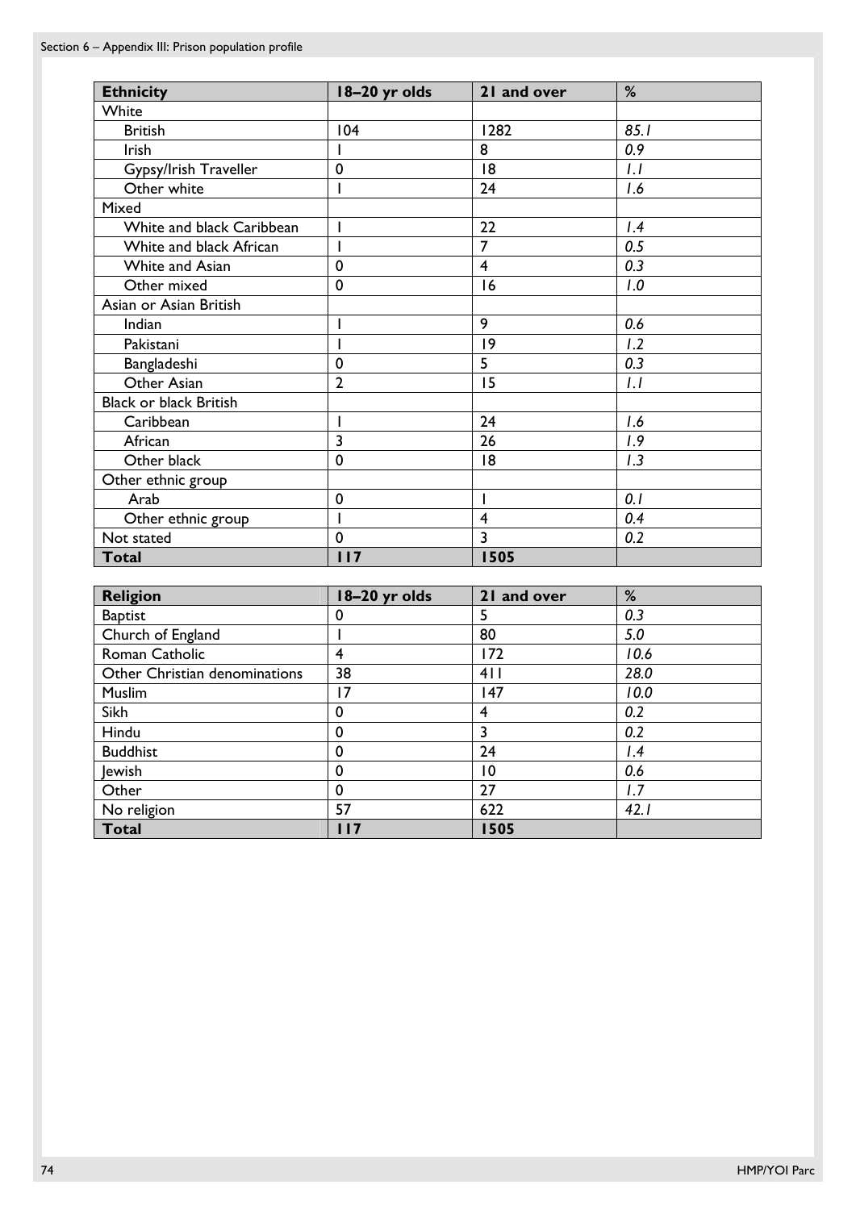| Ethnicity | 18–20 yr olds | 21 and over | % |
|---|---|---|---|
| White | | | |
| British | 104 | 1282 | *85.1* |
| Irish | 1 | 8 | *0.9* |
| Gypsy/Irish Traveller | 0 | 18 | *1.1* |
| Other white | 1 | 24 | *1.6* |
| Mixed | | | |
| White and black Caribbean | 1 | 22 | *1.4* |
| White and black African | 1 | 7 | *0.5* |
| White and Asian | 0 | 4 | *0.3* |
| Other mixed | 0 | 16 | *1.0* |
| Asian or Asian British | | | |
| Indian | 1 | 9 | *0.6* |
| Pakistani | 1 | 19 | *1.2* |
| Bangladeshi | 0 | 5 | *0.3* |
| Other Asian | 2 | 15 | *1.1* |
| Black or black British | | | |
| Caribbean | 1 | 24 | *1.6* |
| African | 3 | 26 | *1.9* |
| Other black | 0 | 18 | *1.3* |
| Other ethnic group | | | |
| Arab | 0 | 1 | *0.1* |
| Other ethnic group | 1 | 4 | *0.4* |
| Not stated | 0 | 3 | *0.2* |
| **Total** | **117** | **1505** | |

| Religion | 18–20 yr olds | 21 and over | % |
|---|---|---|---|
| Baptist | 0 | 5 | *0.3* |
| Church of England | 1 | 80 | *5.0* |
| Roman Catholic | 4 | 172 | *10.6* |
| Other Christian denominations | 38 | 411 | *28.0* |
| Muslim | 17 | 147 | *10.0* |
| Sikh | 0 | 4 | *0.2* |
| Hindu | 0 | 3 | *0.2* |
| Buddhist | 0 | 24 | *1.4* |
| Jewish | 0 | 10 | *0.6* |
| Other | 0 | 27 | *1.7* |
| No religion | 57 | 622 | *42.1* |
| **Total** | **117** | **1505** | |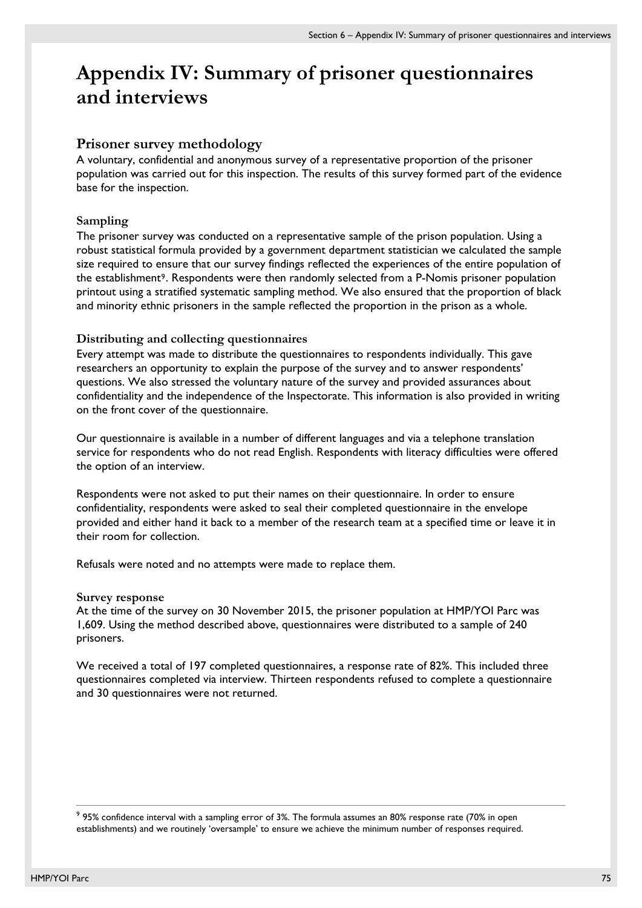# Appendix IV: Summary of prisoner questionnaires and interviews

## Prisoner survey methodology

A voluntary, confidential and anonymous survey of a representative proportion of the prisoner population was carried out for this inspection. The results of this survey formed part of the evidence base for the inspection.

### Sampling

The prisoner survey was conducted on a representative sample of the prison population. Using a robust statistical formula provided by a government department statistician we calculated the sample size required to ensure that our survey findings reflected the experiences of the entire population of the establishment[9]. Respondents were then randomly selected from a P-Nomis prisoner population printout using a stratified systematic sampling method. We also ensured that the proportion of black and minority ethnic prisoners in the sample reflected the proportion in the prison as a whole.

### Distributing and collecting questionnaires

Every attempt was made to distribute the questionnaires to respondents individually. This gave researchers an opportunity to explain the purpose of the survey and to answer respondents' questions. We also stressed the voluntary nature of the survey and provided assurances about confidentiality and the independence of the Inspectorate. This information is also provided in writing on the front cover of the questionnaire.

Our questionnaire is available in a number of different languages and via a telephone translation service for respondents who do not read English. Respondents with literacy difficulties were offered the option of an interview.

Respondents were not asked to put their names on their questionnaire. In order to ensure confidentiality, respondents were asked to seal their completed questionnaire in the envelope provided and either hand it back to a member of the research team at a specified time or leave it in their room for collection.

Refusals were noted and no attempts were made to replace them.

### Survey response

At the time of the survey on 30 November 2015, the prisoner population at HMP/YOI Parc was 1,609. Using the method described above, questionnaires were distributed to a sample of 240 prisoners.

We received a total of 197 completed questionnaires, a response rate of 82%. This included three questionnaires completed via interview. Thirteen respondents refused to complete a questionnaire and 30 questionnaires were not returned.

---

[9] 95% confidence interval with a sampling error of 3%. The formula assumes an 80% response rate (70% in open establishments) and we routinely 'oversample' to ensure we achieve the minimum number of responses required.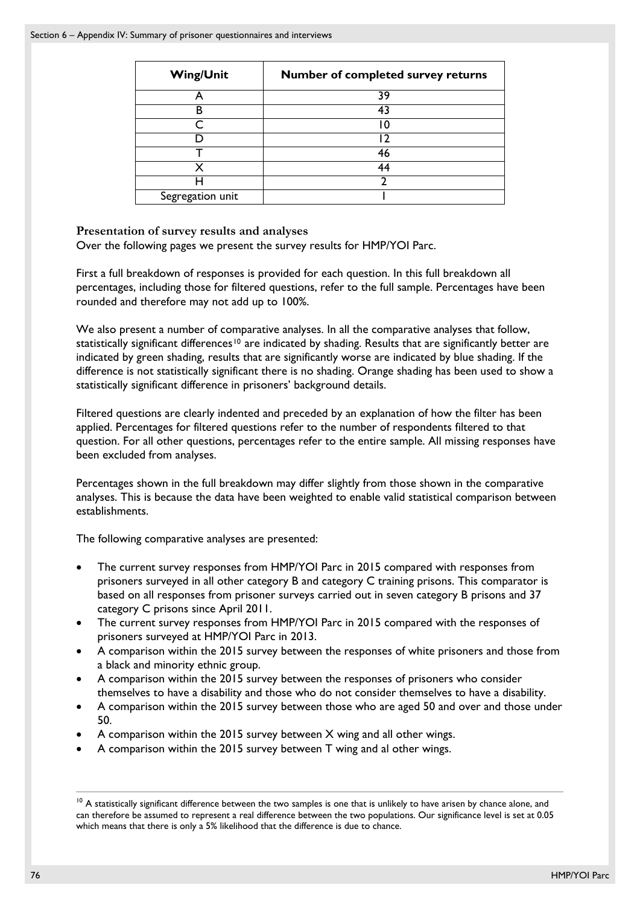| Wing/Unit | Number of completed survey returns |
|---|---|
| A | 39 |
| B | 43 |
| C | 10 |
| D | 12 |
| T | 46 |
| X | 44 |
| H | 2 |
| Segregation unit | 1 |

### Presentation of survey results and analyses

Over the following pages we present the survey results for HMP/YOI Parc.

First a full breakdown of responses is provided for each question. In this full breakdown all percentages, including those for filtered questions, refer to the full sample. Percentages have been rounded and therefore may not add up to 100%.

We also present a number of comparative analyses. In all the comparative analyses that follow, statistically significant differences[10] are indicated by shading. Results that are significantly better are indicated by green shading, results that are significantly worse are indicated by blue shading. If the difference is not statistically significant there is no shading. Orange shading has been used to show a statistically significant difference in prisoners' background details.

Filtered questions are clearly indented and preceded by an explanation of how the filter has been applied. Percentages for filtered questions refer to the number of respondents filtered to that question. For all other questions, percentages refer to the entire sample. All missing responses have been excluded from analyses.

Percentages shown in the full breakdown may differ slightly from those shown in the comparative analyses. This is because the data have been weighted to enable valid statistical comparison between establishments.

The following comparative analyses are presented:

- The current survey responses from HMP/YOI Parc in 2015 compared with responses from prisoners surveyed in all other category B and category C training prisons. This comparator is based on all responses from prisoner surveys carried out in seven category B prisons and 37 category C prisons since April 2011.
- The current survey responses from HMP/YOI Parc in 2015 compared with the responses of prisoners surveyed at HMP/YOI Parc in 2013.
- A comparison within the 2015 survey between the responses of white prisoners and those from a black and minority ethnic group.
- A comparison within the 2015 survey between the responses of prisoners who consider themselves to have a disability and those who do not consider themselves to have a disability.
- A comparison within the 2015 survey between those who are aged 50 and over and those under 50.
- A comparison within the 2015 survey between X wing and all other wings.
- A comparison within the 2015 survey between T wing and al other wings.

[10] A statistically significant difference between the two samples is one that is unlikely to have arisen by chance alone, and can therefore be assumed to represent a real difference between the two populations. Our significance level is set at 0.05 which means that there is only a 5% likelihood that the difference is due to chance.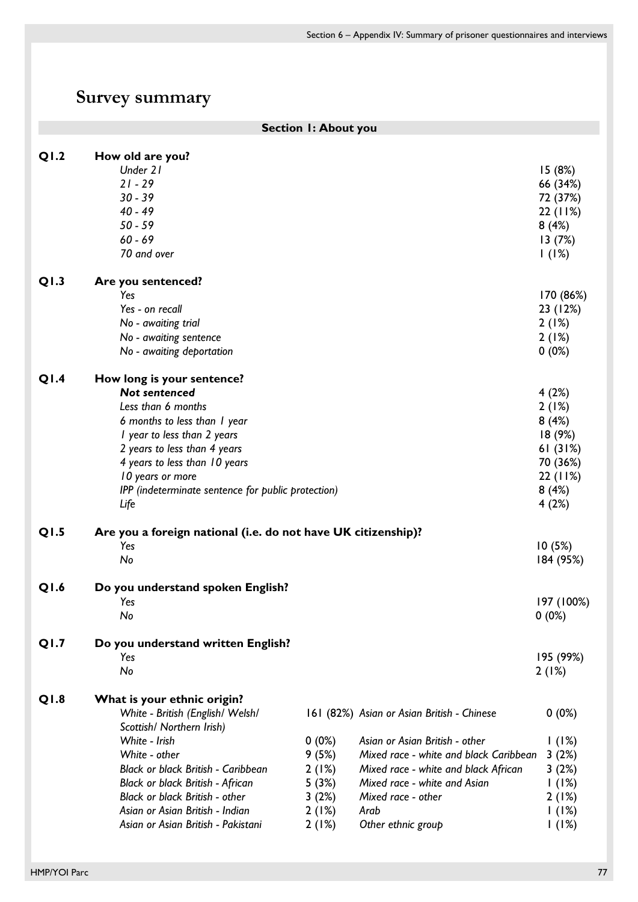# Survey summary

## Section 1: About you

**Q1.2 How old are you?**

| | |
|---|---|
| *Under 21* | 15 (8%) |
| *21 - 29* | 66 (34%) |
| *30 - 39* | 72 (37%) |
| *40 - 49* | 22 (11%) |
| *50 - 59* | 8 (4%) |
| *60 - 69* | 13 (7%) |
| *70 and over* | 1 (1%) |

**Q1.3 Are you sentenced?**

| | |
|---|---|
| *Yes* | 170 (86%) |
| *Yes - on recall* | 23 (12%) |
| *No - awaiting trial* | 2 (1%) |
| *No - awaiting sentence* | 2 (1%) |
| *No - awaiting deportation* | 0 (0%) |

**Q1.4 How long is your sentence?**

| | |
|---|---|
| ***Not sentenced*** | 4 (2%) |
| *Less than 6 months* | 2 (1%) |
| *6 months to less than 1 year* | 8 (4%) |
| *1 year to less than 2 years* | 18 (9%) |
| *2 years to less than 4 years* | 61 (31%) |
| *4 years to less than 10 years* | 70 (36%) |
| *10 years or more* | 22 (11%) |
| *IPP (indeterminate sentence for public protection)* | 8 (4%) |
| *Life* | 4 (2%) |

**Q1.5 Are you a foreign national (i.e. do not have UK citizenship)?**

| | |
|---|---|
| *Yes* | 10 (5%) |
| *No* | 184 (95%) |

**Q1.6 Do you understand spoken English?**

| | |
|---|---|
| *Yes* | 197 (100%) |
| *No* | 0 (0%) |

**Q1.7 Do you understand written English?**

| | |
|---|---|
| *Yes* | 195 (99%) |
| *No* | 2 (1%) |

**Q1.8 What is your ethnic origin?**

| | | | |
|---|---|---|---|
| *White - British (English/ Welsh/ Scottish/ Northern Irish)* | 161 (82%) | *Asian or Asian British - Chinese* | 0 (0%) |
| *White - Irish* | 0 (0%) | *Asian or Asian British - other* | 1 (1%) |
| *White - other* | 9 (5%) | *Mixed race - white and black Caribbean* | 3 (2%) |
| *Black or black British - Caribbean* | 2 (1%) | *Mixed race - white and black African* | 3 (2%) |
| *Black or black British - African* | 5 (3%) | *Mixed race - white and Asian* | 1 (1%) |
| *Black or black British - other* | 3 (2%) | *Mixed race - other* | 2 (1%) |
| *Asian or Asian British - Indian* | 2 (1%) | *Arab* | 1 (1%) |
| *Asian or Asian British - Pakistani* | 2 (1%) | *Other ethnic group* | 1 (1%) |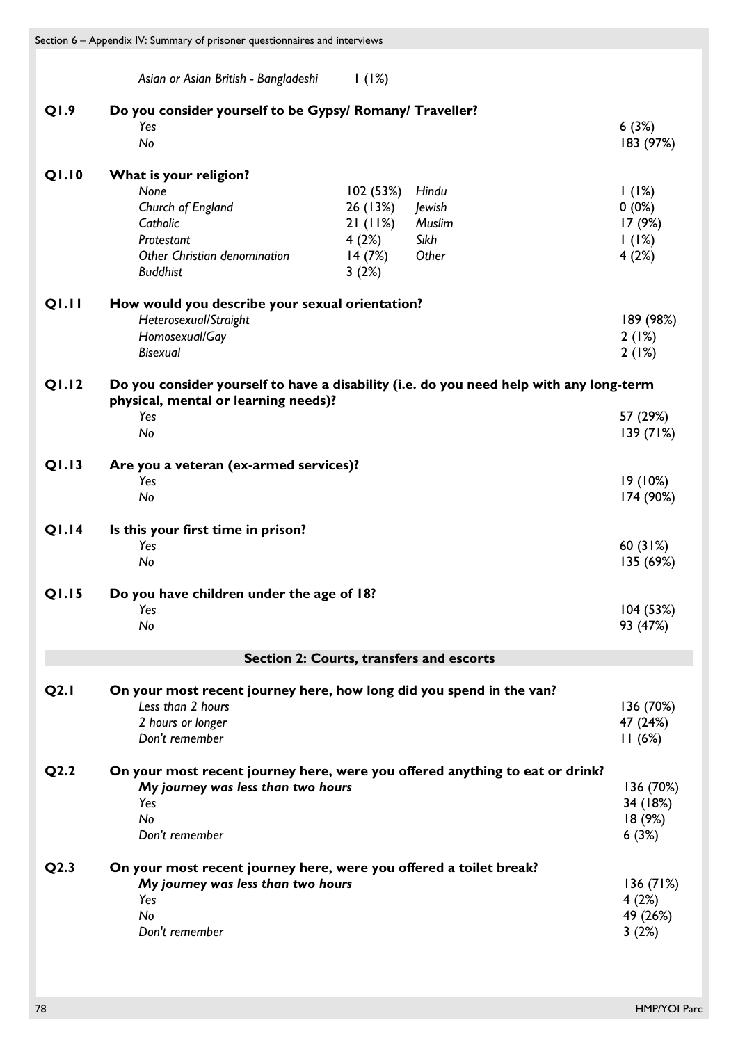| | | |
|---|---|---|
| | *Asian or Asian British - Bangladeshi* | 1 (1%) |

| | | |
|---|---|---|
| **Q1.9** | **Do you consider yourself to be Gypsy/ Romany/ Traveller?** | |
| | *Yes* | 6 (3%) |
| | *No* | 183 (97%) |

| | | | | |
|---|---|---|---|---|
| **Q1.10** | **What is your religion?** | | | |
| | *None* | 102 (53%) | *Hindu* | 1 (1%) |
| | *Church of England* | 26 (13%) | *Jewish* | 0 (0%) |
| | *Catholic* | 21 (11%) | *Muslim* | 17 (9%) |
| | *Protestant* | 4 (2%) | *Sikh* | 1 (1%) |
| | *Other Christian denomination* | 14 (7%) | *Other* | 4 (2%) |
| | *Buddhist* | 3 (2%) | | |

| | | |
|---|---|---|
| **Q1.11** | **How would you describe your sexual orientation?** | |
| | *Heterosexual/Straight* | 189 (98%) |
| | *Homosexual/Gay* | 2 (1%) |
| | *Bisexual* | 2 (1%) |

| | | |
|---|---|---|
| **Q1.12** | **Do you consider yourself to have a disability (i.e. do you need help with any long-term physical, mental or learning needs)?** | |
| | *Yes* | 57 (29%) |
| | *No* | 139 (71%) |

| | | |
|---|---|---|
| **Q1.13** | **Are you a veteran (ex-armed services)?** | |
| | *Yes* | 19 (10%) |
| | *No* | 174 (90%) |

| | | |
|---|---|---|
| **Q1.14** | **Is this your first time in prison?** | |
| | *Yes* | 60 (31%) |
| | *No* | 135 (69%) |

| | | |
|---|---|---|
| **Q1.15** | **Do you have children under the age of 18?** | |
| | *Yes* | 104 (53%) |
| | *No* | 93 (47%) |

## Section 2: Courts, transfers and escorts

| | | |
|---|---|---|
| **Q2.1** | **On your most recent journey here, how long did you spend in the van?** | |
| | *Less than 2 hours* | 136 (70%) |
| | *2 hours or longer* | 47 (24%) |
| | *Don't remember* | 11 (6%) |

| | | |
|---|---|---|
| **Q2.2** | **On your most recent journey here, were you offered anything to eat or drink?** | |
| | ***My journey was less than two hours*** | 136 (70%) |
| | *Yes* | 34 (18%) |
| | *No* | 18 (9%) |
| | *Don't remember* | 6 (3%) |

| | | |
|---|---|---|
| **Q2.3** | **On your most recent journey here, were you offered a toilet break?** | |
| | ***My journey was less than two hours*** | 136 (71%) |
| | *Yes* | 4 (2%) |
| | *No* | 49 (26%) |
| | *Don't remember* | 3 (2%) |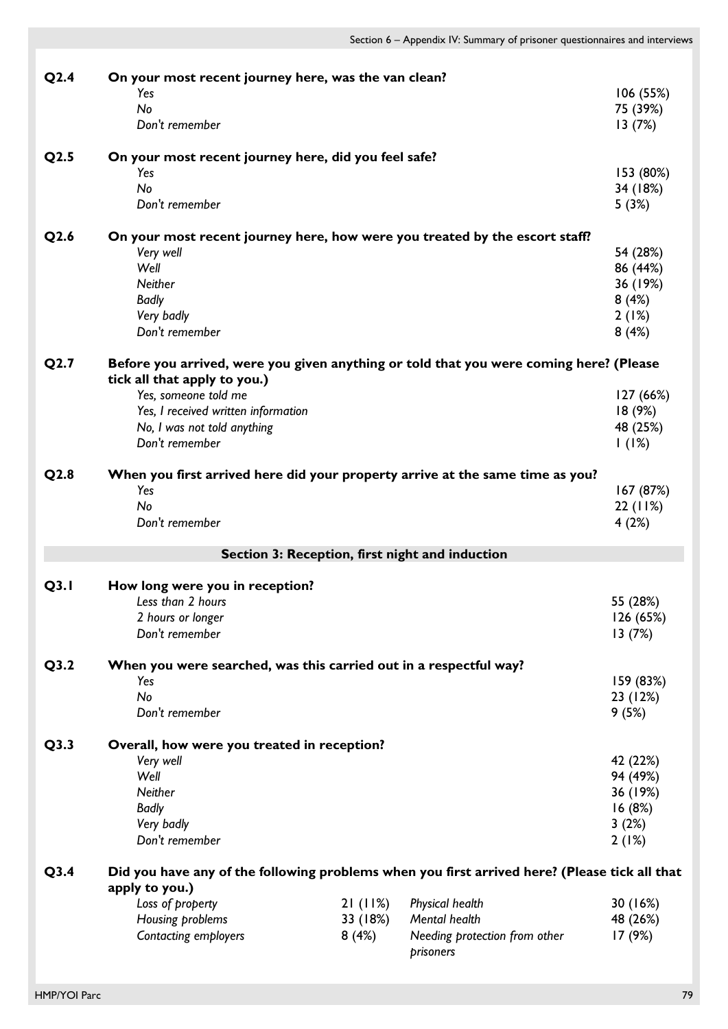**Q2.4 On your most recent journey here, was the van clean?**

| | |
|---|---|
| *Yes* | 106 (55%) |
| *No* | 75 (39%) |
| *Don't remember* | 13 (7%) |

**Q2.5 On your most recent journey here, did you feel safe?**

| | |
|---|---|
| *Yes* | 153 (80%) |
| *No* | 34 (18%) |
| *Don't remember* | 5 (3%) |

**Q2.6 On your most recent journey here, how were you treated by the escort staff?**

| | |
|---|---|
| *Very well* | 54 (28%) |
| *Well* | 86 (44%) |
| *Neither* | 36 (19%) |
| *Badly* | 8 (4%) |
| *Very badly* | 2 (1%) |
| *Don't remember* | 8 (4%) |

**Q2.7 Before you arrived, were you given anything or told that you were coming here? (Please tick all that apply to you.)**

| | |
|---|---|
| *Yes, someone told me* | 127 (66%) |
| *Yes, I received written information* | 18 (9%) |
| *No, I was not told anything* | 48 (25%) |
| *Don't remember* | 1 (1%) |

**Q2.8 When you first arrived here did your property arrive at the same time as you?**

| | |
|---|---|
| *Yes* | 167 (87%) |
| *No* | 22 (11%) |
| *Don't remember* | 4 (2%) |

## Section 3: Reception, first night and induction

**Q3.1 How long were you in reception?**

| | |
|---|---|
| *Less than 2 hours* | 55 (28%) |
| *2 hours or longer* | 126 (65%) |
| *Don't remember* | 13 (7%) |

**Q3.2 When you were searched, was this carried out in a respectful way?**

| | |
|---|---|
| *Yes* | 159 (83%) |
| *No* | 23 (12%) |
| *Don't remember* | 9 (5%) |

**Q3.3 Overall, how were you treated in reception?**

| | |
|---|---|
| *Very well* | 42 (22%) |
| *Well* | 94 (49%) |
| *Neither* | 36 (19%) |
| *Badly* | 16 (8%) |
| *Very badly* | 3 (2%) |
| *Don't remember* | 2 (1%) |

**Q3.4 Did you have any of the following problems when you first arrived here? (Please tick all that apply to you.)**

| | | | |
|---|---|---|---|
| *Loss of property* | 21 (11%) | *Physical health* | 30 (16%) |
| *Housing problems* | 33 (18%) | *Mental health* | 48 (26%) |
| *Contacting employers* | 8 (4%) | *Needing protection from other prisoners* | 17 (9%) |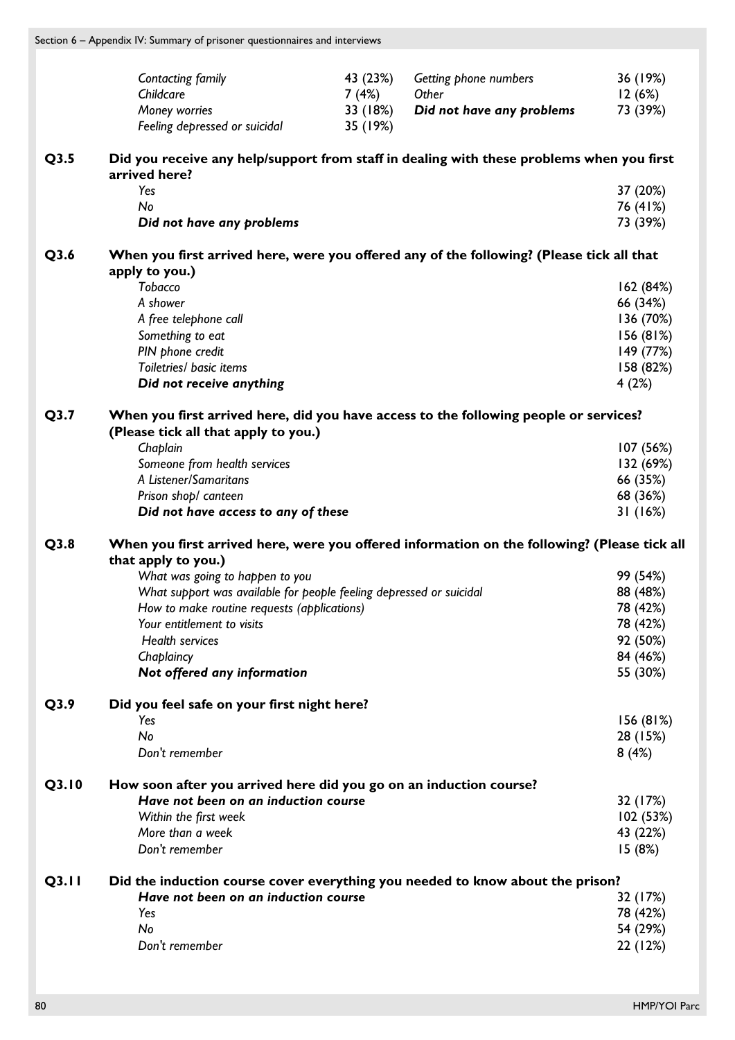| | | | |
|---|---|---|---|
| *Contacting family* | 43 (23%) | *Getting phone numbers* | 36 (19%) |
| *Childcare* | 7 (4%) | *Other* | 12 (6%) |
| *Money worries* | 33 (18%) | ***Did not have any problems*** | 73 (39%) |
| *Feeling depressed or suicidal* | 35 (19%) | | |

**Q3.5 Did you receive any help/support from staff in dealing with these problems when you first arrived here?**

| | |
|---|---|
| *Yes* | 37 (20%) |
| *No* | 76 (41%) |
| ***Did not have any problems*** | 73 (39%) |

**Q3.6 When you first arrived here, were you offered any of the following? (Please tick all that apply to you.)**

| | |
|---|---|
| *Tobacco* | 162 (84%) |
| *A shower* | 66 (34%) |
| *A free telephone call* | 136 (70%) |
| *Something to eat* | 156 (81%) |
| *PIN phone credit* | 149 (77%) |
| *Toiletries/ basic items* | 158 (82%) |
| ***Did not receive anything*** | 4 (2%) |

**Q3.7 When you first arrived here, did you have access to the following people or services? (Please tick all that apply to you.)**

| | |
|---|---|
| *Chaplain* | 107 (56%) |
| *Someone from health services* | 132 (69%) |
| *A Listener/Samaritans* | 66 (35%) |
| *Prison shop/ canteen* | 68 (36%) |
| ***Did not have access to any of these*** | 31 (16%) |

**Q3.8 When you first arrived here, were you offered information on the following? (Please tick all that apply to you.)**

| | |
|---|---|
| *What was going to happen to you* | 99 (54%) |
| *What support was available for people feeling depressed or suicidal* | 88 (48%) |
| *How to make routine requests (applications)* | 78 (42%) |
| *Your entitlement to visits* | 78 (42%) |
| *Health services* | 92 (50%) |
| *Chaplaincy* | 84 (46%) |
| ***Not offered any information*** | 55 (30%) |

**Q3.9 Did you feel safe on your first night here?**

| | |
|---|---|
| *Yes* | 156 (81%) |
| *No* | 28 (15%) |
| *Don't remember* | 8 (4%) |

**Q3.10 How soon after you arrived here did you go on an induction course?**

| | |
|---|---|
| ***Have not been on an induction course*** | 32 (17%) |
| *Within the first week* | 102 (53%) |
| *More than a week* | 43 (22%) |
| *Don't remember* | 15 (8%) |

**Q3.11 Did the induction course cover everything you needed to know about the prison?**

| | |
|---|---|
| ***Have not been on an induction course*** | 32 (17%) |
| *Yes* | 78 (42%) |
| *No* | 54 (29%) |
| *Don't remember* | 22 (12%) |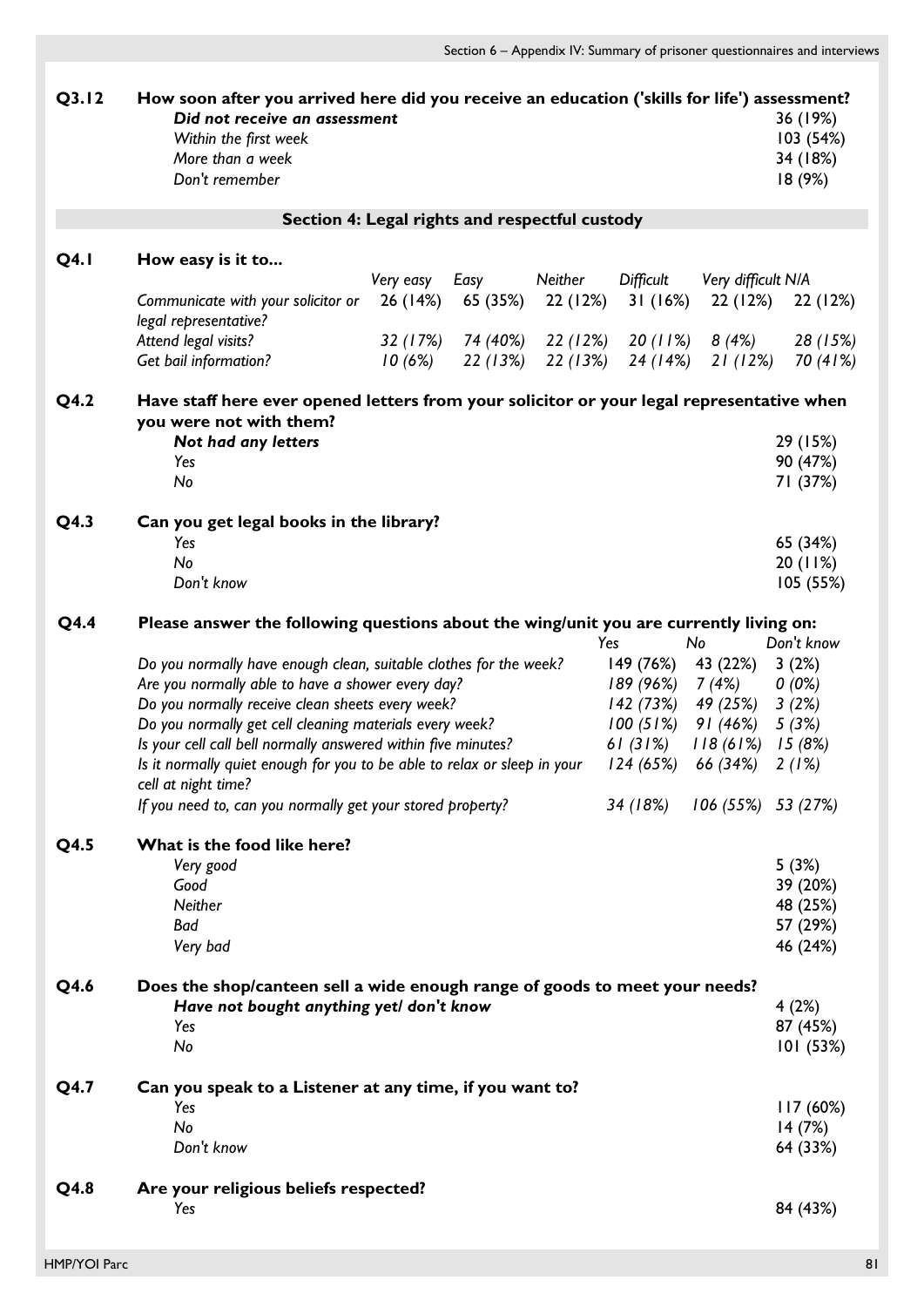**Q3.12 How soon after you arrived here did you receive an education ('skills for life') assessment?**

| | |
|---|---|
| ***Did not receive an assessment*** | 36 (19%) |
| *Within the first week* | 103 (54%) |
| *More than a week* | 34 (18%) |
| *Don't remember* | 18 (9%) |

## Section 4: Legal rights and respectful custody

**Q4.1 How easy is it to...**

| | *Very easy* | *Easy* | *Neither* | *Difficult* | *Very difficult* | *N/A* |
|---|---|---|---|---|---|---|
| *Communicate with your solicitor or legal representative?* | 26 (14%) | 65 (35%) | 22 (12%) | 31 (16%) | 22 (12%) | 22 (12%) |
| *Attend legal visits?* | *32 (17%)* | *74 (40%)* | *22 (12%)* | *20 (11%)* | *8 (4%)* | *28 (15%)* |
| *Get bail information?* | *10 (6%)* | *22 (13%)* | *22 (13%)* | *24 (14%)* | *21 (12%)* | *70 (41%)* |

**Q4.2 Have staff here ever opened letters from your solicitor or your legal representative when you were not with them?**

| | |
|---|---|
| ***Not had any letters*** | 29 (15%) |
| *Yes* | 90 (47%) |
| *No* | 71 (37%) |

**Q4.3 Can you get legal books in the library?**

| | |
|---|---|
| *Yes* | 65 (34%) |
| *No* | 20 (11%) |
| *Don't know* | 105 (55%) |

**Q4.4 Please answer the following questions about the wing/unit you are currently living on:**

| | *Yes* | *No* | *Don't know* |
|---|---|---|---|
| *Do you normally have enough clean, suitable clothes for the week?* | 149 (76%) | 43 (22%) | 3 (2%) |
| *Are you normally able to have a shower every day?* | *189 (96%)* | *7 (4%)* | *0 (0%)* |
| *Do you normally receive clean sheets every week?* | *142 (73%)* | *49 (25%)* | *3 (2%)* |
| *Do you normally get cell cleaning materials every week?* | *100 (51%)* | *91 (46%)* | *5 (3%)* |
| *Is your cell call bell normally answered within five minutes?* | *61 (31%)* | *118 (61%)* | *15 (8%)* |
| *Is it normally quiet enough for you to be able to relax or sleep in your cell at night time?* | *124 (65%)* | *66 (34%)* | *2 (1%)* |
| *If you need to, can you normally get your stored property?* | *34 (18%)* | *106 (55%)* | *53 (27%)* |

**Q4.5 What is the food like here?**

| | |
|---|---|
| *Very good* | 5 (3%) |
| *Good* | 39 (20%) |
| *Neither* | 48 (25%) |
| *Bad* | 57 (29%) |
| *Very bad* | 46 (24%) |

**Q4.6 Does the shop/canteen sell a wide enough range of goods to meet your needs?**

| | |
|---|---|
| ***Have not bought anything yet/ don't know*** | 4 (2%) |
| *Yes* | 87 (45%) |
| *No* | 101 (53%) |

**Q4.7 Can you speak to a Listener at any time, if you want to?**

| | |
|---|---|
| *Yes* | 117 (60%) |
| *No* | 14 (7%) |
| *Don't know* | 64 (33%) |

**Q4.8 Are your religious beliefs respected?**

| | |
|---|---|
| *Yes* | 84 (43%) |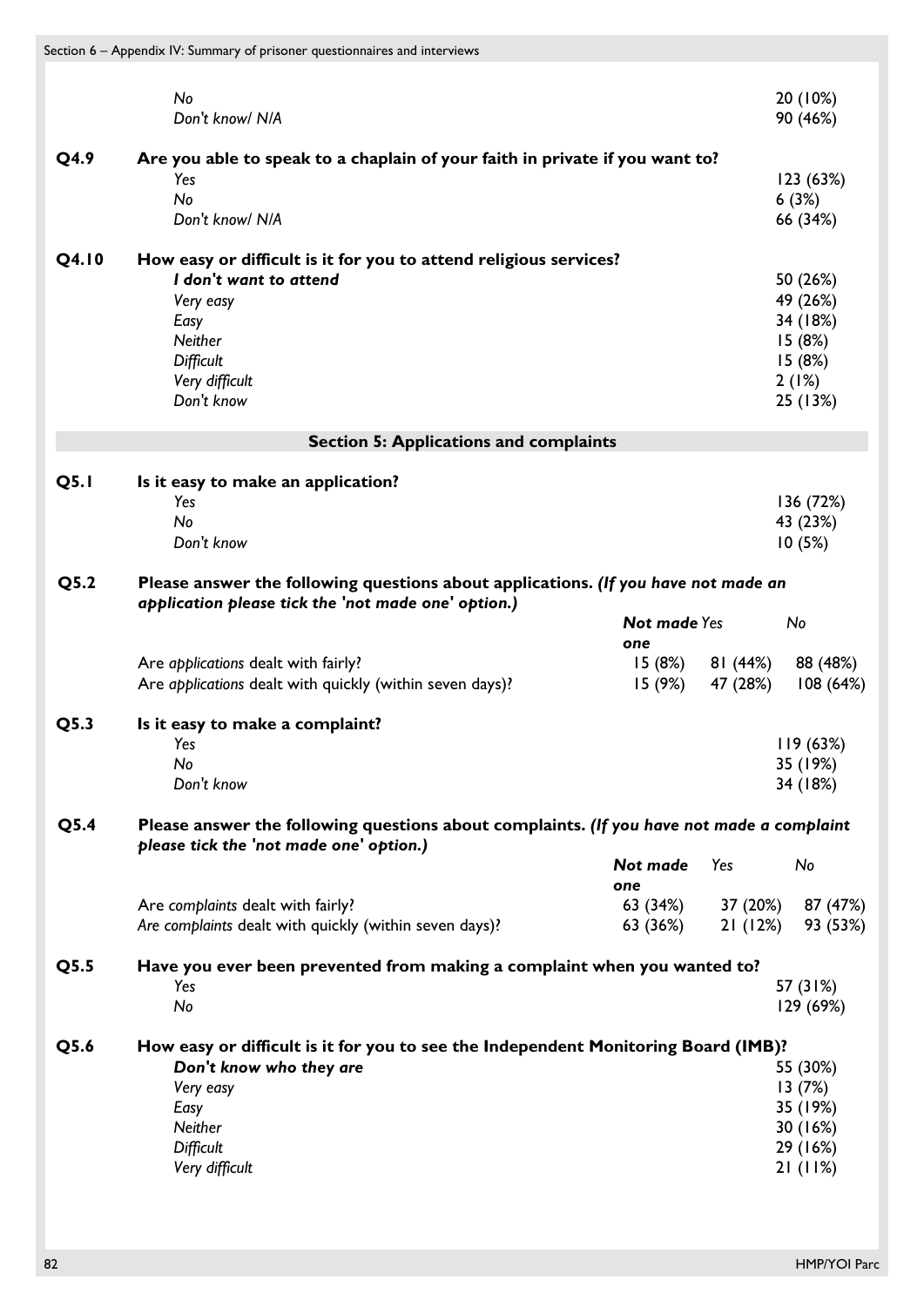| | | |
|---|---|---|
| | *No* | 20 (10%) |
| | *Don't know/ N/A* | 90 (46%) |

| | | |
|---|---|---|
| **Q4.9** | **Are you able to speak to a chaplain of your faith in private if you want to?** | |
| | *Yes* | 123 (63%) |
| | *No* | 6 (3%) |
| | *Don't know/ N/A* | 66 (34%) |

| | | |
|---|---|---|
| **Q4.10** | **How easy or difficult is it for you to attend religious services?** | |
| | ***I don't want to attend*** | 50 (26%) |
| | *Very easy* | 49 (26%) |
| | *Easy* | 34 (18%) |
| | *Neither* | 15 (8%) |
| | *Difficult* | 15 (8%) |
| | *Very difficult* | 2 (1%) |
| | *Don't know* | 25 (13%) |

## Section 5: Applications and complaints

| | | |
|---|---|---|
| **Q5.1** | **Is it easy to make an application?** | |
| | *Yes* | 136 (72%) |
| | *No* | 43 (23%) |
| | *Don't know* | 10 (5%) |

**Q5.2** **Please answer the following questions about applications.** ***(If you have not made an application please tick the 'not made one' option.)***

| | ***Not made one*** | *Yes* | *No* |
|---|---|---|---|
| Are *applications* dealt with fairly? | 15 (8%) | 81 (44%) | 88 (48%) |
| Are *applications* dealt with quickly (within seven days)? | 15 (9%) | 47 (28%) | 108 (64%) |

| | | |
|---|---|---|
| **Q5.3** | **Is it easy to make a complaint?** | |
| | *Yes* | 119 (63%) |
| | *No* | 35 (19%) |
| | *Don't know* | 34 (18%) |

**Q5.4** **Please answer the following questions about complaints.** ***(If you have not made a complaint please tick the 'not made one' option.)***

| | ***Not made one*** | *Yes* | *No* |
|---|---|---|---|
| Are *complaints* dealt with fairly? | 63 (34%) | 37 (20%) | 87 (47%) |
| *Are complaints* dealt with quickly (within seven days)? | 63 (36%) | 21 (12%) | 93 (53%) |

| | | |
|---|---|---|
| **Q5.5** | **Have you ever been prevented from making a complaint when you wanted to?** | |
| | *Yes* | 57 (31%) |
| | *No* | 129 (69%) |

| | | |
|---|---|---|
| **Q5.6** | **How easy or difficult is it for you to see the Independent Monitoring Board (IMB)?** | |
| | ***Don't know who they are*** | 55 (30%) |
| | *Very easy* | 13 (7%) |
| | *Easy* | 35 (19%) |
| | *Neither* | 30 (16%) |
| | *Difficult* | 29 (16%) |
| | *Very difficult* | 21 (11%) |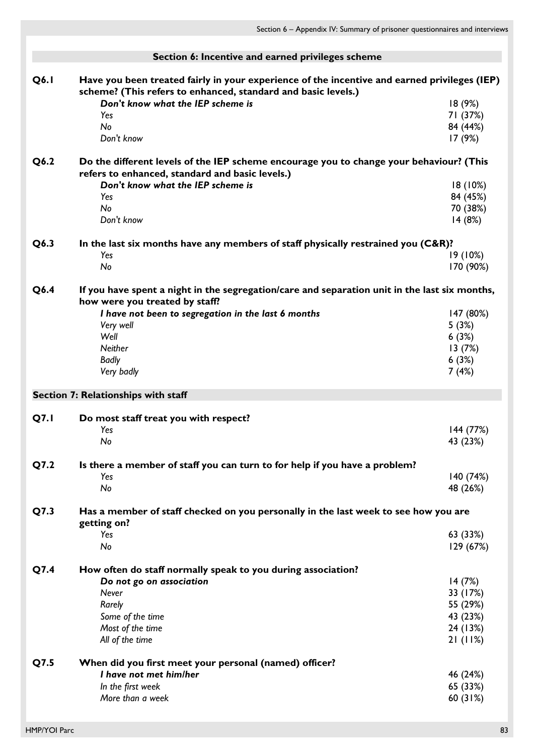## Section 6: Incentive and earned privileges scheme

| | | |
|---|---|---|
| **Q6.1** | **Have you been treated fairly in your experience of the incentive and earned privileges (IEP) scheme? (This refers to enhanced, standard and basic levels.)** | |
| | ***Don't know what the IEP scheme is*** | 18 (9%) |
| | *Yes* | 71 (37%) |
| | *No* | 84 (44%) |
| | *Don't know* | 17 (9%) |
| **Q6.2** | **Do the different levels of the IEP scheme encourage you to change your behaviour? (This refers to enhanced, standard and basic levels.)** | |
| | ***Don't know what the IEP scheme is*** | 18 (10%) |
| | *Yes* | 84 (45%) |
| | *No* | 70 (38%) |
| | *Don't know* | 14 (8%) |
| **Q6.3** | **In the last six months have any members of staff physically restrained you (C&R)?** | |
| | *Yes* | 19 (10%) |
| | *No* | 170 (90%) |
| **Q6.4** | **If you have spent a night in the segregation/care and separation unit in the last six months, how were you treated by staff?** | |
| | ***I have not been to segregation in the last 6 months*** | 147 (80%) |
| | *Very well* | 5 (3%) |
| | *Well* | 6 (3%) |
| | *Neither* | 13 (7%) |
| | *Badly* | 6 (3%) |
| | *Very badly* | 7 (4%) |

## Section 7: Relationships with staff

| | | |
|---|---|---|
| **Q7.1** | **Do most staff treat you with respect?** | |
| | *Yes* | 144 (77%) |
| | *No* | 43 (23%) |
| **Q7.2** | **Is there a member of staff you can turn to for help if you have a problem?** | |
| | *Yes* | 140 (74%) |
| | *No* | 48 (26%) |
| **Q7.3** | **Has a member of staff checked on you personally in the last week to see how you are getting on?** | |
| | *Yes* | 63 (33%) |
| | *No* | 129 (67%) |
| **Q7.4** | **How often do staff normally speak to you during association?** | |
| | ***Do not go on association*** | 14 (7%) |
| | *Never* | 33 (17%) |
| | *Rarely* | 55 (29%) |
| | *Some of the time* | 43 (23%) |
| | *Most of the time* | 24 (13%) |
| | *All of the time* | 21 (11%) |
| **Q7.5** | **When did you first meet your personal (named) officer?** | |
| | ***I have not met him/her*** | 46 (24%) |
| | *In the first week* | 65 (33%) |
| | *More than a week* | 60 (31%) |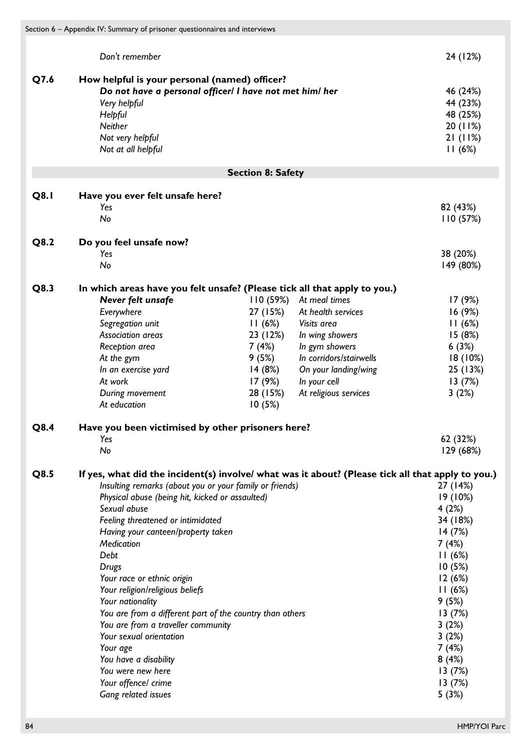| | | |
|---|---|---|
| | *Don't remember* | 24 (12%) |

| | | |
|---|---|---|
| **Q7.6** | **How helpful is your personal (named) officer?** | |
| | ***Do not have a personal officer/ I have not met him/ her*** | 46 (24%) |
| | *Very helpful* | 44 (23%) |
| | *Helpful* | 48 (25%) |
| | *Neither* | 20 (11%) |
| | *Not very helpful* | 21 (11%) |
| | *Not at all helpful* | 11 (6%) |

## Section 8: Safety

| | | |
|---|---|---|
| **Q8.1** | **Have you ever felt unsafe here?** | |
| | *Yes* | 82 (43%) |
| | *No* | 110 (57%) |

| | | |
|---|---|---|
| **Q8.2** | **Do you feel unsafe now?** | |
| | *Yes* | 38 (20%) |
| | *No* | 149 (80%) |

**Q8.3 In which areas have you felt unsafe? (Please tick all that apply to you.)**

| | | | |
|---|---|---|---|
| ***Never felt unsafe*** | 110 (59%) | *At meal times* | 17 (9%) |
| *Everywhere* | 27 (15%) | *At health services* | 16 (9%) |
| *Segregation unit* | 11 (6%) | *Visits area* | 11 (6%) |
| *Association areas* | 23 (12%) | *In wing showers* | 15 (8%) |
| *Reception area* | 7 (4%) | *In gym showers* | 6 (3%) |
| *At the gym* | 9 (5%) | *In corridors/stairwells* | 18 (10%) |
| *In an exercise yard* | 14 (8%) | *On your landing/wing* | 25 (13%) |
| *At work* | 17 (9%) | *In your cell* | 13 (7%) |
| *During movement* | 28 (15%) | *At religious services* | 3 (2%) |
| *At education* | 10 (5%) | | |

| | | |
|---|---|---|
| **Q8.4** | **Have you been victimised by other prisoners here?** | |
| | *Yes* | 62 (32%) |
| | *No* | 129 (68%) |

**Q8.5 If yes, what did the incident(s) involve/ what was it about? (Please tick all that apply to you.)**

| | |
|---|---|
| *Insulting remarks (about you or your family or friends)* | 27 (14%) |
| *Physical abuse (being hit, kicked or assaulted)* | 19 (10%) |
| *Sexual abuse* | 4 (2%) |
| *Feeling threatened or intimidated* | 34 (18%) |
| *Having your canteen/property taken* | 14 (7%) |
| *Medication* | 7 (4%) |
| *Debt* | 11 (6%) |
| *Drugs* | 10 (5%) |
| *Your race or ethnic origin* | 12 (6%) |
| *Your religion/religious beliefs* | 11 (6%) |
| *Your nationality* | 9 (5%) |
| *You are from a different part of the country than others* | 13 (7%) |
| *You are from a traveller community* | 3 (2%) |
| *Your sexual orientation* | 3 (2%) |
| *Your age* | 7 (4%) |
| *You have a disability* | 8 (4%) |
| *You were new here* | 13 (7%) |
| *Your offence/ crime* | 13 (7%) |
| *Gang related issues* | 5 (3%) |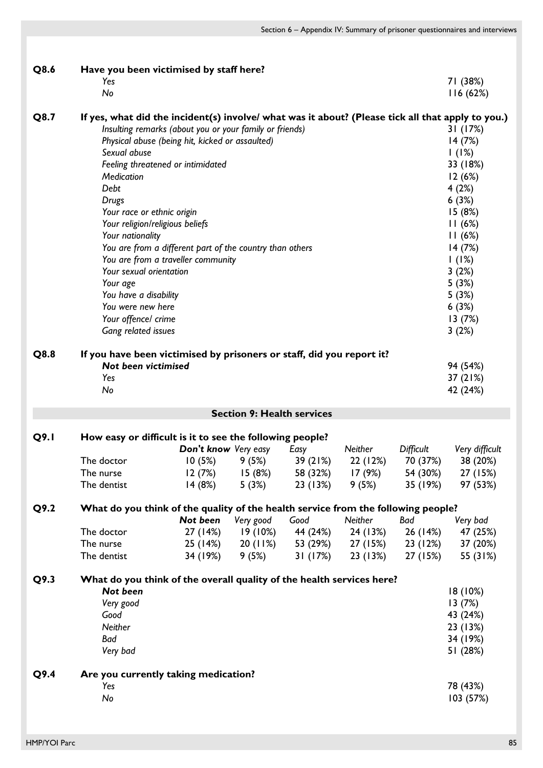| | | |
|---|---|---|
| **Q8.6** | **Have you been victimised by staff here?** | |
| | *Yes* | 71 (38%) |
| | *No* | 116 (62%) |
| **Q8.7** | **If yes, what did the incident(s) involve/ what was it about? (Please tick all that apply to you.)** | |
| | *Insulting remarks (about you or your family or friends)* | 31 (17%) |
| | *Physical abuse (being hit, kicked or assaulted)* | 14 (7%) |
| | *Sexual abuse* | 1 (1%) |
| | *Feeling threatened or intimidated* | 33 (18%) |
| | *Medication* | 12 (6%) |
| | *Debt* | 4 (2%) |
| | *Drugs* | 6 (3%) |
| | *Your race or ethnic origin* | 15 (8%) |
| | *Your religion/religious beliefs* | 11 (6%) |
| | *Your nationality* | 11 (6%) |
| | *You are from a different part of the country than others* | 14 (7%) |
| | *You are from a traveller community* | 1 (1%) |
| | *Your sexual orientation* | 3 (2%) |
| | *Your age* | 5 (3%) |
| | *You have a disability* | 5 (3%) |
| | *You were new here* | 6 (3%) |
| | *Your offence/ crime* | 13 (7%) |
| | *Gang related issues* | 3 (2%) |
| **Q8.8** | **If you have been victimised by prisoners or staff, did you report it?** | |
| | ***Not been victimised*** | 94 (54%) |
| | *Yes* | 37 (21%) |
| | *No* | 42 (24%) |

## Section 9: Health services

**Q9.1 How easy or difficult is it to see the following people?**

| | ***Don't know*** | *Very easy* | *Easy* | *Neither* | *Difficult* | *Very difficult* |
|---|---|---|---|---|---|---|
| The doctor | 10 (5%) | 9 (5%) | 39 (21%) | 22 (12%) | 70 (37%) | 38 (20%) |
| The nurse | 12 (7%) | 15 (8%) | 58 (32%) | 17 (9%) | 54 (30%) | 27 (15%) |
| The dentist | 14 (8%) | 5 (3%) | 23 (13%) | 9 (5%) | 35 (19%) | 97 (53%) |

**Q9.2 What do you think of the quality of the health service from the following people?**

| | ***Not been*** | *Very good* | *Good* | *Neither* | *Bad* | *Very bad* |
|---|---|---|---|---|---|---|
| The doctor | 27 (14%) | 19 (10%) | 44 (24%) | 24 (13%) | 26 (14%) | 47 (25%) |
| The nurse | 25 (14%) | 20 (11%) | 53 (29%) | 27 (15%) | 23 (12%) | 37 (20%) |
| The dentist | 34 (19%) | 9 (5%) | 31 (17%) | 23 (13%) | 27 (15%) | 55 (31%) |

| | | |
|---|---|---|
| **Q9.3** | **What do you think of the overall quality of the health services here?** | |
| | ***Not been*** | 18 (10%) |
| | *Very good* | 13 (7%) |
| | *Good* | 43 (24%) |
| | *Neither* | 23 (13%) |
| | *Bad* | 34 (19%) |
| | *Very bad* | 51 (28%) |
| **Q9.4** | **Are you currently taking medication?** | |
| | *Yes* | 78 (43%) |
| | *No* | 103 (57%) |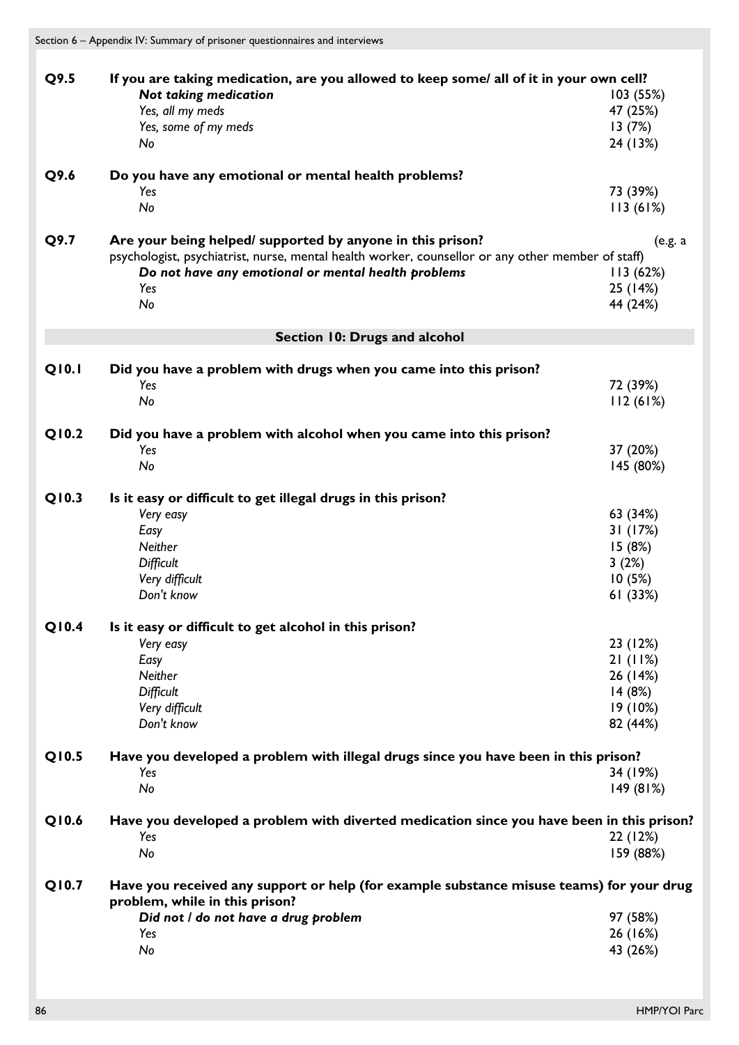**Q9.5 If you are taking medication, are you allowed to keep some/ all of it in your own cell?**

| | |
|---|---|
| ***Not taking medication*** | 103 (55%) |
| *Yes, all my meds* | 47 (25%) |
| *Yes, some of my meds* | 13 (7%) |
| *No* | 24 (13%) |

**Q9.6 Do you have any emotional or mental health problems?**

| | |
|---|---|
| *Yes* | 73 (39%) |
| *No* | 113 (61%) |

**Q9.7 Are your being helped/ supported by anyone in this prison?** (e.g. a psychologist, psychiatrist, nurse, mental health worker, counsellor or any other member of staff)

| | |
|---|---|
| ***Do not have any emotional or mental health problems*** | 113 (62%) |
| *Yes* | 25 (14%) |
| *No* | 44 (24%) |

## Section 10: Drugs and alcohol

**Q10.1 Did you have a problem with drugs when you came into this prison?**

| | |
|---|---|
| *Yes* | 72 (39%) |
| *No* | 112 (61%) |

**Q10.2 Did you have a problem with alcohol when you came into this prison?**

| | |
|---|---|
| *Yes* | 37 (20%) |
| *No* | 145 (80%) |

**Q10.3 Is it easy or difficult to get illegal drugs in this prison?**

| | |
|---|---|
| *Very easy* | 63 (34%) |
| *Easy* | 31 (17%) |
| *Neither* | 15 (8%) |
| *Difficult* | 3 (2%) |
| *Very difficult* | 10 (5%) |
| *Don't know* | 61 (33%) |

**Q10.4 Is it easy or difficult to get alcohol in this prison?**

| | |
|---|---|
| *Very easy* | 23 (12%) |
| *Easy* | 21 (11%) |
| *Neither* | 26 (14%) |
| *Difficult* | 14 (8%) |
| *Very difficult* | 19 (10%) |
| *Don't know* | 82 (44%) |

**Q10.5 Have you developed a problem with illegal drugs since you have been in this prison?**

| | |
|---|---|
| *Yes* | 34 (19%) |
| *No* | 149 (81%) |

**Q10.6 Have you developed a problem with diverted medication since you have been in this prison?**

| | |
|---|---|
| *Yes* | 22 (12%) |
| *No* | 159 (88%) |

**Q10.7 Have you received any support or help (for example substance misuse teams) for your drug problem, while in this prison?**

| | |
|---|---|
| ***Did not / do not have a drug problem*** | 97 (58%) |
| *Yes* | 26 (16%) |
| *No* | 43 (26%) |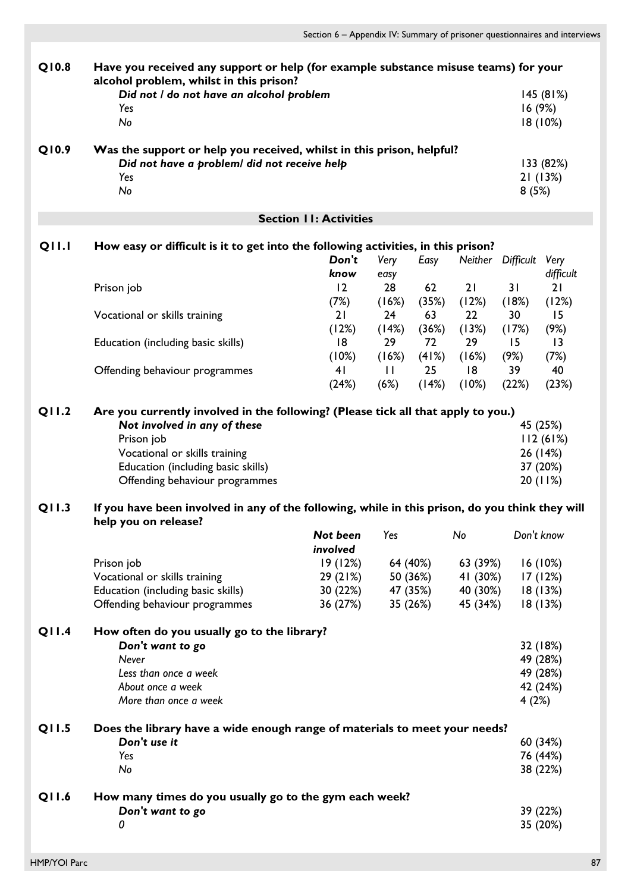**Q10.8 Have you received any support or help (for example substance misuse teams) for your alcohol problem, whilst in this prison?**

| | |
|---|---|
| ***Did not / do not have an alcohol problem*** | 145 (81%) |
| *Yes* | 16 (9%) |
| *No* | 18 (10%) |

**Q10.9 Was the support or help you received, whilst in this prison, helpful?**

| | |
|---|---|
| ***Did not have a problem/ did not receive help*** | 133 (82%) |
| *Yes* | 21 (13%) |
| *No* | 8 (5%) |

## Section 11: Activities

**Q11.1 How easy or difficult is it to get into the following activities, in this prison?**

| | *Don't know* | *Very easy* | *Easy* | *Neither* | *Difficult* | *Very difficult* |
|---|---|---|---|---|---|---|
| Prison job | 12 (7%) | 28 (16%) | 62 (35%) | 21 (12%) | 31 (18%) | 21 (12%) |
| Vocational or skills training | 21 (12%) | 24 (14%) | 63 (36%) | 22 (13%) | 30 (17%) | 15 (9%) |
| Education (including basic skills) | 18 (10%) | 29 (16%) | 72 (41%) | 29 (16%) | 15 (9%) | 13 (7%) |
| Offending behaviour programmes | 41 (24%) | 11 (6%) | 25 (14%) | 18 (10%) | 39 (22%) | 40 (23%) |

**Q11.2 Are you currently involved in the following? (Please tick all that apply to you.)**

| | |
|---|---|
| ***Not involved in any of these*** | 45 (25%) |
| Prison job | 112 (61%) |
| Vocational or skills training | 26 (14%) |
| Education (including basic skills) | 37 (20%) |
| Offending behaviour programmes | 20 (11%) |

**Q11.3 If you have been involved in any of the following, while in this prison, do you think they will help you on release?**

| | ***Not been involved*** | *Yes* | *No* | *Don't know* |
|---|---|---|---|---|
| Prison job | 19 (12%) | 64 (40%) | 63 (39%) | 16 (10%) |
| Vocational or skills training | 29 (21%) | 50 (36%) | 41 (30%) | 17 (12%) |
| Education (including basic skills) | 30 (22%) | 47 (35%) | 40 (30%) | 18 (13%) |
| Offending behaviour programmes | 36 (27%) | 35 (26%) | 45 (34%) | 18 (13%) |

**Q11.4 How often do you usually go to the library?**

| | |
|---|---|
| ***Don't want to go*** | 32 (18%) |
| *Never* | 49 (28%) |
| *Less than once a week* | 49 (28%) |
| *About once a week* | 42 (24%) |
| *More than once a week* | 4 (2%) |

**Q11.5 Does the library have a wide enough range of materials to meet your needs?**

| | |
|---|---|
| ***Don't use it*** | 60 (34%) |
| *Yes* | 76 (44%) |
| *No* | 38 (22%) |

**Q11.6 How many times do you usually go to the gym each week?**

| | |
|---|---|
| ***Don't want to go*** | 39 (22%) |
| *0* | 35 (20%) |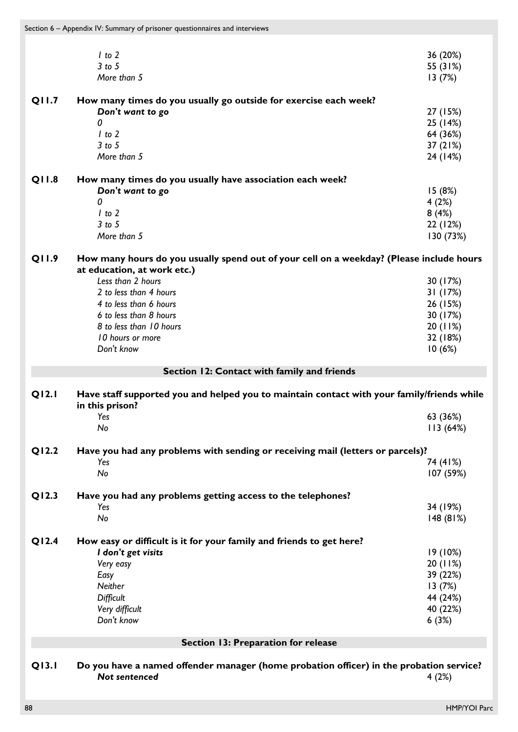| | | |
|---|---|---|
| | *1 to 2* | 36 (20%) |
| | *3 to 5* | 55 (31%) |
| | *More than 5* | 13 (7%) |

| | | |
|---|---|---|
| **Q11.7** | **How many times do you usually go outside for exercise each week?** | |
| | ***Don't want to go*** | 27 (15%) |
| | *0* | 25 (14%) |
| | *1 to 2* | 64 (36%) |
| | *3 to 5* | 37 (21%) |
| | *More than 5* | 24 (14%) |

| | | |
|---|---|---|
| **Q11.8** | **How many times do you usually have association each week?** | |
| | ***Don't want to go*** | 15 (8%) |
| | *0* | 4 (2%) |
| | *1 to 2* | 8 (4%) |
| | *3 to 5* | 22 (12%) |
| | *More than 5* | 130 (73%) |

| | | |
|---|---|---|
| **Q11.9** | **How many hours do you usually spend out of your cell on a weekday? (Please include hours at education, at work etc.)** | |
| | *Less than 2 hours* | 30 (17%) |
| | *2 to less than 4 hours* | 31 (17%) |
| | *4 to less than 6 hours* | 26 (15%) |
| | *6 to less than 8 hours* | 30 (17%) |
| | *8 to less than 10 hours* | 20 (11%) |
| | *10 hours or more* | 32 (18%) |
| | *Don't know* | 10 (6%) |

## Section 12: Contact with family and friends

| | | |
|---|---|---|
| **Q12.1** | **Have staff supported you and helped you to maintain contact with your family/friends while in this prison?** | |
| | *Yes* | 63 (36%) |
| | *No* | 113 (64%) |

| | | |
|---|---|---|
| **Q12.2** | **Have you had any problems with sending or receiving mail (letters or parcels)?** | |
| | *Yes* | 74 (41%) |
| | *No* | 107 (59%) |

| | | |
|---|---|---|
| **Q12.3** | **Have you had any problems getting access to the telephones?** | |
| | *Yes* | 34 (19%) |
| | *No* | 148 (81%) |

| | | |
|---|---|---|
| **Q12.4** | **How easy or difficult is it for your family and friends to get here?** | |
| | ***I don't get visits*** | 19 (10%) |
| | *Very easy* | 20 (11%) |
| | *Easy* | 39 (22%) |
| | *Neither* | 13 (7%) |
| | *Difficult* | 44 (24%) |
| | *Very difficult* | 40 (22%) |
| | *Don't know* | 6 (3%) |

## Section 13: Preparation for release

| | | |
|---|---|---|
| **Q13.1** | **Do you have a named offender manager (home probation officer) in the probation service?** | |
| | ***Not sentenced*** | 4 (2%) |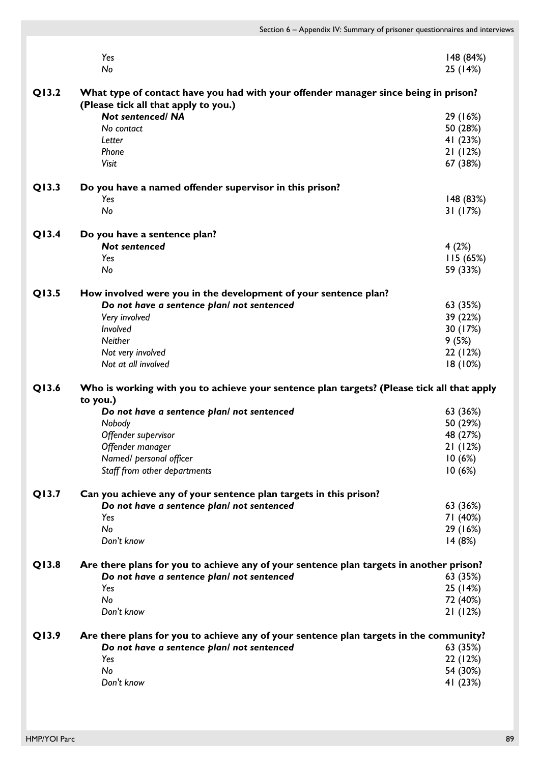| | | |
|---|---|---|
| | *Yes* | 148 (84%) |
| | *No* | 25 (14%) |
| **Q13.2** | **What type of contact have you had with your offender manager since being in prison? (Please tick all that apply to you.)** | |
| | ***Not sentenced/ NA*** | 29 (16%) |
| | *No contact* | 50 (28%) |
| | *Letter* | 41 (23%) |
| | *Phone* | 21 (12%) |
| | *Visit* | 67 (38%) |
| **Q13.3** | **Do you have a named offender supervisor in this prison?** | |
| | *Yes* | 148 (83%) |
| | *No* | 31 (17%) |
| **Q13.4** | **Do you have a sentence plan?** | |
| | ***Not sentenced*** | 4 (2%) |
| | *Yes* | 115 (65%) |
| | *No* | 59 (33%) |
| **Q13.5** | **How involved were you in the development of your sentence plan?** | |
| | ***Do not have a sentence plan/ not sentenced*** | 63 (35%) |
| | *Very involved* | 39 (22%) |
| | *Involved* | 30 (17%) |
| | *Neither* | 9 (5%) |
| | *Not very involved* | 22 (12%) |
| | *Not at all involved* | 18 (10%) |
| **Q13.6** | **Who is working with you to achieve your sentence plan targets? (Please tick all that apply to you.)** | |
| | ***Do not have a sentence plan/ not sentenced*** | 63 (36%) |
| | *Nobody* | 50 (29%) |
| | *Offender supervisor* | 48 (27%) |
| | *Offender manager* | 21 (12%) |
| | *Named/ personal officer* | 10 (6%) |
| | *Staff from other departments* | 10 (6%) |
| **Q13.7** | **Can you achieve any of your sentence plan targets in this prison?** | |
| | ***Do not have a sentence plan/ not sentenced*** | 63 (36%) |
| | *Yes* | 71 (40%) |
| | *No* | 29 (16%) |
| | *Don't know* | 14 (8%) |
| **Q13.8** | **Are there plans for you to achieve any of your sentence plan targets in another prison?** | |
| | ***Do not have a sentence plan/ not sentenced*** | 63 (35%) |
| | *Yes* | 25 (14%) |
| | *No* | 72 (40%) |
| | *Don't know* | 21 (12%) |
| **Q13.9** | **Are there plans for you to achieve any of your sentence plan targets in the community?** | |
| | ***Do not have a sentence plan/ not sentenced*** | 63 (35%) |
| | *Yes* | 22 (12%) |
| | *No* | 54 (30%) |
| | *Don't know* | 41 (23%) |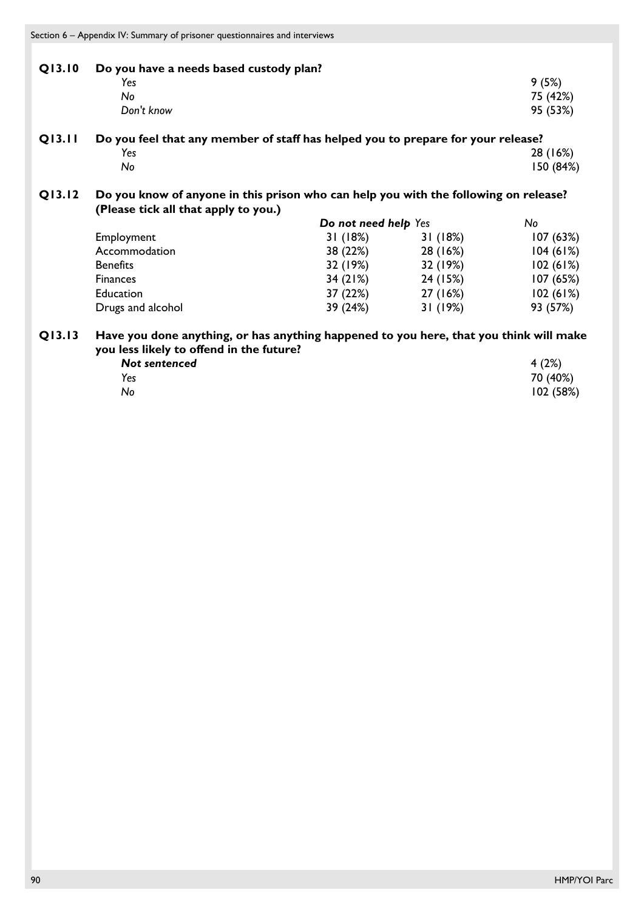**Q13.10 Do you have a needs based custody plan?**

| | |
|---|---|
| *Yes* | 9 (5%) |
| *No* | 75 (42%) |
| *Don't know* | 95 (53%) |

**Q13.11 Do you feel that any member of staff has helped you to prepare for your release?**

| | |
|---|---|
| *Yes* | 28 (16%) |
| *No* | 150 (84%) |

**Q13.12 Do you know of anyone in this prison who can help you with the following on release? (Please tick all that apply to you.)**

| | ***Do not need help*** | *Yes* | *No* |
|---|---|---|---|
| Employment | 31 (18%) | 31 (18%) | 107 (63%) |
| Accommodation | 38 (22%) | 28 (16%) | 104 (61%) |
| Benefits | 32 (19%) | 32 (19%) | 102 (61%) |
| Finances | 34 (21%) | 24 (15%) | 107 (65%) |
| Education | 37 (22%) | 27 (16%) | 102 (61%) |
| Drugs and alcohol | 39 (24%) | 31 (19%) | 93 (57%) |

**Q13.13 Have you done anything, or has anything happened to you here, that you think will make you less likely to offend in the future?**

| | |
|---|---|
| ***Not sentenced*** | 4 (2%) |
| *Yes* | 70 (40%) |
| *No* | 102 (58%) |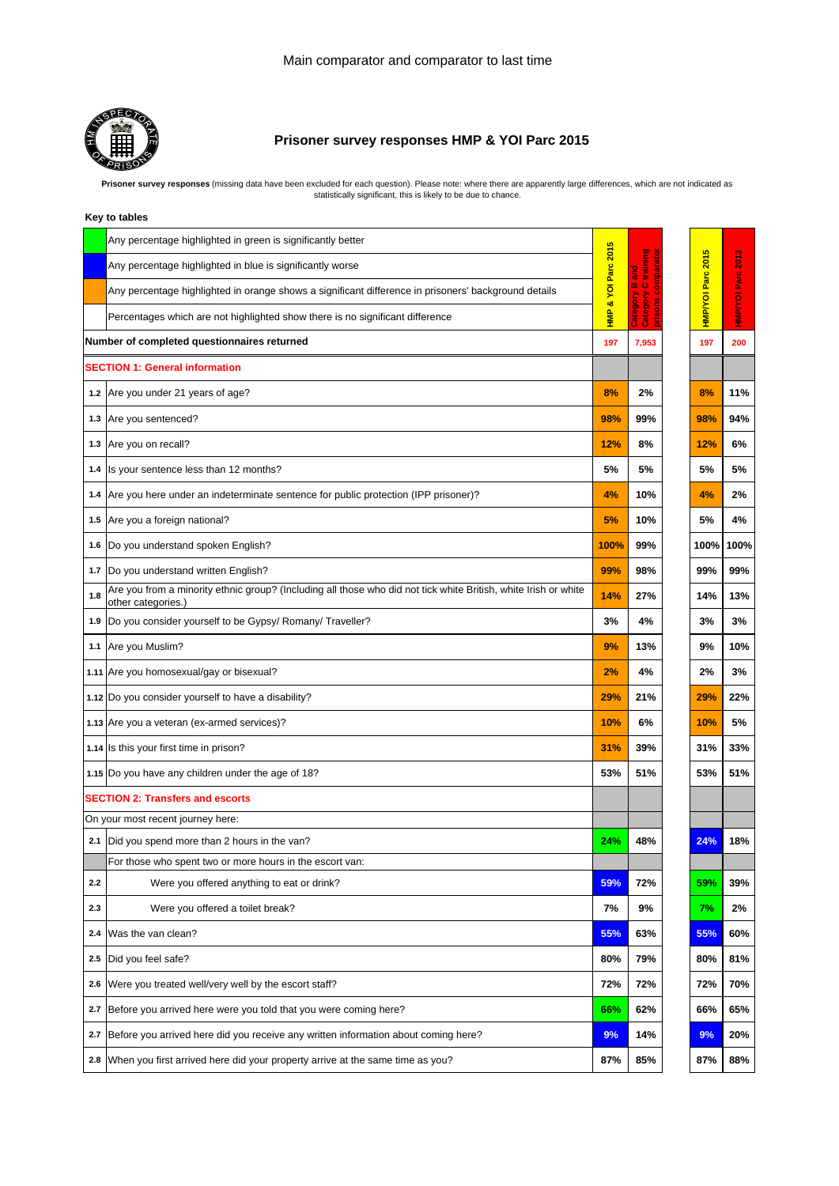Main comparator and comparator to last time

## Prisoner survey responses HMP & YOI Parc 2015

**Prisoner survey responses** (missing data have been excluded for each question). Please note: where there are apparently large differences, which are not indicated as statistically significant, this is likely to be due to chance.

**Key to tables**

- Any percentage highlighted in green is significantly better
- Any percentage highlighted in blue is significantly worse
- Any percentage highlighted in orange shows a significant difference in prisoners' background details
- Percentages which are not highlighted show there is no significant difference

| | | HMP & YOI Parc 2015 | Category B and Category C training prisons comparator | HMP/YOI Parc 2015 | HMP/YOI Parc 2013 |
|---|---|---|---|---|---|
| | **Number of completed questionnaires returned** | 197 | 7,953 | 197 | 200 |
| | **SECTION 1: General information** | | | | |
| 1.2 | Are you under 21 years of age? | 8% | 2% | 8% | 11% |
| 1.3 | Are you sentenced? | 98% | 99% | 98% | 94% |
| 1.3 | Are you on recall? | 12% | 8% | 12% | 6% |
| 1.4 | Is your sentence less than 12 months? | 5% | 5% | 5% | 5% |
| 1.4 | Are you here under an indeterminate sentence for public protection (IPP prisoner)? | 4% | 10% | 4% | 2% |
| 1.5 | Are you a foreign national? | 5% | 10% | 5% | 4% |
| 1.6 | Do you understand spoken English? | 100% | 99% | 100% | 100% |
| 1.7 | Do you understand written English? | 99% | 98% | 99% | 99% |
| 1.8 | Are you from a minority ethnic group? (Including all those who did not tick white British, white Irish or white other categories.) | 14% | 27% | 14% | 13% |
| 1.9 | Do you consider yourself to be Gypsy/ Romany/ Traveller? | 3% | 4% | 3% | 3% |
| 1.1 | Are you Muslim? | 9% | 13% | 9% | 10% |
| 1.11 | Are you homosexual/gay or bisexual? | 2% | 4% | 2% | 3% |
| 1.12 | Do you consider yourself to have a disability? | 29% | 21% | 29% | 22% |
| 1.13 | Are you a veteran (ex-armed services)? | 10% | 6% | 10% | 5% |
| 1.14 | Is this your first time in prison? | 31% | 39% | 31% | 33% |
| 1.15 | Do you have any children under the age of 18? | 53% | 51% | 53% | 51% |
| | **SECTION 2: Transfers and escorts** | | | | |
| | On your most recent journey here: | | | | |
| 2.1 | Did you spend more than 2 hours in the van? | 24% | 48% | 24% | 18% |
| | For those who spent two or more hours in the escort van: | | | | |
| 2.2 | Were you offered anything to eat or drink? | 59% | 72% | 59% | 39% |
| 2.3 | Were you offered a toilet break? | 7% | 9% | 7% | 2% |
| 2.4 | Was the van clean? | 55% | 63% | 55% | 60% |
| 2.5 | Did you feel safe? | 80% | 79% | 80% | 81% |
| 2.6 | Were you treated well/very well by the escort staff? | 72% | 72% | 72% | 70% |
| 2.7 | Before you arrived here were you told that you were coming here? | 66% | 62% | 66% | 65% |
| 2.7 | Before you arrived here did you receive any written information about coming here? | 9% | 14% | 9% | 20% |
| 2.8 | When you first arrived here did your property arrive at the same time as you? | 87% | 85% | 87% | 88% |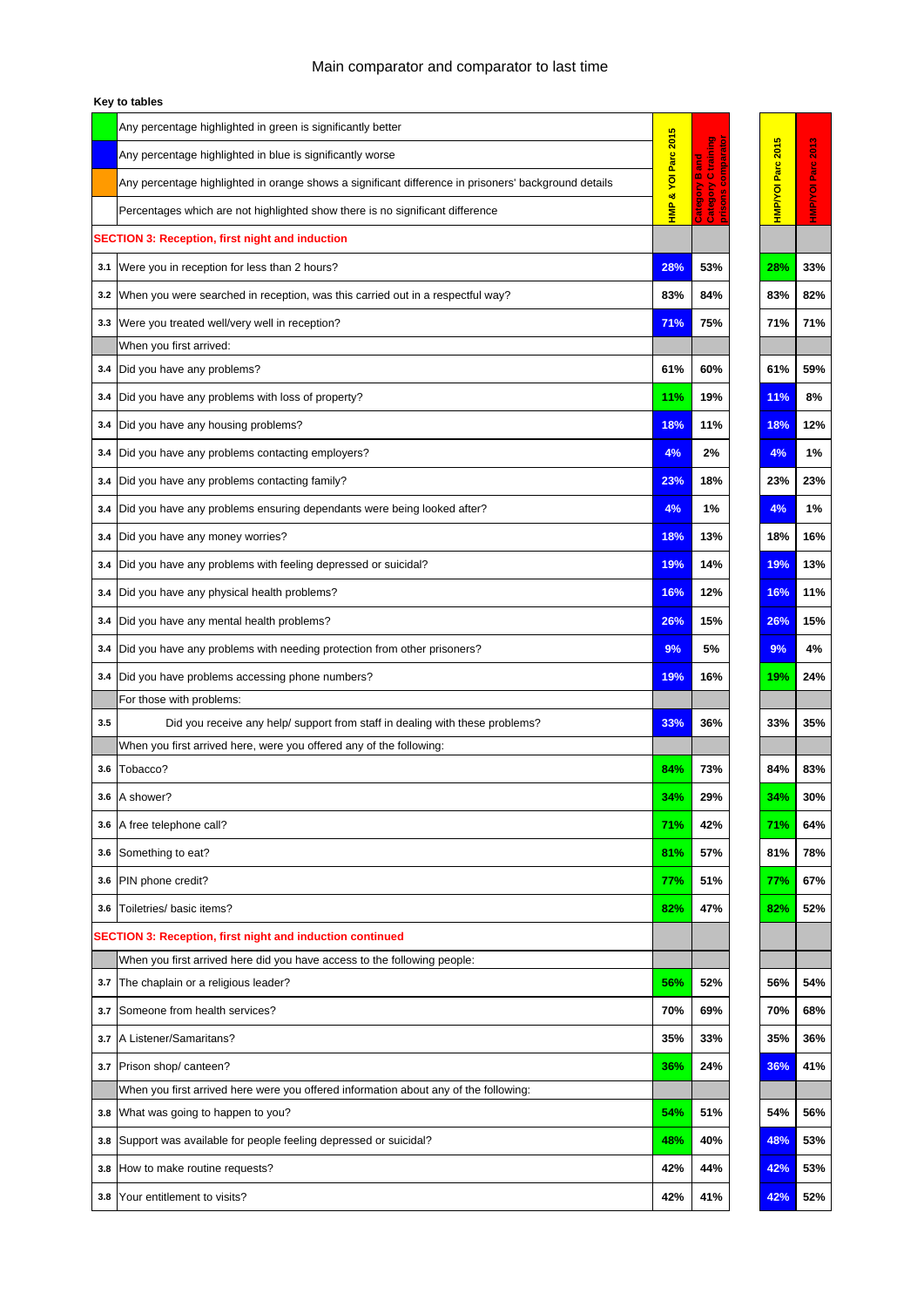# Main comparator and comparator to last time

**Key to tables**

| Key |
|---|
| Any percentage highlighted in green is significantly better |
| Any percentage highlighted in blue is significantly worse |
| Any percentage highlighted in orange shows a significant difference in prisoners' background details |
| Percentages which are not highlighted show there is no significant difference |

| | | HMP & YOI Parc 2015 | Category B and Category C training prisons comparator | HMP/YOI Parc 2015 | HMP/YOI Parc 2013 |
|---|---|---|---|---|---|
| | **SECTION 3: Reception, first night and induction** | | | | |
| 3.1 | Were you in reception for less than 2 hours? | 28% | 53% | 28% | 33% |
| 3.2 | When you were searched in reception, was this carried out in a respectful way? | 83% | 84% | 83% | 82% |
| 3.3 | Were you treated well/very well in reception? | 71% | 75% | 71% | 71% |
| | When you first arrived: | | | | |
| 3.4 | Did you have any problems? | 61% | 60% | 61% | 59% |
| 3.4 | Did you have any problems with loss of property? | 11% | 19% | 11% | 8% |
| 3.4 | Did you have any housing problems? | 18% | 11% | 18% | 12% |
| 3.4 | Did you have any problems contacting employers? | 4% | 2% | 4% | 1% |
| 3.4 | Did you have any problems contacting family? | 23% | 18% | 23% | 23% |
| 3.4 | Did you have any problems ensuring dependants were being looked after? | 4% | 1% | 4% | 1% |
| 3.4 | Did you have any money worries? | 18% | 13% | 18% | 16% |
| 3.4 | Did you have any problems with feeling depressed or suicidal? | 19% | 14% | 19% | 13% |
| 3.4 | Did you have any physical health problems? | 16% | 12% | 16% | 11% |
| 3.4 | Did you have any mental health problems? | 26% | 15% | 26% | 15% |
| 3.4 | Did you have any problems with needing protection from other prisoners? | 9% | 5% | 9% | 4% |
| 3.4 | Did you have problems accessing phone numbers? | 19% | 16% | 19% | 24% |
| | For those with problems: | | | | |
| 3.5 | Did you receive any help/ support from staff in dealing with these problems? | 33% | 36% | 33% | 35% |
| | When you first arrived here, were you offered any of the following: | | | | |
| 3.6 | Tobacco? | 84% | 73% | 84% | 83% |
| 3.6 | A shower? | 34% | 29% | 34% | 30% |
| 3.6 | A free telephone call? | 71% | 42% | 71% | 64% |
| 3.6 | Something to eat? | 81% | 57% | 81% | 78% |
| 3.6 | PIN phone credit? | 77% | 51% | 77% | 67% |
| 3.6 | Toiletries/ basic items? | 82% | 47% | 82% | 52% |
| | **SECTION 3: Reception, first night and induction continued** | | | | |
| | When you first arrived here did you have access to the following people: | | | | |
| 3.7 | The chaplain or a religious leader? | 56% | 52% | 56% | 54% |
| 3.7 | Someone from health services? | 70% | 69% | 70% | 68% |
| 3.7 | A Listener/Samaritans? | 35% | 33% | 35% | 36% |
| 3.7 | Prison shop/ canteen? | 36% | 24% | 36% | 41% |
| | When you first arrived here were you offered information about any of the following: | | | | |
| 3.8 | What was going to happen to you? | 54% | 51% | 54% | 56% |
| 3.8 | Support was available for people feeling depressed or suicidal? | 48% | 40% | 48% | 53% |
| 3.8 | How to make routine requests? | 42% | 44% | 42% | 53% |
| 3.8 | Your entitlement to visits? | 42% | 41% | 42% | 52% |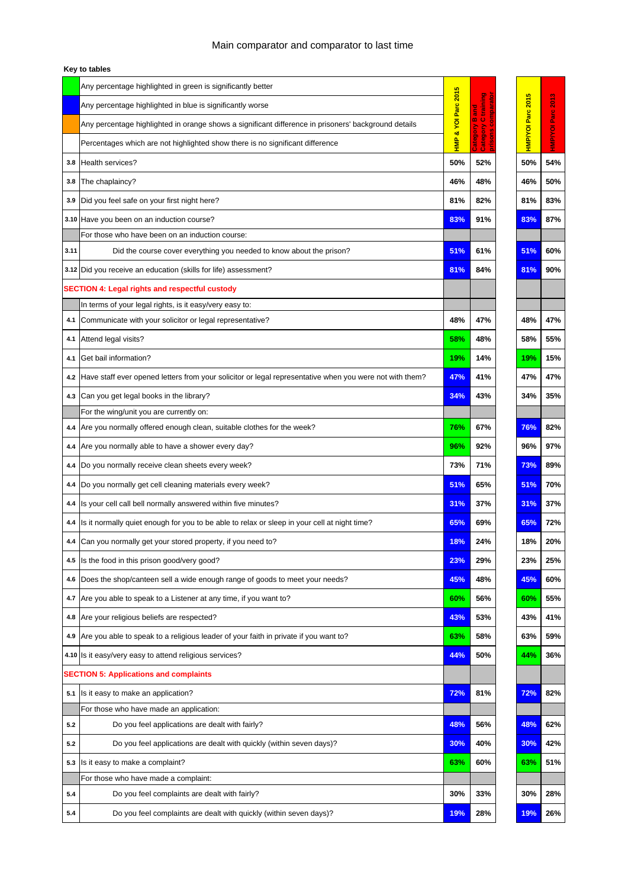# Main comparator and comparator to last time

**Key to tables**

| | Key | HMP & YOI Parc 2015 | Category B and Category C training prisons comparator | HMP/YOI Parc 2015 | HMP/YOI Parc 2013 |
|---|---|---|---|---|---|
| | Any percentage highlighted in green is significantly better | | | | |
| | Any percentage highlighted in blue is significantly worse | | | | |
| | Any percentage highlighted in orange shows a significant difference in prisoners' background details | | | | |
| | Percentages which are not highlighted show there is no significant difference | | | | |
| 3.8 | Health services? | 50% | 52% | 50% | 54% |
| 3.8 | The chaplaincy? | 46% | 48% | 46% | 50% |
| 3.9 | Did you feel safe on your first night here? | 81% | 82% | 81% | 83% |
| 3.10 | Have you been on an induction course? | 83% | 91% | 83% | 87% |
| | For those who have been on an induction course: | | | | |
| 3.11 | Did the course cover everything you needed to know about the prison? | 51% | 61% | 51% | 60% |
| 3.12 | Did you receive an education (skills for life) assessment? | 81% | 84% | 81% | 90% |
| | **SECTION 4: Legal rights and respectful custody** | | | | |
| | In terms of your legal rights, is it easy/very easy to: | | | | |
| 4.1 | Communicate with your solicitor or legal representative? | 48% | 47% | 48% | 47% |
| 4.1 | Attend legal visits? | 58% | 48% | 58% | 55% |
| 4.1 | Get bail information? | 19% | 14% | 19% | 15% |
| 4.2 | Have staff ever opened letters from your solicitor or legal representative when you were not with them? | 47% | 41% | 47% | 47% |
| 4.3 | Can you get legal books in the library? | 34% | 43% | 34% | 35% |
| | For the wing/unit you are currently on: | | | | |
| 4.4 | Are you normally offered enough clean, suitable clothes for the week? | 76% | 67% | 76% | 82% |
| 4.4 | Are you normally able to have a shower every day? | 96% | 92% | 96% | 97% |
| 4.4 | Do you normally receive clean sheets every week? | 73% | 71% | 73% | 89% |
| 4.4 | Do you normally get cell cleaning materials every week? | 51% | 65% | 51% | 70% |
| 4.4 | Is your cell call bell normally answered within five minutes? | 31% | 37% | 31% | 37% |
| 4.4 | Is it normally quiet enough for you to be able to relax or sleep in your cell at night time? | 65% | 69% | 65% | 72% |
| 4.4 | Can you normally get your stored property, if you need to? | 18% | 24% | 18% | 20% |
| 4.5 | Is the food in this prison good/very good? | 23% | 29% | 23% | 25% |
| 4.6 | Does the shop/canteen sell a wide enough range of goods to meet your needs? | 45% | 48% | 45% | 60% |
| 4.7 | Are you able to speak to a Listener at any time, if you want to? | 60% | 56% | 60% | 55% |
| 4.8 | Are your religious beliefs are respected? | 43% | 53% | 43% | 41% |
| 4.9 | Are you able to speak to a religious leader of your faith in private if you want to? | 63% | 58% | 63% | 59% |
| 4.10 | Is it easy/very easy to attend religious services? | 44% | 50% | 44% | 36% |
| | **SECTION 5: Applications and complaints** | | | | |
| 5.1 | Is it easy to make an application? | 72% | 81% | 72% | 82% |
| | For those who have made an application: | | | | |
| 5.2 | Do you feel applications are dealt with fairly? | 48% | 56% | 48% | 62% |
| 5.2 | Do you feel applications are dealt with quickly (within seven days)? | 30% | 40% | 30% | 42% |
| 5.3 | Is it easy to make a complaint? | 63% | 60% | 63% | 51% |
| | For those who have made a complaint: | | | | |
| 5.4 | Do you feel complaints are dealt with fairly? | 30% | 33% | 30% | 28% |
| 5.4 | Do you feel complaints are dealt with quickly (within seven days)? | 19% | 28% | 19% | 26% |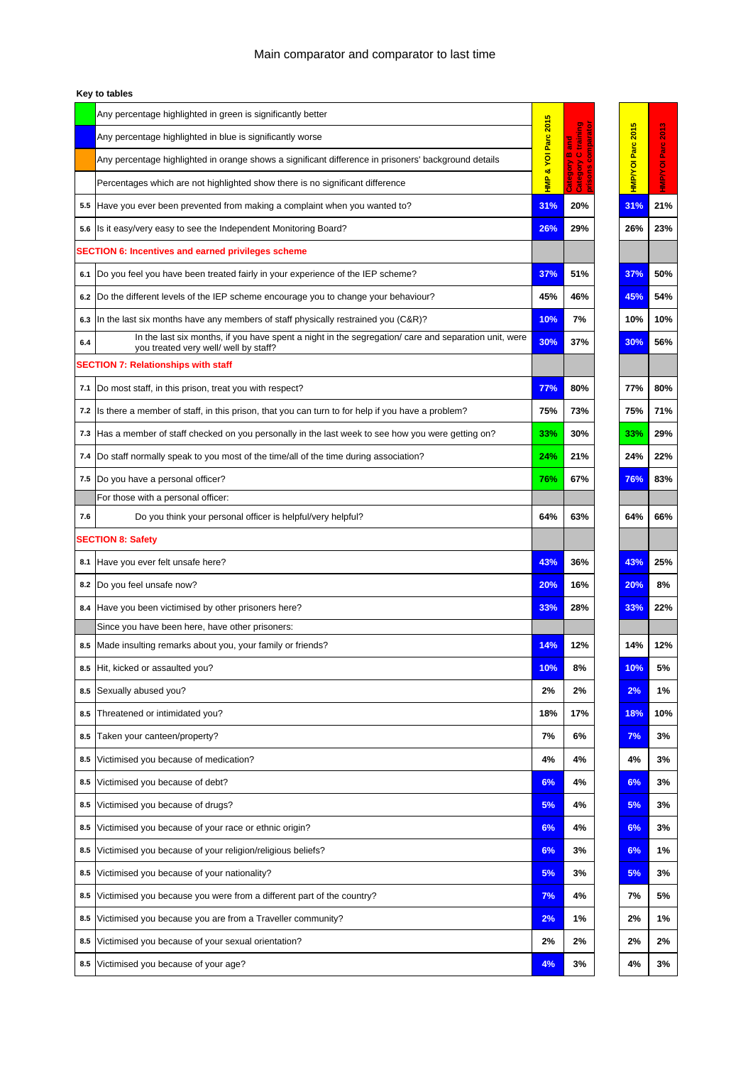# Main comparator and comparator to last time

**Key to tables**

| | | HMP & YOI Parc 2015 | Category B and Category C training prisons comparator | HMP/YOI Parc 2015 | HMP/YOI Parc 2013 |
|---|---|---|---|---|---|
| | Any percentage highlighted in green is significantly better | | | | |
| | Any percentage highlighted in blue is significantly worse | | | | |
| | Any percentage highlighted in orange shows a significant difference in prisoners' background details | | | | |
| | Percentages which are not highlighted show there is no significant difference | | | | |
| 5.5 | Have you ever been prevented from making a complaint when you wanted to? | 31% | 20% | 31% | 21% |
| 5.6 | Is it easy/very easy to see the Independent Monitoring Board? | 26% | 29% | 26% | 23% |
| **SECTION 6: Incentives and earned privileges scheme** | | | | | |
| 6.1 | Do you feel you have been treated fairly in your experience of the IEP scheme? | 37% | 51% | 37% | 50% |
| 6.2 | Do the different levels of the IEP scheme encourage you to change your behaviour? | 45% | 46% | 45% | 54% |
| 6.3 | In the last six months have any members of staff physically restrained you (C&R)? | 10% | 7% | 10% | 10% |
| 6.4 | In the last six months, if you have spent a night in the segregation/ care and separation unit, were you treated very well/ well by staff? | 30% | 37% | 30% | 56% |
| **SECTION 7: Relationships with staff** | | | | | |
| 7.1 | Do most staff, in this prison, treat you with respect? | 77% | 80% | 77% | 80% |
| 7.2 | Is there a member of staff, in this prison, that you can turn to for help if you have a problem? | 75% | 73% | 75% | 71% |
| 7.3 | Has a member of staff checked on you personally in the last week to see how you were getting on? | 33% | 30% | 33% | 29% |
| 7.4 | Do staff normally speak to you most of the time/all of the time during association? | 24% | 21% | 24% | 22% |
| 7.5 | Do you have a personal officer? | 76% | 67% | 76% | 83% |
| | For those with a personal officer: | | | | |
| 7.6 | Do you think your personal officer is helpful/very helpful? | 64% | 63% | 64% | 66% |
| **SECTION 8: Safety** | | | | | |
| 8.1 | Have you ever felt unsafe here? | 43% | 36% | 43% | 25% |
| 8.2 | Do you feel unsafe now? | 20% | 16% | 20% | 8% |
| 8.4 | Have you been victimised by other prisoners here? | 33% | 28% | 33% | 22% |
| | Since you have been here, have other prisoners: | | | | |
| 8.5 | Made insulting remarks about you, your family or friends? | 14% | 12% | 14% | 12% |
| 8.5 | Hit, kicked or assaulted you? | 10% | 8% | 10% | 5% |
| 8.5 | Sexually abused you? | 2% | 2% | 2% | 1% |
| 8.5 | Threatened or intimidated you? | 18% | 17% | 18% | 10% |
| 8.5 | Taken your canteen/property? | 7% | 6% | 7% | 3% |
| 8.5 | Victimised you because of medication? | 4% | 4% | 4% | 3% |
| 8.5 | Victimised you because of debt? | 6% | 4% | 6% | 3% |
| 8.5 | Victimised you because of drugs? | 5% | 4% | 5% | 3% |
| 8.5 | Victimised you because of your race or ethnic origin? | 6% | 4% | 6% | 3% |
| 8.5 | Victimised you because of your religion/religious beliefs? | 6% | 3% | 6% | 1% |
| 8.5 | Victimised you because of your nationality? | 5% | 3% | 5% | 3% |
| 8.5 | Victimised you because you were from a different part of the country? | 7% | 4% | 7% | 5% |
| 8.5 | Victimised you because you are from a Traveller community? | 2% | 1% | 2% | 1% |
| 8.5 | Victimised you because of your sexual orientation? | 2% | 2% | 2% | 2% |
| 8.5 | Victimised you because of your age? | 4% | 3% | 4% | 3% |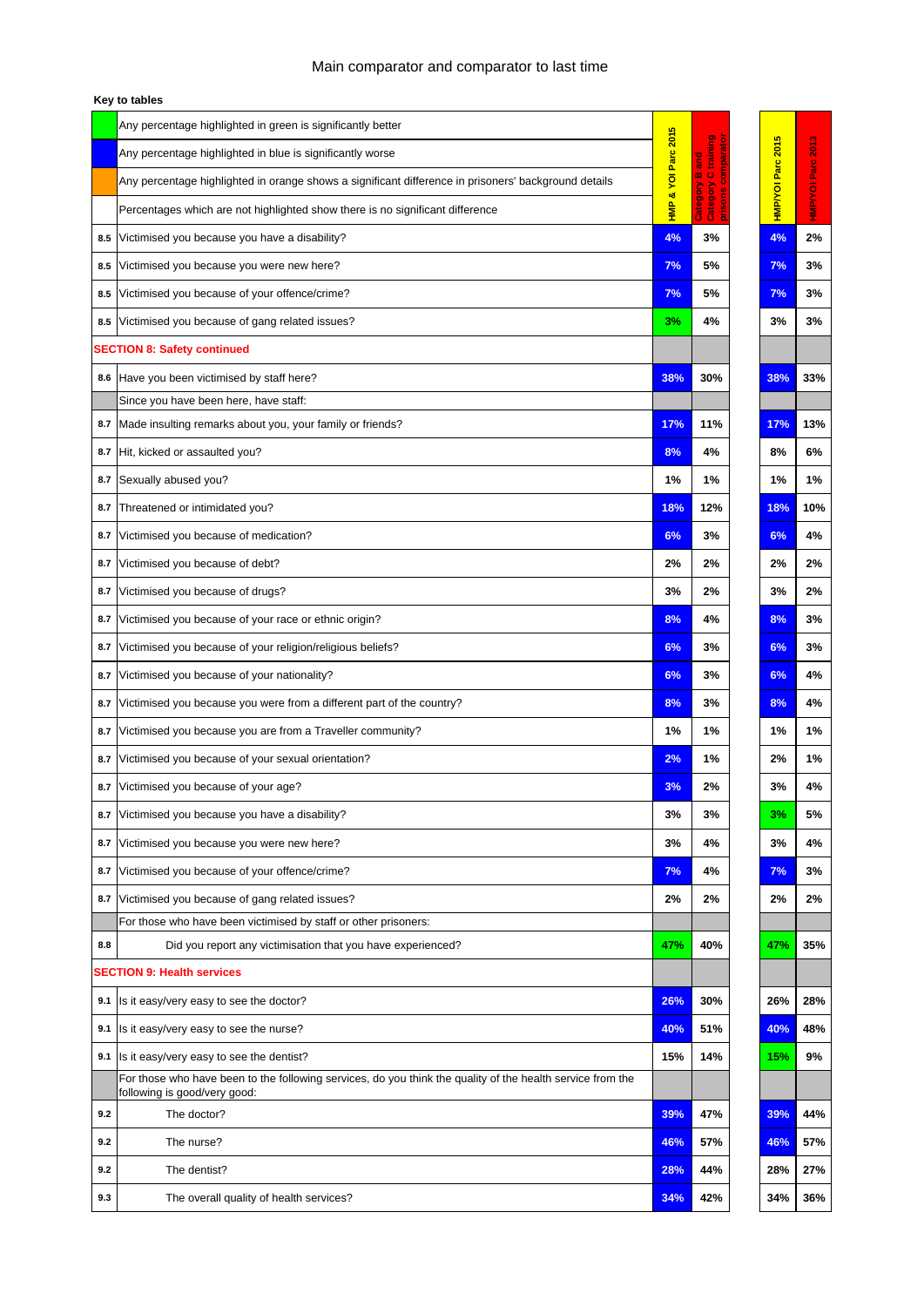Main comparator and comparator to last time

**Key to tables**

| | Key | HMP & YOI Parc 2015 | Category B and Category C training prisons comparator | HMP/YOI Parc 2015 | HMP/YOI Parc 2013 |
|---|---|---|---|---|---|
| | Any percentage highlighted in green is significantly better | | | | |
| | Any percentage highlighted in blue is significantly worse | | | | |
| | Any percentage highlighted in orange shows a significant difference in prisoners' background details | | | | |
| | Percentages which are not highlighted show there is no significant difference | | | | |
| 8.5 | Victimised you because you have a disability? | 4% | 3% | 4% | 2% |
| 8.5 | Victimised you because you were new here? | 7% | 5% | 7% | 3% |
| 8.5 | Victimised you because of your offence/crime? | 7% | 5% | 7% | 3% |
| 8.5 | Victimised you because of gang related issues? | 3% | 4% | 3% | 3% |
| | **SECTION 8: Safety continued** | | | | |
| 8.6 | Have you been victimised by staff here? | 38% | 30% | 38% | 33% |
| | Since you have been here, have staff: | | | | |
| 8.7 | Made insulting remarks about you, your family or friends? | 17% | 11% | 17% | 13% |
| 8.7 | Hit, kicked or assaulted you? | 8% | 4% | 8% | 6% |
| 8.7 | Sexually abused you? | 1% | 1% | 1% | 1% |
| 8.7 | Threatened or intimidated you? | 18% | 12% | 18% | 10% |
| 8.7 | Victimised you because of medication? | 6% | 3% | 6% | 4% |
| 8.7 | Victimised you because of debt? | 2% | 2% | 2% | 2% |
| 8.7 | Victimised you because of drugs? | 3% | 2% | 3% | 2% |
| 8.7 | Victimised you because of your race or ethnic origin? | 8% | 4% | 8% | 3% |
| 8.7 | Victimised you because of your religion/religious beliefs? | 6% | 3% | 6% | 3% |
| 8.7 | Victimised you because of your nationality? | 6% | 3% | 6% | 4% |
| 8.7 | Victimised you because you were from a different part of the country? | 8% | 3% | 8% | 4% |
| 8.7 | Victimised you because you are from a Traveller community? | 1% | 1% | 1% | 1% |
| 8.7 | Victimised you because of your sexual orientation? | 2% | 1% | 2% | 1% |
| 8.7 | Victimised you because of your age? | 3% | 2% | 3% | 4% |
| 8.7 | Victimised you because you have a disability? | 3% | 3% | 3% | 5% |
| 8.7 | Victimised you because you were new here? | 3% | 4% | 3% | 4% |
| 8.7 | Victimised you because of your offence/crime? | 7% | 4% | 7% | 3% |
| 8.7 | Victimised you because of gang related issues? | 2% | 2% | 2% | 2% |
| | For those who have been victimised by staff or other prisoners: | | | | |
| 8.8 | Did you report any victimisation that you have experienced? | 47% | 40% | 47% | 35% |
| | **SECTION 9: Health services** | | | | |
| 9.1 | Is it easy/very easy to see the doctor? | 26% | 30% | 26% | 28% |
| 9.1 | Is it easy/very easy to see the nurse? | 40% | 51% | 40% | 48% |
| 9.1 | Is it easy/very easy to see the dentist? | 15% | 14% | 15% | 9% |
| | For those who have been to the following services, do you think the quality of the health service from the following is good/very good: | | | | |
| 9.2 | The doctor? | 39% | 47% | 39% | 44% |
| 9.2 | The nurse? | 46% | 57% | 46% | 57% |
| 9.2 | The dentist? | 28% | 44% | 28% | 27% |
| 9.3 | The overall quality of health services? | 34% | 42% | 34% | 36% |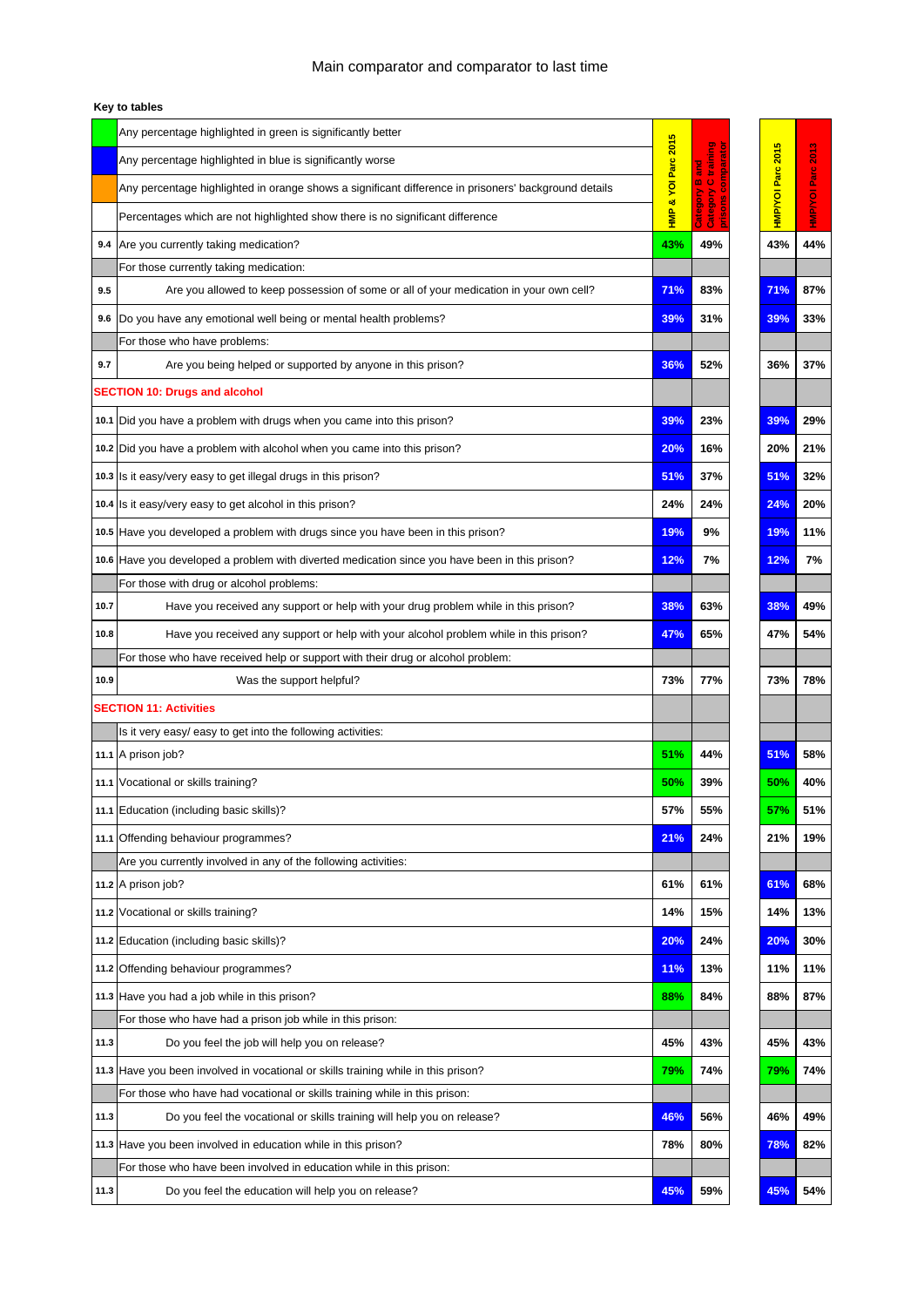# Main comparator and comparator to last time

**Key to tables**

| | Key | HMP & YOI Parc 2015 | Category B and Category C training prisons comparator | HMP/YOI Parc 2015 | HMP/YOI Parc 2013 |
|---|---|---|---|---|---|
| | Any percentage highlighted in green is significantly better | | | | |
| | Any percentage highlighted in blue is significantly worse | | | | |
| | Any percentage highlighted in orange shows a significant difference in prisoners' background details | | | | |
| | Percentages which are not highlighted show there is no significant difference | | | | |
| 9.4 | Are you currently taking medication? | 43% | 49% | 43% | 44% |
| | For those currently taking medication: | | | | |
| 9.5 | Are you allowed to keep possession of some or all of your medication in your own cell? | 71% | 83% | 71% | 87% |
| 9.6 | Do you have any emotional well being or mental health problems? | 39% | 31% | 39% | 33% |
| | For those who have problems: | | | | |
| 9.7 | Are you being helped or supported by anyone in this prison? | 36% | 52% | 36% | 37% |
| | **SECTION 10: Drugs and alcohol** | | | | |
| 10.1 | Did you have a problem with drugs when you came into this prison? | 39% | 23% | 39% | 29% |
| 10.2 | Did you have a problem with alcohol when you came into this prison? | 20% | 16% | 20% | 21% |
| 10.3 | Is it easy/very easy to get illegal drugs in this prison? | 51% | 37% | 51% | 32% |
| 10.4 | Is it easy/very easy to get alcohol in this prison? | 24% | 24% | 24% | 20% |
| 10.5 | Have you developed a problem with drugs since you have been in this prison? | 19% | 9% | 19% | 11% |
| 10.6 | Have you developed a problem with diverted medication since you have been in this prison? | 12% | 7% | 12% | 7% |
| | For those with drug or alcohol problems: | | | | |
| 10.7 | Have you received any support or help with your drug problem while in this prison? | 38% | 63% | 38% | 49% |
| 10.8 | Have you received any support or help with your alcohol problem while in this prison? | 47% | 65% | 47% | 54% |
| | For those who have received help or support with their drug or alcohol problem: | | | | |
| 10.9 | Was the support helpful? | 73% | 77% | 73% | 78% |
| | **SECTION 11: Activities** | | | | |
| | Is it very easy/ easy to get into the following activities: | | | | |
| 11.1 | A prison job? | 51% | 44% | 51% | 58% |
| 11.1 | Vocational or skills training? | 50% | 39% | 50% | 40% |
| 11.1 | Education (including basic skills)? | 57% | 55% | 57% | 51% |
| 11.1 | Offending behaviour programmes? | 21% | 24% | 21% | 19% |
| | Are you currently involved in any of the following activities: | | | | |
| 11.2 | A prison job? | 61% | 61% | 61% | 68% |
| 11.2 | Vocational or skills training? | 14% | 15% | 14% | 13% |
| 11.2 | Education (including basic skills)? | 20% | 24% | 20% | 30% |
| 11.2 | Offending behaviour programmes? | 11% | 13% | 11% | 11% |
| 11.3 | Have you had a job while in this prison? | 88% | 84% | 88% | 87% |
| | For those who have had a prison job while in this prison: | | | | |
| 11.3 | Do you feel the job will help you on release? | 45% | 43% | 45% | 43% |
| 11.3 | Have you been involved in vocational or skills training while in this prison? | 79% | 74% | 79% | 74% |
| | For those who have had vocational or skills training while in this prison: | | | | |
| 11.3 | Do you feel the vocational or skills training will help you on release? | 46% | 56% | 46% | 49% |
| 11.3 | Have you been involved in education while in this prison? | 78% | 80% | 78% | 82% |
| | For those who have been involved in education while in this prison: | | | | |
| 11.3 | Do you feel the education will help you on release? | 45% | 59% | 45% | 54% |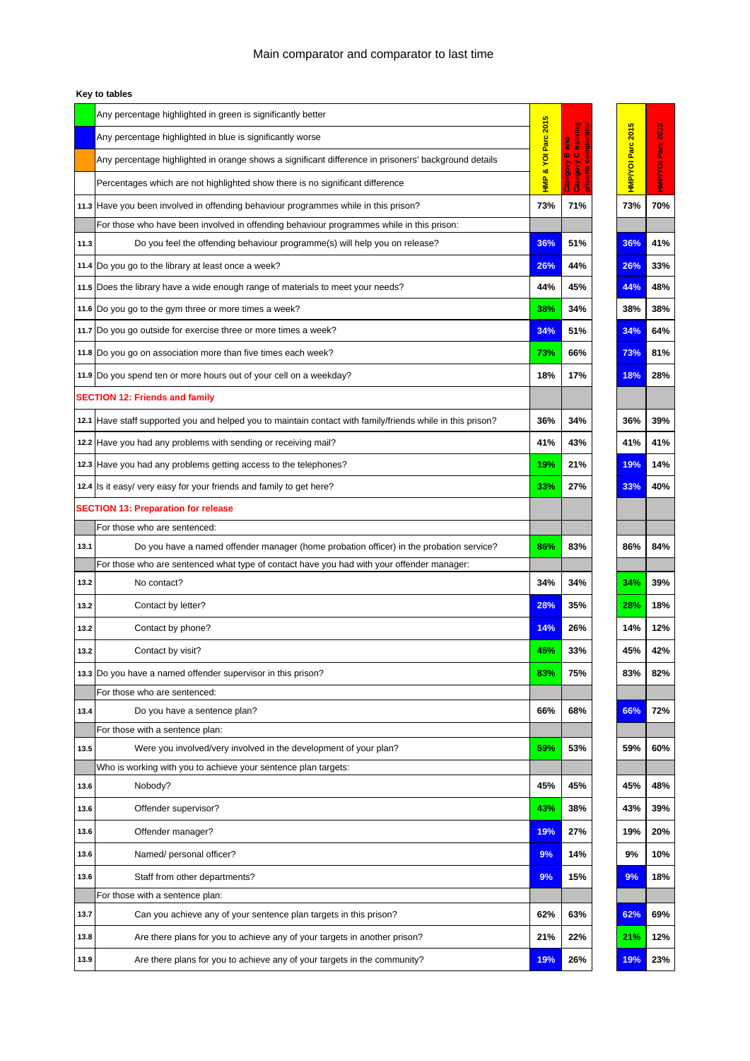# Main comparator and comparator to last time

**Key to tables**

| | Key | HMP & YOI Parc 2015 | Category B and Category C training prisons comparator | HMP/YOI Parc 2015 | HMP/YOI Parc 2013 |
|---|---|---|---|---|---|
| | Any percentage highlighted in green is significantly better | | | | |
| | Any percentage highlighted in blue is significantly worse | | | | |
| | Any percentage highlighted in orange shows a significant difference in prisoners' background details | | | | |
| | Percentages which are not highlighted show there is no significant difference | | | | |
| 11.3 | Have you been involved in offending behaviour programmes while in this prison? | 73% | 71% | 73% | 70% |
| | For those who have been involved in offending behaviour programmes while in this prison: | | | | |
| 11.3 | Do you feel the offending behaviour programme(s) will help you on release? | 36% | 51% | 36% | 41% |
| 11.4 | Do you go to the library at least once a week? | 26% | 44% | 26% | 33% |
| 11.5 | Does the library have a wide enough range of materials to meet your needs? | 44% | 45% | 44% | 48% |
| 11.6 | Do you go to the gym three or more times a week? | 38% | 34% | 38% | 38% |
| 11.7 | Do you go outside for exercise three or more times a week? | 34% | 51% | 34% | 64% |
| 11.8 | Do you go on association more than five times each week? | 73% | 66% | 73% | 81% |
| 11.9 | Do you spend ten or more hours out of your cell on a weekday? | 18% | 17% | 18% | 28% |
| | **SECTION 12: Friends and family** | | | | |
| 12.1 | Have staff supported you and helped you to maintain contact with family/friends while in this prison? | 36% | 34% | 36% | 39% |
| 12.2 | Have you had any problems with sending or receiving mail? | 41% | 43% | 41% | 41% |
| 12.3 | Have you had any problems getting access to the telephones? | 19% | 21% | 19% | 14% |
| 12.4 | Is it easy/ very easy for your friends and family to get here? | 33% | 27% | 33% | 40% |
| | **SECTION 13: Preparation for release** | | | | |
| | For those who are sentenced: | | | | |
| 13.1 | Do you have a named offender manager (home probation officer) in the probation service? | 86% | 83% | 86% | 84% |
| | For those who are sentenced what type of contact have you had with your offender manager: | | | | |
| 13.2 | No contact? | 34% | 34% | 34% | 39% |
| 13.2 | Contact by letter? | 28% | 35% | 28% | 18% |
| 13.2 | Contact by phone? | 14% | 26% | 14% | 12% |
| 13.2 | Contact by visit? | 45% | 33% | 45% | 42% |
| 13.3 | Do you have a named offender supervisor in this prison? | 83% | 75% | 83% | 82% |
| | For those who are sentenced: | | | | |
| 13.4 | Do you have a sentence plan? | 66% | 68% | 66% | 72% |
| | For those with a sentence plan: | | | | |
| 13.5 | Were you involved/very involved in the development of your plan? | 59% | 53% | 59% | 60% |
| | Who is working with you to achieve your sentence plan targets: | | | | |
| 13.6 | Nobody? | 45% | 45% | 45% | 48% |
| 13.6 | Offender supervisor? | 43% | 38% | 43% | 39% |
| 13.6 | Offender manager? | 19% | 27% | 19% | 20% |
| 13.6 | Named/ personal officer? | 9% | 14% | 9% | 10% |
| 13.6 | Staff from other departments? | 9% | 15% | 9% | 18% |
| | For those with a sentence plan: | | | | |
| 13.7 | Can you achieve any of your sentence plan targets in this prison? | 62% | 63% | 62% | 69% |
| 13.8 | Are there plans for you to achieve any of your targets in another prison? | 21% | 22% | 21% | 12% |
| 13.9 | Are there plans for you to achieve any of your targets in the community? | 19% | 26% | 19% | 23% |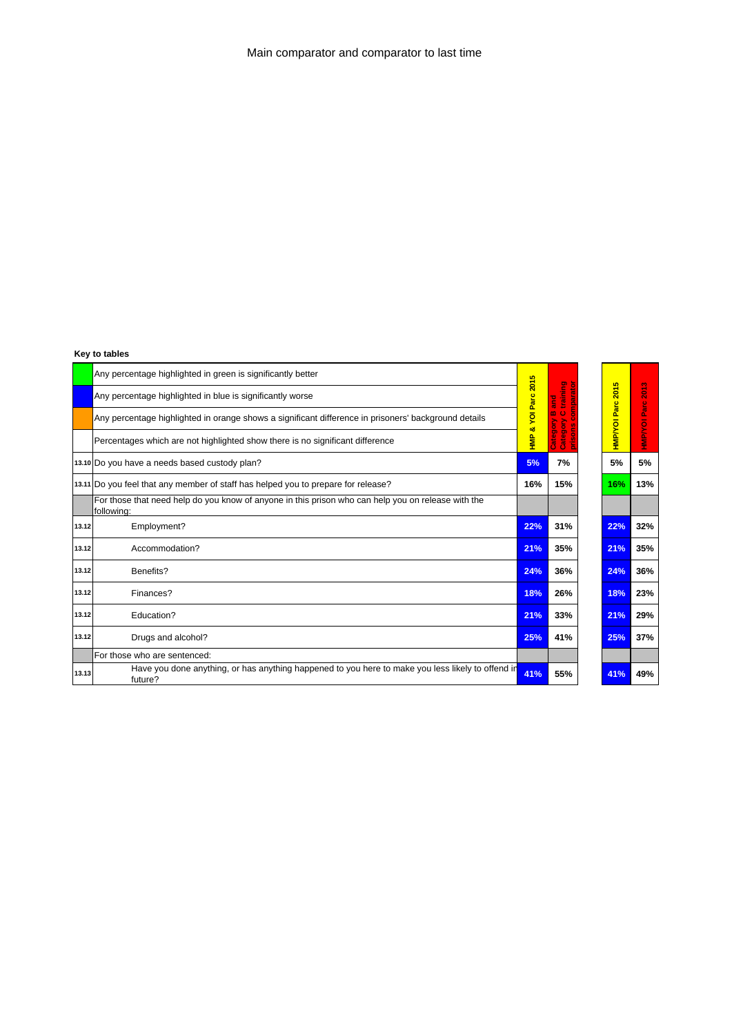Main comparator and comparator to last time

**Key to tables**

| | | HMP & YOI Parc 2015 | Category B and Category C training prisons comparator | HMP/YOI Parc 2015 | HMP/YOI Parc 2013 |
|---|---|---|---|---|---|
| | Any percentage highlighted in green is significantly better | | | | |
| | Any percentage highlighted in blue is significantly worse | | | | |
| | Any percentage highlighted in orange shows a significant difference in prisoners' background details | | | | |
| | Percentages which are not highlighted show there is no significant difference | | | | |
| 13.10 | Do you have a needs based custody plan? | 5% | 7% | 5% | 5% |
| 13.11 | Do you feel that any member of staff has helped you to prepare for release? | 16% | 15% | 16% | 13% |
| | For those that need help do you know of anyone in this prison who can help you on release with the following: | | | | |
| 13.12 | Employment? | 22% | 31% | 22% | 32% |
| 13.12 | Accommodation? | 21% | 35% | 21% | 35% |
| 13.12 | Benefits? | 24% | 36% | 24% | 36% |
| 13.12 | Finances? | 18% | 26% | 18% | 23% |
| 13.12 | Education? | 21% | 33% | 21% | 29% |
| 13.12 | Drugs and alcohol? | 25% | 41% | 25% | 37% |
| | For those who are sentenced: | | | | |
| 13.13 | Have you done anything, or has anything happened to you here to make you less likely to offend in future? | 41% | 55% | 41% | 49% |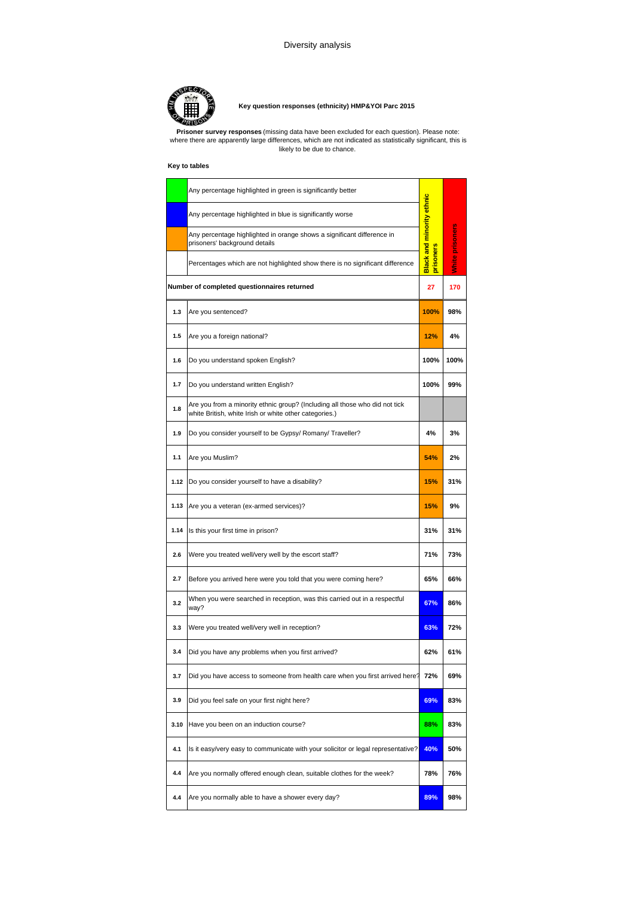Diversity analysis

**Key question responses (ethnicity) HMP&YOI Parc 2015**

**Prisoner survey responses** (missing data have been excluded for each question). Please note: where there are apparently large differences, which are not indicated as statistically significant, this is likely to be due to chance.

**Key to tables**

| | | Black and minority ethnic prisoners | White prisoners |
|---|---|---|---|
| (green) | Any percentage highlighted in green is significantly better | | |
| (blue) | Any percentage highlighted in blue is significantly worse | | |
| (orange) | Any percentage highlighted in orange shows a significant difference in prisoners' background details | | |
| | Percentages which are not highlighted show there is no significant difference | | |
| **Number of completed questionnaires returned** | | **27** | **170** |
| 1.3 | Are you sentenced? | 100% | 98% |
| 1.5 | Are you a foreign national? | 12% | 4% |
| 1.6 | Do you understand spoken English? | 100% | 100% |
| 1.7 | Do you understand written English? | 100% | 99% |
| 1.8 | Are you from a minority ethnic group? (Including all those who did not tick white British, white Irish or white other categories.) | | |
| 1.9 | Do you consider yourself to be Gypsy/ Romany/ Traveller? | 4% | 3% |
| 1.1 | Are you Muslim? | 54% | 2% |
| 1.12 | Do you consider yourself to have a disability? | 15% | 31% |
| 1.13 | Are you a veteran (ex-armed services)? | 15% | 9% |
| 1.14 | Is this your first time in prison? | 31% | 31% |
| 2.6 | Were you treated well/very well by the escort staff? | 71% | 73% |
| 2.7 | Before you arrived here were you told that you were coming here? | 65% | 66% |
| 3.2 | When you were searched in reception, was this carried out in a respectful way? | 67% | 86% |
| 3.3 | Were you treated well/very well in reception? | 63% | 72% |
| 3.4 | Did you have any problems when you first arrived? | 62% | 61% |
| 3.7 | Did you have access to someone from health care when you first arrived here? | 72% | 69% |
| 3.9 | Did you feel safe on your first night here? | 69% | 83% |
| 3.10 | Have you been on an induction course? | 88% | 83% |
| 4.1 | Is it easy/very easy to communicate with your solicitor or legal representative? | 40% | 50% |
| 4.4 | Are you normally offered enough clean, suitable clothes for the week? | 78% | 76% |
| 4.4 | Are you normally able to have a shower every day? | 89% | 98% |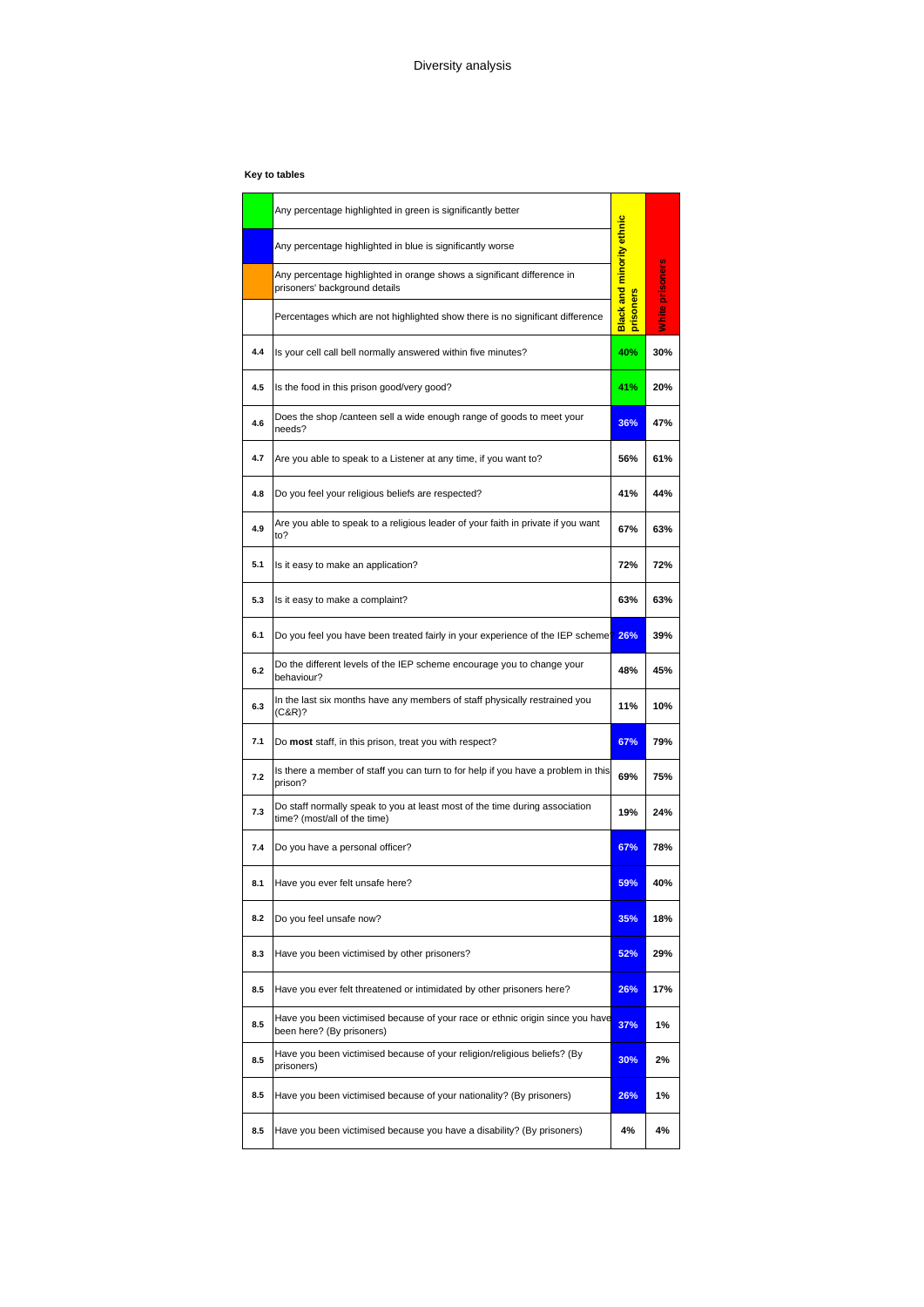# Diversity analysis

**Key to tables**

| | | Black and minority ethnic prisoners | White prisoners |
|---|---|---|---|
| | Any percentage highlighted in green is significantly better | | |
| | Any percentage highlighted in blue is significantly worse | | |
| | Any percentage highlighted in orange shows a significant difference in prisoners' background details | | |
| | Percentages which are not highlighted show there is no significant difference | | |
| 4.4 | Is your cell call bell normally answered within five minutes? | 40% | 30% |
| 4.5 | Is the food in this prison good/very good? | 41% | 20% |
| 4.6 | Does the shop /canteen sell a wide enough range of goods to meet your needs? | 36% | 47% |
| 4.7 | Are you able to speak to a Listener at any time, if you want to? | 56% | 61% |
| 4.8 | Do you feel your religious beliefs are respected? | 41% | 44% |
| 4.9 | Are you able to speak to a religious leader of your faith in private if you want to? | 67% | 63% |
| 5.1 | Is it easy to make an application? | 72% | 72% |
| 5.3 | Is it easy to make a complaint? | 63% | 63% |
| 6.1 | Do you feel you have been treated fairly in your experience of the IEP scheme? | 26% | 39% |
| 6.2 | Do the different levels of the IEP scheme encourage you to change your behaviour? | 48% | 45% |
| 6.3 | In the last six months have any members of staff physically restrained you (C&R)? | 11% | 10% |
| 7.1 | Do **most** staff, in this prison, treat you with respect? | 67% | 79% |
| 7.2 | Is there a member of staff you can turn to for help if you have a problem in this prison? | 69% | 75% |
| 7.3 | Do staff normally speak to you at least most of the time during association time? (most/all of the time) | 19% | 24% |
| 7.4 | Do you have a personal officer? | 67% | 78% |
| 8.1 | Have you ever felt unsafe here? | 59% | 40% |
| 8.2 | Do you feel unsafe now? | 35% | 18% |
| 8.3 | Have you been victimised by other prisoners? | 52% | 29% |
| 8.5 | Have you ever felt threatened or intimidated by other prisoners here? | 26% | 17% |
| 8.5 | Have you been victimised because of your race or ethnic origin since you have been here? (By prisoners) | 37% | 1% |
| 8.5 | Have you been victimised because of your religion/religious beliefs? (By prisoners) | 30% | 2% |
| 8.5 | Have you been victimised because of your nationality? (By prisoners) | 26% | 1% |
| 8.5 | Have you been victimised because you have a disability? (By prisoners) | 4% | 4% |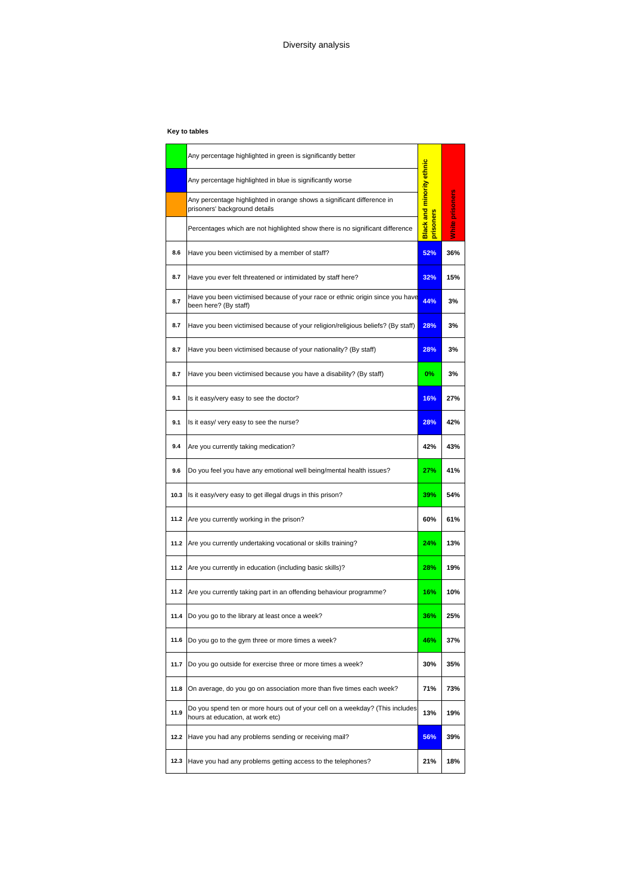# Diversity analysis

**Key to tables**

| | | Black and minority ethnic prisoners | White prisoners |
|---|---|---|---|
| | Any percentage highlighted in green is significantly better | | |
| | Any percentage highlighted in blue is significantly worse | | |
| | Any percentage highlighted in orange shows a significant difference in prisoners' background details | | |
| | Percentages which are not highlighted show there is no significant difference | | |
| 8.6 | Have you been victimised by a member of staff? | 52% | 36% |
| 8.7 | Have you ever felt threatened or intimidated by staff here? | 32% | 15% |
| 8.7 | Have you been victimised because of your race or ethnic origin since you have been here? (By staff) | 44% | 3% |
| 8.7 | Have you been victimised because of your religion/religious beliefs? (By staff) | 28% | 3% |
| 8.7 | Have you been victimised because of your nationality? (By staff) | 28% | 3% |
| 8.7 | Have you been victimised because you have a disability? (By staff) | 0% | 3% |
| 9.1 | Is it easy/very easy to see the doctor? | 16% | 27% |
| 9.1 | Is it easy/ very easy to see the nurse? | 28% | 42% |
| 9.4 | Are you currently taking medication? | 42% | 43% |
| 9.6 | Do you feel you have any emotional well being/mental health issues? | 27% | 41% |
| 10.3 | Is it easy/very easy to get illegal drugs in this prison? | 39% | 54% |
| 11.2 | Are you currently working in the prison? | 60% | 61% |
| 11.2 | Are you currently undertaking vocational or skills training? | 24% | 13% |
| 11.2 | Are you currently in education (including basic skills)? | 28% | 19% |
| 11.2 | Are you currently taking part in an offending behaviour programme? | 16% | 10% |
| 11.4 | Do you go to the library at least once a week? | 36% | 25% |
| 11.6 | Do you go to the gym three or more times a week? | 46% | 37% |
| 11.7 | Do you go outside for exercise three or more times a week? | 30% | 35% |
| 11.8 | On average, do you go on association more than five times each week? | 71% | 73% |
| 11.9 | Do you spend ten or more hours out of your cell on a weekday? (This includes hours at education, at work etc) | 13% | 19% |
| 12.2 | Have you had any problems sending or receiving mail? | 56% | 39% |
| 12.3 | Have you had any problems getting access to the telephones? | 21% | 18% |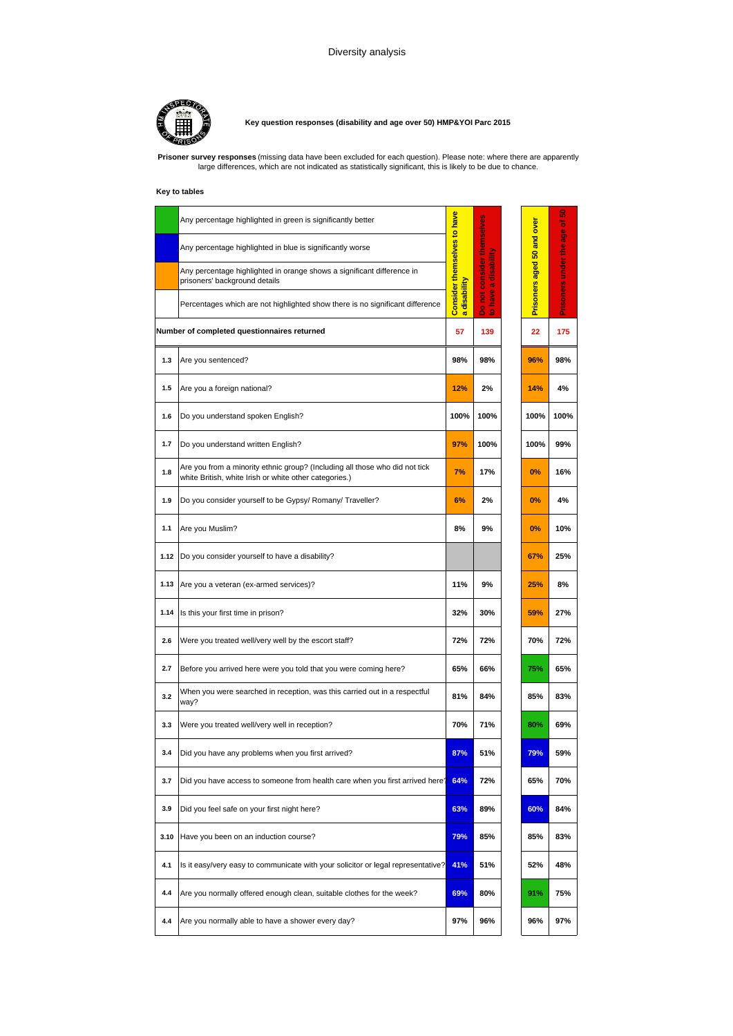Diversity analysis

**Key question responses (disability and age over 50) HMP&YOI Parc 2015**

**Prisoner survey responses** (missing data have been excluded for each question). Please note: where there are apparently large differences, which are not indicated as statistically significant, this is likely to be due to chance.

**Key to tables**

| Colour | Meaning |
|---|---|
| Green | Any percentage highlighted in green is significantly better |
| Blue | Any percentage highlighted in blue is significantly worse |
| Orange | Any percentage highlighted in orange shows a significant difference in prisoners' background details |
| (none) | Percentages which are not highlighted show there is no significant difference |

| | | Consider themselves to have a disability | Do not consider themselves to have a disability | Prisoners aged 50 and over | Prisoners under the age of 50 |
|---|---|---|---|---|---|
| | **Number of completed questionnaires returned** | 57 | 139 | 22 | 175 |
| 1.3 | Are you sentenced? | 98% | 98% | 96% | 98% |
| 1.5 | Are you a foreign national? | 12% | 2% | 14% | 4% |
| 1.6 | Do you understand spoken English? | 100% | 100% | 100% | 100% |
| 1.7 | Do you understand written English? | 97% | 100% | 100% | 99% |
| 1.8 | Are you from a minority ethnic group? (Including all those who did not tick white British, white Irish or white other categories.) | 7% | 17% | 0% | 16% |
| 1.9 | Do you consider yourself to be Gypsy/ Romany/ Traveller? | 6% | 2% | 0% | 4% |
| 1.1 | Are you Muslim? | 8% | 9% | 0% | 10% |
| 1.12 | Do you consider yourself to have a disability? | | | 67% | 25% |
| 1.13 | Are you a veteran (ex-armed services)? | 11% | 9% | 25% | 8% |
| 1.14 | Is this your first time in prison? | 32% | 30% | 59% | 27% |
| 2.6 | Were you treated well/very well by the escort staff? | 72% | 72% | 70% | 72% |
| 2.7 | Before you arrived here were you told that you were coming here? | 65% | 66% | 75% | 65% |
| 3.2 | When you were searched in reception, was this carried out in a respectful way? | 81% | 84% | 85% | 83% |
| 3.3 | Were you treated well/very well in reception? | 70% | 71% | 80% | 69% |
| 3.4 | Did you have any problems when you first arrived? | 87% | 51% | 79% | 59% |
| 3.7 | Did you have access to someone from health care when you first arrived here? | 64% | 72% | 65% | 70% |
| 3.9 | Did you feel safe on your first night here? | 63% | 89% | 60% | 84% |
| 3.10 | Have you been on an induction course? | 79% | 85% | 85% | 83% |
| 4.1 | Is it easy/very easy to communicate with your solicitor or legal representative? | 41% | 51% | 52% | 48% |
| 4.4 | Are you normally offered enough clean, suitable clothes for the week? | 69% | 80% | 91% | 75% |
| 4.4 | Are you normally able to have a shower every day? | 97% | 96% | 96% | 97% |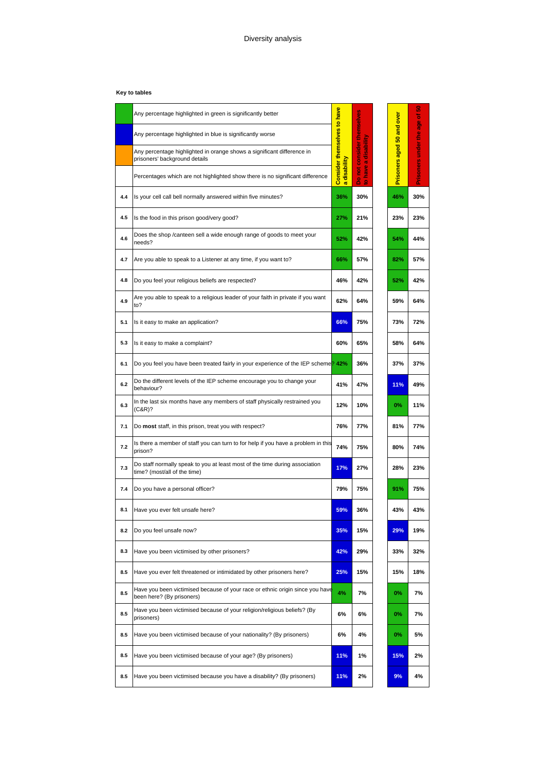# Diversity analysis

**Key to tables**

| | | Consider themselves to have a disability | Do not consider themselves to have a disability | Prisoners aged 50 and over | Prisoners under the age of 50 |
|---|---|---|---|---|---|
| | Any percentage highlighted in green is significantly better | | | | |
| | Any percentage highlighted in blue is significantly worse | | | | |
| | Any percentage highlighted in orange shows a significant difference in prisoners' background details | | | | |
| | Percentages which are not highlighted show there is no significant difference | | | | |
| **4.4** | Is your cell call bell normally answered within five minutes? | 36% | 30% | 46% | 30% |
| **4.5** | Is the food in this prison good/very good? | 27% | 21% | 23% | 23% |
| **4.6** | Does the shop /canteen sell a wide enough range of goods to meet your needs? | 52% | 42% | 54% | 44% |
| **4.7** | Are you able to speak to a Listener at any time, if you want to? | 66% | 57% | 82% | 57% |
| **4.8** | Do you feel your religious beliefs are respected? | 46% | 42% | 52% | 42% |
| **4.9** | Are you able to speak to a religious leader of your faith in private if you want to? | 62% | 64% | 59% | 64% |
| **5.1** | Is it easy to make an application? | 66% | 75% | 73% | 72% |
| **5.3** | Is it easy to make a complaint? | 60% | 65% | 58% | 64% |
| **6.1** | Do you feel you have been treated fairly in your experience of the IEP scheme? | 42% | 36% | 37% | 37% |
| **6.2** | Do the different levels of the IEP scheme encourage you to change your behaviour? | 41% | 47% | 11% | 49% |
| **6.3** | In the last six months have any members of staff physically restrained you (C&R)? | 12% | 10% | 0% | 11% |
| **7.1** | Do **most** staff, in this prison, treat you with respect? | 76% | 77% | 81% | 77% |
| **7.2** | Is there a member of staff you can turn to for help if you have a problem in this prison? | 74% | 75% | 80% | 74% |
| **7.3** | Do staff normally speak to you at least most of the time during association time? (most/all of the time) | 17% | 27% | 28% | 23% |
| **7.4** | Do you have a personal officer? | 79% | 75% | 91% | 75% |
| **8.1** | Have you ever felt unsafe here? | 59% | 36% | 43% | 43% |
| **8.2** | Do you feel unsafe now? | 35% | 15% | 29% | 19% |
| **8.3** | Have you been victimised by other prisoners? | 42% | 29% | 33% | 32% |
| **8.5** | Have you ever felt threatened or intimidated by other prisoners here? | 25% | 15% | 15% | 18% |
| **8.5** | Have you been victimised because of your race or ethnic origin since you have been here? (By prisoners) | 4% | 7% | 0% | 7% |
| **8.5** | Have you been victimised because of your religion/religious beliefs? (By prisoners) | 6% | 6% | 0% | 7% |
| **8.5** | Have you been victimised because of your nationality? (By prisoners) | 6% | 4% | 0% | 5% |
| **8.5** | Have you been victimised because of your age? (By prisoners) | 11% | 1% | 15% | 2% |
| **8.5** | Have you been victimised because you have a disability? (By prisoners) | 11% | 2% | 9% | 4% |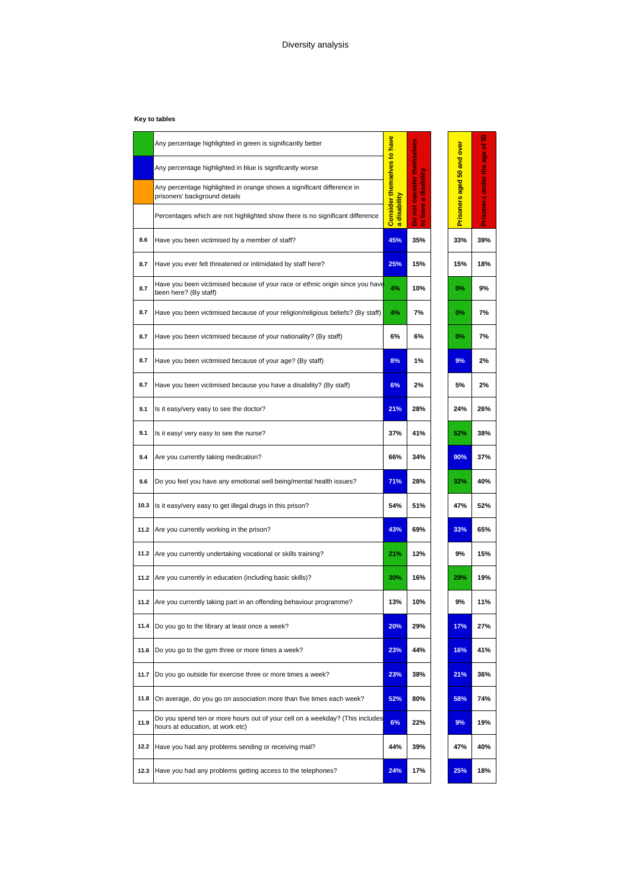# Diversity analysis

**Key to tables**

| | | Consider themselves to have a disability | Do not consider themselves to have a disability | Prisoners aged 50 and over | Prisoners under the age of 50 |
|---|---|---|---|---|---|
| | Any percentage highlighted in green is significantly better | | | | |
| | Any percentage highlighted in blue is significantly worse | | | | |
| | Any percentage highlighted in orange shows a significant difference in prisoners' background details | | | | |
| | Percentages which are not highlighted show there is no significant difference | | | | |
| 8.6 | Have you been victimised by a member of staff? | 45% | 35% | 33% | 39% |
| 8.7 | Have you ever felt threatened or intimidated by staff here? | 25% | 15% | 15% | 18% |
| 8.7 | Have you been victimised because of your race or ethnic origin since you have been here? (By staff) | 4% | 10% | 0% | 9% |
| 8.7 | Have you been victimised because of your religion/religious beliefs? (By staff) | 4% | 7% | 0% | 7% |
| 8.7 | Have you been victimised because of your nationality? (By staff) | 6% | 6% | 0% | 7% |
| 8.7 | Have you been victimised because of your age? (By staff) | 8% | 1% | 9% | 2% |
| 8.7 | Have you been victimised because you have a disability? (By staff) | 6% | 2% | 5% | 2% |
| 9.1 | Is it easy/very easy to see the doctor? | 21% | 28% | 24% | 26% |
| 9.1 | Is it easy/ very easy to see the nurse? | 37% | 41% | 52% | 38% |
| 9.4 | Are you currently taking medication? | 66% | 34% | 90% | 37% |
| 9.6 | Do you feel you have any emotional well being/mental health issues? | 71% | 28% | 32% | 40% |
| 10.3 | Is it easy/very easy to get illegal drugs in this prison? | 54% | 51% | 47% | 52% |
| 11.2 | Are you currently working in the prison? | 43% | 69% | 33% | 65% |
| 11.2 | Are you currently undertaking vocational or skills training? | 21% | 12% | 9% | 15% |
| 11.2 | Are you currently in education (including basic skills)? | 30% | 16% | 29% | 19% |
| 11.2 | Are you currently taking part in an offending behaviour programme? | 13% | 10% | 9% | 11% |
| 11.4 | Do you go to the library at least once a week? | 20% | 29% | 17% | 27% |
| 11.6 | Do you go to the gym three or more times a week? | 23% | 44% | 16% | 41% |
| 11.7 | Do you go outside for exercise three or more times a week? | 23% | 38% | 21% | 36% |
| 11.8 | On average, do you go on association more than five times each week? | 52% | 80% | 58% | 74% |
| 11.9 | Do you spend ten or more hours out of your cell on a weekday? (This includes hours at education, at work etc) | 6% | 22% | 9% | 19% |
| 12.2 | Have you had any problems sending or receiving mail? | 44% | 39% | 47% | 40% |
| 12.3 | Have you had any problems getting access to the telephones? | 24% | 17% | 25% | 18% |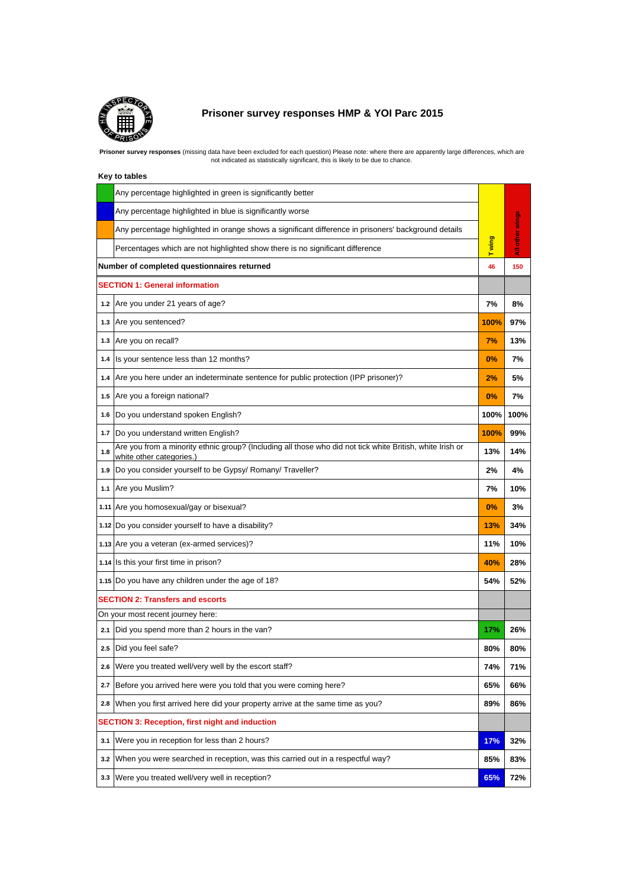# Prisoner survey responses HMP & YOI Parc 2015

**Prisoner survey responses** (missing data have been excluded for each question) Please note: where there are apparently large differences, which are not indicated as statistically significant, this is likely to be due to chance.

**Key to tables**

| Key | T wing | All other wings |
|---|---|---|
| Any percentage highlighted in green is significantly better | | |
| Any percentage highlighted in blue is significantly worse | | |
| Any percentage highlighted in orange shows a significant difference in prisoners' background details | | |
| Percentages which are not highlighted show there is no significant difference | | |

| | | T wing | All other wings |
|---|---|---|---|
| | **Number of completed questionnaires returned** | 46 | 150 |
| | **SECTION 1: General information** | | |
| 1.2 | Are you under 21 years of age? | 7% | 8% |
| 1.3 | Are you sentenced? | 100% | 97% |
| 1.3 | Are you on recall? | 7% | 13% |
| 1.4 | Is your sentence less than 12 months? | 0% | 7% |
| 1.4 | Are you here under an indeterminate sentence for public protection (IPP prisoner)? | 2% | 5% |
| 1.5 | Are you a foreign national? | 0% | 7% |
| 1.6 | Do you understand spoken English? | 100% | 100% |
| 1.7 | Do you understand written English? | 100% | 99% |
| 1.8 | Are you from a minority ethnic group? (Including all those who did not tick white British, white Irish or white other categories.) | 13% | 14% |
| 1.9 | Do you consider yourself to be Gypsy/ Romany/ Traveller? | 2% | 4% |
| 1.1 | Are you Muslim? | 7% | 10% |
| 1.11 | Are you homosexual/gay or bisexual? | 0% | 3% |
| 1.12 | Do you consider yourself to have a disability? | 13% | 34% |
| 1.13 | Are you a veteran (ex-armed services)? | 11% | 10% |
| 1.14 | Is this your first time in prison? | 40% | 28% |
| 1.15 | Do you have any children under the age of 18? | 54% | 52% |
| | **SECTION 2: Transfers and escorts** | | |
| | On your most recent journey here: | | |
| 2.1 | Did you spend more than 2 hours in the van? | 17% | 26% |
| 2.5 | Did you feel safe? | 80% | 80% |
| 2.6 | Were you treated well/very well by the escort staff? | 74% | 71% |
| 2.7 | Before you arrived here were you told that you were coming here? | 65% | 66% |
| 2.8 | When you first arrived here did your property arrive at the same time as you? | 89% | 86% |
| | **SECTION 3: Reception, first night and induction** | | |
| 3.1 | Were you in reception for less than 2 hours? | 17% | 32% |
| 3.2 | When you were searched in reception, was this carried out in a respectful way? | 85% | 83% |
| 3.3 | Were you treated well/very well in reception? | 65% | 72% |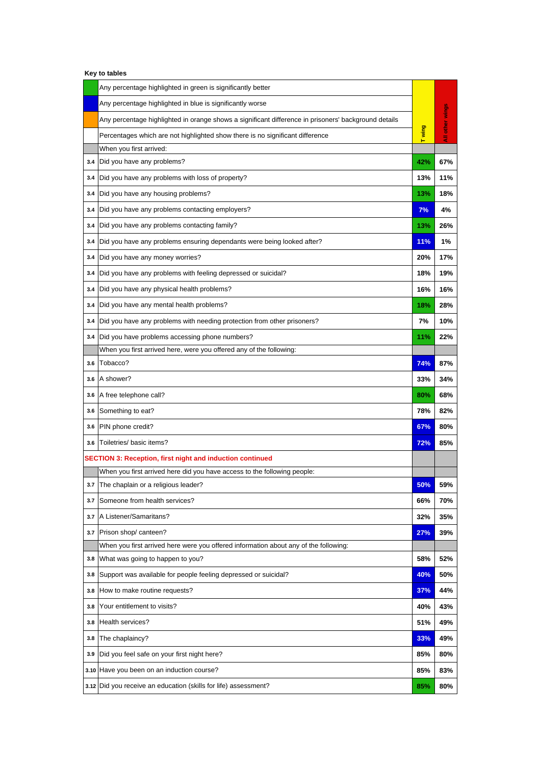**Key to tables**

| | | T wing | All other wings |
|---|---|---|---|
| | Any percentage highlighted in green is significantly better | | |
| | Any percentage highlighted in blue is significantly worse | | |
| | Any percentage highlighted in orange shows a significant difference in prisoners' background details | | |
| | Percentages which are not highlighted show there is no significant difference | | |
| | When you first arrived: | | |
| 3.4 | Did you have any problems? | 42% | 67% |
| 3.4 | Did you have any problems with loss of property? | 13% | 11% |
| 3.4 | Did you have any housing problems? | 13% | 18% |
| 3.4 | Did you have any problems contacting employers? | 7% | 4% |
| 3.4 | Did you have any problems contacting family? | 13% | 26% |
| 3.4 | Did you have any problems ensuring dependants were being looked after? | 11% | 1% |
| 3.4 | Did you have any money worries? | 20% | 17% |
| 3.4 | Did you have any problems with feeling depressed or suicidal? | 18% | 19% |
| 3.4 | Did you have any physical health problems? | 16% | 16% |
| 3.4 | Did you have any mental health problems? | 18% | 28% |
| 3.4 | Did you have any problems with needing protection from other prisoners? | 7% | 10% |
| 3.4 | Did you have problems accessing phone numbers? | 11% | 22% |
| | When you first arrived here, were you offered any of the following: | | |
| 3.6 | Tobacco? | 74% | 87% |
| 3.6 | A shower? | 33% | 34% |
| 3.6 | A free telephone call? | 80% | 68% |
| 3.6 | Something to eat? | 78% | 82% |
| 3.6 | PIN phone credit? | 67% | 80% |
| 3.6 | Toiletries/ basic items? | 72% | 85% |
| **SECTION 3: Reception, first night and induction continued** | | | |
| | When you first arrived here did you have access to the following people: | | |
| 3.7 | The chaplain or a religious leader? | 50% | 59% |
| 3.7 | Someone from health services? | 66% | 70% |
| 3.7 | A Listener/Samaritans? | 32% | 35% |
| 3.7 | Prison shop/ canteen? | 27% | 39% |
| | When you first arrived here were you offered information about any of the following: | | |
| 3.8 | What was going to happen to you? | 58% | 52% |
| 3.8 | Support was available for people feeling depressed or suicidal? | 40% | 50% |
| 3.8 | How to make routine requests? | 37% | 44% |
| 3.8 | Your entitlement to visits? | 40% | 43% |
| 3.8 | Health services? | 51% | 49% |
| 3.8 | The chaplaincy? | 33% | 49% |
| 3.9 | Did you feel safe on your first night here? | 85% | 80% |
| 3.10 | Have you been on an induction course? | 85% | 83% |
| 3.12 | Did you receive an education (skills for life) assessment? | 85% | 80% |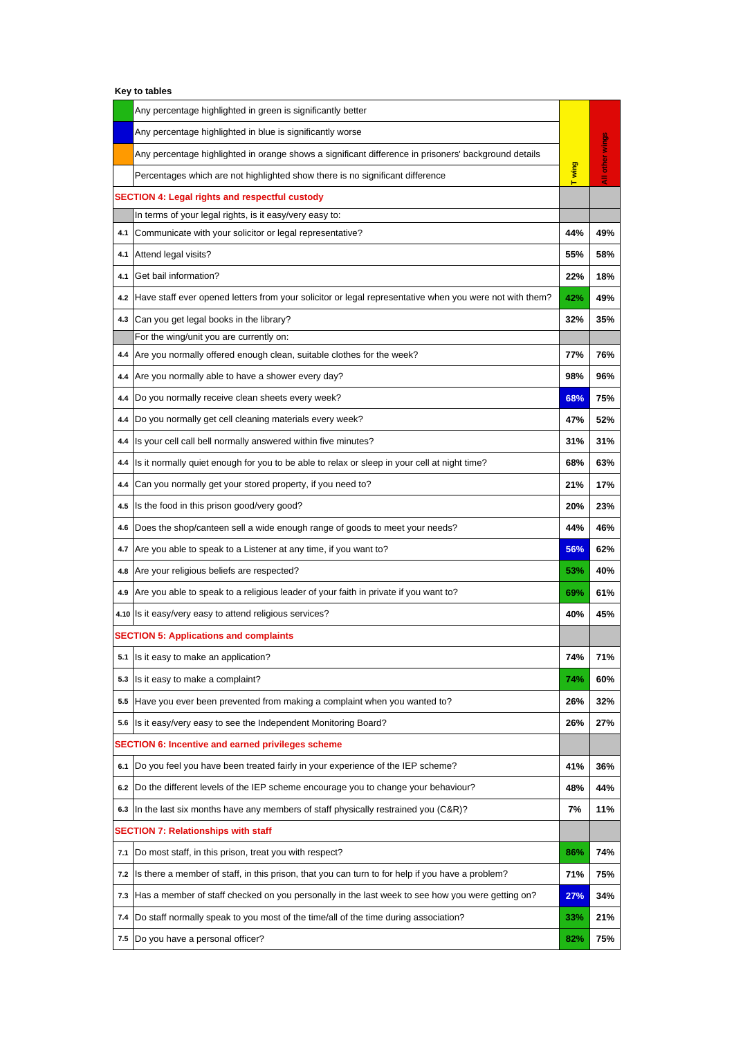**Key to tables**

| | | T wing | All other wings |
|---|---|---|---|
| | Any percentage highlighted in green is significantly better | | |
| | Any percentage highlighted in blue is significantly worse | | |
| | Any percentage highlighted in orange shows a significant difference in prisoners' background details | | |
| | Percentages which are not highlighted show there is no significant difference | | |
| | **SECTION 4: Legal rights and respectful custody** | | |
| | In terms of your legal rights, is it easy/very easy to: | | |
| 4.1 | Communicate with your solicitor or legal representative? | 44% | 49% |
| 4.1 | Attend legal visits? | 55% | 58% |
| 4.1 | Get bail information? | 22% | 18% |
| 4.2 | Have staff ever opened letters from your solicitor or legal representative when you were not with them? | 42% | 49% |
| 4.3 | Can you get legal books in the library? | 32% | 35% |
| | For the wing/unit you are currently on: | | |
| 4.4 | Are you normally offered enough clean, suitable clothes for the week? | 77% | 76% |
| 4.4 | Are you normally able to have a shower every day? | 98% | 96% |
| 4.4 | Do you normally receive clean sheets every week? | 68% | 75% |
| 4.4 | Do you normally get cell cleaning materials every week? | 47% | 52% |
| 4.4 | Is your cell call bell normally answered within five minutes? | 31% | 31% |
| 4.4 | Is it normally quiet enough for you to be able to relax or sleep in your cell at night time? | 68% | 63% |
| 4.4 | Can you normally get your stored property, if you need to? | 21% | 17% |
| 4.5 | Is the food in this prison good/very good? | 20% | 23% |
| 4.6 | Does the shop/canteen sell a wide enough range of goods to meet your needs? | 44% | 46% |
| 4.7 | Are you able to speak to a Listener at any time, if you want to? | 56% | 62% |
| 4.8 | Are your religious beliefs are respected? | 53% | 40% |
| 4.9 | Are you able to speak to a religious leader of your faith in private if you want to? | 69% | 61% |
| 4.10 | Is it easy/very easy to attend religious services? | 40% | 45% |
| | **SECTION 5: Applications and complaints** | | |
| 5.1 | Is it easy to make an application? | 74% | 71% |
| 5.3 | Is it easy to make a complaint? | 74% | 60% |
| 5.5 | Have you ever been prevented from making a complaint when you wanted to? | 26% | 32% |
| 5.6 | Is it easy/very easy to see the Independent Monitoring Board? | 26% | 27% |
| | **SECTION 6: Incentive and earned privileges scheme** | | |
| 6.1 | Do you feel you have been treated fairly in your experience of the IEP scheme? | 41% | 36% |
| 6.2 | Do the different levels of the IEP scheme encourage you to change your behaviour? | 48% | 44% |
| 6.3 | In the last six months have any members of staff physically restrained you (C&R)? | 7% | 11% |
| | **SECTION 7: Relationships with staff** | | |
| 7.1 | Do most staff, in this prison, treat you with respect? | 86% | 74% |
| 7.2 | Is there a member of staff, in this prison, that you can turn to for help if you have a problem? | 71% | 75% |
| 7.3 | Has a member of staff checked on you personally in the last week to see how you were getting on? | 27% | 34% |
| 7.4 | Do staff normally speak to you most of the time/all of the time during association? | 33% | 21% |
| 7.5 | Do you have a personal officer? | 82% | 75% |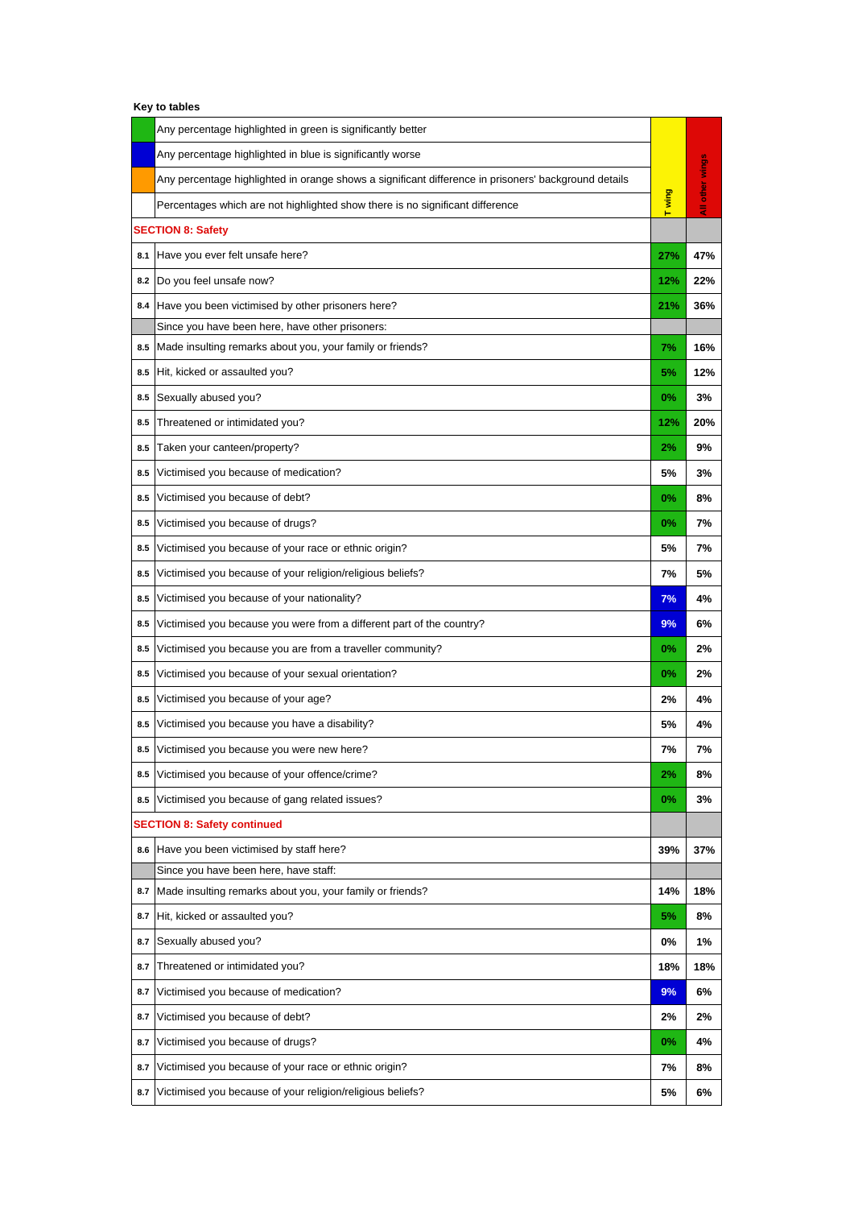**Key to tables**

| | | T wing | All other wings |
|---|---|---|---|
| | Any percentage highlighted in green is significantly better | | |
| | Any percentage highlighted in blue is significantly worse | | |
| | Any percentage highlighted in orange shows a significant difference in prisoners' background details | | |
| | Percentages which are not highlighted show there is no significant difference | | |
| **SECTION 8: Safety** | | | |
| 8.1 | Have you ever felt unsafe here? | 27% | 47% |
| 8.2 | Do you feel unsafe now? | 12% | 22% |
| 8.4 | Have you been victimised by other prisoners here? | 21% | 36% |
| | Since you have been here, have other prisoners: | | |
| 8.5 | Made insulting remarks about you, your family or friends? | 7% | 16% |
| 8.5 | Hit, kicked or assaulted you? | 5% | 12% |
| 8.5 | Sexually abused you? | 0% | 3% |
| 8.5 | Threatened or intimidated you? | 12% | 20% |
| 8.5 | Taken your canteen/property? | 2% | 9% |
| 8.5 | Victimised you because of medication? | 5% | 3% |
| 8.5 | Victimised you because of debt? | 0% | 8% |
| 8.5 | Victimised you because of drugs? | 0% | 7% |
| 8.5 | Victimised you because of your race or ethnic origin? | 5% | 7% |
| 8.5 | Victimised you because of your religion/religious beliefs? | 7% | 5% |
| 8.5 | Victimised you because of your nationality? | 7% | 4% |
| 8.5 | Victimised you because you were from a different part of the country? | 9% | 6% |
| 8.5 | Victimised you because you are from a traveller community? | 0% | 2% |
| 8.5 | Victimised you because of your sexual orientation? | 0% | 2% |
| 8.5 | Victimised you because of your age? | 2% | 4% |
| 8.5 | Victimised you because you have a disability? | 5% | 4% |
| 8.5 | Victimised you because you were new here? | 7% | 7% |
| 8.5 | Victimised you because of your offence/crime? | 2% | 8% |
| 8.5 | Victimised you because of gang related issues? | 0% | 3% |
| **SECTION 8: Safety continued** | | | |
| 8.6 | Have you been victimised by staff here? | 39% | 37% |
| | Since you have been here, have staff: | | |
| 8.7 | Made insulting remarks about you, your family or friends? | 14% | 18% |
| 8.7 | Hit, kicked or assaulted you? | 5% | 8% |
| 8.7 | Sexually abused you? | 0% | 1% |
| 8.7 | Threatened or intimidated you? | 18% | 18% |
| 8.7 | Victimised you because of medication? | 9% | 6% |
| 8.7 | Victimised you because of debt? | 2% | 2% |
| 8.7 | Victimised you because of drugs? | 0% | 4% |
| 8.7 | Victimised you because of your race or ethnic origin? | 7% | 8% |
| 8.7 | Victimised you because of your religion/religious beliefs? | 5% | 6% |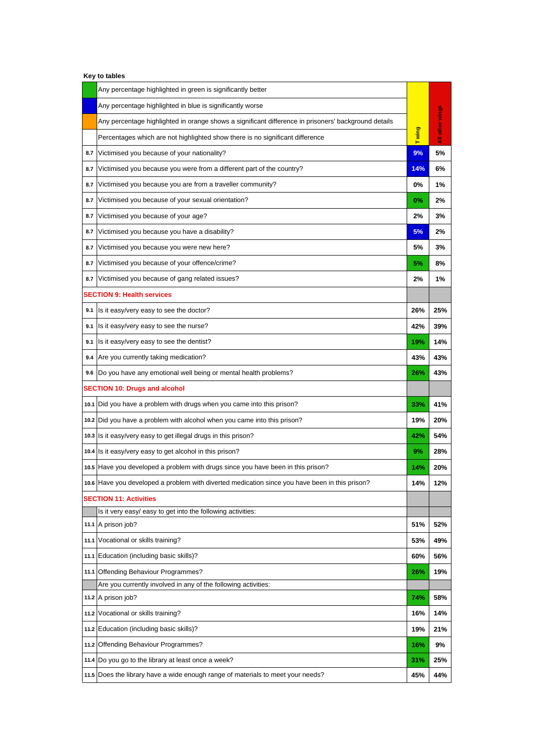**Key to tables**

| | | T wing | All other wings |
|---|---|---|---|
| | Any percentage highlighted in green is significantly better | | |
| | Any percentage highlighted in blue is significantly worse | | |
| | Any percentage highlighted in orange shows a significant difference in prisoners' background details | | |
| | Percentages which are not highlighted show there is no significant difference | | |
| 8.7 | Victimised you because of your nationality? | 9% | 5% |
| 8.7 | Victimised you because you were from a different part of the country? | 14% | 6% |
| 8.7 | Victimised you because you are from a traveller community? | 0% | 1% |
| 8.7 | Victimised you because of your sexual orientation? | 0% | 2% |
| 8.7 | Victimised you because of your age? | 2% | 3% |
| 8.7 | Victimised you because you have a disability? | 5% | 2% |
| 8.7 | Victimised you because you were new here? | 5% | 3% |
| 8.7 | Victimised you because of your offence/crime? | 5% | 8% |
| 8.7 | Victimised you because of gang related issues? | 2% | 1% |
| **SECTION 9: Health services** | | | |
| 9.1 | Is it easy/very easy to see the doctor? | 26% | 25% |
| 9.1 | Is it easy/very easy to see the nurse? | 42% | 39% |
| 9.1 | Is it easy/very easy to see the dentist? | 19% | 14% |
| 9.4 | Are you currently taking medication? | 43% | 43% |
| 9.6 | Do you have any emotional well being or mental health problems? | 26% | 43% |
| **SECTION 10: Drugs and alcohol** | | | |
| 10.1 | Did you have a problem with drugs when you came into this prison? | 33% | 41% |
| 10.2 | Did you have a problem with alcohol when you came into this prison? | 19% | 20% |
| 10.3 | Is it easy/very easy to get illegal drugs in this prison? | 42% | 54% |
| 10.4 | Is it easy/very easy to get alcohol in this prison? | 9% | 28% |
| 10.5 | Have you developed a problem with drugs since you have been in this prison? | 14% | 20% |
| 10.6 | Have you developed a problem with diverted medication since you have been in this prison? | 14% | 12% |
| **SECTION 11: Activities** | | | |
| | Is it very easy/ easy to get into the following activities: | | |
| 11.1 | A prison job? | 51% | 52% |
| 11.1 | Vocational or skills training? | 53% | 49% |
| 11.1 | Education (including basic skills)? | 60% | 56% |
| 11.1 | Offending Behaviour Programmes? | 26% | 19% |
| | Are you currently involved in any of the following activities: | | |
| 11.2 | A prison job? | 74% | 58% |
| 11.2 | Vocational or skills training? | 16% | 14% |
| 11.2 | Education (including basic skills)? | 19% | 21% |
| 11.2 | Offending Behaviour Programmes? | 16% | 9% |
| 11.4 | Do you go to the library at least once a week? | 31% | 25% |
| 11.5 | Does the library have a wide enough range of materials to meet your needs? | 45% | 44% |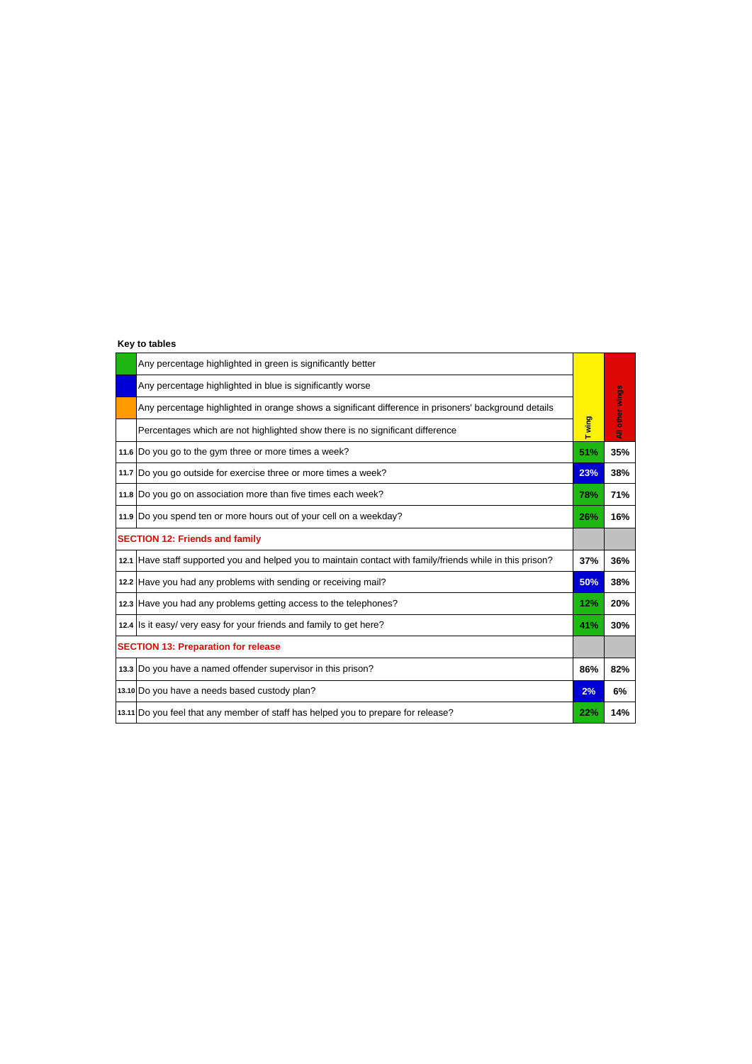**Key to tables**

| | | T wing | All other wings |
|---|---|---|---|
| | Any percentage highlighted in green is significantly better | | |
| | Any percentage highlighted in blue is significantly worse | | |
| | Any percentage highlighted in orange shows a significant difference in prisoners' background details | | |
| | Percentages which are not highlighted show there is no significant difference | | |
| 11.6 | Do you go to the gym three or more times a week? | 51% | 35% |
| 11.7 | Do you go outside for exercise three or more times a week? | 23% | 38% |
| 11.8 | Do you go on association more than five times each week? | 78% | 71% |
| 11.9 | Do you spend ten or more hours out of your cell on a weekday? | 26% | 16% |
| **SECTION 12: Friends and family** | | | |
| 12.1 | Have staff supported you and helped you to maintain contact with family/friends while in this prison? | 37% | 36% |
| 12.2 | Have you had any problems with sending or receiving mail? | 50% | 38% |
| 12.3 | Have you had any problems getting access to the telephones? | 12% | 20% |
| 12.4 | Is it easy/ very easy for your friends and family to get here? | 41% | 30% |
| **SECTION 13: Preparation for release** | | | |
| 13.3 | Do you have a named offender supervisor in this prison? | 86% | 82% |
| 13.10 | Do you have a needs based custody plan? | 2% | 6% |
| 13.11 | Do you feel that any member of staff has helped you to prepare for release? | 22% | 14% |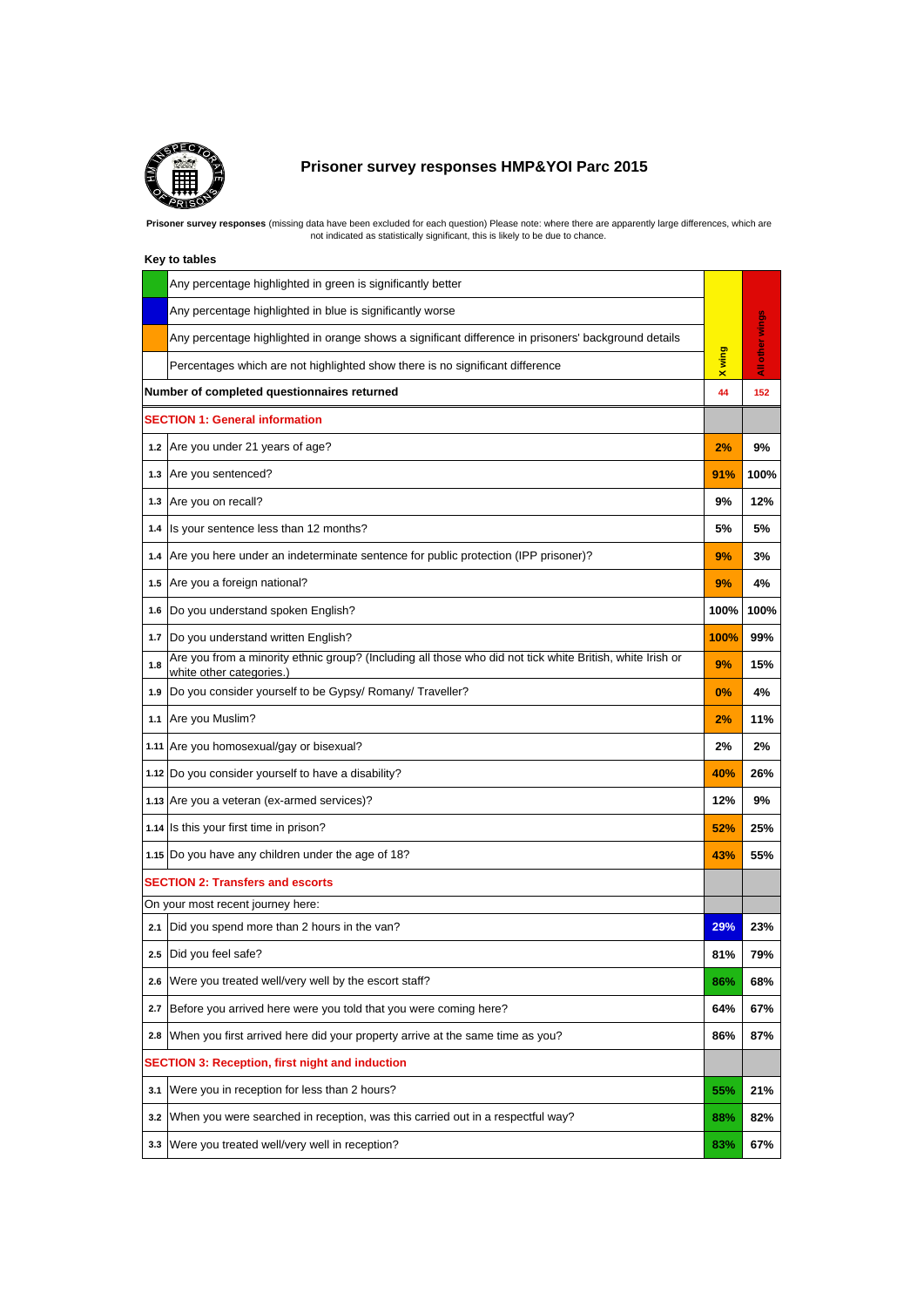# Prisoner survey responses HMP&YOI Parc 2015

**Prisoner survey responses** (missing data have been excluded for each question) Please note: where there are apparently large differences, which are not indicated as statistically significant, this is likely to be due to chance.

**Key to tables**

| | | X wing | All other wings |
|---|---|---|---|
| | Any percentage highlighted in green is significantly better | | |
| | Any percentage highlighted in blue is significantly worse | | |
| | Any percentage highlighted in orange shows a significant difference in prisoners' background details | | |
| | Percentages which are not highlighted show there is no significant difference | | |
| **Number of completed questionnaires returned** | | 44 | 152 |
| **SECTION 1: General information** | | | |
| 1.2 | Are you under 21 years of age? | 2% | 9% |
| 1.3 | Are you sentenced? | 91% | 100% |
| 1.3 | Are you on recall? | 9% | 12% |
| 1.4 | Is your sentence less than 12 months? | 5% | 5% |
| 1.4 | Are you here under an indeterminate sentence for public protection (IPP prisoner)? | 9% | 3% |
| 1.5 | Are you a foreign national? | 9% | 4% |
| 1.6 | Do you understand spoken English? | 100% | 100% |
| 1.7 | Do you understand written English? | 100% | 99% |
| 1.8 | Are you from a minority ethnic group? (Including all those who did not tick white British, white Irish or white other categories.) | 9% | 15% |
| 1.9 | Do you consider yourself to be Gypsy/ Romany/ Traveller? | 0% | 4% |
| 1.1 | Are you Muslim? | 2% | 11% |
| 1.11 | Are you homosexual/gay or bisexual? | 2% | 2% |
| 1.12 | Do you consider yourself to have a disability? | 40% | 26% |
| 1.13 | Are you a veteran (ex-armed services)? | 12% | 9% |
| 1.14 | Is this your first time in prison? | 52% | 25% |
| 1.15 | Do you have any children under the age of 18? | 43% | 55% |
| **SECTION 2: Transfers and escorts** | | | |
| On your most recent journey here: | | | |
| 2.1 | Did you spend more than 2 hours in the van? | 29% | 23% |
| 2.5 | Did you feel safe? | 81% | 79% |
| 2.6 | Were you treated well/very well by the escort staff? | 86% | 68% |
| 2.7 | Before you arrived here were you told that you were coming here? | 64% | 67% |
| 2.8 | When you first arrived here did your property arrive at the same time as you? | 86% | 87% |
| **SECTION 3: Reception, first night and induction** | | | |
| 3.1 | Were you in reception for less than 2 hours? | 55% | 21% |
| 3.2 | When you were searched in reception, was this carried out in a respectful way? | 88% | 82% |
| 3.3 | Were you treated well/very well in reception? | 83% | 67% |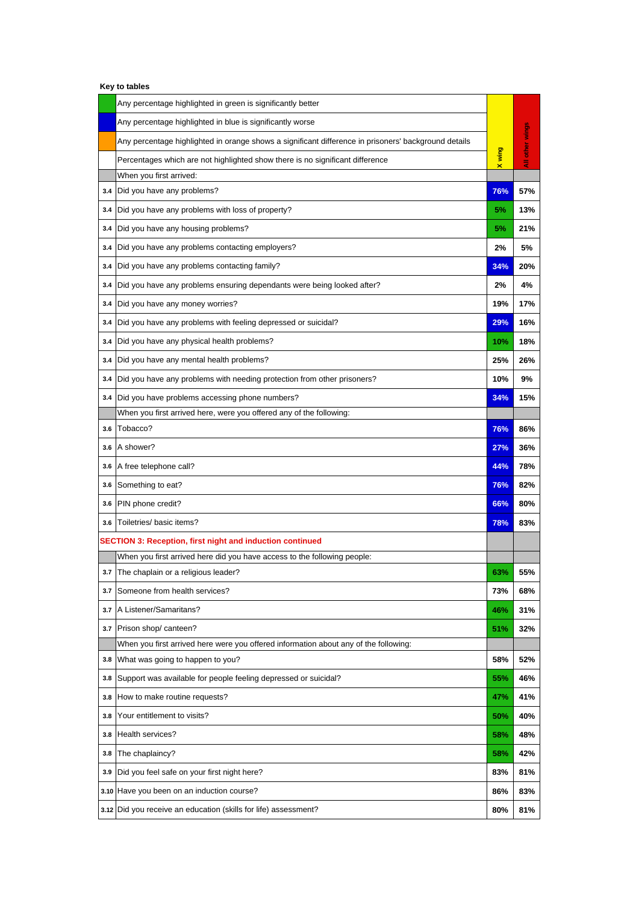**Key to tables**

| | | X wing | All other wings |
|---|---|---|---|
| | Any percentage highlighted in green is significantly better | | |
| | Any percentage highlighted in blue is significantly worse | | |
| | Any percentage highlighted in orange shows a significant difference in prisoners' background details | | |
| | Percentages which are not highlighted show there is no significant difference | | |
| | When you first arrived: | | |
| 3.4 | Did you have any problems? | 76% | 57% |
| 3.4 | Did you have any problems with loss of property? | 5% | 13% |
| 3.4 | Did you have any housing problems? | 5% | 21% |
| 3.4 | Did you have any problems contacting employers? | 2% | 5% |
| 3.4 | Did you have any problems contacting family? | 34% | 20% |
| 3.4 | Did you have any problems ensuring dependants were being looked after? | 2% | 4% |
| 3.4 | Did you have any money worries? | 19% | 17% |
| 3.4 | Did you have any problems with feeling depressed or suicidal? | 29% | 16% |
| 3.4 | Did you have any physical health problems? | 10% | 18% |
| 3.4 | Did you have any mental health problems? | 25% | 26% |
| 3.4 | Did you have any problems with needing protection from other prisoners? | 10% | 9% |
| 3.4 | Did you have problems accessing phone numbers? | 34% | 15% |
| | When you first arrived here, were you offered any of the following: | | |
| 3.6 | Tobacco? | 76% | 86% |
| 3.6 | A shower? | 27% | 36% |
| 3.6 | A free telephone call? | 44% | 78% |
| 3.6 | Something to eat? | 76% | 82% |
| 3.6 | PIN phone credit? | 66% | 80% |
| 3.6 | Toiletries/ basic items? | 78% | 83% |
| **SECTION 3: Reception, first night and induction continued** | | | |
| | When you first arrived here did you have access to the following people: | | |
| 3.7 | The chaplain or a religious leader? | 63% | 55% |
| 3.7 | Someone from health services? | 73% | 68% |
| 3.7 | A Listener/Samaritans? | 46% | 31% |
| 3.7 | Prison shop/ canteen? | 51% | 32% |
| | When you first arrived here were you offered information about any of the following: | | |
| 3.8 | What was going to happen to you? | 58% | 52% |
| 3.8 | Support was available for people feeling depressed or suicidal? | 55% | 46% |
| 3.8 | How to make routine requests? | 47% | 41% |
| 3.8 | Your entitlement to visits? | 50% | 40% |
| 3.8 | Health services? | 58% | 48% |
| 3.8 | The chaplaincy? | 58% | 42% |
| 3.9 | Did you feel safe on your first night here? | 83% | 81% |
| 3.10 | Have you been on an induction course? | 86% | 83% |
| 3.12 | Did you receive an education (skills for life) assessment? | 80% | 81% |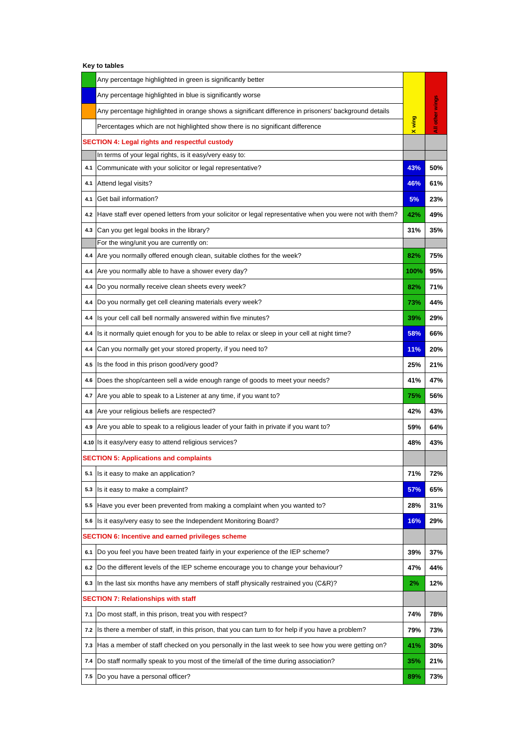**Key to tables**

| | | X wing | All other wings |
|---|---|---|---|
| | Any percentage highlighted in green is significantly better | | |
| | Any percentage highlighted in blue is significantly worse | | |
| | Any percentage highlighted in orange shows a significant difference in prisoners' background details | | |
| | Percentages which are not highlighted show there is no significant difference | | |
| | **SECTION 4: Legal rights and respectful custody** | | |
| | In terms of your legal rights, is it easy/very easy to: | | |
| 4.1 | Communicate with your solicitor or legal representative? | 43% | 50% |
| 4.1 | Attend legal visits? | 46% | 61% |
| 4.1 | Get bail information? | 5% | 23% |
| 4.2 | Have staff ever opened letters from your solicitor or legal representative when you were not with them? | 42% | 49% |
| 4.3 | Can you get legal books in the library? | 31% | 35% |
| | For the wing/unit you are currently on: | | |
| 4.4 | Are you normally offered enough clean, suitable clothes for the week? | 82% | 75% |
| 4.4 | Are you normally able to have a shower every day? | 100% | 95% |
| 4.4 | Do you normally receive clean sheets every week? | 82% | 71% |
| 4.4 | Do you normally get cell cleaning materials every week? | 73% | 44% |
| 4.4 | Is your cell call bell normally answered within five minutes? | 39% | 29% |
| 4.4 | Is it normally quiet enough for you to be able to relax or sleep in your cell at night time? | 58% | 66% |
| 4.4 | Can you normally get your stored property, if you need to? | 11% | 20% |
| 4.5 | Is the food in this prison good/very good? | 25% | 21% |
| 4.6 | Does the shop/canteen sell a wide enough range of goods to meet your needs? | 41% | 47% |
| 4.7 | Are you able to speak to a Listener at any time, if you want to? | 75% | 56% |
| 4.8 | Are your religious beliefs are respected? | 42% | 43% |
| 4.9 | Are you able to speak to a religious leader of your faith in private if you want to? | 59% | 64% |
| 4.10 | Is it easy/very easy to attend religious services? | 48% | 43% |
| | **SECTION 5: Applications and complaints** | | |
| 5.1 | Is it easy to make an application? | 71% | 72% |
| 5.3 | Is it easy to make a complaint? | 57% | 65% |
| 5.5 | Have you ever been prevented from making a complaint when you wanted to? | 28% | 31% |
| 5.6 | Is it easy/very easy to see the Independent Monitoring Board? | 16% | 29% |
| | **SECTION 6: Incentive and earned privileges scheme** | | |
| 6.1 | Do you feel you have been treated fairly in your experience of the IEP scheme? | 39% | 37% |
| 6.2 | Do the different levels of the IEP scheme encourage you to change your behaviour? | 47% | 44% |
| 6.3 | In the last six months have any members of staff physically restrained you (C&R)? | 2% | 12% |
| | **SECTION 7: Relationships with staff** | | |
| 7.1 | Do most staff, in this prison, treat you with respect? | 74% | 78% |
| 7.2 | Is there a member of staff, in this prison, that you can turn to for help if you have a problem? | 79% | 73% |
| 7.3 | Has a member of staff checked on you personally in the last week to see how you were getting on? | 41% | 30% |
| 7.4 | Do staff normally speak to you most of the time/all of the time during association? | 35% | 21% |
| 7.5 | Do you have a personal officer? | 89% | 73% |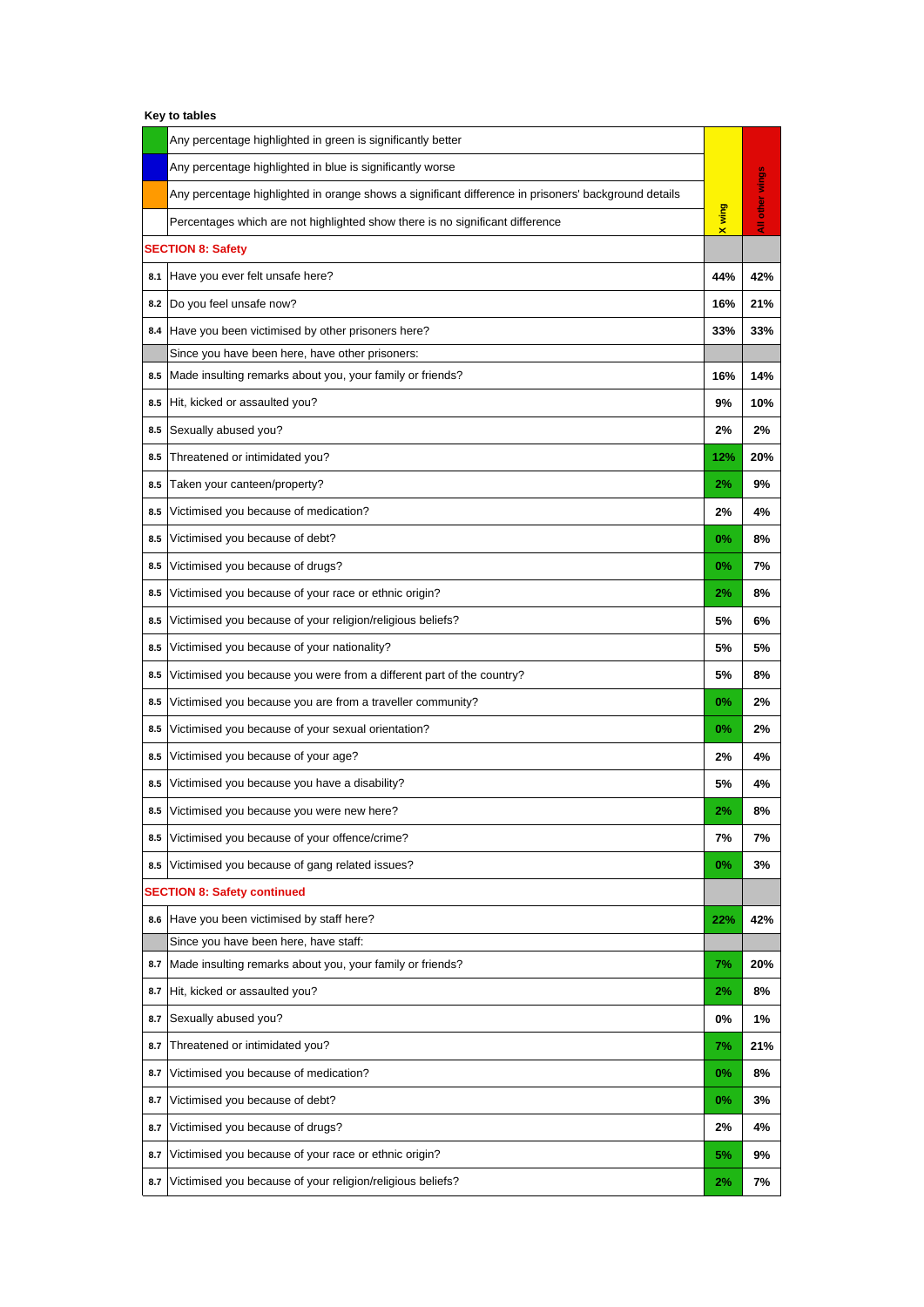**Key to tables**

| | | X wing | All other wings |
|---|---|---|---|
| | Any percentage highlighted in green is significantly better | | |
| | Any percentage highlighted in blue is significantly worse | | |
| | Any percentage highlighted in orange shows a significant difference in prisoners' background details | | |
| | Percentages which are not highlighted show there is no significant difference | | |
| | **SECTION 8: Safety** | | |
| 8.1 | Have you ever felt unsafe here? | 44% | 42% |
| 8.2 | Do you feel unsafe now? | 16% | 21% |
| 8.4 | Have you been victimised by other prisoners here? | 33% | 33% |
| | Since you have been here, have other prisoners: | | |
| 8.5 | Made insulting remarks about you, your family or friends? | 16% | 14% |
| 8.5 | Hit, kicked or assaulted you? | 9% | 10% |
| 8.5 | Sexually abused you? | 2% | 2% |
| 8.5 | Threatened or intimidated you? | 12% | 20% |
| 8.5 | Taken your canteen/property? | 2% | 9% |
| 8.5 | Victimised you because of medication? | 2% | 4% |
| 8.5 | Victimised you because of debt? | 0% | 8% |
| 8.5 | Victimised you because of drugs? | 0% | 7% |
| 8.5 | Victimised you because of your race or ethnic origin? | 2% | 8% |
| 8.5 | Victimised you because of your religion/religious beliefs? | 5% | 6% |
| 8.5 | Victimised you because of your nationality? | 5% | 5% |
| 8.5 | Victimised you because you were from a different part of the country? | 5% | 8% |
| 8.5 | Victimised you because you are from a traveller community? | 0% | 2% |
| 8.5 | Victimised you because of your sexual orientation? | 0% | 2% |
| 8.5 | Victimised you because of your age? | 2% | 4% |
| 8.5 | Victimised you because you have a disability? | 5% | 4% |
| 8.5 | Victimised you because you were new here? | 2% | 8% |
| 8.5 | Victimised you because of your offence/crime? | 7% | 7% |
| 8.5 | Victimised you because of gang related issues? | 0% | 3% |
| | **SECTION 8: Safety continued** | | |
| 8.6 | Have you been victimised by staff here? | 22% | 42% |
| | Since you have been here, have staff: | | |
| 8.7 | Made insulting remarks about you, your family or friends? | 7% | 20% |
| 8.7 | Hit, kicked or assaulted you? | 2% | 8% |
| 8.7 | Sexually abused you? | 0% | 1% |
| 8.7 | Threatened or intimidated you? | 7% | 21% |
| 8.7 | Victimised you because of medication? | 0% | 8% |
| 8.7 | Victimised you because of debt? | 0% | 3% |
| 8.7 | Victimised you because of drugs? | 2% | 4% |
| 8.7 | Victimised you because of your race or ethnic origin? | 5% | 9% |
| 8.7 | Victimised you because of your religion/religious beliefs? | 2% | 7% |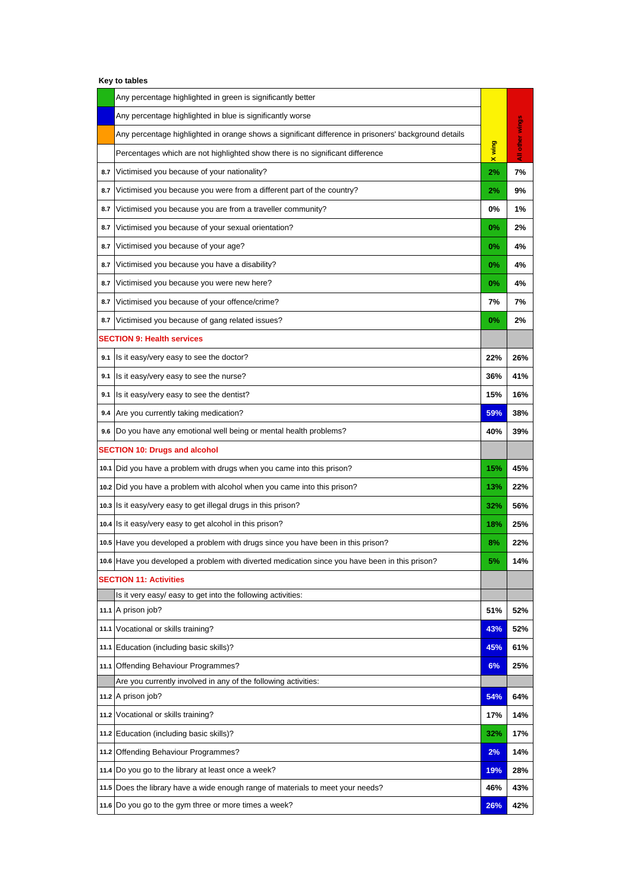**Key to tables**

| | | X wing | All other wings |
|---|---|---|---|
| | Any percentage highlighted in green is significantly better | | |
| | Any percentage highlighted in blue is significantly worse | | |
| | Any percentage highlighted in orange shows a significant difference in prisoners' background details | | |
| | Percentages which are not highlighted show there is no significant difference | | |
| 8.7 | Victimised you because of your nationality? | 2% | 7% |
| 8.7 | Victimised you because you were from a different part of the country? | 2% | 9% |
| 8.7 | Victimised you because you are from a traveller community? | 0% | 1% |
| 8.7 | Victimised you because of your sexual orientation? | 0% | 2% |
| 8.7 | Victimised you because of your age? | 0% | 4% |
| 8.7 | Victimised you because you have a disability? | 0% | 4% |
| 8.7 | Victimised you because you were new here? | 0% | 4% |
| 8.7 | Victimised you because of your offence/crime? | 7% | 7% |
| 8.7 | Victimised you because of gang related issues? | 0% | 2% |
| **SECTION 9: Health services** | | | |
| 9.1 | Is it easy/very easy to see the doctor? | 22% | 26% |
| 9.1 | Is it easy/very easy to see the nurse? | 36% | 41% |
| 9.1 | Is it easy/very easy to see the dentist? | 15% | 16% |
| 9.4 | Are you currently taking medication? | 59% | 38% |
| 9.6 | Do you have any emotional well being or mental health problems? | 40% | 39% |
| **SECTION 10: Drugs and alcohol** | | | |
| 10.1 | Did you have a problem with drugs when you came into this prison? | 15% | 45% |
| 10.2 | Did you have a problem with alcohol when you came into this prison? | 13% | 22% |
| 10.3 | Is it easy/very easy to get illegal drugs in this prison? | 32% | 56% |
| 10.4 | Is it easy/very easy to get alcohol in this prison? | 18% | 25% |
| 10.5 | Have you developed a problem with drugs since you have been in this prison? | 8% | 22% |
| 10.6 | Have you developed a problem with diverted medication since you have been in this prison? | 5% | 14% |
| **SECTION 11: Activities** | | | |
| | Is it very easy/ easy to get into the following activities: | | |
| 11.1 | A prison job? | 51% | 52% |
| 11.1 | Vocational or skills training? | 43% | 52% |
| 11.1 | Education (including basic skills)? | 45% | 61% |
| 11.1 | Offending Behaviour Programmes? | 6% | 25% |
| | Are you currently involved in any of the following activities: | | |
| 11.2 | A prison job? | 54% | 64% |
| 11.2 | Vocational or skills training? | 17% | 14% |
| 11.2 | Education (including basic skills)? | 32% | 17% |
| 11.2 | Offending Behaviour Programmes? | 2% | 14% |
| 11.4 | Do you go to the library at least once a week? | 19% | 28% |
| 11.5 | Does the library have a wide enough range of materials to meet your needs? | 46% | 43% |
| 11.6 | Do you go to the gym three or more times a week? | 26% | 42% |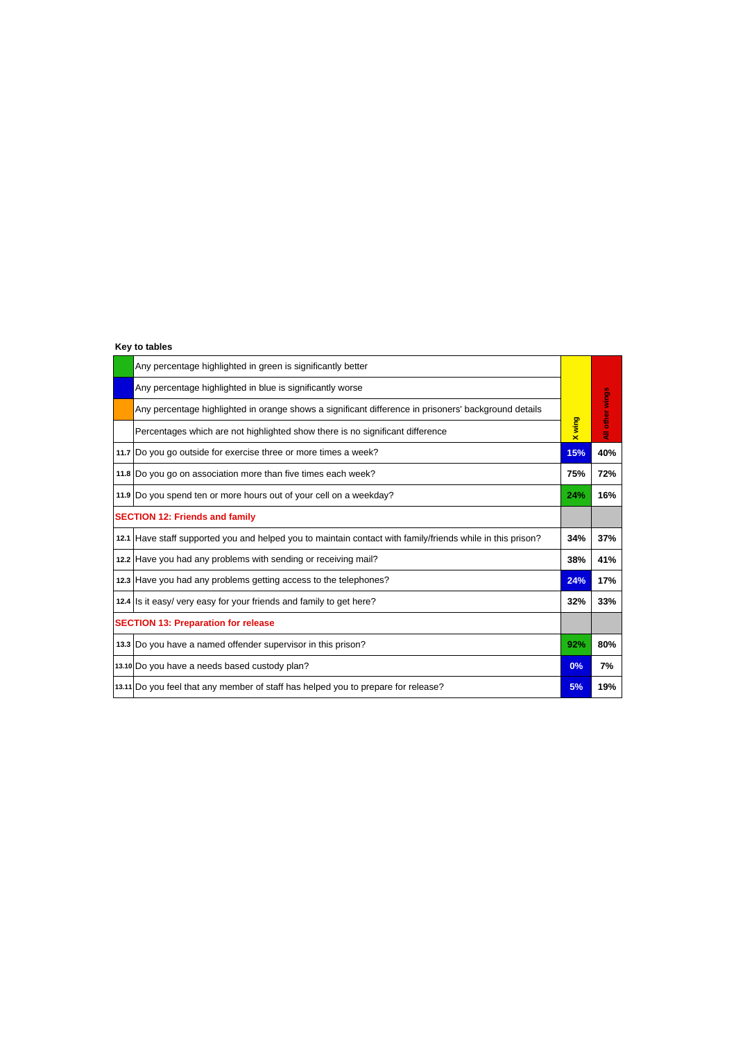**Key to tables**

| | | X wing | All other wings |
|---|---|---|---|
| | Any percentage highlighted in green is significantly better | | |
| | Any percentage highlighted in blue is significantly worse | | |
| | Any percentage highlighted in orange shows a significant difference in prisoners' background details | | |
| | Percentages which are not highlighted show there is no significant difference | | |
| 11.7 | Do you go outside for exercise three or more times a week? | 15% | 40% |
| 11.8 | Do you go on association more than five times each week? | 75% | 72% |
| 11.9 | Do you spend ten or more hours out of your cell on a weekday? | 24% | 16% |
| | **SECTION 12: Friends and family** | | |
| 12.1 | Have staff supported you and helped you to maintain contact with family/friends while in this prison? | 34% | 37% |
| 12.2 | Have you had any problems with sending or receiving mail? | 38% | 41% |
| 12.3 | Have you had any problems getting access to the telephones? | 24% | 17% |
| 12.4 | Is it easy/ very easy for your friends and family to get here? | 32% | 33% |
| | **SECTION 13: Preparation for release** | | |
| 13.3 | Do you have a named offender supervisor in this prison? | 92% | 80% |
| 13.10 | Do you have a needs based custody plan? | 0% | 7% |
| 13.11 | Do you feel that any member of staff has helped you to prepare for release? | 5% | 19% |